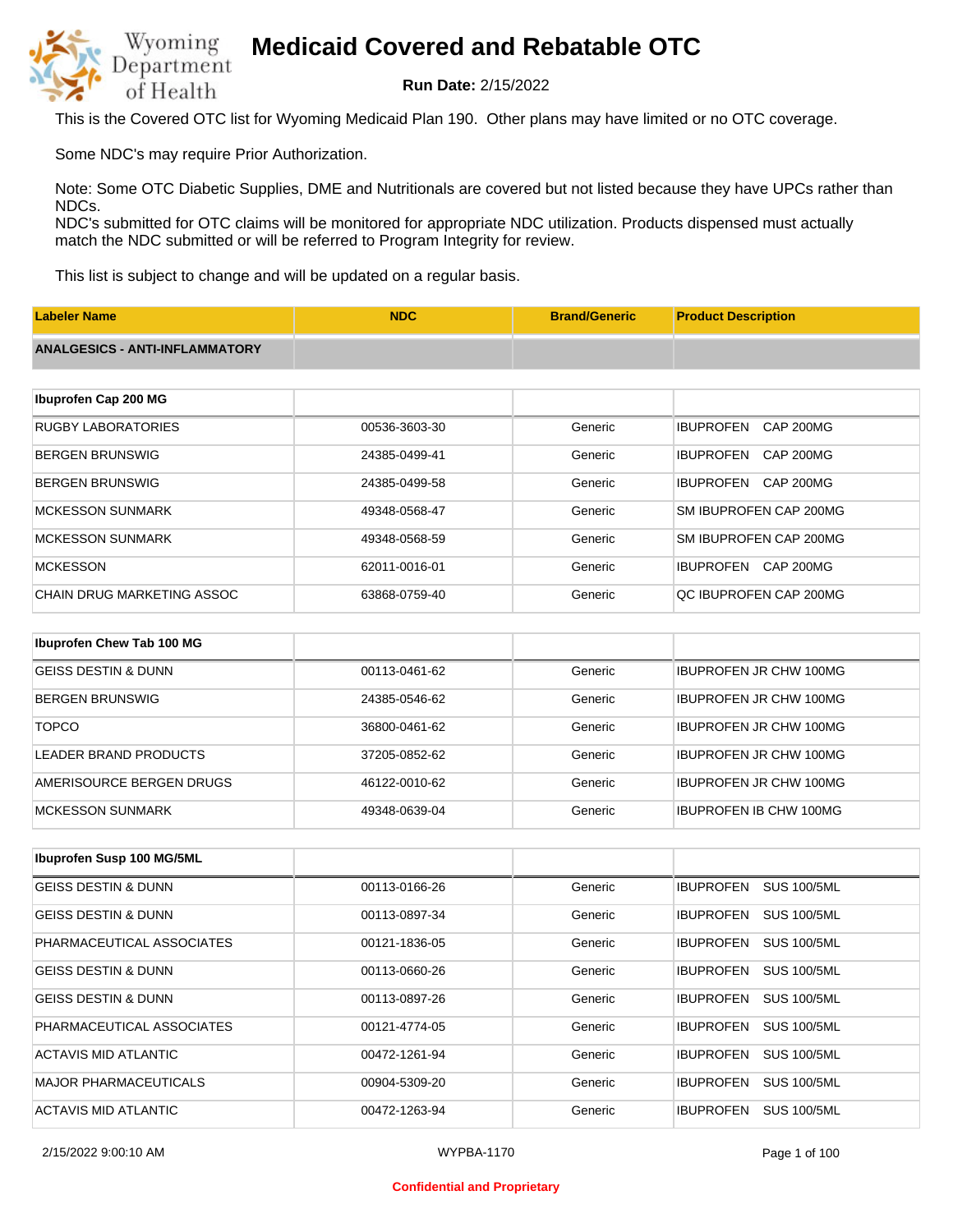# Medicaid Covered and Rebatable OTC

**Run Date:** 2/15/2022

This is the Covered OTC list for Wyoming Medicaid Plan 190. Other plans may have limited or no OTC coverage.

Some NDC's may require Prior Authorization.

Note: Some OTC Diabetic Supplies, DME and Nutritionals are covered but not listed because they have UPCs rather than NDCs.
NDC's submitted for OTC claims will be monitored for appropriate NDC utilization. Products dispensed must actually match the NDC submitted or will be referred to Program Integrity for review.

This list is subject to change and will be updated on a regular basis.

| Labeler Name | NDC | Brand/Generic | Product Description |
|---|---|---|---|
| **ANALGESICS - ANTI-INFLAMMATORY** | | | |
| **Ibuprofen Cap 200 MG** | | | |
| RUGBY LABORATORIES | 00536-3603-30 | Generic | IBUPROFEN CAP 200MG |
| BERGEN BRUNSWIG | 24385-0499-41 | Generic | IBUPROFEN CAP 200MG |
| BERGEN BRUNSWIG | 24385-0499-58 | Generic | IBUPROFEN CAP 200MG |
| MCKESSON SUNMARK | 49348-0568-47 | Generic | SM IBUPROFEN CAP 200MG |
| MCKESSON SUNMARK | 49348-0568-59 | Generic | SM IBUPROFEN CAP 200MG |
| MCKESSON | 62011-0016-01 | Generic | IBUPROFEN CAP 200MG |
| CHAIN DRUG MARKETING ASSOC | 63868-0759-40 | Generic | QC IBUPROFEN CAP 200MG |
| **Ibuprofen Chew Tab 100 MG** | | | |
| GEISS DESTIN & DUNN | 00113-0461-62 | Generic | IBUPROFEN JR CHW 100MG |
| BERGEN BRUNSWIG | 24385-0546-62 | Generic | IBUPROFEN JR CHW 100MG |
| TOPCO | 36800-0461-62 | Generic | IBUPROFEN JR CHW 100MG |
| LEADER BRAND PRODUCTS | 37205-0852-62 | Generic | IBUPROFEN JR CHW 100MG |
| AMERISOURCE BERGEN DRUGS | 46122-0010-62 | Generic | IBUPROFEN JR CHW 100MG |
| MCKESSON SUNMARK | 49348-0639-04 | Generic | IBUPROFEN IB CHW 100MG |
| **Ibuprofen Susp 100 MG/5ML** | | | |
| GEISS DESTIN & DUNN | 00113-0166-26 | Generic | IBUPROFEN SUS 100/5ML |
| GEISS DESTIN & DUNN | 00113-0897-34 | Generic | IBUPROFEN SUS 100/5ML |
| PHARMACEUTICAL ASSOCIATES | 00121-1836-05 | Generic | IBUPROFEN SUS 100/5ML |
| GEISS DESTIN & DUNN | 00113-0660-26 | Generic | IBUPROFEN SUS 100/5ML |
| GEISS DESTIN & DUNN | 00113-0897-26 | Generic | IBUPROFEN SUS 100/5ML |
| PHARMACEUTICAL ASSOCIATES | 00121-4774-05 | Generic | IBUPROFEN SUS 100/5ML |
| ACTAVIS MID ATLANTIC | 00472-1261-94 | Generic | IBUPROFEN SUS 100/5ML |
| MAJOR PHARMACEUTICALS | 00904-5309-20 | Generic | IBUPROFEN SUS 100/5ML |
| ACTAVIS MID ATLANTIC | 00472-1263-94 | Generic | IBUPROFEN SUS 100/5ML |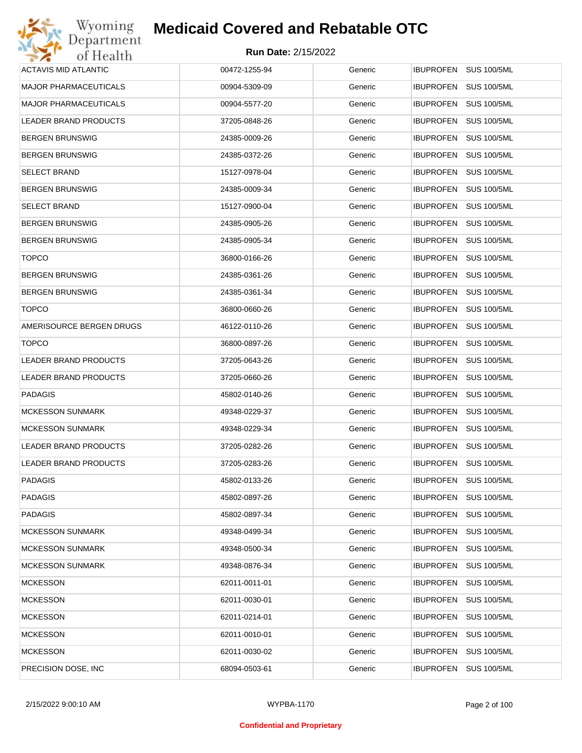# Medicaid Covered and Rebatable OTC

**Run Date:** 2/15/2022

| | | | |
|---|---|---|---|
| ACTAVIS MID ATLANTIC | 00472-1255-94 | Generic | IBUPROFEN SUS 100/5ML |
| MAJOR PHARMACEUTICALS | 00904-5309-09 | Generic | IBUPROFEN SUS 100/5ML |
| MAJOR PHARMACEUTICALS | 00904-5577-20 | Generic | IBUPROFEN SUS 100/5ML |
| LEADER BRAND PRODUCTS | 37205-0848-26 | Generic | IBUPROFEN SUS 100/5ML |
| BERGEN BRUNSWIG | 24385-0009-26 | Generic | IBUPROFEN SUS 100/5ML |
| BERGEN BRUNSWIG | 24385-0372-26 | Generic | IBUPROFEN SUS 100/5ML |
| SELECT BRAND | 15127-0978-04 | Generic | IBUPROFEN SUS 100/5ML |
| BERGEN BRUNSWIG | 24385-0009-34 | Generic | IBUPROFEN SUS 100/5ML |
| SELECT BRAND | 15127-0900-04 | Generic | IBUPROFEN SUS 100/5ML |
| BERGEN BRUNSWIG | 24385-0905-26 | Generic | IBUPROFEN SUS 100/5ML |
| BERGEN BRUNSWIG | 24385-0905-34 | Generic | IBUPROFEN SUS 100/5ML |
| TOPCO | 36800-0166-26 | Generic | IBUPROFEN SUS 100/5ML |
| BERGEN BRUNSWIG | 24385-0361-26 | Generic | IBUPROFEN SUS 100/5ML |
| BERGEN BRUNSWIG | 24385-0361-34 | Generic | IBUPROFEN SUS 100/5ML |
| TOPCO | 36800-0660-26 | Generic | IBUPROFEN SUS 100/5ML |
| AMERISOURCE BERGEN DRUGS | 46122-0110-26 | Generic | IBUPROFEN SUS 100/5ML |
| TOPCO | 36800-0897-26 | Generic | IBUPROFEN SUS 100/5ML |
| LEADER BRAND PRODUCTS | 37205-0643-26 | Generic | IBUPROFEN SUS 100/5ML |
| LEADER BRAND PRODUCTS | 37205-0660-26 | Generic | IBUPROFEN SUS 100/5ML |
| PADAGIS | 45802-0140-26 | Generic | IBUPROFEN SUS 100/5ML |
| MCKESSON SUNMARK | 49348-0229-37 | Generic | IBUPROFEN SUS 100/5ML |
| MCKESSON SUNMARK | 49348-0229-34 | Generic | IBUPROFEN SUS 100/5ML |
| LEADER BRAND PRODUCTS | 37205-0282-26 | Generic | IBUPROFEN SUS 100/5ML |
| LEADER BRAND PRODUCTS | 37205-0283-26 | Generic | IBUPROFEN SUS 100/5ML |
| PADAGIS | 45802-0133-26 | Generic | IBUPROFEN SUS 100/5ML |
| PADAGIS | 45802-0897-26 | Generic | IBUPROFEN SUS 100/5ML |
| PADAGIS | 45802-0897-34 | Generic | IBUPROFEN SUS 100/5ML |
| MCKESSON SUNMARK | 49348-0499-34 | Generic | IBUPROFEN SUS 100/5ML |
| MCKESSON SUNMARK | 49348-0500-34 | Generic | IBUPROFEN SUS 100/5ML |
| MCKESSON SUNMARK | 49348-0876-34 | Generic | IBUPROFEN SUS 100/5ML |
| MCKESSON | 62011-0011-01 | Generic | IBUPROFEN SUS 100/5ML |
| MCKESSON | 62011-0030-01 | Generic | IBUPROFEN SUS 100/5ML |
| MCKESSON | 62011-0214-01 | Generic | IBUPROFEN SUS 100/5ML |
| MCKESSON | 62011-0010-01 | Generic | IBUPROFEN SUS 100/5ML |
| MCKESSON | 62011-0030-02 | Generic | IBUPROFEN SUS 100/5ML |
| PRECISION DOSE, INC | 68094-0503-61 | Generic | IBUPROFEN SUS 100/5ML |

2/15/2022 9:00:10 AM WYPBA-1170

**Confidential and Proprietary**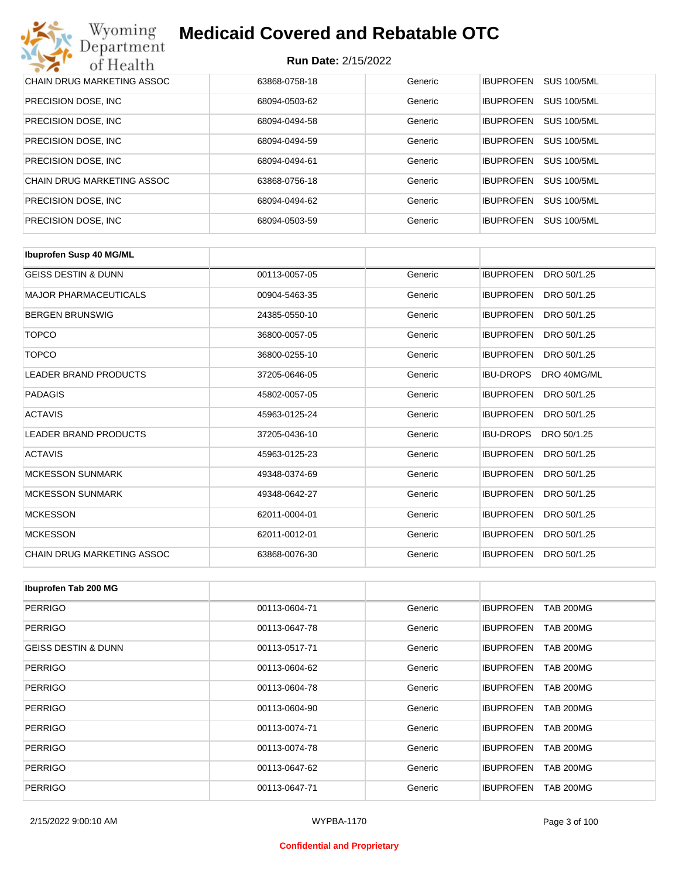# Medicaid Covered and Rebatable OTC

**Run Date:** 2/15/2022

| | | | |
|---|---|---|---|
| CHAIN DRUG MARKETING ASSOC | 63868-0758-18 | Generic | IBUPROFEN SUS 100/5ML |
| PRECISION DOSE, INC | 68094-0503-62 | Generic | IBUPROFEN SUS 100/5ML |
| PRECISION DOSE, INC | 68094-0494-58 | Generic | IBUPROFEN SUS 100/5ML |
| PRECISION DOSE, INC | 68094-0494-59 | Generic | IBUPROFEN SUS 100/5ML |
| PRECISION DOSE, INC | 68094-0494-61 | Generic | IBUPROFEN SUS 100/5ML |
| CHAIN DRUG MARKETING ASSOC | 63868-0756-18 | Generic | IBUPROFEN SUS 100/5ML |
| PRECISION DOSE, INC | 68094-0494-62 | Generic | IBUPROFEN SUS 100/5ML |
| PRECISION DOSE, INC | 68094-0503-59 | Generic | IBUPROFEN SUS 100/5ML |

| **Ibuprofen Susp 40 MG/ML** | | | |
|---|---|---|---|
| GEISS DESTIN & DUNN | 00113-0057-05 | Generic | IBUPROFEN DRO 50/1.25 |
| MAJOR PHARMACEUTICALS | 00904-5463-35 | Generic | IBUPROFEN DRO 50/1.25 |
| BERGEN BRUNSWIG | 24385-0550-10 | Generic | IBUPROFEN DRO 50/1.25 |
| TOPCO | 36800-0057-05 | Generic | IBUPROFEN DRO 50/1.25 |
| TOPCO | 36800-0255-10 | Generic | IBUPROFEN DRO 50/1.25 |
| LEADER BRAND PRODUCTS | 37205-0646-05 | Generic | IBU-DROPS DRO 40MG/ML |
| PADAGIS | 45802-0057-05 | Generic | IBUPROFEN DRO 50/1.25 |
| ACTAVIS | 45963-0125-24 | Generic | IBUPROFEN DRO 50/1.25 |
| LEADER BRAND PRODUCTS | 37205-0436-10 | Generic | IBU-DROPS DRO 50/1.25 |
| ACTAVIS | 45963-0125-23 | Generic | IBUPROFEN DRO 50/1.25 |
| MCKESSON SUNMARK | 49348-0374-69 | Generic | IBUPROFEN DRO 50/1.25 |
| MCKESSON SUNMARK | 49348-0642-27 | Generic | IBUPROFEN DRO 50/1.25 |
| MCKESSON | 62011-0004-01 | Generic | IBUPROFEN DRO 50/1.25 |
| MCKESSON | 62011-0012-01 | Generic | IBUPROFEN DRO 50/1.25 |
| CHAIN DRUG MARKETING ASSOC | 63868-0076-30 | Generic | IBUPROFEN DRO 50/1.25 |

| **Ibuprofen Tab 200 MG** | | | |
|---|---|---|---|
| PERRIGO | 00113-0604-71 | Generic | IBUPROFEN TAB 200MG |
| PERRIGO | 00113-0647-78 | Generic | IBUPROFEN TAB 200MG |
| GEISS DESTIN & DUNN | 00113-0517-71 | Generic | IBUPROFEN TAB 200MG |
| PERRIGO | 00113-0604-62 | Generic | IBUPROFEN TAB 200MG |
| PERRIGO | 00113-0604-78 | Generic | IBUPROFEN TAB 200MG |
| PERRIGO | 00113-0604-90 | Generic | IBUPROFEN TAB 200MG |
| PERRIGO | 00113-0074-71 | Generic | IBUPROFEN TAB 200MG |
| PERRIGO | 00113-0074-78 | Generic | IBUPROFEN TAB 200MG |
| PERRIGO | 00113-0647-62 | Generic | IBUPROFEN TAB 200MG |
| PERRIGO | 00113-0647-71 | Generic | IBUPROFEN TAB 200MG |

2/15/2022 9:00:10 AM WYPBA-1170

Confidential and Proprietary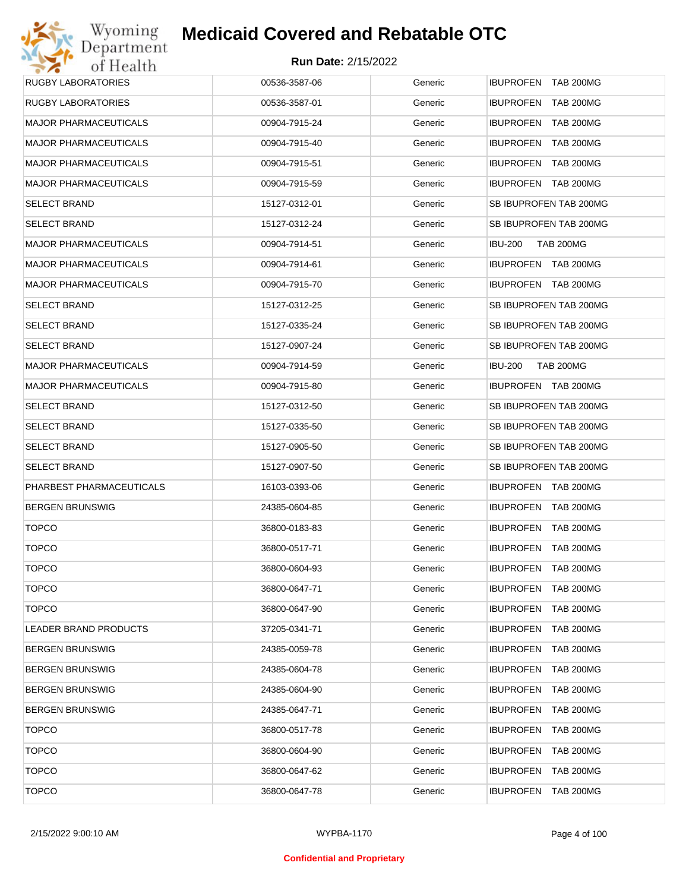| RUGBY LABORATORIES | 00536-3587-06 | Generic | IBUPROFEN TAB 200MG |
|---|---|---|---|
| RUGBY LABORATORIES | 00536-3587-01 | Generic | IBUPROFEN TAB 200MG |
| MAJOR PHARMACEUTICALS | 00904-7915-24 | Generic | IBUPROFEN TAB 200MG |
| MAJOR PHARMACEUTICALS | 00904-7915-40 | Generic | IBUPROFEN TAB 200MG |
| MAJOR PHARMACEUTICALS | 00904-7915-51 | Generic | IBUPROFEN TAB 200MG |
| MAJOR PHARMACEUTICALS | 00904-7915-59 | Generic | IBUPROFEN TAB 200MG |
| SELECT BRAND | 15127-0312-01 | Generic | SB IBUPROFEN TAB 200MG |
| SELECT BRAND | 15127-0312-24 | Generic | SB IBUPROFEN TAB 200MG |
| MAJOR PHARMACEUTICALS | 00904-7914-51 | Generic | IBU-200 TAB 200MG |
| MAJOR PHARMACEUTICALS | 00904-7914-61 | Generic | IBUPROFEN TAB 200MG |
| MAJOR PHARMACEUTICALS | 00904-7915-70 | Generic | IBUPROFEN TAB 200MG |
| SELECT BRAND | 15127-0312-25 | Generic | SB IBUPROFEN TAB 200MG |
| SELECT BRAND | 15127-0335-24 | Generic | SB IBUPROFEN TAB 200MG |
| SELECT BRAND | 15127-0907-24 | Generic | SB IBUPROFEN TAB 200MG |
| MAJOR PHARMACEUTICALS | 00904-7914-59 | Generic | IBU-200 TAB 200MG |
| MAJOR PHARMACEUTICALS | 00904-7915-80 | Generic | IBUPROFEN TAB 200MG |
| SELECT BRAND | 15127-0312-50 | Generic | SB IBUPROFEN TAB 200MG |
| SELECT BRAND | 15127-0335-50 | Generic | SB IBUPROFEN TAB 200MG |
| SELECT BRAND | 15127-0905-50 | Generic | SB IBUPROFEN TAB 200MG |
| SELECT BRAND | 15127-0907-50 | Generic | SB IBUPROFEN TAB 200MG |
| PHARBEST PHARMACEUTICALS | 16103-0393-06 | Generic | IBUPROFEN TAB 200MG |
| BERGEN BRUNSWIG | 24385-0604-85 | Generic | IBUPROFEN TAB 200MG |
| TOPCO | 36800-0183-83 | Generic | IBUPROFEN TAB 200MG |
| TOPCO | 36800-0517-71 | Generic | IBUPROFEN TAB 200MG |
| TOPCO | 36800-0604-93 | Generic | IBUPROFEN TAB 200MG |
| TOPCO | 36800-0647-71 | Generic | IBUPROFEN TAB 200MG |
| TOPCO | 36800-0647-90 | Generic | IBUPROFEN TAB 200MG |
| LEADER BRAND PRODUCTS | 37205-0341-71 | Generic | IBUPROFEN TAB 200MG |
| BERGEN BRUNSWIG | 24385-0059-78 | Generic | IBUPROFEN TAB 200MG |
| BERGEN BRUNSWIG | 24385-0604-78 | Generic | IBUPROFEN TAB 200MG |
| BERGEN BRUNSWIG | 24385-0604-90 | Generic | IBUPROFEN TAB 200MG |
| BERGEN BRUNSWIG | 24385-0647-71 | Generic | IBUPROFEN TAB 200MG |
| TOPCO | 36800-0517-78 | Generic | IBUPROFEN TAB 200MG |
| TOPCO | 36800-0604-90 | Generic | IBUPROFEN TAB 200MG |
| TOPCO | 36800-0647-62 | Generic | IBUPROFEN TAB 200MG |
| TOPCO | 36800-0647-78 | Generic | IBUPROFEN TAB 200MG |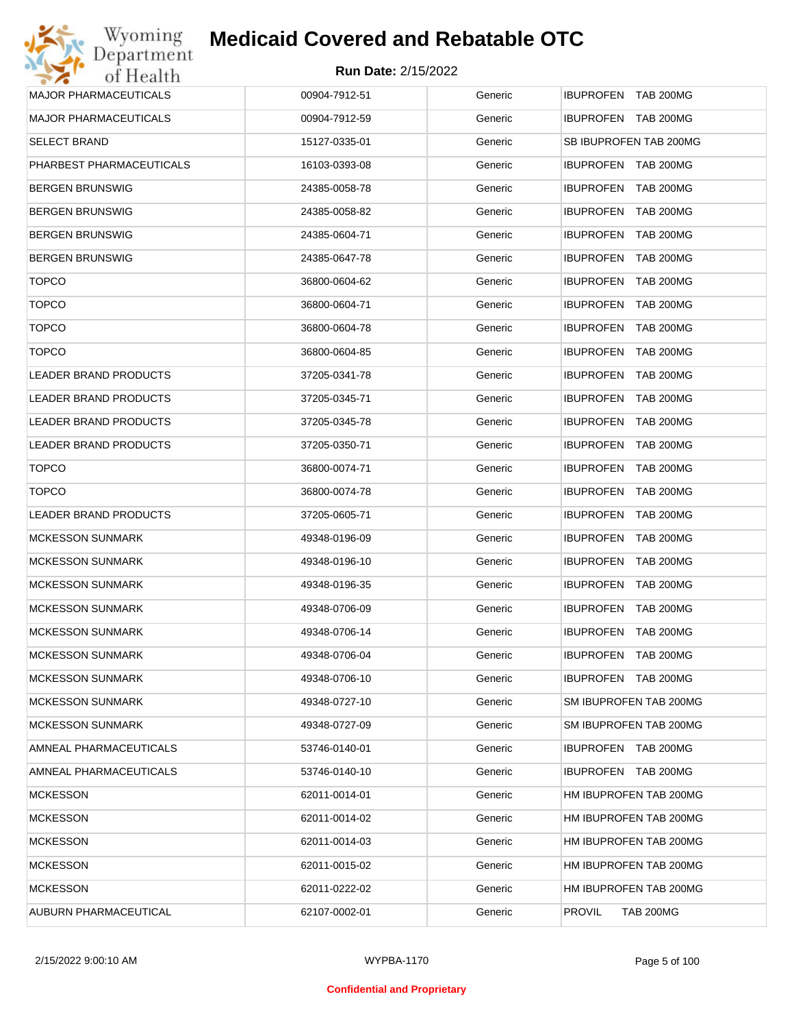# Medicaid Covered and Rebatable OTC

**Run Date:** 2/15/2022

| | | | |
|---|---|---|---|
| MAJOR PHARMACEUTICALS | 00904-7912-51 | Generic | IBUPROFEN TAB 200MG |
| MAJOR PHARMACEUTICALS | 00904-7912-59 | Generic | IBUPROFEN TAB 200MG |
| SELECT BRAND | 15127-0335-01 | Generic | SB IBUPROFEN TAB 200MG |
| PHARBEST PHARMACEUTICALS | 16103-0393-08 | Generic | IBUPROFEN TAB 200MG |
| BERGEN BRUNSWIG | 24385-0058-78 | Generic | IBUPROFEN TAB 200MG |
| BERGEN BRUNSWIG | 24385-0058-82 | Generic | IBUPROFEN TAB 200MG |
| BERGEN BRUNSWIG | 24385-0604-71 | Generic | IBUPROFEN TAB 200MG |
| BERGEN BRUNSWIG | 24385-0647-78 | Generic | IBUPROFEN TAB 200MG |
| TOPCO | 36800-0604-62 | Generic | IBUPROFEN TAB 200MG |
| TOPCO | 36800-0604-71 | Generic | IBUPROFEN TAB 200MG |
| TOPCO | 36800-0604-78 | Generic | IBUPROFEN TAB 200MG |
| TOPCO | 36800-0604-85 | Generic | IBUPROFEN TAB 200MG |
| LEADER BRAND PRODUCTS | 37205-0341-78 | Generic | IBUPROFEN TAB 200MG |
| LEADER BRAND PRODUCTS | 37205-0345-71 | Generic | IBUPROFEN TAB 200MG |
| LEADER BRAND PRODUCTS | 37205-0345-78 | Generic | IBUPROFEN TAB 200MG |
| LEADER BRAND PRODUCTS | 37205-0350-71 | Generic | IBUPROFEN TAB 200MG |
| TOPCO | 36800-0074-71 | Generic | IBUPROFEN TAB 200MG |
| TOPCO | 36800-0074-78 | Generic | IBUPROFEN TAB 200MG |
| LEADER BRAND PRODUCTS | 37205-0605-71 | Generic | IBUPROFEN TAB 200MG |
| MCKESSON SUNMARK | 49348-0196-09 | Generic | IBUPROFEN TAB 200MG |
| MCKESSON SUNMARK | 49348-0196-10 | Generic | IBUPROFEN TAB 200MG |
| MCKESSON SUNMARK | 49348-0196-35 | Generic | IBUPROFEN TAB 200MG |
| MCKESSON SUNMARK | 49348-0706-09 | Generic | IBUPROFEN TAB 200MG |
| MCKESSON SUNMARK | 49348-0706-14 | Generic | IBUPROFEN TAB 200MG |
| MCKESSON SUNMARK | 49348-0706-04 | Generic | IBUPROFEN TAB 200MG |
| MCKESSON SUNMARK | 49348-0706-10 | Generic | IBUPROFEN TAB 200MG |
| MCKESSON SUNMARK | 49348-0727-10 | Generic | SM IBUPROFEN TAB 200MG |
| MCKESSON SUNMARK | 49348-0727-09 | Generic | SM IBUPROFEN TAB 200MG |
| AMNEAL PHARMACEUTICALS | 53746-0140-01 | Generic | IBUPROFEN TAB 200MG |
| AMNEAL PHARMACEUTICALS | 53746-0140-10 | Generic | IBUPROFEN TAB 200MG |
| MCKESSON | 62011-0014-01 | Generic | HM IBUPROFEN TAB 200MG |
| MCKESSON | 62011-0014-02 | Generic | HM IBUPROFEN TAB 200MG |
| MCKESSON | 62011-0014-03 | Generic | HM IBUPROFEN TAB 200MG |
| MCKESSON | 62011-0015-02 | Generic | HM IBUPROFEN TAB 200MG |
| MCKESSON | 62011-0222-02 | Generic | HM IBUPROFEN TAB 200MG |
| AUBURN PHARMACEUTICAL | 62107-0002-01 | Generic | PROVIL TAB 200MG |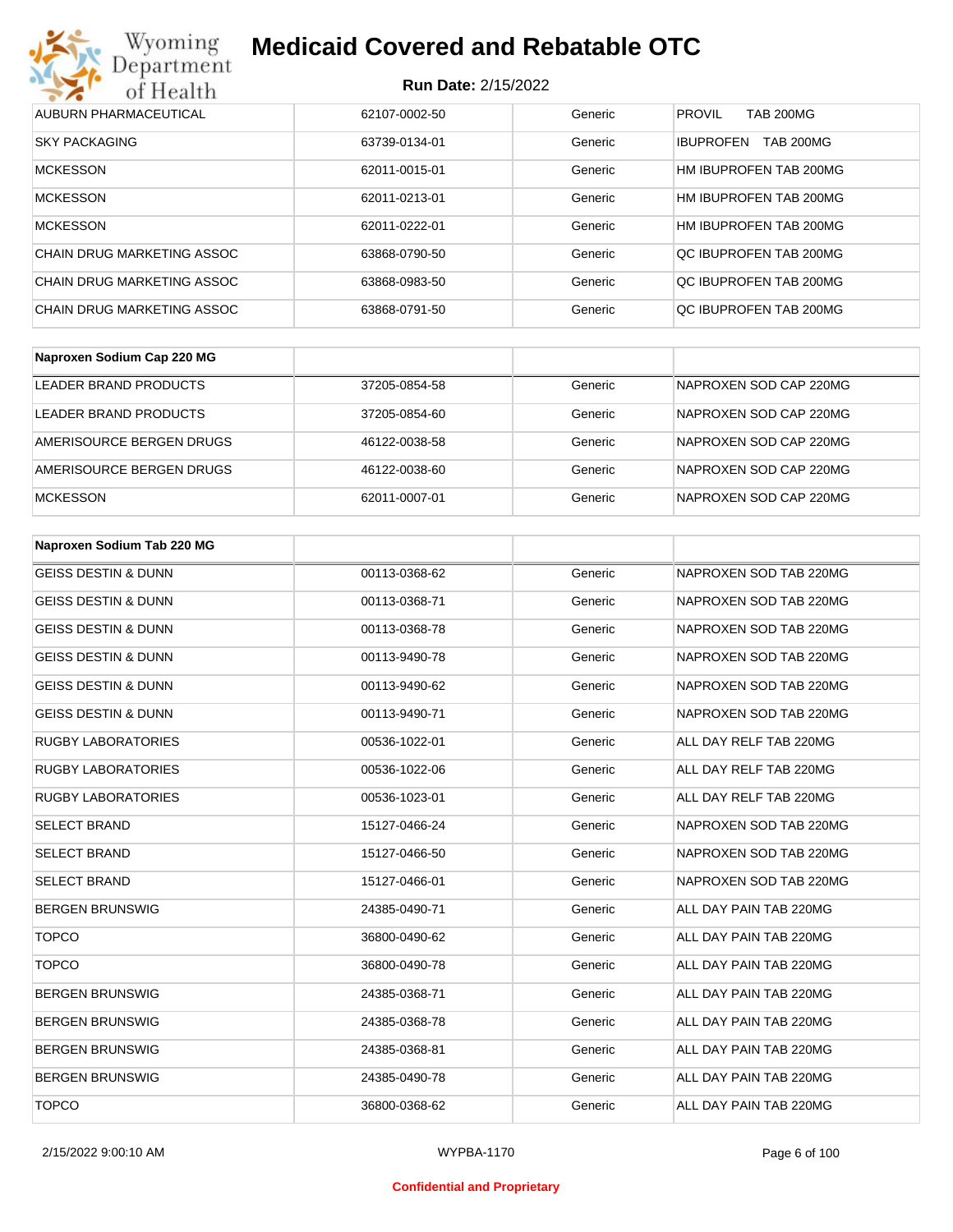| | | | |
|---|---|---|---|
| AUBURN PHARMACEUTICAL | 62107-0002-50 | Generic | PROVIL TAB 200MG |
| SKY PACKAGING | 63739-0134-01 | Generic | IBUPROFEN TAB 200MG |
| MCKESSON | 62011-0015-01 | Generic | HM IBUPROFEN TAB 200MG |
| MCKESSON | 62011-0213-01 | Generic | HM IBUPROFEN TAB 200MG |
| MCKESSON | 62011-0222-01 | Generic | HM IBUPROFEN TAB 200MG |
| CHAIN DRUG MARKETING ASSOC | 63868-0790-50 | Generic | QC IBUPROFEN TAB 200MG |
| CHAIN DRUG MARKETING ASSOC | 63868-0983-50 | Generic | QC IBUPROFEN TAB 200MG |
| CHAIN DRUG MARKETING ASSOC | 63868-0791-50 | Generic | QC IBUPROFEN TAB 200MG |

| **Naproxen Sodium Cap 220 MG** | | | |
|---|---|---|---|
| LEADER BRAND PRODUCTS | 37205-0854-58 | Generic | NAPROXEN SOD CAP 220MG |
| LEADER BRAND PRODUCTS | 37205-0854-60 | Generic | NAPROXEN SOD CAP 220MG |
| AMERISOURCE BERGEN DRUGS | 46122-0038-58 | Generic | NAPROXEN SOD CAP 220MG |
| AMERISOURCE BERGEN DRUGS | 46122-0038-60 | Generic | NAPROXEN SOD CAP 220MG |
| MCKESSON | 62011-0007-01 | Generic | NAPROXEN SOD CAP 220MG |

| **Naproxen Sodium Tab 220 MG** | | | |
|---|---|---|---|
| GEISS DESTIN & DUNN | 00113-0368-62 | Generic | NAPROXEN SOD TAB 220MG |
| GEISS DESTIN & DUNN | 00113-0368-71 | Generic | NAPROXEN SOD TAB 220MG |
| GEISS DESTIN & DUNN | 00113-0368-78 | Generic | NAPROXEN SOD TAB 220MG |
| GEISS DESTIN & DUNN | 00113-9490-78 | Generic | NAPROXEN SOD TAB 220MG |
| GEISS DESTIN & DUNN | 00113-9490-62 | Generic | NAPROXEN SOD TAB 220MG |
| GEISS DESTIN & DUNN | 00113-9490-71 | Generic | NAPROXEN SOD TAB 220MG |
| RUGBY LABORATORIES | 00536-1022-01 | Generic | ALL DAY RELF TAB 220MG |
| RUGBY LABORATORIES | 00536-1022-06 | Generic | ALL DAY RELF TAB 220MG |
| RUGBY LABORATORIES | 00536-1023-01 | Generic | ALL DAY RELF TAB 220MG |
| SELECT BRAND | 15127-0466-24 | Generic | NAPROXEN SOD TAB 220MG |
| SELECT BRAND | 15127-0466-50 | Generic | NAPROXEN SOD TAB 220MG |
| SELECT BRAND | 15127-0466-01 | Generic | NAPROXEN SOD TAB 220MG |
| BERGEN BRUNSWIG | 24385-0490-71 | Generic | ALL DAY PAIN TAB 220MG |
| TOPCO | 36800-0490-62 | Generic | ALL DAY PAIN TAB 220MG |
| TOPCO | 36800-0490-78 | Generic | ALL DAY PAIN TAB 220MG |
| BERGEN BRUNSWIG | 24385-0368-71 | Generic | ALL DAY PAIN TAB 220MG |
| BERGEN BRUNSWIG | 24385-0368-78 | Generic | ALL DAY PAIN TAB 220MG |
| BERGEN BRUNSWIG | 24385-0368-81 | Generic | ALL DAY PAIN TAB 220MG |
| BERGEN BRUNSWIG | 24385-0490-78 | Generic | ALL DAY PAIN TAB 220MG |
| TOPCO | 36800-0368-62 | Generic | ALL DAY PAIN TAB 220MG |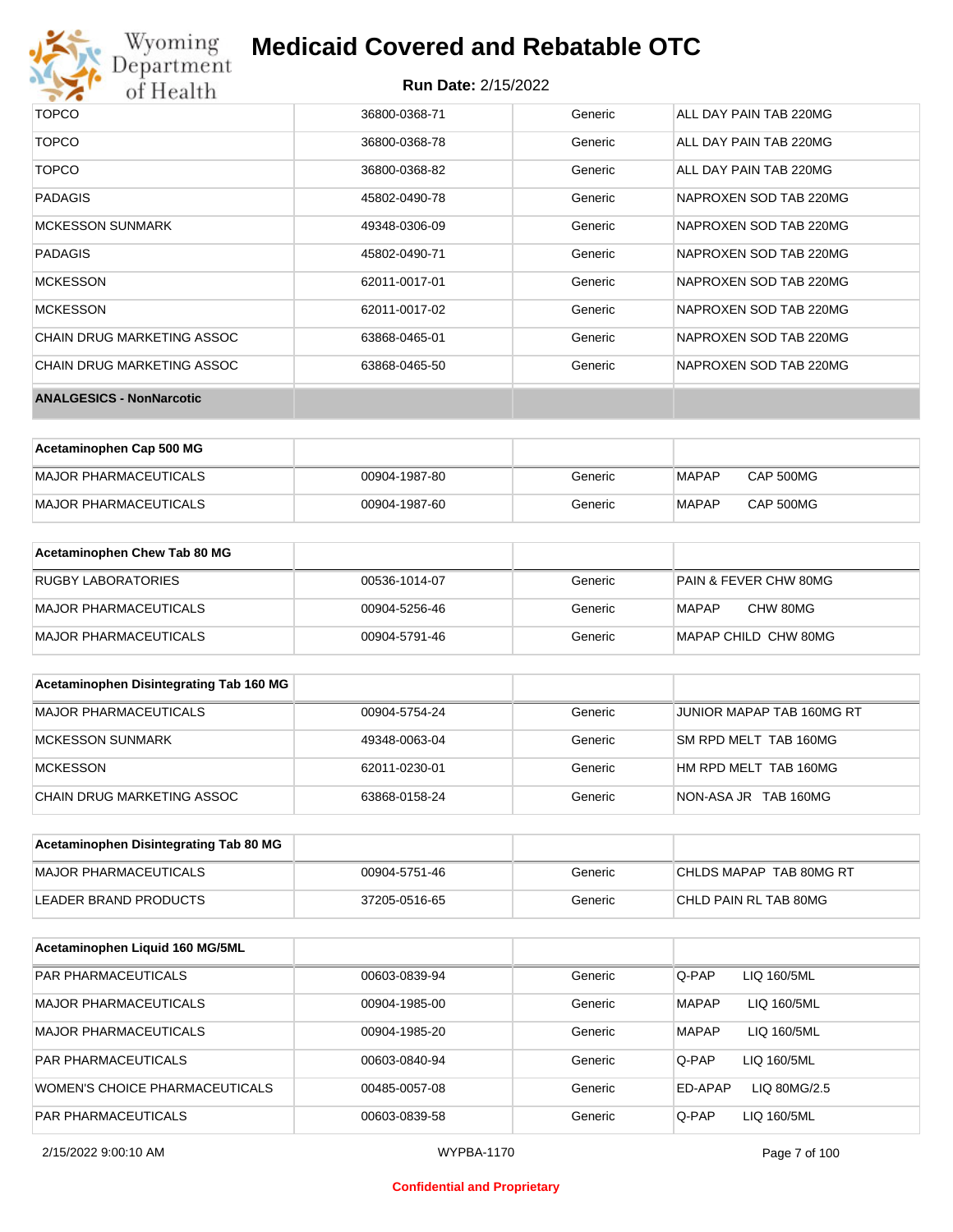| | | | |
|---|---|---|---|
| TOPCO | 36800-0368-71 | Generic | ALL DAY PAIN TAB 220MG |
| TOPCO | 36800-0368-78 | Generic | ALL DAY PAIN TAB 220MG |
| TOPCO | 36800-0368-82 | Generic | ALL DAY PAIN TAB 220MG |
| PADAGIS | 45802-0490-78 | Generic | NAPROXEN SOD TAB 220MG |
| MCKESSON SUNMARK | 49348-0306-09 | Generic | NAPROXEN SOD TAB 220MG |
| PADAGIS | 45802-0490-71 | Generic | NAPROXEN SOD TAB 220MG |
| MCKESSON | 62011-0017-01 | Generic | NAPROXEN SOD TAB 220MG |
| MCKESSON | 62011-0017-02 | Generic | NAPROXEN SOD TAB 220MG |
| CHAIN DRUG MARKETING ASSOC | 63868-0465-01 | Generic | NAPROXEN SOD TAB 220MG |
| CHAIN DRUG MARKETING ASSOC | 63868-0465-50 | Generic | NAPROXEN SOD TAB 220MG |

**ANALGESICS - NonNarcotic**

| Acetaminophen Cap 500 MG | | | |
|---|---|---|---|
| MAJOR PHARMACEUTICALS | 00904-1987-80 | Generic | MAPAP CAP 500MG |
| MAJOR PHARMACEUTICALS | 00904-1987-60 | Generic | MAPAP CAP 500MG |

| Acetaminophen Chew Tab 80 MG | | | |
|---|---|---|---|
| RUGBY LABORATORIES | 00536-1014-07 | Generic | PAIN & FEVER CHW 80MG |
| MAJOR PHARMACEUTICALS | 00904-5256-46 | Generic | MAPAP CHW 80MG |
| MAJOR PHARMACEUTICALS | 00904-5791-46 | Generic | MAPAP CHILD CHW 80MG |

| Acetaminophen Disintegrating Tab 160 MG | | | |
|---|---|---|---|
| MAJOR PHARMACEUTICALS | 00904-5754-24 | Generic | JUNIOR MAPAP TAB 160MG RT |
| MCKESSON SUNMARK | 49348-0063-04 | Generic | SM RPD MELT TAB 160MG |
| MCKESSON | 62011-0230-01 | Generic | HM RPD MELT TAB 160MG |
| CHAIN DRUG MARKETING ASSOC | 63868-0158-24 | Generic | NON-ASA JR TAB 160MG |

| Acetaminophen Disintegrating Tab 80 MG | | | |
|---|---|---|---|
| MAJOR PHARMACEUTICALS | 00904-5751-46 | Generic | CHLDS MAPAP TAB 80MG RT |
| LEADER BRAND PRODUCTS | 37205-0516-65 | Generic | CHLD PAIN RL TAB 80MG |

| Acetaminophen Liquid 160 MG/5ML | | | |
|---|---|---|---|
| PAR PHARMACEUTICALS | 00603-0839-94 | Generic | Q-PAP LIQ 160/5ML |
| MAJOR PHARMACEUTICALS | 00904-1985-00 | Generic | MAPAP LIQ 160/5ML |
| MAJOR PHARMACEUTICALS | 00904-1985-20 | Generic | MAPAP LIQ 160/5ML |
| PAR PHARMACEUTICALS | 00603-0840-94 | Generic | Q-PAP LIQ 160/5ML |
| WOMEN'S CHOICE PHARMACEUTICALS | 00485-0057-08 | Generic | ED-APAP LIQ 80MG/2.5 |
| PAR PHARMACEUTICALS | 00603-0839-58 | Generic | Q-PAP LIQ 160/5ML |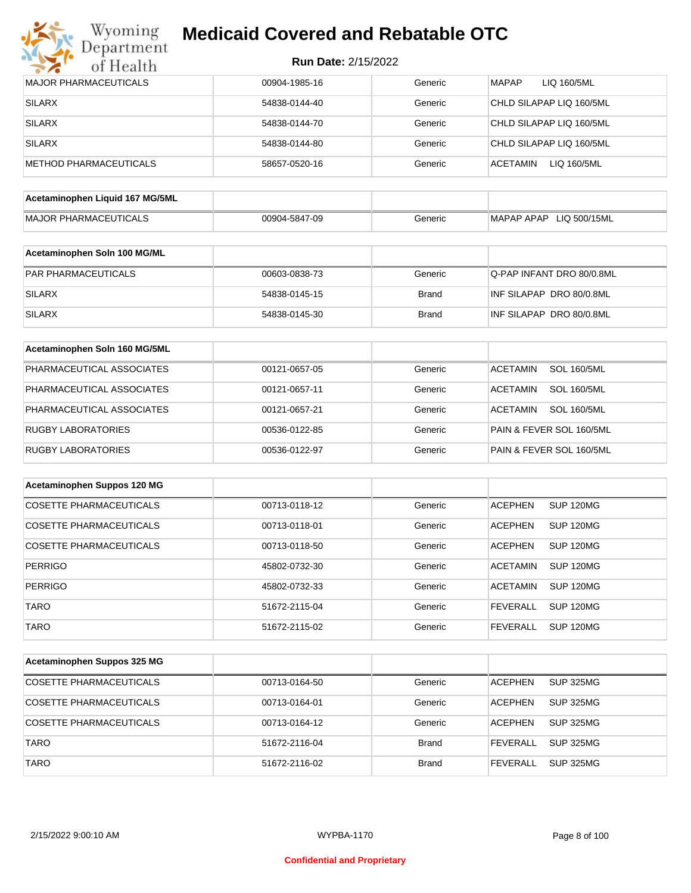# Medicaid Covered and Rebatable OTC

**Run Date:** 2/15/2022

| | | | |
|---|---|---|---|
| MAJOR PHARMACEUTICALS | 00904-1985-16 | Generic | MAPAP LIQ 160/5ML |
| SILARX | 54838-0144-40 | Generic | CHLD SILAPAP LIQ 160/5ML |
| SILARX | 54838-0144-70 | Generic | CHLD SILAPAP LIQ 160/5ML |
| SILARX | 54838-0144-80 | Generic | CHLD SILAPAP LIQ 160/5ML |
| METHOD PHARMACEUTICALS | 58657-0520-16 | Generic | ACETAMIN LIQ 160/5ML |

| **Acetaminophen Liquid 167 MG/5ML** | | | |
|---|---|---|---|
| MAJOR PHARMACEUTICALS | 00904-5847-09 | Generic | MAPAP APAP LIQ 500/15ML |

| **Acetaminophen Soln 100 MG/ML** | | | |
|---|---|---|---|
| PAR PHARMACEUTICALS | 00603-0838-73 | Generic | Q-PAP INFANT DRO 80/0.8ML |
| SILARX | 54838-0145-15 | Brand | INF SILAPAP DRO 80/0.8ML |
| SILARX | 54838-0145-30 | Brand | INF SILAPAP DRO 80/0.8ML |

| **Acetaminophen Soln 160 MG/5ML** | | | |
|---|---|---|---|
| PHARMACEUTICAL ASSOCIATES | 00121-0657-05 | Generic | ACETAMIN SOL 160/5ML |
| PHARMACEUTICAL ASSOCIATES | 00121-0657-11 | Generic | ACETAMIN SOL 160/5ML |
| PHARMACEUTICAL ASSOCIATES | 00121-0657-21 | Generic | ACETAMIN SOL 160/5ML |
| RUGBY LABORATORIES | 00536-0122-85 | Generic | PAIN & FEVER SOL 160/5ML |
| RUGBY LABORATORIES | 00536-0122-97 | Generic | PAIN & FEVER SOL 160/5ML |

| **Acetaminophen Suppos 120 MG** | | | |
|---|---|---|---|
| COSETTE PHARMACEUTICALS | 00713-0118-12 | Generic | ACEPHEN SUP 120MG |
| COSETTE PHARMACEUTICALS | 00713-0118-01 | Generic | ACEPHEN SUP 120MG |
| COSETTE PHARMACEUTICALS | 00713-0118-50 | Generic | ACEPHEN SUP 120MG |
| PERRIGO | 45802-0732-30 | Generic | ACETAMIN SUP 120MG |
| PERRIGO | 45802-0732-33 | Generic | ACETAMIN SUP 120MG |
| TARO | 51672-2115-04 | Generic | FEVERALL SUP 120MG |
| TARO | 51672-2115-02 | Generic | FEVERALL SUP 120MG |

| **Acetaminophen Suppos 325 MG** | | | |
|---|---|---|---|
| COSETTE PHARMACEUTICALS | 00713-0164-50 | Generic | ACEPHEN SUP 325MG |
| COSETTE PHARMACEUTICALS | 00713-0164-01 | Generic | ACEPHEN SUP 325MG |
| COSETTE PHARMACEUTICALS | 00713-0164-12 | Generic | ACEPHEN SUP 325MG |
| TARO | 51672-2116-04 | Brand | FEVERALL SUP 325MG |
| TARO | 51672-2116-02 | Brand | FEVERALL SUP 325MG |

2/15/2022 9:00:10 AM WYPBA-1170

Confidential and Proprietary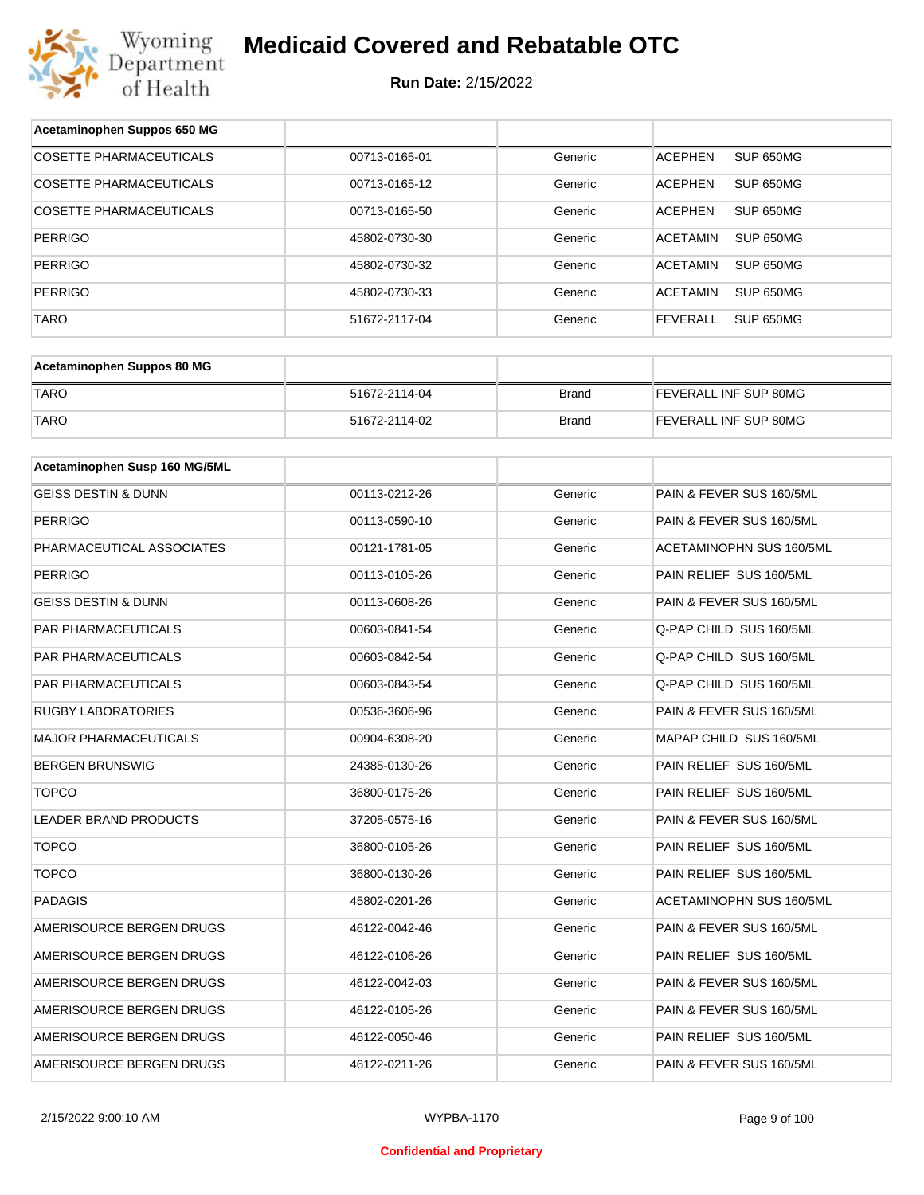# Medicaid Covered and Rebatable OTC

**Run Date:** 2/15/2022

| Acetaminophen Suppos 650 MG | | | |
|---|---|---|---|
| COSETTE PHARMACEUTICALS | 00713-0165-01 | Generic | ACEPHEN SUP 650MG |
| COSETTE PHARMACEUTICALS | 00713-0165-12 | Generic | ACEPHEN SUP 650MG |
| COSETTE PHARMACEUTICALS | 00713-0165-50 | Generic | ACEPHEN SUP 650MG |
| PERRIGO | 45802-0730-30 | Generic | ACETAMIN SUP 650MG |
| PERRIGO | 45802-0730-32 | Generic | ACETAMIN SUP 650MG |
| PERRIGO | 45802-0730-33 | Generic | ACETAMIN SUP 650MG |
| TARO | 51672-2117-04 | Generic | FEVERALL SUP 650MG |

| Acetaminophen Suppos 80 MG | | | |
|---|---|---|---|
| TARO | 51672-2114-04 | Brand | FEVERALL INF SUP 80MG |
| TARO | 51672-2114-02 | Brand | FEVERALL INF SUP 80MG |

| Acetaminophen Susp 160 MG/5ML | | | |
|---|---|---|---|
| GEISS DESTIN & DUNN | 00113-0212-26 | Generic | PAIN & FEVER SUS 160/5ML |
| PERRIGO | 00113-0590-10 | Generic | PAIN & FEVER SUS 160/5ML |
| PHARMACEUTICAL ASSOCIATES | 00121-1781-05 | Generic | ACETAMINOPHN SUS 160/5ML |
| PERRIGO | 00113-0105-26 | Generic | PAIN RELIEF SUS 160/5ML |
| GEISS DESTIN & DUNN | 00113-0608-26 | Generic | PAIN & FEVER SUS 160/5ML |
| PAR PHARMACEUTICALS | 00603-0841-54 | Generic | Q-PAP CHILD SUS 160/5ML |
| PAR PHARMACEUTICALS | 00603-0842-54 | Generic | Q-PAP CHILD SUS 160/5ML |
| PAR PHARMACEUTICALS | 00603-0843-54 | Generic | Q-PAP CHILD SUS 160/5ML |
| RUGBY LABORATORIES | 00536-3606-96 | Generic | PAIN & FEVER SUS 160/5ML |
| MAJOR PHARMACEUTICALS | 00904-6308-20 | Generic | MAPAP CHILD SUS 160/5ML |
| BERGEN BRUNSWIG | 24385-0130-26 | Generic | PAIN RELIEF SUS 160/5ML |
| TOPCO | 36800-0175-26 | Generic | PAIN RELIEF SUS 160/5ML |
| LEADER BRAND PRODUCTS | 37205-0575-16 | Generic | PAIN & FEVER SUS 160/5ML |
| TOPCO | 36800-0105-26 | Generic | PAIN RELIEF SUS 160/5ML |
| TOPCO | 36800-0130-26 | Generic | PAIN RELIEF SUS 160/5ML |
| PADAGIS | 45802-0201-26 | Generic | ACETAMINOPHN SUS 160/5ML |
| AMERISOURCE BERGEN DRUGS | 46122-0042-46 | Generic | PAIN & FEVER SUS 160/5ML |
| AMERISOURCE BERGEN DRUGS | 46122-0106-26 | Generic | PAIN RELIEF SUS 160/5ML |
| AMERISOURCE BERGEN DRUGS | 46122-0042-03 | Generic | PAIN & FEVER SUS 160/5ML |
| AMERISOURCE BERGEN DRUGS | 46122-0105-26 | Generic | PAIN & FEVER SUS 160/5ML |
| AMERISOURCE BERGEN DRUGS | 46122-0050-46 | Generic | PAIN RELIEF SUS 160/5ML |
| AMERISOURCE BERGEN DRUGS | 46122-0211-26 | Generic | PAIN & FEVER SUS 160/5ML |

Confidential and Proprietary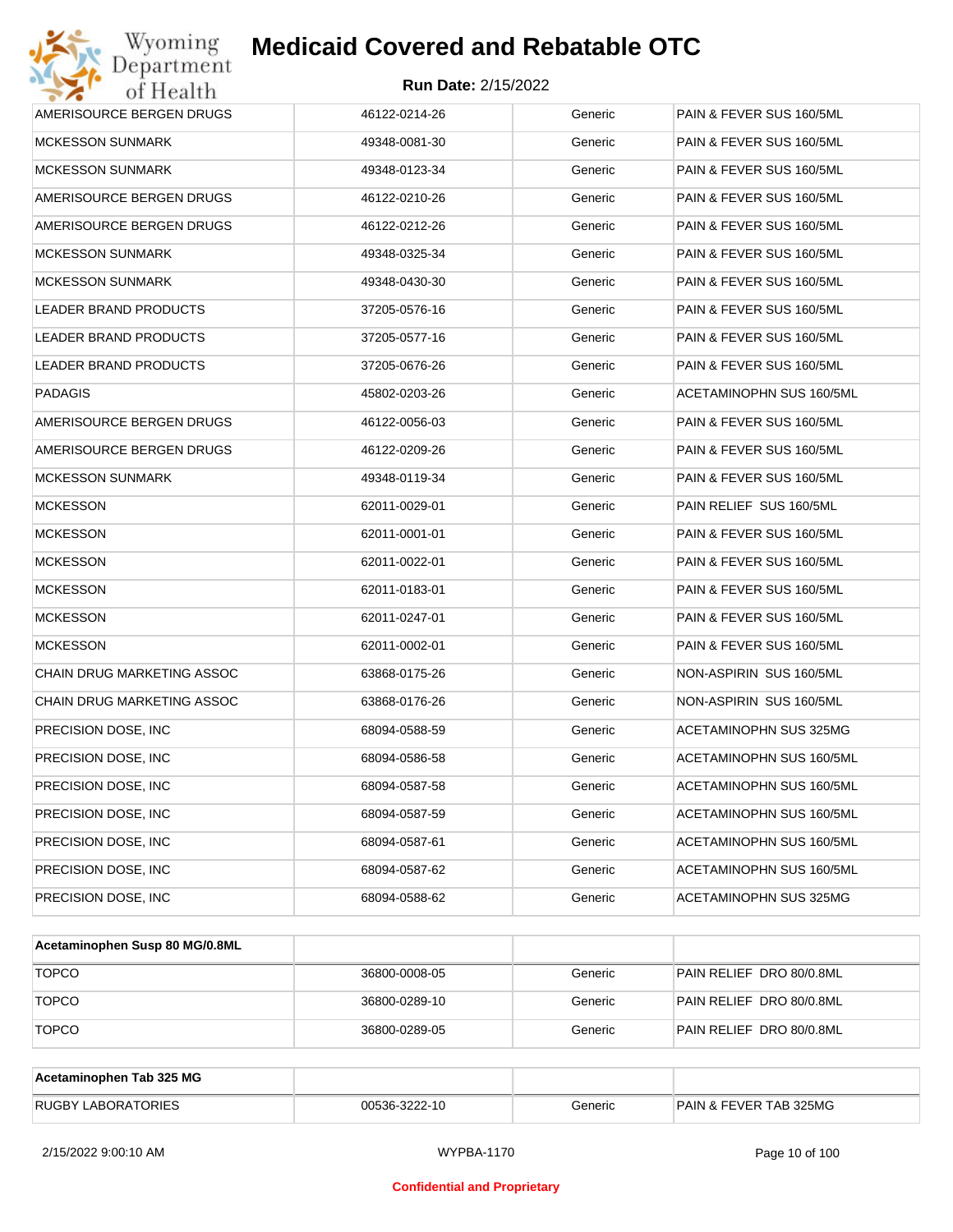| | | | |
|---|---|---|---|
| AMERISOURCE BERGEN DRUGS | 46122-0214-26 | Generic | PAIN & FEVER SUS 160/5ML |
| MCKESSON SUNMARK | 49348-0081-30 | Generic | PAIN & FEVER SUS 160/5ML |
| MCKESSON SUNMARK | 49348-0123-34 | Generic | PAIN & FEVER SUS 160/5ML |
| AMERISOURCE BERGEN DRUGS | 46122-0210-26 | Generic | PAIN & FEVER SUS 160/5ML |
| AMERISOURCE BERGEN DRUGS | 46122-0212-26 | Generic | PAIN & FEVER SUS 160/5ML |
| MCKESSON SUNMARK | 49348-0325-34 | Generic | PAIN & FEVER SUS 160/5ML |
| MCKESSON SUNMARK | 49348-0430-30 | Generic | PAIN & FEVER SUS 160/5ML |
| LEADER BRAND PRODUCTS | 37205-0576-16 | Generic | PAIN & FEVER SUS 160/5ML |
| LEADER BRAND PRODUCTS | 37205-0577-16 | Generic | PAIN & FEVER SUS 160/5ML |
| LEADER BRAND PRODUCTS | 37205-0676-26 | Generic | PAIN & FEVER SUS 160/5ML |
| PADAGIS | 45802-0203-26 | Generic | ACETAMINOPHN SUS 160/5ML |
| AMERISOURCE BERGEN DRUGS | 46122-0056-03 | Generic | PAIN & FEVER SUS 160/5ML |
| AMERISOURCE BERGEN DRUGS | 46122-0209-26 | Generic | PAIN & FEVER SUS 160/5ML |
| MCKESSON SUNMARK | 49348-0119-34 | Generic | PAIN & FEVER SUS 160/5ML |
| MCKESSON | 62011-0029-01 | Generic | PAIN RELIEF SUS 160/5ML |
| MCKESSON | 62011-0001-01 | Generic | PAIN & FEVER SUS 160/5ML |
| MCKESSON | 62011-0022-01 | Generic | PAIN & FEVER SUS 160/5ML |
| MCKESSON | 62011-0183-01 | Generic | PAIN & FEVER SUS 160/5ML |
| MCKESSON | 62011-0247-01 | Generic | PAIN & FEVER SUS 160/5ML |
| MCKESSON | 62011-0002-01 | Generic | PAIN & FEVER SUS 160/5ML |
| CHAIN DRUG MARKETING ASSOC | 63868-0175-26 | Generic | NON-ASPIRIN SUS 160/5ML |
| CHAIN DRUG MARKETING ASSOC | 63868-0176-26 | Generic | NON-ASPIRIN SUS 160/5ML |
| PRECISION DOSE, INC | 68094-0588-59 | Generic | ACETAMINOPHN SUS 325MG |
| PRECISION DOSE, INC | 68094-0586-58 | Generic | ACETAMINOPHN SUS 160/5ML |
| PRECISION DOSE, INC | 68094-0587-58 | Generic | ACETAMINOPHN SUS 160/5ML |
| PRECISION DOSE, INC | 68094-0587-59 | Generic | ACETAMINOPHN SUS 160/5ML |
| PRECISION DOSE, INC | 68094-0587-61 | Generic | ACETAMINOPHN SUS 160/5ML |
| PRECISION DOSE, INC | 68094-0587-62 | Generic | ACETAMINOPHN SUS 160/5ML |
| PRECISION DOSE, INC | 68094-0588-62 | Generic | ACETAMINOPHN SUS 325MG |

| **Acetaminophen Susp 80 MG/0.8ML** | | | |
|---|---|---|---|
| TOPCO | 36800-0008-05 | Generic | PAIN RELIEF DRO 80/0.8ML |
| TOPCO | 36800-0289-10 | Generic | PAIN RELIEF DRO 80/0.8ML |
| TOPCO | 36800-0289-05 | Generic | PAIN RELIEF DRO 80/0.8ML |

| **Acetaminophen Tab 325 MG** | | | |
|---|---|---|---|
| RUGBY LABORATORIES | 00536-3222-10 | Generic | PAIN & FEVER TAB 325MG |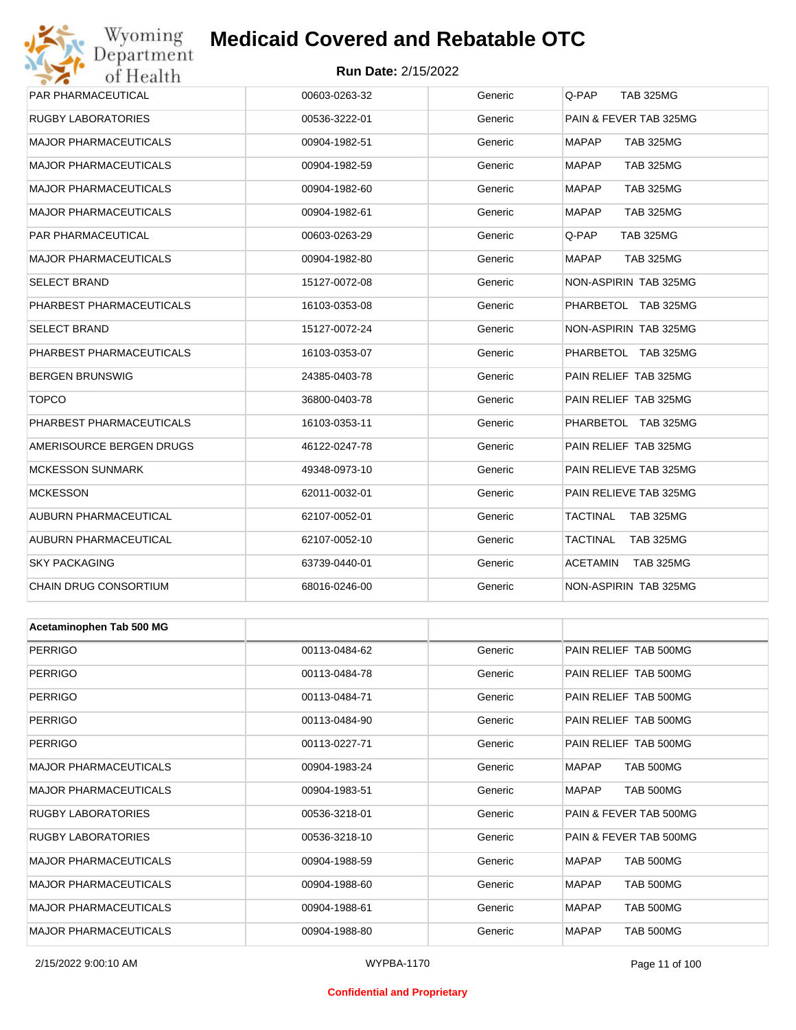| | | | |
|---|---|---|---|
| PAR PHARMACEUTICAL | 00603-0263-32 | Generic | Q-PAP TAB 325MG |
| RUGBY LABORATORIES | 00536-3222-01 | Generic | PAIN & FEVER TAB 325MG |
| MAJOR PHARMACEUTICALS | 00904-1982-51 | Generic | MAPAP TAB 325MG |
| MAJOR PHARMACEUTICALS | 00904-1982-59 | Generic | MAPAP TAB 325MG |
| MAJOR PHARMACEUTICALS | 00904-1982-60 | Generic | MAPAP TAB 325MG |
| MAJOR PHARMACEUTICALS | 00904-1982-61 | Generic | MAPAP TAB 325MG |
| PAR PHARMACEUTICAL | 00603-0263-29 | Generic | Q-PAP TAB 325MG |
| MAJOR PHARMACEUTICALS | 00904-1982-80 | Generic | MAPAP TAB 325MG |
| SELECT BRAND | 15127-0072-08 | Generic | NON-ASPIRIN TAB 325MG |
| PHARBEST PHARMACEUTICALS | 16103-0353-08 | Generic | PHARBETOL TAB 325MG |
| SELECT BRAND | 15127-0072-24 | Generic | NON-ASPIRIN TAB 325MG |
| PHARBEST PHARMACEUTICALS | 16103-0353-07 | Generic | PHARBETOL TAB 325MG |
| BERGEN BRUNSWIG | 24385-0403-78 | Generic | PAIN RELIEF TAB 325MG |
| TOPCO | 36800-0403-78 | Generic | PAIN RELIEF TAB 325MG |
| PHARBEST PHARMACEUTICALS | 16103-0353-11 | Generic | PHARBETOL TAB 325MG |
| AMERISOURCE BERGEN DRUGS | 46122-0247-78 | Generic | PAIN RELIEF TAB 325MG |
| MCKESSON SUNMARK | 49348-0973-10 | Generic | PAIN RELIEVE TAB 325MG |
| MCKESSON | 62011-0032-01 | Generic | PAIN RELIEVE TAB 325MG |
| AUBURN PHARMACEUTICAL | 62107-0052-01 | Generic | TACTINAL TAB 325MG |
| AUBURN PHARMACEUTICAL | 62107-0052-10 | Generic | TACTINAL TAB 325MG |
| SKY PACKAGING | 63739-0440-01 | Generic | ACETAMIN TAB 325MG |
| CHAIN DRUG CONSORTIUM | 68016-0246-00 | Generic | NON-ASPIRIN TAB 325MG |

| **Acetaminophen Tab 500 MG** | | | |
|---|---|---|---|
| PERRIGO | 00113-0484-62 | Generic | PAIN RELIEF TAB 500MG |
| PERRIGO | 00113-0484-78 | Generic | PAIN RELIEF TAB 500MG |
| PERRIGO | 00113-0484-71 | Generic | PAIN RELIEF TAB 500MG |
| PERRIGO | 00113-0484-90 | Generic | PAIN RELIEF TAB 500MG |
| PERRIGO | 00113-0227-71 | Generic | PAIN RELIEF TAB 500MG |
| MAJOR PHARMACEUTICALS | 00904-1983-24 | Generic | MAPAP TAB 500MG |
| MAJOR PHARMACEUTICALS | 00904-1983-51 | Generic | MAPAP TAB 500MG |
| RUGBY LABORATORIES | 00536-3218-01 | Generic | PAIN & FEVER TAB 500MG |
| RUGBY LABORATORIES | 00536-3218-10 | Generic | PAIN & FEVER TAB 500MG |
| MAJOR PHARMACEUTICALS | 00904-1988-59 | Generic | MAPAP TAB 500MG |
| MAJOR PHARMACEUTICALS | 00904-1988-60 | Generic | MAPAP TAB 500MG |
| MAJOR PHARMACEUTICALS | 00904-1988-61 | Generic | MAPAP TAB 500MG |
| MAJOR PHARMACEUTICALS | 00904-1988-80 | Generic | MAPAP TAB 500MG |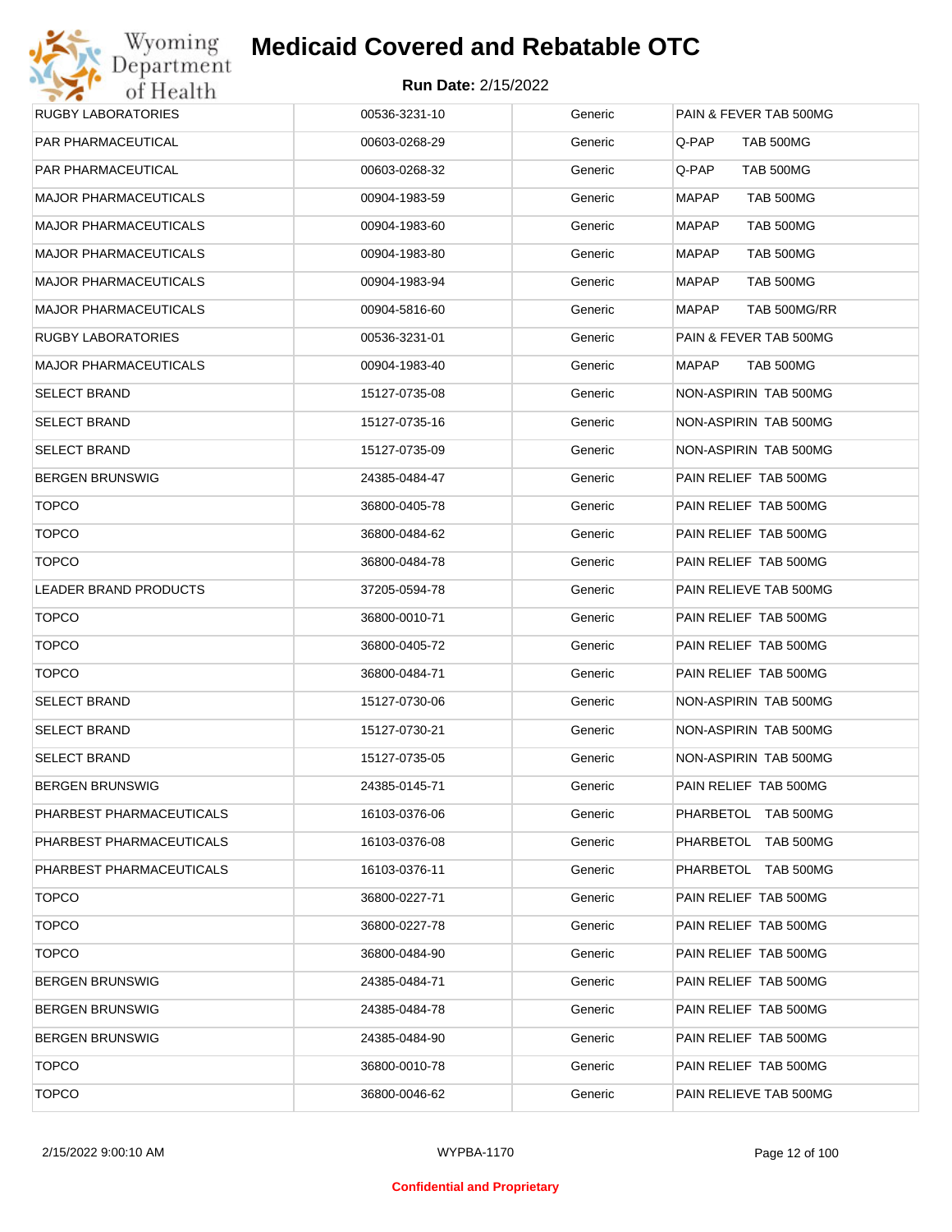# Medicaid Covered and Rebatable OTC

**Run Date:** 2/15/2022

| | | | |
|---|---|---|---|
| RUGBY LABORATORIES | 00536-3231-10 | Generic | PAIN & FEVER TAB 500MG |
| PAR PHARMACEUTICAL | 00603-0268-29 | Generic | Q-PAP TAB 500MG |
| PAR PHARMACEUTICAL | 00603-0268-32 | Generic | Q-PAP TAB 500MG |
| MAJOR PHARMACEUTICALS | 00904-1983-59 | Generic | MAPAP TAB 500MG |
| MAJOR PHARMACEUTICALS | 00904-1983-60 | Generic | MAPAP TAB 500MG |
| MAJOR PHARMACEUTICALS | 00904-1983-80 | Generic | MAPAP TAB 500MG |
| MAJOR PHARMACEUTICALS | 00904-1983-94 | Generic | MAPAP TAB 500MG |
| MAJOR PHARMACEUTICALS | 00904-5816-60 | Generic | MAPAP TAB 500MG/RR |
| RUGBY LABORATORIES | 00536-3231-01 | Generic | PAIN & FEVER TAB 500MG |
| MAJOR PHARMACEUTICALS | 00904-1983-40 | Generic | MAPAP TAB 500MG |
| SELECT BRAND | 15127-0735-08 | Generic | NON-ASPIRIN TAB 500MG |
| SELECT BRAND | 15127-0735-16 | Generic | NON-ASPIRIN TAB 500MG |
| SELECT BRAND | 15127-0735-09 | Generic | NON-ASPIRIN TAB 500MG |
| BERGEN BRUNSWIG | 24385-0484-47 | Generic | PAIN RELIEF TAB 500MG |
| TOPCO | 36800-0405-78 | Generic | PAIN RELIEF TAB 500MG |
| TOPCO | 36800-0484-62 | Generic | PAIN RELIEF TAB 500MG |
| TOPCO | 36800-0484-78 | Generic | PAIN RELIEF TAB 500MG |
| LEADER BRAND PRODUCTS | 37205-0594-78 | Generic | PAIN RELIEVE TAB 500MG |
| TOPCO | 36800-0010-71 | Generic | PAIN RELIEF TAB 500MG |
| TOPCO | 36800-0405-72 | Generic | PAIN RELIEF TAB 500MG |
| TOPCO | 36800-0484-71 | Generic | PAIN RELIEF TAB 500MG |
| SELECT BRAND | 15127-0730-06 | Generic | NON-ASPIRIN TAB 500MG |
| SELECT BRAND | 15127-0730-21 | Generic | NON-ASPIRIN TAB 500MG |
| SELECT BRAND | 15127-0735-05 | Generic | NON-ASPIRIN TAB 500MG |
| BERGEN BRUNSWIG | 24385-0145-71 | Generic | PAIN RELIEF TAB 500MG |
| PHARBEST PHARMACEUTICALS | 16103-0376-06 | Generic | PHARBETOL TAB 500MG |
| PHARBEST PHARMACEUTICALS | 16103-0376-08 | Generic | PHARBETOL TAB 500MG |
| PHARBEST PHARMACEUTICALS | 16103-0376-11 | Generic | PHARBETOL TAB 500MG |
| TOPCO | 36800-0227-71 | Generic | PAIN RELIEF TAB 500MG |
| TOPCO | 36800-0227-78 | Generic | PAIN RELIEF TAB 500MG |
| TOPCO | 36800-0484-90 | Generic | PAIN RELIEF TAB 500MG |
| BERGEN BRUNSWIG | 24385-0484-71 | Generic | PAIN RELIEF TAB 500MG |
| BERGEN BRUNSWIG | 24385-0484-78 | Generic | PAIN RELIEF TAB 500MG |
| BERGEN BRUNSWIG | 24385-0484-90 | Generic | PAIN RELIEF TAB 500MG |
| TOPCO | 36800-0010-78 | Generic | PAIN RELIEF TAB 500MG |
| TOPCO | 36800-0046-62 | Generic | PAIN RELIEVE TAB 500MG |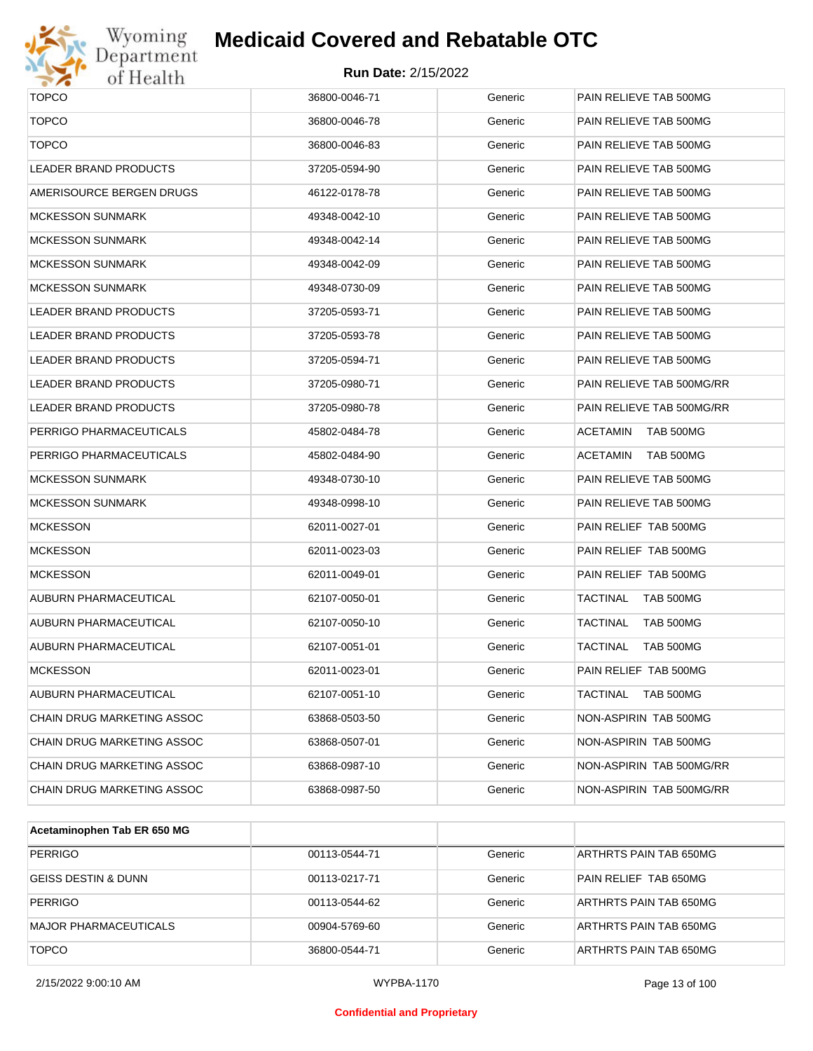| | | | |
|---|---|---|---|
| TOPCO | 36800-0046-71 | Generic | PAIN RELIEVE TAB 500MG |
| TOPCO | 36800-0046-78 | Generic | PAIN RELIEVE TAB 500MG |
| TOPCO | 36800-0046-83 | Generic | PAIN RELIEVE TAB 500MG |
| LEADER BRAND PRODUCTS | 37205-0594-90 | Generic | PAIN RELIEVE TAB 500MG |
| AMERISOURCE BERGEN DRUGS | 46122-0178-78 | Generic | PAIN RELIEVE TAB 500MG |
| MCKESSON SUNMARK | 49348-0042-10 | Generic | PAIN RELIEVE TAB 500MG |
| MCKESSON SUNMARK | 49348-0042-14 | Generic | PAIN RELIEVE TAB 500MG |
| MCKESSON SUNMARK | 49348-0042-09 | Generic | PAIN RELIEVE TAB 500MG |
| MCKESSON SUNMARK | 49348-0730-09 | Generic | PAIN RELIEVE TAB 500MG |
| LEADER BRAND PRODUCTS | 37205-0593-71 | Generic | PAIN RELIEVE TAB 500MG |
| LEADER BRAND PRODUCTS | 37205-0593-78 | Generic | PAIN RELIEVE TAB 500MG |
| LEADER BRAND PRODUCTS | 37205-0594-71 | Generic | PAIN RELIEVE TAB 500MG |
| LEADER BRAND PRODUCTS | 37205-0980-71 | Generic | PAIN RELIEVE TAB 500MG/RR |
| LEADER BRAND PRODUCTS | 37205-0980-78 | Generic | PAIN RELIEVE TAB 500MG/RR |
| PERRIGO PHARMACEUTICALS | 45802-0484-78 | Generic | ACETAMIN TAB 500MG |
| PERRIGO PHARMACEUTICALS | 45802-0484-90 | Generic | ACETAMIN TAB 500MG |
| MCKESSON SUNMARK | 49348-0730-10 | Generic | PAIN RELIEVE TAB 500MG |
| MCKESSON SUNMARK | 49348-0998-10 | Generic | PAIN RELIEVE TAB 500MG |
| MCKESSON | 62011-0027-01 | Generic | PAIN RELIEF TAB 500MG |
| MCKESSON | 62011-0023-03 | Generic | PAIN RELIEF TAB 500MG |
| MCKESSON | 62011-0049-01 | Generic | PAIN RELIEF TAB 500MG |
| AUBURN PHARMACEUTICAL | 62107-0050-01 | Generic | TACTINAL TAB 500MG |
| AUBURN PHARMACEUTICAL | 62107-0050-10 | Generic | TACTINAL TAB 500MG |
| AUBURN PHARMACEUTICAL | 62107-0051-01 | Generic | TACTINAL TAB 500MG |
| MCKESSON | 62011-0023-01 | Generic | PAIN RELIEF TAB 500MG |
| AUBURN PHARMACEUTICAL | 62107-0051-10 | Generic | TACTINAL TAB 500MG |
| CHAIN DRUG MARKETING ASSOC | 63868-0503-50 | Generic | NON-ASPIRIN TAB 500MG |
| CHAIN DRUG MARKETING ASSOC | 63868-0507-01 | Generic | NON-ASPIRIN TAB 500MG |
| CHAIN DRUG MARKETING ASSOC | 63868-0987-10 | Generic | NON-ASPIRIN TAB 500MG/RR |
| CHAIN DRUG MARKETING ASSOC | 63868-0987-50 | Generic | NON-ASPIRIN TAB 500MG/RR |

| **Acetaminophen Tab ER 650 MG** | | | |
|---|---|---|---|
| PERRIGO | 00113-0544-71 | Generic | ARTHRTS PAIN TAB 650MG |
| GEISS DESTIN & DUNN | 00113-0217-71 | Generic | PAIN RELIEF TAB 650MG |
| PERRIGO | 00113-0544-62 | Generic | ARTHRTS PAIN TAB 650MG |
| MAJOR PHARMACEUTICALS | 00904-5769-60 | Generic | ARTHRTS PAIN TAB 650MG |
| TOPCO | 36800-0544-71 | Generic | ARTHRTS PAIN TAB 650MG |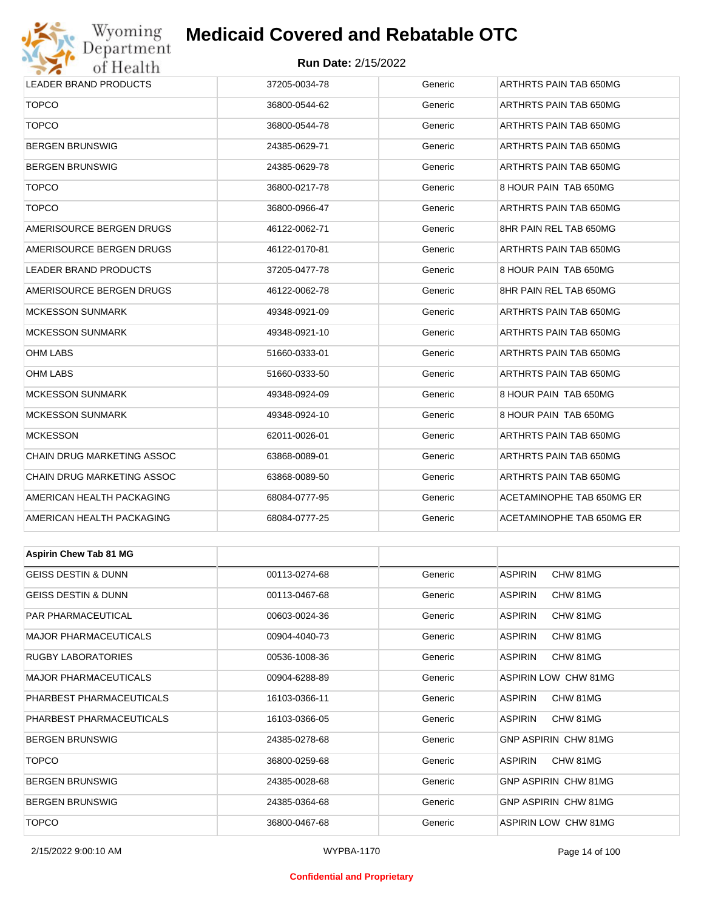| | | | |
|---|---|---|---|
| LEADER BRAND PRODUCTS | 37205-0034-78 | Generic | ARTHRTS PAIN TAB 650MG |
| TOPCO | 36800-0544-62 | Generic | ARTHRTS PAIN TAB 650MG |
| TOPCO | 36800-0544-78 | Generic | ARTHRTS PAIN TAB 650MG |
| BERGEN BRUNSWIG | 24385-0629-71 | Generic | ARTHRTS PAIN TAB 650MG |
| BERGEN BRUNSWIG | 24385-0629-78 | Generic | ARTHRTS PAIN TAB 650MG |
| TOPCO | 36800-0217-78 | Generic | 8 HOUR PAIN TAB 650MG |
| TOPCO | 36800-0966-47 | Generic | ARTHRTS PAIN TAB 650MG |
| AMERISOURCE BERGEN DRUGS | 46122-0062-71 | Generic | 8HR PAIN REL TAB 650MG |
| AMERISOURCE BERGEN DRUGS | 46122-0170-81 | Generic | ARTHRTS PAIN TAB 650MG |
| LEADER BRAND PRODUCTS | 37205-0477-78 | Generic | 8 HOUR PAIN TAB 650MG |
| AMERISOURCE BERGEN DRUGS | 46122-0062-78 | Generic | 8HR PAIN REL TAB 650MG |
| MCKESSON SUNMARK | 49348-0921-09 | Generic | ARTHRTS PAIN TAB 650MG |
| MCKESSON SUNMARK | 49348-0921-10 | Generic | ARTHRTS PAIN TAB 650MG |
| OHM LABS | 51660-0333-01 | Generic | ARTHRTS PAIN TAB 650MG |
| OHM LABS | 51660-0333-50 | Generic | ARTHRTS PAIN TAB 650MG |
| MCKESSON SUNMARK | 49348-0924-09 | Generic | 8 HOUR PAIN TAB 650MG |
| MCKESSON SUNMARK | 49348-0924-10 | Generic | 8 HOUR PAIN TAB 650MG |
| MCKESSON | 62011-0026-01 | Generic | ARTHRTS PAIN TAB 650MG |
| CHAIN DRUG MARKETING ASSOC | 63868-0089-01 | Generic | ARTHRTS PAIN TAB 650MG |
| CHAIN DRUG MARKETING ASSOC | 63868-0089-50 | Generic | ARTHRTS PAIN TAB 650MG |
| AMERICAN HEALTH PACKAGING | 68084-0777-95 | Generic | ACETAMINOPHE TAB 650MG ER |
| AMERICAN HEALTH PACKAGING | 68084-0777-25 | Generic | ACETAMINOPHE TAB 650MG ER |

| **Aspirin Chew Tab 81 MG** | | | |
|---|---|---|---|
| GEISS DESTIN & DUNN | 00113-0274-68 | Generic | ASPIRIN CHW 81MG |
| GEISS DESTIN & DUNN | 00113-0467-68 | Generic | ASPIRIN CHW 81MG |
| PAR PHARMACEUTICAL | 00603-0024-36 | Generic | ASPIRIN CHW 81MG |
| MAJOR PHARMACEUTICALS | 00904-4040-73 | Generic | ASPIRIN CHW 81MG |
| RUGBY LABORATORIES | 00536-1008-36 | Generic | ASPIRIN CHW 81MG |
| MAJOR PHARMACEUTICALS | 00904-6288-89 | Generic | ASPIRIN LOW CHW 81MG |
| PHARBEST PHARMACEUTICALS | 16103-0366-11 | Generic | ASPIRIN CHW 81MG |
| PHARBEST PHARMACEUTICALS | 16103-0366-05 | Generic | ASPIRIN CHW 81MG |
| BERGEN BRUNSWIG | 24385-0278-68 | Generic | GNP ASPIRIN CHW 81MG |
| TOPCO | 36800-0259-68 | Generic | ASPIRIN CHW 81MG |
| BERGEN BRUNSWIG | 24385-0028-68 | Generic | GNP ASPIRIN CHW 81MG |
| BERGEN BRUNSWIG | 24385-0364-68 | Generic | GNP ASPIRIN CHW 81MG |
| TOPCO | 36800-0467-68 | Generic | ASPIRIN LOW CHW 81MG |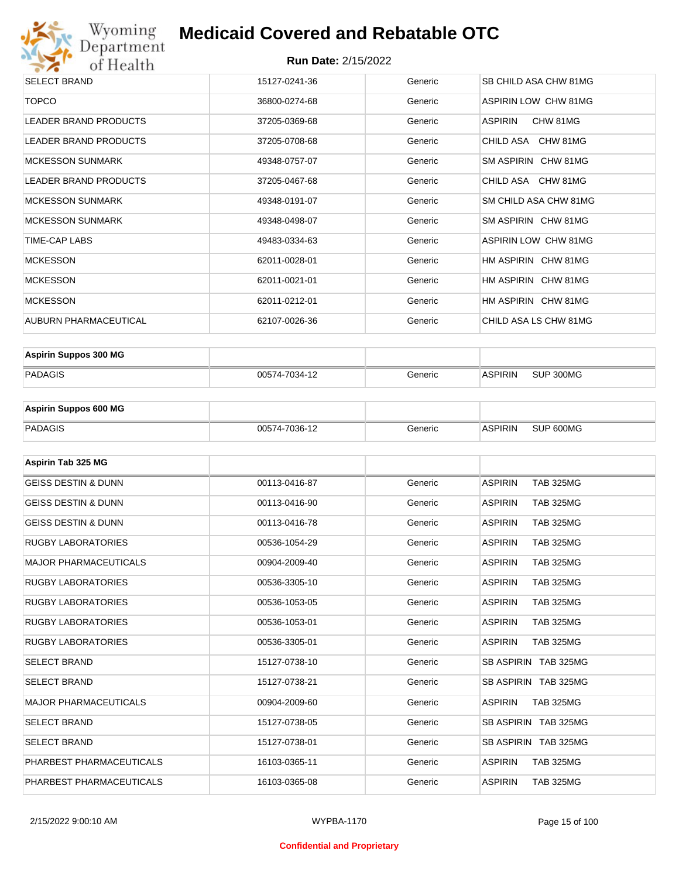| SELECT BRAND | 15127-0241-36 | Generic | SB CHILD ASA CHW 81MG |
|---|---|---|---|
| TOPCO | 36800-0274-68 | Generic | ASPIRIN LOW CHW 81MG |
| LEADER BRAND PRODUCTS | 37205-0369-68 | Generic | ASPIRIN CHW 81MG |
| LEADER BRAND PRODUCTS | 37205-0708-68 | Generic | CHILD ASA CHW 81MG |
| MCKESSON SUNMARK | 49348-0757-07 | Generic | SM ASPIRIN CHW 81MG |
| LEADER BRAND PRODUCTS | 37205-0467-68 | Generic | CHILD ASA CHW 81MG |
| MCKESSON SUNMARK | 49348-0191-07 | Generic | SM CHILD ASA CHW 81MG |
| MCKESSON SUNMARK | 49348-0498-07 | Generic | SM ASPIRIN CHW 81MG |
| TIME-CAP LABS | 49483-0334-63 | Generic | ASPIRIN LOW CHW 81MG |
| MCKESSON | 62011-0028-01 | Generic | HM ASPIRIN CHW 81MG |
| MCKESSON | 62011-0021-01 | Generic | HM ASPIRIN CHW 81MG |
| MCKESSON | 62011-0212-01 | Generic | HM ASPIRIN CHW 81MG |
| AUBURN PHARMACEUTICAL | 62107-0026-36 | Generic | CHILD ASA LS CHW 81MG |

| Aspirin Suppos 300 MG | | | |
|---|---|---|---|
| PADAGIS | 00574-7034-12 | Generic | ASPIRIN SUP 300MG |

| Aspirin Suppos 600 MG | | | |
|---|---|---|---|
| PADAGIS | 00574-7036-12 | Generic | ASPIRIN SUP 600MG |

| Aspirin Tab 325 MG | | | |
|---|---|---|---|
| GEISS DESTIN & DUNN | 00113-0416-87 | Generic | ASPIRIN TAB 325MG |
| GEISS DESTIN & DUNN | 00113-0416-90 | Generic | ASPIRIN TAB 325MG |
| GEISS DESTIN & DUNN | 00113-0416-78 | Generic | ASPIRIN TAB 325MG |
| RUGBY LABORATORIES | 00536-1054-29 | Generic | ASPIRIN TAB 325MG |
| MAJOR PHARMACEUTICALS | 00904-2009-40 | Generic | ASPIRIN TAB 325MG |
| RUGBY LABORATORIES | 00536-3305-10 | Generic | ASPIRIN TAB 325MG |
| RUGBY LABORATORIES | 00536-1053-05 | Generic | ASPIRIN TAB 325MG |
| RUGBY LABORATORIES | 00536-1053-01 | Generic | ASPIRIN TAB 325MG |
| RUGBY LABORATORIES | 00536-3305-01 | Generic | ASPIRIN TAB 325MG |
| SELECT BRAND | 15127-0738-10 | Generic | SB ASPIRIN TAB 325MG |
| SELECT BRAND | 15127-0738-21 | Generic | SB ASPIRIN TAB 325MG |
| MAJOR PHARMACEUTICALS | 00904-2009-60 | Generic | ASPIRIN TAB 325MG |
| SELECT BRAND | 15127-0738-05 | Generic | SB ASPIRIN TAB 325MG |
| SELECT BRAND | 15127-0738-01 | Generic | SB ASPIRIN TAB 325MG |
| PHARBEST PHARMACEUTICALS | 16103-0365-11 | Generic | ASPIRIN TAB 325MG |
| PHARBEST PHARMACEUTICALS | 16103-0365-08 | Generic | ASPIRIN TAB 325MG |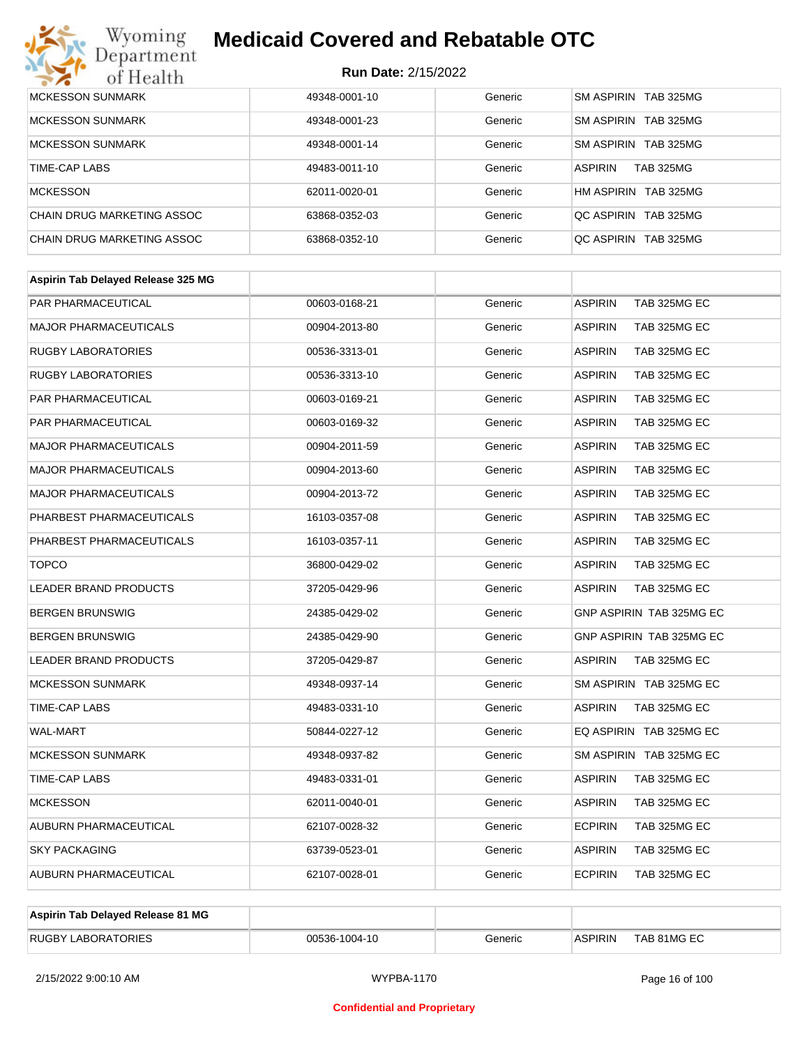| | | | |
|---|---|---|---|
| MCKESSON SUNMARK | 49348-0001-10 | Generic | SM ASPIRIN TAB 325MG |
| MCKESSON SUNMARK | 49348-0001-23 | Generic | SM ASPIRIN TAB 325MG |
| MCKESSON SUNMARK | 49348-0001-14 | Generic | SM ASPIRIN TAB 325MG |
| TIME-CAP LABS | 49483-0011-10 | Generic | ASPIRIN TAB 325MG |
| MCKESSON | 62011-0020-01 | Generic | HM ASPIRIN TAB 325MG |
| CHAIN DRUG MARKETING ASSOC | 63868-0352-03 | Generic | QC ASPIRIN TAB 325MG |
| CHAIN DRUG MARKETING ASSOC | 63868-0352-10 | Generic | QC ASPIRIN TAB 325MG |

| Aspirin Tab Delayed Release 325 MG | | | |
|---|---|---|---|
| PAR PHARMACEUTICAL | 00603-0168-21 | Generic | ASPIRIN TAB 325MG EC |
| MAJOR PHARMACEUTICALS | 00904-2013-80 | Generic | ASPIRIN TAB 325MG EC |
| RUGBY LABORATORIES | 00536-3313-01 | Generic | ASPIRIN TAB 325MG EC |
| RUGBY LABORATORIES | 00536-3313-10 | Generic | ASPIRIN TAB 325MG EC |
| PAR PHARMACEUTICAL | 00603-0169-21 | Generic | ASPIRIN TAB 325MG EC |
| PAR PHARMACEUTICAL | 00603-0169-32 | Generic | ASPIRIN TAB 325MG EC |
| MAJOR PHARMACEUTICALS | 00904-2011-59 | Generic | ASPIRIN TAB 325MG EC |
| MAJOR PHARMACEUTICALS | 00904-2013-60 | Generic | ASPIRIN TAB 325MG EC |
| MAJOR PHARMACEUTICALS | 00904-2013-72 | Generic | ASPIRIN TAB 325MG EC |
| PHARBEST PHARMACEUTICALS | 16103-0357-08 | Generic | ASPIRIN TAB 325MG EC |
| PHARBEST PHARMACEUTICALS | 16103-0357-11 | Generic | ASPIRIN TAB 325MG EC |
| TOPCO | 36800-0429-02 | Generic | ASPIRIN TAB 325MG EC |
| LEADER BRAND PRODUCTS | 37205-0429-96 | Generic | ASPIRIN TAB 325MG EC |
| BERGEN BRUNSWIG | 24385-0429-02 | Generic | GNP ASPIRIN TAB 325MG EC |
| BERGEN BRUNSWIG | 24385-0429-90 | Generic | GNP ASPIRIN TAB 325MG EC |
| LEADER BRAND PRODUCTS | 37205-0429-87 | Generic | ASPIRIN TAB 325MG EC |
| MCKESSON SUNMARK | 49348-0937-14 | Generic | SM ASPIRIN TAB 325MG EC |
| TIME-CAP LABS | 49483-0331-10 | Generic | ASPIRIN TAB 325MG EC |
| WAL-MART | 50844-0227-12 | Generic | EQ ASPIRIN TAB 325MG EC |
| MCKESSON SUNMARK | 49348-0937-82 | Generic | SM ASPIRIN TAB 325MG EC |
| TIME-CAP LABS | 49483-0331-01 | Generic | ASPIRIN TAB 325MG EC |
| MCKESSON | 62011-0040-01 | Generic | ASPIRIN TAB 325MG EC |
| AUBURN PHARMACEUTICAL | 62107-0028-32 | Generic | ECPIRIN TAB 325MG EC |
| SKY PACKAGING | 63739-0523-01 | Generic | ASPIRIN TAB 325MG EC |
| AUBURN PHARMACEUTICAL | 62107-0028-01 | Generic | ECPIRIN TAB 325MG EC |

| Aspirin Tab Delayed Release 81 MG | | | |
|---|---|---|---|
| RUGBY LABORATORIES | 00536-1004-10 | Generic | ASPIRIN TAB 81MG EC |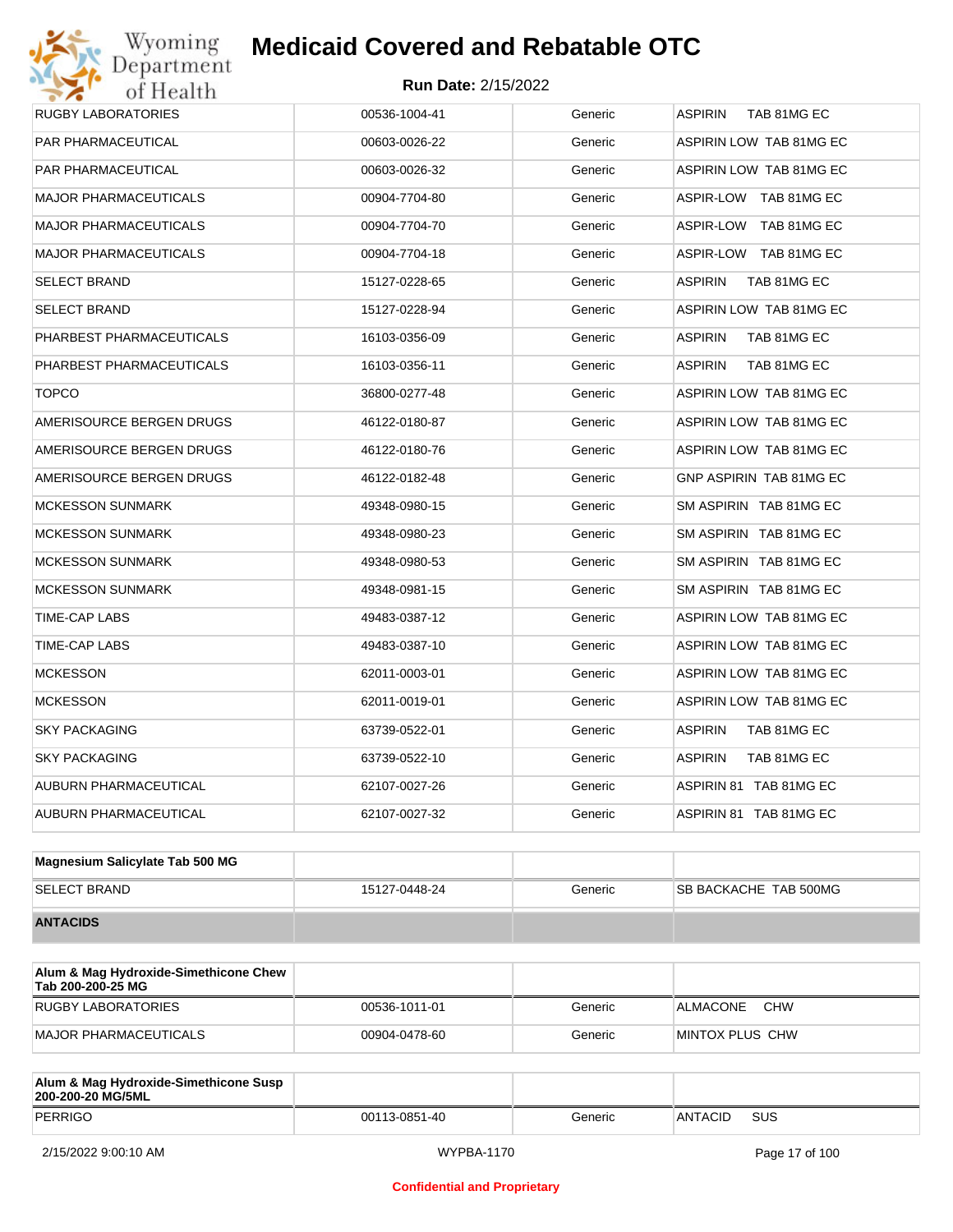| | | | |
|---|---|---|---|
| RUGBY LABORATORIES | 00536-1004-41 | Generic | ASPIRIN TAB 81MG EC |
| PAR PHARMACEUTICAL | 00603-0026-22 | Generic | ASPIRIN LOW TAB 81MG EC |
| PAR PHARMACEUTICAL | 00603-0026-32 | Generic | ASPIRIN LOW TAB 81MG EC |
| MAJOR PHARMACEUTICALS | 00904-7704-80 | Generic | ASPIR-LOW TAB 81MG EC |
| MAJOR PHARMACEUTICALS | 00904-7704-70 | Generic | ASPIR-LOW TAB 81MG EC |
| MAJOR PHARMACEUTICALS | 00904-7704-18 | Generic | ASPIR-LOW TAB 81MG EC |
| SELECT BRAND | 15127-0228-65 | Generic | ASPIRIN TAB 81MG EC |
| SELECT BRAND | 15127-0228-94 | Generic | ASPIRIN LOW TAB 81MG EC |
| PHARBEST PHARMACEUTICALS | 16103-0356-09 | Generic | ASPIRIN TAB 81MG EC |
| PHARBEST PHARMACEUTICALS | 16103-0356-11 | Generic | ASPIRIN TAB 81MG EC |
| TOPCO | 36800-0277-48 | Generic | ASPIRIN LOW TAB 81MG EC |
| AMERISOURCE BERGEN DRUGS | 46122-0180-87 | Generic | ASPIRIN LOW TAB 81MG EC |
| AMERISOURCE BERGEN DRUGS | 46122-0180-76 | Generic | ASPIRIN LOW TAB 81MG EC |
| AMERISOURCE BERGEN DRUGS | 46122-0182-48 | Generic | GNP ASPIRIN TAB 81MG EC |
| MCKESSON SUNMARK | 49348-0980-15 | Generic | SM ASPIRIN TAB 81MG EC |
| MCKESSON SUNMARK | 49348-0980-23 | Generic | SM ASPIRIN TAB 81MG EC |
| MCKESSON SUNMARK | 49348-0980-53 | Generic | SM ASPIRIN TAB 81MG EC |
| MCKESSON SUNMARK | 49348-0981-15 | Generic | SM ASPIRIN TAB 81MG EC |
| TIME-CAP LABS | 49483-0387-12 | Generic | ASPIRIN LOW TAB 81MG EC |
| TIME-CAP LABS | 49483-0387-10 | Generic | ASPIRIN LOW TAB 81MG EC |
| MCKESSON | 62011-0003-01 | Generic | ASPIRIN LOW TAB 81MG EC |
| MCKESSON | 62011-0019-01 | Generic | ASPIRIN LOW TAB 81MG EC |
| SKY PACKAGING | 63739-0522-01 | Generic | ASPIRIN TAB 81MG EC |
| SKY PACKAGING | 63739-0522-10 | Generic | ASPIRIN TAB 81MG EC |
| AUBURN PHARMACEUTICAL | 62107-0027-26 | Generic | ASPIRIN 81 TAB 81MG EC |
| AUBURN PHARMACEUTICAL | 62107-0027-32 | Generic | ASPIRIN 81 TAB 81MG EC |

| **Magnesium Salicylate Tab 500 MG** | | | |
|---|---|---|---|
| SELECT BRAND | 15127-0448-24 | Generic | SB BACKACHE TAB 500MG |
| **ANTACIDS** | | | |

| **Alum & Mag Hydroxide-Simethicone Chew Tab 200-200-25 MG** | | | |
|---|---|---|---|
| RUGBY LABORATORIES | 00536-1011-01 | Generic | ALMACONE CHW |
| MAJOR PHARMACEUTICALS | 00904-0478-60 | Generic | MINTOX PLUS CHW |

| **Alum & Mag Hydroxide-Simethicone Susp 200-200-20 MG/5ML** | | | |
|---|---|---|---|
| PERRIGO | 00113-0851-40 | Generic | ANTACID SUS |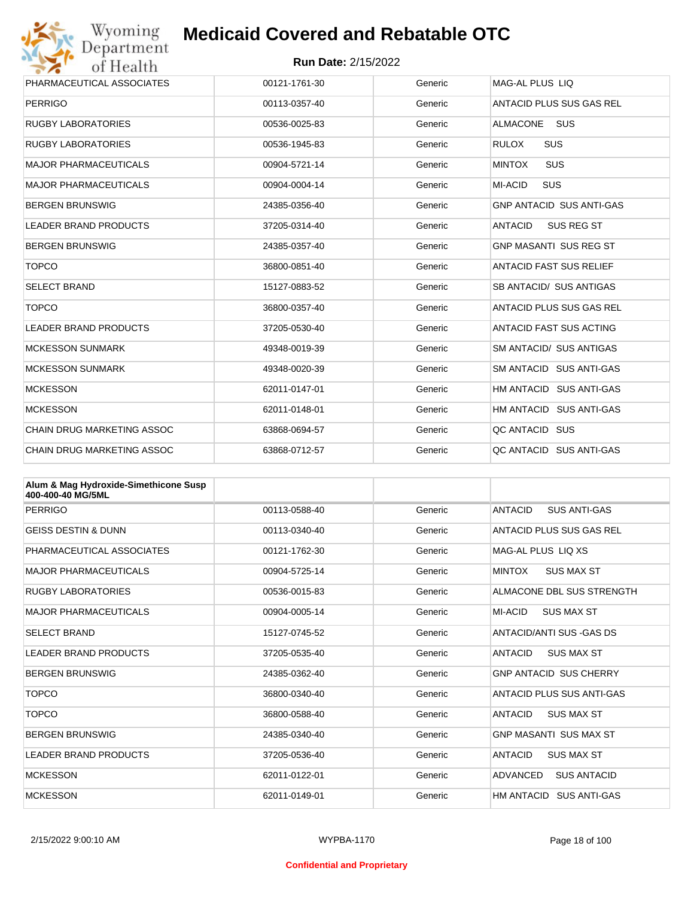| | | | |
|---|---|---|---|
| PHARMACEUTICAL ASSOCIATES | 00121-1761-30 | Generic | MAG-AL PLUS LIQ |
| PERRIGO | 00113-0357-40 | Generic | ANTACID PLUS SUS GAS REL |
| RUGBY LABORATORIES | 00536-0025-83 | Generic | ALMACONE SUS |
| RUGBY LABORATORIES | 00536-1945-83 | Generic | RULOX SUS |
| MAJOR PHARMACEUTICALS | 00904-5721-14 | Generic | MINTOX SUS |
| MAJOR PHARMACEUTICALS | 00904-0004-14 | Generic | MI-ACID SUS |
| BERGEN BRUNSWIG | 24385-0356-40 | Generic | GNP ANTACID SUS ANTI-GAS |
| LEADER BRAND PRODUCTS | 37205-0314-40 | Generic | ANTACID SUS REG ST |
| BERGEN BRUNSWIG | 24385-0357-40 | Generic | GNP MASANTI SUS REG ST |
| TOPCO | 36800-0851-40 | Generic | ANTACID FAST SUS RELIEF |
| SELECT BRAND | 15127-0883-52 | Generic | SB ANTACID/ SUS ANTIGAS |
| TOPCO | 36800-0357-40 | Generic | ANTACID PLUS SUS GAS REL |
| LEADER BRAND PRODUCTS | 37205-0530-40 | Generic | ANTACID FAST SUS ACTING |
| MCKESSON SUNMARK | 49348-0019-39 | Generic | SM ANTACID/ SUS ANTIGAS |
| MCKESSON SUNMARK | 49348-0020-39 | Generic | SM ANTACID SUS ANTI-GAS |
| MCKESSON | 62011-0147-01 | Generic | HM ANTACID SUS ANTI-GAS |
| MCKESSON | 62011-0148-01 | Generic | HM ANTACID SUS ANTI-GAS |
| CHAIN DRUG MARKETING ASSOC | 63868-0694-57 | Generic | QC ANTACID SUS |
| CHAIN DRUG MARKETING ASSOC | 63868-0712-57 | Generic | QC ANTACID SUS ANTI-GAS |

| **Alum & Mag Hydroxide-Simethicone Susp 400-400-40 MG/5ML** | | | |
|---|---|---|---|
| PERRIGO | 00113-0588-40 | Generic | ANTACID SUS ANTI-GAS |
| GEISS DESTIN & DUNN | 00113-0340-40 | Generic | ANTACID PLUS SUS GAS REL |
| PHARMACEUTICAL ASSOCIATES | 00121-1762-30 | Generic | MAG-AL PLUS LIQ XS |
| MAJOR PHARMACEUTICALS | 00904-5725-14 | Generic | MINTOX SUS MAX ST |
| RUGBY LABORATORIES | 00536-0015-83 | Generic | ALMACONE DBL SUS STRENGTH |
| MAJOR PHARMACEUTICALS | 00904-0005-14 | Generic | MI-ACID SUS MAX ST |
| SELECT BRAND | 15127-0745-52 | Generic | ANTACID/ANTI SUS -GAS DS |
| LEADER BRAND PRODUCTS | 37205-0535-40 | Generic | ANTACID SUS MAX ST |
| BERGEN BRUNSWIG | 24385-0362-40 | Generic | GNP ANTACID SUS CHERRY |
| TOPCO | 36800-0340-40 | Generic | ANTACID PLUS SUS ANTI-GAS |
| TOPCO | 36800-0588-40 | Generic | ANTACID SUS MAX ST |
| BERGEN BRUNSWIG | 24385-0340-40 | Generic | GNP MASANTI SUS MAX ST |
| LEADER BRAND PRODUCTS | 37205-0536-40 | Generic | ANTACID SUS MAX ST |
| MCKESSON | 62011-0122-01 | Generic | ADVANCED SUS ANTACID |
| MCKESSON | 62011-0149-01 | Generic | HM ANTACID SUS ANTI-GAS |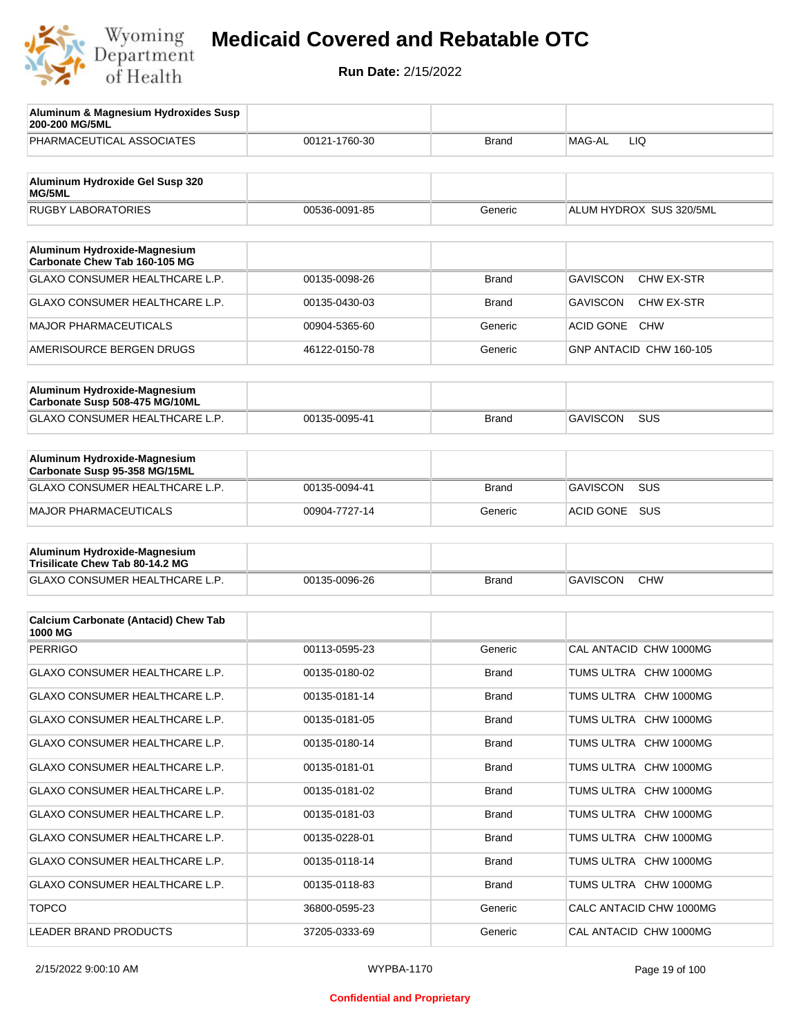# Medicaid Covered and Rebatable OTC

**Run Date:** 2/15/2022

| Aluminum & Magnesium Hydroxides Susp 200-200 MG/5ML | | | |
|---|---|---|---|
| PHARMACEUTICAL ASSOCIATES | 00121-1760-30 | Brand | MAG-AL LIQ |

| Aluminum Hydroxide Gel Susp 320 MG/5ML | | | |
|---|---|---|---|
| RUGBY LABORATORIES | 00536-0091-85 | Generic | ALUM HYDROX SUS 320/5ML |

| Aluminum Hydroxide-Magnesium Carbonate Chew Tab 160-105 MG | | | |
|---|---|---|---|
| GLAXO CONSUMER HEALTHCARE L.P. | 00135-0098-26 | Brand | GAVISCON CHW EX-STR |
| GLAXO CONSUMER HEALTHCARE L.P. | 00135-0430-03 | Brand | GAVISCON CHW EX-STR |
| MAJOR PHARMACEUTICALS | 00904-5365-60 | Generic | ACID GONE CHW |
| AMERISOURCE BERGEN DRUGS | 46122-0150-78 | Generic | GNP ANTACID CHW 160-105 |

| Aluminum Hydroxide-Magnesium Carbonate Susp 508-475 MG/10ML | | | |
|---|---|---|---|
| GLAXO CONSUMER HEALTHCARE L.P. | 00135-0095-41 | Brand | GAVISCON SUS |

| Aluminum Hydroxide-Magnesium Carbonate Susp 95-358 MG/15ML | | | |
|---|---|---|---|
| GLAXO CONSUMER HEALTHCARE L.P. | 00135-0094-41 | Brand | GAVISCON SUS |
| MAJOR PHARMACEUTICALS | 00904-7727-14 | Generic | ACID GONE SUS |

| Aluminum Hydroxide-Magnesium Trisilicate Chew Tab 80-14.2 MG | | | |
|---|---|---|---|
| GLAXO CONSUMER HEALTHCARE L.P. | 00135-0096-26 | Brand | GAVISCON CHW |

| Calcium Carbonate (Antacid) Chew Tab 1000 MG | | | |
|---|---|---|---|
| PERRIGO | 00113-0595-23 | Generic | CAL ANTACID CHW 1000MG |
| GLAXO CONSUMER HEALTHCARE L.P. | 00135-0180-02 | Brand | TUMS ULTRA CHW 1000MG |
| GLAXO CONSUMER HEALTHCARE L.P. | 00135-0181-14 | Brand | TUMS ULTRA CHW 1000MG |
| GLAXO CONSUMER HEALTHCARE L.P. | 00135-0181-05 | Brand | TUMS ULTRA CHW 1000MG |
| GLAXO CONSUMER HEALTHCARE L.P. | 00135-0180-14 | Brand | TUMS ULTRA CHW 1000MG |
| GLAXO CONSUMER HEALTHCARE L.P. | 00135-0181-01 | Brand | TUMS ULTRA CHW 1000MG |
| GLAXO CONSUMER HEALTHCARE L.P. | 00135-0181-02 | Brand | TUMS ULTRA CHW 1000MG |
| GLAXO CONSUMER HEALTHCARE L.P. | 00135-0181-03 | Brand | TUMS ULTRA CHW 1000MG |
| GLAXO CONSUMER HEALTHCARE L.P. | 00135-0228-01 | Brand | TUMS ULTRA CHW 1000MG |
| GLAXO CONSUMER HEALTHCARE L.P. | 00135-0118-14 | Brand | TUMS ULTRA CHW 1000MG |
| GLAXO CONSUMER HEALTHCARE L.P. | 00135-0118-83 | Brand | TUMS ULTRA CHW 1000MG |
| TOPCO | 36800-0595-23 | Generic | CALC ANTACID CHW 1000MG |
| LEADER BRAND PRODUCTS | 37205-0333-69 | Generic | CAL ANTACID CHW 1000MG |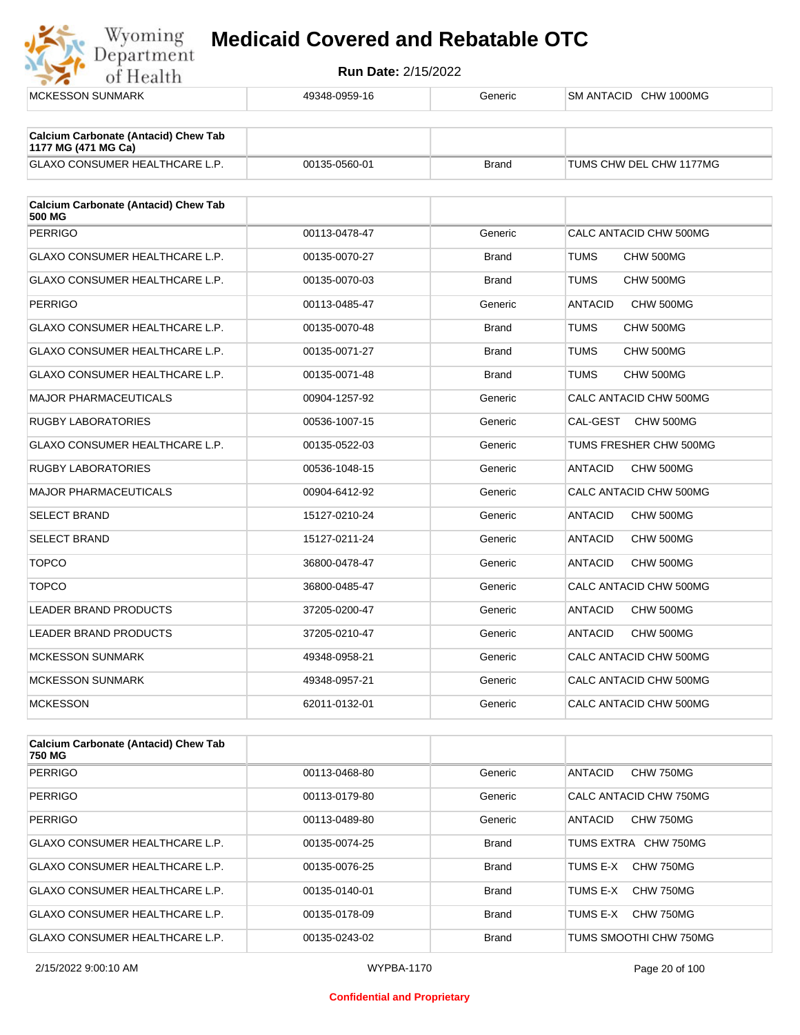| MCKESSON SUNMARK | 49348-0959-16 | Generic | SM ANTACID CHW 1000MG |
|---|---|---|---|

| Calcium Carbonate (Antacid) Chew Tab 1177 MG (471 MG Ca) | | | |
|---|---|---|---|
| GLAXO CONSUMER HEALTHCARE L.P. | 00135-0560-01 | Brand | TUMS CHW DEL CHW 1177MG |

| Calcium Carbonate (Antacid) Chew Tab 500 MG | | | |
|---|---|---|---|
| PERRIGO | 00113-0478-47 | Generic | CALC ANTACID CHW 500MG |
| GLAXO CONSUMER HEALTHCARE L.P. | 00135-0070-27 | Brand | TUMS CHW 500MG |
| GLAXO CONSUMER HEALTHCARE L.P. | 00135-0070-03 | Brand | TUMS CHW 500MG |
| PERRIGO | 00113-0485-47 | Generic | ANTACID CHW 500MG |
| GLAXO CONSUMER HEALTHCARE L.P. | 00135-0070-48 | Brand | TUMS CHW 500MG |
| GLAXO CONSUMER HEALTHCARE L.P. | 00135-0071-27 | Brand | TUMS CHW 500MG |
| GLAXO CONSUMER HEALTHCARE L.P. | 00135-0071-48 | Brand | TUMS CHW 500MG |
| MAJOR PHARMACEUTICALS | 00904-1257-92 | Generic | CALC ANTACID CHW 500MG |
| RUGBY LABORATORIES | 00536-1007-15 | Generic | CAL-GEST CHW 500MG |
| GLAXO CONSUMER HEALTHCARE L.P. | 00135-0522-03 | Generic | TUMS FRESHER CHW 500MG |
| RUGBY LABORATORIES | 00536-1048-15 | Generic | ANTACID CHW 500MG |
| MAJOR PHARMACEUTICALS | 00904-6412-92 | Generic | CALC ANTACID CHW 500MG |
| SELECT BRAND | 15127-0210-24 | Generic | ANTACID CHW 500MG |
| SELECT BRAND | 15127-0211-24 | Generic | ANTACID CHW 500MG |
| TOPCO | 36800-0478-47 | Generic | ANTACID CHW 500MG |
| TOPCO | 36800-0485-47 | Generic | CALC ANTACID CHW 500MG |
| LEADER BRAND PRODUCTS | 37205-0200-47 | Generic | ANTACID CHW 500MG |
| LEADER BRAND PRODUCTS | 37205-0210-47 | Generic | ANTACID CHW 500MG |
| MCKESSON SUNMARK | 49348-0958-21 | Generic | CALC ANTACID CHW 500MG |
| MCKESSON SUNMARK | 49348-0957-21 | Generic | CALC ANTACID CHW 500MG |
| MCKESSON | 62011-0132-01 | Generic | CALC ANTACID CHW 500MG |

| Calcium Carbonate (Antacid) Chew Tab 750 MG | | | |
|---|---|---|---|
| PERRIGO | 00113-0468-80 | Generic | ANTACID CHW 750MG |
| PERRIGO | 00113-0179-80 | Generic | CALC ANTACID CHW 750MG |
| PERRIGO | 00113-0489-80 | Generic | ANTACID CHW 750MG |
| GLAXO CONSUMER HEALTHCARE L.P. | 00135-0074-25 | Brand | TUMS EXTRA CHW 750MG |
| GLAXO CONSUMER HEALTHCARE L.P. | 00135-0076-25 | Brand | TUMS E-X CHW 750MG |
| GLAXO CONSUMER HEALTHCARE L.P. | 00135-0140-01 | Brand | TUMS E-X CHW 750MG |
| GLAXO CONSUMER HEALTHCARE L.P. | 00135-0178-09 | Brand | TUMS E-X CHW 750MG |
| GLAXO CONSUMER HEALTHCARE L.P. | 00135-0243-02 | Brand | TUMS SMOOTHI CHW 750MG |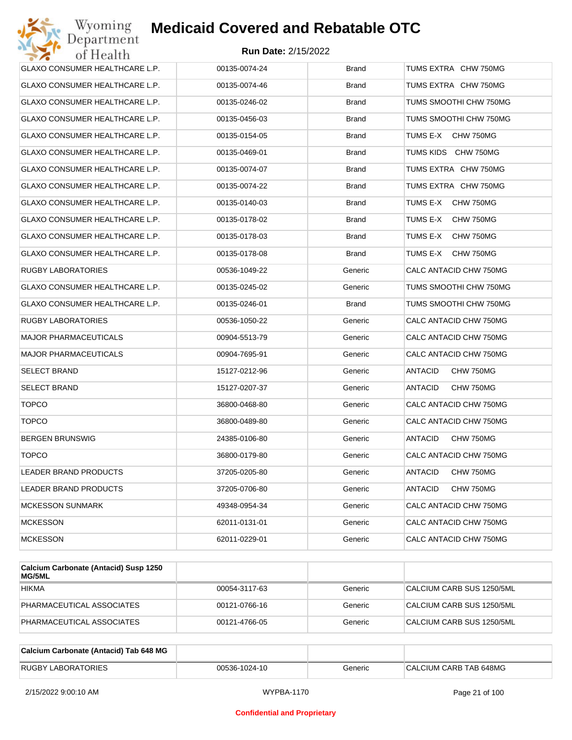# Medicaid Covered and Rebatable OTC

**Run Date:** 2/15/2022

| | | | |
|---|---|---|---|
| GLAXO CONSUMER HEALTHCARE L.P. | 00135-0074-24 | Brand | TUMS EXTRA CHW 750MG |
| GLAXO CONSUMER HEALTHCARE L.P. | 00135-0074-46 | Brand | TUMS EXTRA CHW 750MG |
| GLAXO CONSUMER HEALTHCARE L.P. | 00135-0246-02 | Brand | TUMS SMOOTHI CHW 750MG |
| GLAXO CONSUMER HEALTHCARE L.P. | 00135-0456-03 | Brand | TUMS SMOOTHI CHW 750MG |
| GLAXO CONSUMER HEALTHCARE L.P. | 00135-0154-05 | Brand | TUMS E-X CHW 750MG |
| GLAXO CONSUMER HEALTHCARE L.P. | 00135-0469-01 | Brand | TUMS KIDS CHW 750MG |
| GLAXO CONSUMER HEALTHCARE L.P. | 00135-0074-07 | Brand | TUMS EXTRA CHW 750MG |
| GLAXO CONSUMER HEALTHCARE L.P. | 00135-0074-22 | Brand | TUMS EXTRA CHW 750MG |
| GLAXO CONSUMER HEALTHCARE L.P. | 00135-0140-03 | Brand | TUMS E-X CHW 750MG |
| GLAXO CONSUMER HEALTHCARE L.P. | 00135-0178-02 | Brand | TUMS E-X CHW 750MG |
| GLAXO CONSUMER HEALTHCARE L.P. | 00135-0178-03 | Brand | TUMS E-X CHW 750MG |
| GLAXO CONSUMER HEALTHCARE L.P. | 00135-0178-08 | Brand | TUMS E-X CHW 750MG |
| RUGBY LABORATORIES | 00536-1049-22 | Generic | CALC ANTACID CHW 750MG |
| GLAXO CONSUMER HEALTHCARE L.P. | 00135-0245-02 | Generic | TUMS SMOOTHI CHW 750MG |
| GLAXO CONSUMER HEALTHCARE L.P. | 00135-0246-01 | Brand | TUMS SMOOTHI CHW 750MG |
| RUGBY LABORATORIES | 00536-1050-22 | Generic | CALC ANTACID CHW 750MG |
| MAJOR PHARMACEUTICALS | 00904-5513-79 | Generic | CALC ANTACID CHW 750MG |
| MAJOR PHARMACEUTICALS | 00904-7695-91 | Generic | CALC ANTACID CHW 750MG |
| SELECT BRAND | 15127-0212-96 | Generic | ANTACID CHW 750MG |
| SELECT BRAND | 15127-0207-37 | Generic | ANTACID CHW 750MG |
| TOPCO | 36800-0468-80 | Generic | CALC ANTACID CHW 750MG |
| TOPCO | 36800-0489-80 | Generic | CALC ANTACID CHW 750MG |
| BERGEN BRUNSWIG | 24385-0106-80 | Generic | ANTACID CHW 750MG |
| TOPCO | 36800-0179-80 | Generic | CALC ANTACID CHW 750MG |
| LEADER BRAND PRODUCTS | 37205-0205-80 | Generic | ANTACID CHW 750MG |
| LEADER BRAND PRODUCTS | 37205-0706-80 | Generic | ANTACID CHW 750MG |
| MCKESSON SUNMARK | 49348-0954-34 | Generic | CALC ANTACID CHW 750MG |
| MCKESSON | 62011-0131-01 | Generic | CALC ANTACID CHW 750MG |
| MCKESSON | 62011-0229-01 | Generic | CALC ANTACID CHW 750MG |

| **Calcium Carbonate (Antacid) Susp 1250 MG/5ML** | | | |
|---|---|---|---|
| HIKMA | 00054-3117-63 | Generic | CALCIUM CARB SUS 1250/5ML |
| PHARMACEUTICAL ASSOCIATES | 00121-0766-16 | Generic | CALCIUM CARB SUS 1250/5ML |
| PHARMACEUTICAL ASSOCIATES | 00121-4766-05 | Generic | CALCIUM CARB SUS 1250/5ML |

| **Calcium Carbonate (Antacid) Tab 648 MG** | | | |
|---|---|---|---|
| RUGBY LABORATORIES | 00536-1024-10 | Generic | CALCIUM CARB TAB 648MG |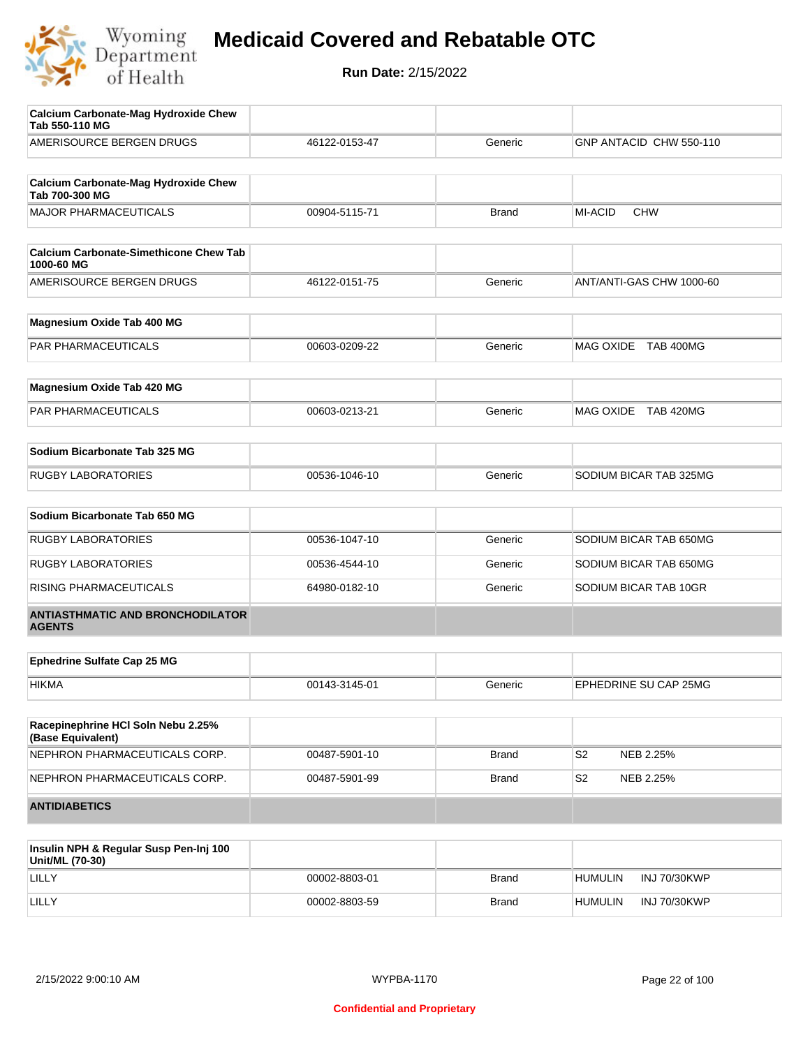# Medicaid Covered and Rebatable OTC

**Run Date:** 2/15/2022

| Calcium Carbonate-Mag Hydroxide Chew Tab 550-110 MG | | | |
|---|---|---|---|
| AMERISOURCE BERGEN DRUGS | 46122-0153-47 | Generic | GNP ANTACID CHW 550-110 |

| Calcium Carbonate-Mag Hydroxide Chew Tab 700-300 MG | | | |
|---|---|---|---|
| MAJOR PHARMACEUTICALS | 00904-5115-71 | Brand | MI-ACID CHW |

| Calcium Carbonate-Simethicone Chew Tab 1000-60 MG | | | |
|---|---|---|---|
| AMERISOURCE BERGEN DRUGS | 46122-0151-75 | Generic | ANT/ANTI-GAS CHW 1000-60 |

| Magnesium Oxide Tab 400 MG | | | |
|---|---|---|---|
| PAR PHARMACEUTICALS | 00603-0209-22 | Generic | MAG OXIDE TAB 400MG |

| Magnesium Oxide Tab 420 MG | | | |
|---|---|---|---|
| PAR PHARMACEUTICALS | 00603-0213-21 | Generic | MAG OXIDE TAB 420MG |

| Sodium Bicarbonate Tab 325 MG | | | |
|---|---|---|---|
| RUGBY LABORATORIES | 00536-1046-10 | Generic | SODIUM BICAR TAB 325MG |

| Sodium Bicarbonate Tab 650 MG | | | |
|---|---|---|---|
| RUGBY LABORATORIES | 00536-1047-10 | Generic | SODIUM BICAR TAB 650MG |
| RUGBY LABORATORIES | 00536-4544-10 | Generic | SODIUM BICAR TAB 650MG |
| RISING PHARMACEUTICALS | 64980-0182-10 | Generic | SODIUM BICAR TAB 10GR |

## ANTIASTHMATIC AND BRONCHODILATOR AGENTS

| Ephedrine Sulfate Cap 25 MG | | | |
|---|---|---|---|
| HIKMA | 00143-3145-01 | Generic | EPHEDRINE SU CAP 25MG |

| Racepinephrine HCl Soln Nebu 2.25% (Base Equivalent) | | | |
|---|---|---|---|
| NEPHRON PHARMACEUTICALS CORP. | 00487-5901-10 | Brand | S2 NEB 2.25% |
| NEPHRON PHARMACEUTICALS CORP. | 00487-5901-99 | Brand | S2 NEB 2.25% |

## ANTIDIABETICS

| Insulin NPH & Regular Susp Pen-Inj 100 Unit/ML (70-30) | | | |
|---|---|---|---|
| LILLY | 00002-8803-01 | Brand | HUMULIN INJ 70/30KWP |
| LILLY | 00002-8803-59 | Brand | HUMULIN INJ 70/30KWP |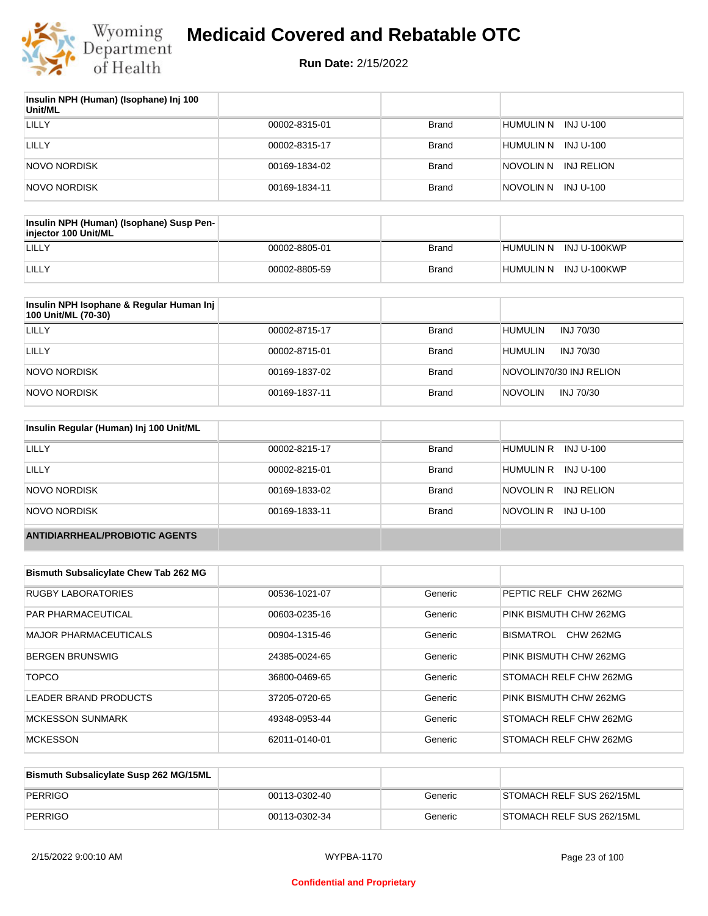# Medicaid Covered and Rebatable OTC

**Run Date:** 2/15/2022

| Insulin NPH (Human) (Isophane) Inj 100 Unit/ML | | | |
|---|---|---|---|
| LILLY | 00002-8315-01 | Brand | HUMULIN N INJ U-100 |
| LILLY | 00002-8315-17 | Brand | HUMULIN N INJ U-100 |
| NOVO NORDISK | 00169-1834-02 | Brand | NOVOLIN N INJ RELION |
| NOVO NORDISK | 00169-1834-11 | Brand | NOVOLIN N INJ U-100 |

| Insulin NPH (Human) (Isophane) Susp Pen-injector 100 Unit/ML | | | |
|---|---|---|---|
| LILLY | 00002-8805-01 | Brand | HUMULIN N INJ U-100KWP |
| LILLY | 00002-8805-59 | Brand | HUMULIN N INJ U-100KWP |

| Insulin NPH Isophane & Regular Human Inj 100 Unit/ML (70-30) | | | |
|---|---|---|---|
| LILLY | 00002-8715-17 | Brand | HUMULIN INJ 70/30 |
| LILLY | 00002-8715-01 | Brand | HUMULIN INJ 70/30 |
| NOVO NORDISK | 00169-1837-02 | Brand | NOVOLIN70/30 INJ RELION |
| NOVO NORDISK | 00169-1837-11 | Brand | NOVOLIN INJ 70/30 |

| Insulin Regular (Human) Inj 100 Unit/ML | | | |
|---|---|---|---|
| LILLY | 00002-8215-17 | Brand | HUMULIN R INJ U-100 |
| LILLY | 00002-8215-01 | Brand | HUMULIN R INJ U-100 |
| NOVO NORDISK | 00169-1833-02 | Brand | NOVOLIN R INJ RELION |
| NOVO NORDISK | 00169-1833-11 | Brand | NOVOLIN R INJ U-100 |
| **ANTIDIARRHEAL/PROBIOTIC AGENTS** | | | |

| Bismuth Subsalicylate Chew Tab 262 MG | | | |
|---|---|---|---|
| RUGBY LABORATORIES | 00536-1021-07 | Generic | PEPTIC RELF CHW 262MG |
| PAR PHARMACEUTICAL | 00603-0235-16 | Generic | PINK BISMUTH CHW 262MG |
| MAJOR PHARMACEUTICALS | 00904-1315-46 | Generic | BISMATROL CHW 262MG |
| BERGEN BRUNSWIG | 24385-0024-65 | Generic | PINK BISMUTH CHW 262MG |
| TOPCO | 36800-0469-65 | Generic | STOMACH RELF CHW 262MG |
| LEADER BRAND PRODUCTS | 37205-0720-65 | Generic | PINK BISMUTH CHW 262MG |
| MCKESSON SUNMARK | 49348-0953-44 | Generic | STOMACH RELF CHW 262MG |
| MCKESSON | 62011-0140-01 | Generic | STOMACH RELF CHW 262MG |

| Bismuth Subsalicylate Susp 262 MG/15ML | | | |
|---|---|---|---|
| PERRIGO | 00113-0302-40 | Generic | STOMACH RELF SUS 262/15ML |
| PERRIGO | 00113-0302-34 | Generic | STOMACH RELF SUS 262/15ML |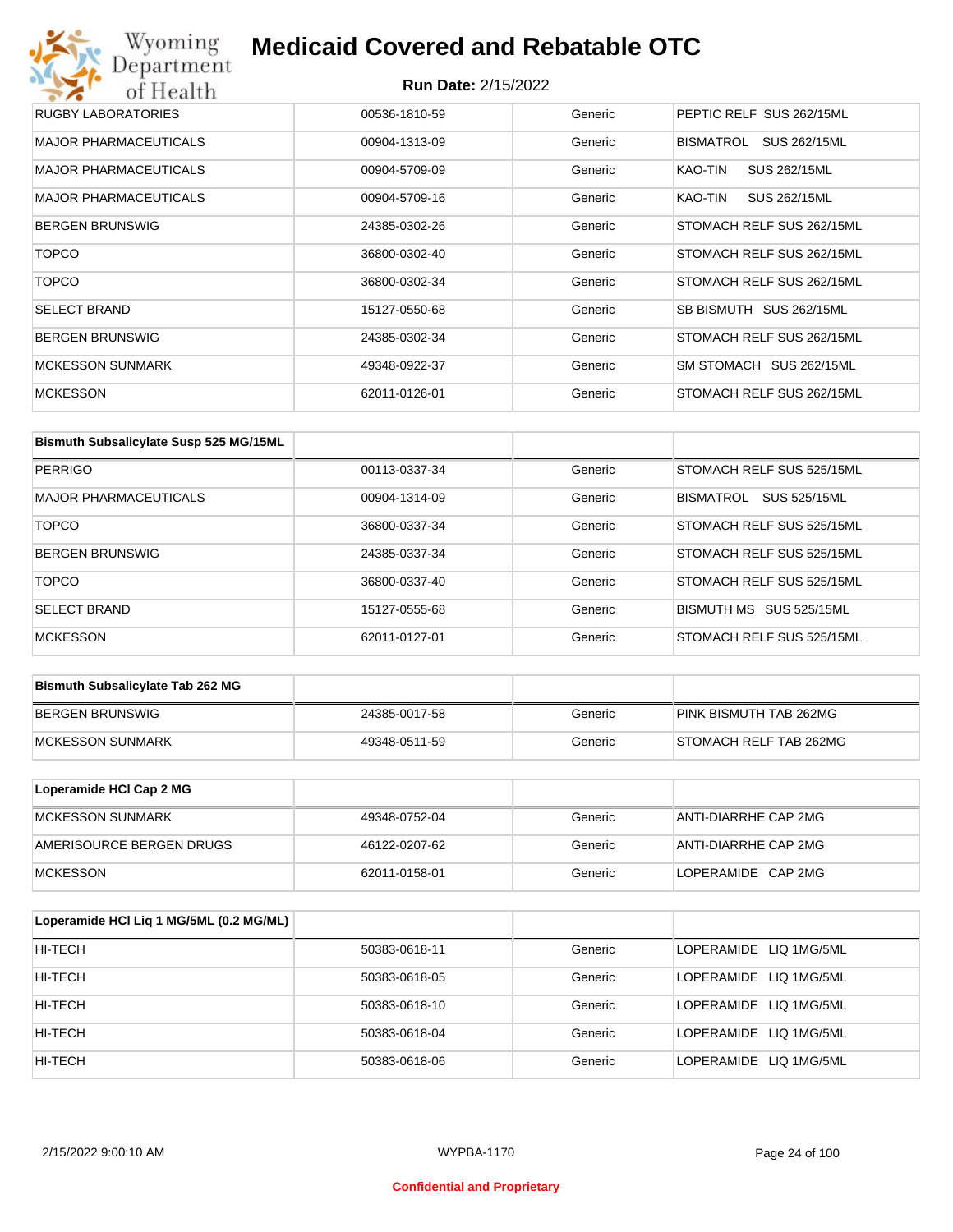# Medicaid Covered and Rebatable OTC

**Run Date:** 2/15/2022

| | | | |
|---|---|---|---|
| RUGBY LABORATORIES | 00536-1810-59 | Generic | PEPTIC RELF SUS 262/15ML |
| MAJOR PHARMACEUTICALS | 00904-1313-09 | Generic | BISMATROL SUS 262/15ML |
| MAJOR PHARMACEUTICALS | 00904-5709-09 | Generic | KAO-TIN SUS 262/15ML |
| MAJOR PHARMACEUTICALS | 00904-5709-16 | Generic | KAO-TIN SUS 262/15ML |
| BERGEN BRUNSWIG | 24385-0302-26 | Generic | STOMACH RELF SUS 262/15ML |
| TOPCO | 36800-0302-40 | Generic | STOMACH RELF SUS 262/15ML |
| TOPCO | 36800-0302-34 | Generic | STOMACH RELF SUS 262/15ML |
| SELECT BRAND | 15127-0550-68 | Generic | SB BISMUTH SUS 262/15ML |
| BERGEN BRUNSWIG | 24385-0302-34 | Generic | STOMACH RELF SUS 262/15ML |
| MCKESSON SUNMARK | 49348-0922-37 | Generic | SM STOMACH SUS 262/15ML |
| MCKESSON | 62011-0126-01 | Generic | STOMACH RELF SUS 262/15ML |

| Bismuth Subsalicylate Susp 525 MG/15ML | | | |
|---|---|---|---|
| PERRIGO | 00113-0337-34 | Generic | STOMACH RELF SUS 525/15ML |
| MAJOR PHARMACEUTICALS | 00904-1314-09 | Generic | BISMATROL SUS 525/15ML |
| TOPCO | 36800-0337-34 | Generic | STOMACH RELF SUS 525/15ML |
| BERGEN BRUNSWIG | 24385-0337-34 | Generic | STOMACH RELF SUS 525/15ML |
| TOPCO | 36800-0337-40 | Generic | STOMACH RELF SUS 525/15ML |
| SELECT BRAND | 15127-0555-68 | Generic | BISMUTH MS SUS 525/15ML |
| MCKESSON | 62011-0127-01 | Generic | STOMACH RELF SUS 525/15ML |

| Bismuth Subsalicylate Tab 262 MG | | | |
|---|---|---|---|
| BERGEN BRUNSWIG | 24385-0017-58 | Generic | PINK BISMUTH TAB 262MG |
| MCKESSON SUNMARK | 49348-0511-59 | Generic | STOMACH RELF TAB 262MG |

| Loperamide HCl Cap 2 MG | | | |
|---|---|---|---|
| MCKESSON SUNMARK | 49348-0752-04 | Generic | ANTI-DIARRHE CAP 2MG |
| AMERISOURCE BERGEN DRUGS | 46122-0207-62 | Generic | ANTI-DIARRHE CAP 2MG |
| MCKESSON | 62011-0158-01 | Generic | LOPERAMIDE CAP 2MG |

| Loperamide HCl Liq 1 MG/5ML (0.2 MG/ML) | | | |
|---|---|---|---|
| HI-TECH | 50383-0618-11 | Generic | LOPERAMIDE LIQ 1MG/5ML |
| HI-TECH | 50383-0618-05 | Generic | LOPERAMIDE LIQ 1MG/5ML |
| HI-TECH | 50383-0618-10 | Generic | LOPERAMIDE LIQ 1MG/5ML |
| HI-TECH | 50383-0618-04 | Generic | LOPERAMIDE LIQ 1MG/5ML |
| HI-TECH | 50383-0618-06 | Generic | LOPERAMIDE LIQ 1MG/5ML |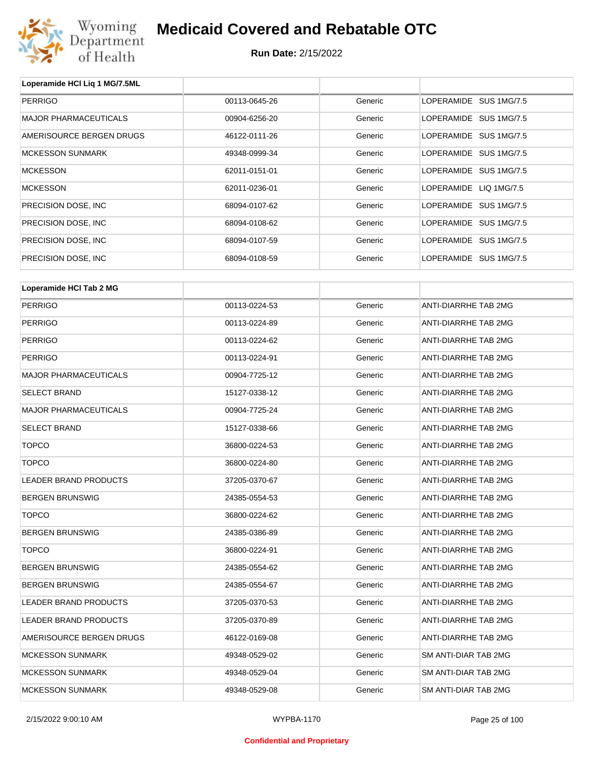| Loperamide HCl Liq 1 MG/7.5ML | | | |
|---|---|---|---|
| PERRIGO | 00113-0645-26 | Generic | LOPERAMIDE SUS 1MG/7.5 |
| MAJOR PHARMACEUTICALS | 00904-6256-20 | Generic | LOPERAMIDE SUS 1MG/7.5 |
| AMERISOURCE BERGEN DRUGS | 46122-0111-26 | Generic | LOPERAMIDE SUS 1MG/7.5 |
| MCKESSON SUNMARK | 49348-0999-34 | Generic | LOPERAMIDE SUS 1MG/7.5 |
| MCKESSON | 62011-0151-01 | Generic | LOPERAMIDE SUS 1MG/7.5 |
| MCKESSON | 62011-0236-01 | Generic | LOPERAMIDE LIQ 1MG/7.5 |
| PRECISION DOSE, INC | 68094-0107-62 | Generic | LOPERAMIDE SUS 1MG/7.5 |
| PRECISION DOSE, INC | 68094-0108-62 | Generic | LOPERAMIDE SUS 1MG/7.5 |
| PRECISION DOSE, INC | 68094-0107-59 | Generic | LOPERAMIDE SUS 1MG/7.5 |
| PRECISION DOSE, INC | 68094-0108-59 | Generic | LOPERAMIDE SUS 1MG/7.5 |

| Loperamide HCl Tab 2 MG | | | |
|---|---|---|---|
| PERRIGO | 00113-0224-53 | Generic | ANTI-DIARRHE TAB 2MG |
| PERRIGO | 00113-0224-89 | Generic | ANTI-DIARRHE TAB 2MG |
| PERRIGO | 00113-0224-62 | Generic | ANTI-DIARRHE TAB 2MG |
| PERRIGO | 00113-0224-91 | Generic | ANTI-DIARRHE TAB 2MG |
| MAJOR PHARMACEUTICALS | 00904-7725-12 | Generic | ANTI-DIARRHE TAB 2MG |
| SELECT BRAND | 15127-0338-12 | Generic | ANTI-DIARRHE TAB 2MG |
| MAJOR PHARMACEUTICALS | 00904-7725-24 | Generic | ANTI-DIARRHE TAB 2MG |
| SELECT BRAND | 15127-0338-66 | Generic | ANTI-DIARRHE TAB 2MG |
| TOPCO | 36800-0224-53 | Generic | ANTI-DIARRHE TAB 2MG |
| TOPCO | 36800-0224-80 | Generic | ANTI-DIARRHE TAB 2MG |
| LEADER BRAND PRODUCTS | 37205-0370-67 | Generic | ANTI-DIARRHE TAB 2MG |
| BERGEN BRUNSWIG | 24385-0554-53 | Generic | ANTI-DIARRHE TAB 2MG |
| TOPCO | 36800-0224-62 | Generic | ANTI-DIARRHE TAB 2MG |
| BERGEN BRUNSWIG | 24385-0386-89 | Generic | ANTI-DIARRHE TAB 2MG |
| TOPCO | 36800-0224-91 | Generic | ANTI-DIARRHE TAB 2MG |
| BERGEN BRUNSWIG | 24385-0554-62 | Generic | ANTI-DIARRHE TAB 2MG |
| BERGEN BRUNSWIG | 24385-0554-67 | Generic | ANTI-DIARRHE TAB 2MG |
| LEADER BRAND PRODUCTS | 37205-0370-53 | Generic | ANTI-DIARRHE TAB 2MG |
| LEADER BRAND PRODUCTS | 37205-0370-89 | Generic | ANTI-DIARRHE TAB 2MG |
| AMERISOURCE BERGEN DRUGS | 46122-0169-08 | Generic | ANTI-DIARRHE TAB 2MG |
| MCKESSON SUNMARK | 49348-0529-02 | Generic | SM ANTI-DIAR TAB 2MG |
| MCKESSON SUNMARK | 49348-0529-04 | Generic | SM ANTI-DIAR TAB 2MG |
| MCKESSON SUNMARK | 49348-0529-08 | Generic | SM ANTI-DIAR TAB 2MG |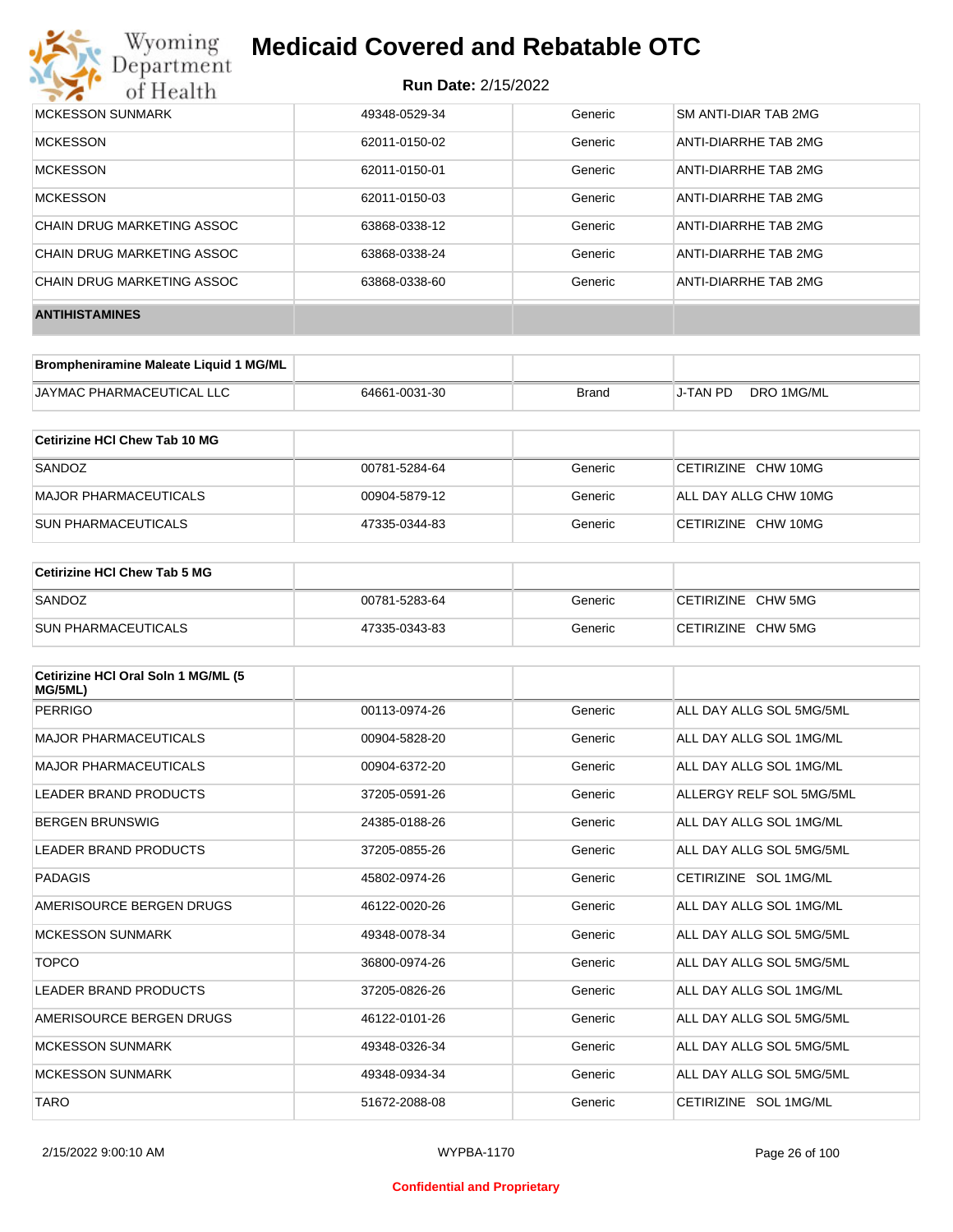| | | | |
|---|---|---|---|
| MCKESSON SUNMARK | 49348-0529-34 | Generic | SM ANTI-DIAR TAB 2MG |
| MCKESSON | 62011-0150-02 | Generic | ANTI-DIARRHE TAB 2MG |
| MCKESSON | 62011-0150-01 | Generic | ANTI-DIARRHE TAB 2MG |
| MCKESSON | 62011-0150-03 | Generic | ANTI-DIARRHE TAB 2MG |
| CHAIN DRUG MARKETING ASSOC | 63868-0338-12 | Generic | ANTI-DIARRHE TAB 2MG |
| CHAIN DRUG MARKETING ASSOC | 63868-0338-24 | Generic | ANTI-DIARRHE TAB 2MG |
| CHAIN DRUG MARKETING ASSOC | 63868-0338-60 | Generic | ANTI-DIARRHE TAB 2MG |

**ANTIHISTAMINES**

| Brompheniramine Maleate Liquid 1 MG/ML | | | |
|---|---|---|---|
| JAYMAC PHARMACEUTICAL LLC | 64661-0031-30 | Brand | J-TAN PD DRO 1MG/ML |

| Cetirizine HCl Chew Tab 10 MG | | | |
|---|---|---|---|
| SANDOZ | 00781-5284-64 | Generic | CETIRIZINE CHW 10MG |
| MAJOR PHARMACEUTICALS | 00904-5879-12 | Generic | ALL DAY ALLG CHW 10MG |
| SUN PHARMACEUTICALS | 47335-0344-83 | Generic | CETIRIZINE CHW 10MG |

| Cetirizine HCl Chew Tab 5 MG | | | |
|---|---|---|---|
| SANDOZ | 00781-5283-64 | Generic | CETIRIZINE CHW 5MG |
| SUN PHARMACEUTICALS | 47335-0343-83 | Generic | CETIRIZINE CHW 5MG |

| Cetirizine HCl Oral Soln 1 MG/ML (5 MG/5ML) | | | |
|---|---|---|---|
| PERRIGO | 00113-0974-26 | Generic | ALL DAY ALLG SOL 5MG/5ML |
| MAJOR PHARMACEUTICALS | 00904-5828-20 | Generic | ALL DAY ALLG SOL 1MG/ML |
| MAJOR PHARMACEUTICALS | 00904-6372-20 | Generic | ALL DAY ALLG SOL 1MG/ML |
| LEADER BRAND PRODUCTS | 37205-0591-26 | Generic | ALLERGY RELF SOL 5MG/5ML |
| BERGEN BRUNSWIG | 24385-0188-26 | Generic | ALL DAY ALLG SOL 1MG/ML |
| LEADER BRAND PRODUCTS | 37205-0855-26 | Generic | ALL DAY ALLG SOL 5MG/5ML |
| PADAGIS | 45802-0974-26 | Generic | CETIRIZINE SOL 1MG/ML |
| AMERISOURCE BERGEN DRUGS | 46122-0020-26 | Generic | ALL DAY ALLG SOL 1MG/ML |
| MCKESSON SUNMARK | 49348-0078-34 | Generic | ALL DAY ALLG SOL 5MG/5ML |
| TOPCO | 36800-0974-26 | Generic | ALL DAY ALLG SOL 5MG/5ML |
| LEADER BRAND PRODUCTS | 37205-0826-26 | Generic | ALL DAY ALLG SOL 1MG/ML |
| AMERISOURCE BERGEN DRUGS | 46122-0101-26 | Generic | ALL DAY ALLG SOL 5MG/5ML |
| MCKESSON SUNMARK | 49348-0326-34 | Generic | ALL DAY ALLG SOL 5MG/5ML |
| MCKESSON SUNMARK | 49348-0934-34 | Generic | ALL DAY ALLG SOL 5MG/5ML |
| TARO | 51672-2088-08 | Generic | CETIRIZINE SOL 1MG/ML |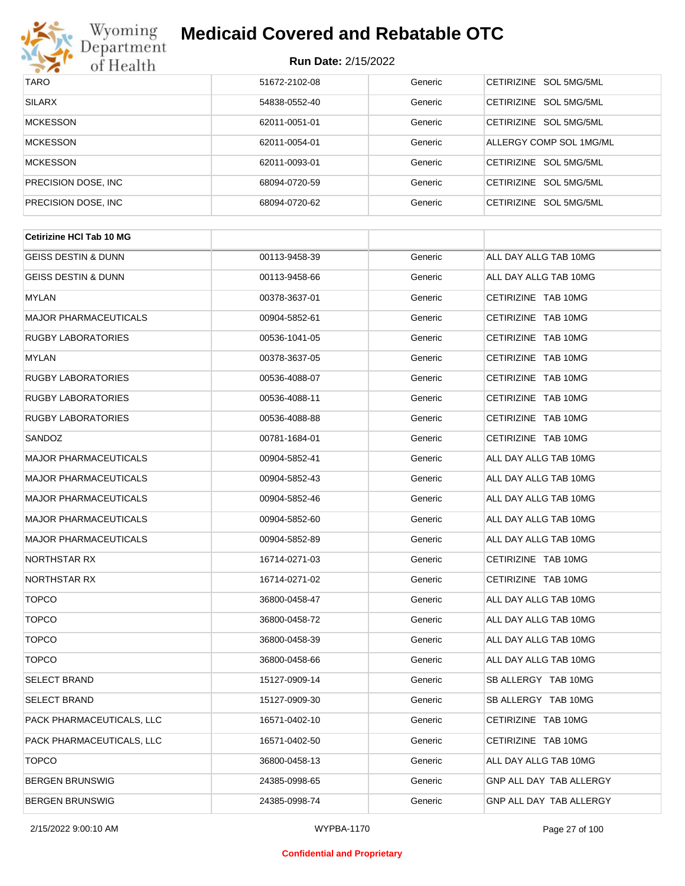| TARO | 51672-2102-08 | Generic | CETIRIZINE SOL 5MG/5ML |
|---|---|---|---|
| SILARX | 54838-0552-40 | Generic | CETIRIZINE SOL 5MG/5ML |
| MCKESSON | 62011-0051-01 | Generic | CETIRIZINE SOL 5MG/5ML |
| MCKESSON | 62011-0054-01 | Generic | ALLERGY COMP SOL 1MG/ML |
| MCKESSON | 62011-0093-01 | Generic | CETIRIZINE SOL 5MG/5ML |
| PRECISION DOSE, INC | 68094-0720-59 | Generic | CETIRIZINE SOL 5MG/5ML |
| PRECISION DOSE, INC | 68094-0720-62 | Generic | CETIRIZINE SOL 5MG/5ML |

| **Cetirizine HCl Tab 10 MG** | | | |
|---|---|---|---|
| GEISS DESTIN & DUNN | 00113-9458-39 | Generic | ALL DAY ALLG TAB 10MG |
| GEISS DESTIN & DUNN | 00113-9458-66 | Generic | ALL DAY ALLG TAB 10MG |
| MYLAN | 00378-3637-01 | Generic | CETIRIZINE TAB 10MG |
| MAJOR PHARMACEUTICALS | 00904-5852-61 | Generic | CETIRIZINE TAB 10MG |
| RUGBY LABORATORIES | 00536-1041-05 | Generic | CETIRIZINE TAB 10MG |
| MYLAN | 00378-3637-05 | Generic | CETIRIZINE TAB 10MG |
| RUGBY LABORATORIES | 00536-4088-07 | Generic | CETIRIZINE TAB 10MG |
| RUGBY LABORATORIES | 00536-4088-11 | Generic | CETIRIZINE TAB 10MG |
| RUGBY LABORATORIES | 00536-4088-88 | Generic | CETIRIZINE TAB 10MG |
| SANDOZ | 00781-1684-01 | Generic | CETIRIZINE TAB 10MG |
| MAJOR PHARMACEUTICALS | 00904-5852-41 | Generic | ALL DAY ALLG TAB 10MG |
| MAJOR PHARMACEUTICALS | 00904-5852-43 | Generic | ALL DAY ALLG TAB 10MG |
| MAJOR PHARMACEUTICALS | 00904-5852-46 | Generic | ALL DAY ALLG TAB 10MG |
| MAJOR PHARMACEUTICALS | 00904-5852-60 | Generic | ALL DAY ALLG TAB 10MG |
| MAJOR PHARMACEUTICALS | 00904-5852-89 | Generic | ALL DAY ALLG TAB 10MG |
| NORTHSTAR RX | 16714-0271-03 | Generic | CETIRIZINE TAB 10MG |
| NORTHSTAR RX | 16714-0271-02 | Generic | CETIRIZINE TAB 10MG |
| TOPCO | 36800-0458-47 | Generic | ALL DAY ALLG TAB 10MG |
| TOPCO | 36800-0458-72 | Generic | ALL DAY ALLG TAB 10MG |
| TOPCO | 36800-0458-39 | Generic | ALL DAY ALLG TAB 10MG |
| TOPCO | 36800-0458-66 | Generic | ALL DAY ALLG TAB 10MG |
| SELECT BRAND | 15127-0909-14 | Generic | SB ALLERGY TAB 10MG |
| SELECT BRAND | 15127-0909-30 | Generic | SB ALLERGY TAB 10MG |
| PACK PHARMACEUTICALS, LLC | 16571-0402-10 | Generic | CETIRIZINE TAB 10MG |
| PACK PHARMACEUTICALS, LLC | 16571-0402-50 | Generic | CETIRIZINE TAB 10MG |
| TOPCO | 36800-0458-13 | Generic | ALL DAY ALLG TAB 10MG |
| BERGEN BRUNSWIG | 24385-0998-65 | Generic | GNP ALL DAY TAB ALLERGY |
| BERGEN BRUNSWIG | 24385-0998-74 | Generic | GNP ALL DAY TAB ALLERGY |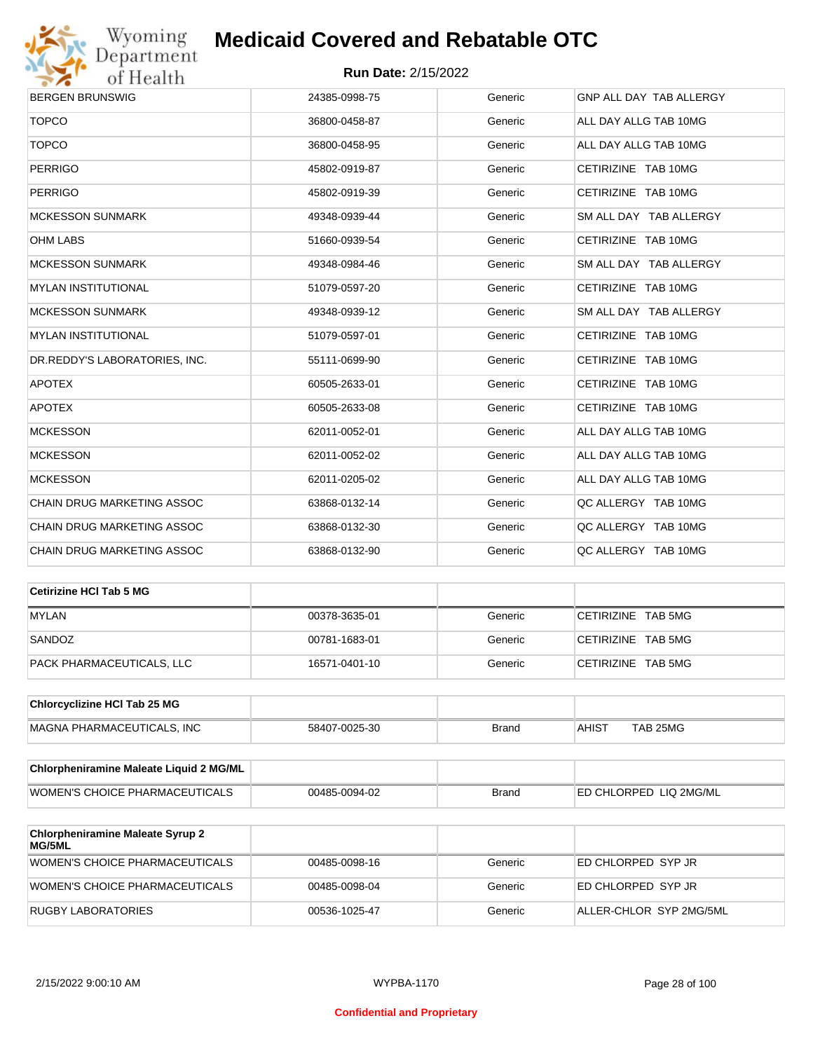| | | | |
|---|---|---|---|
| BERGEN BRUNSWIG | 24385-0998-75 | Generic | GNP ALL DAY TAB ALLERGY |
| TOPCO | 36800-0458-87 | Generic | ALL DAY ALLG TAB 10MG |
| TOPCO | 36800-0458-95 | Generic | ALL DAY ALLG TAB 10MG |
| PERRIGO | 45802-0919-87 | Generic | CETIRIZINE TAB 10MG |
| PERRIGO | 45802-0919-39 | Generic | CETIRIZINE TAB 10MG |
| MCKESSON SUNMARK | 49348-0939-44 | Generic | SM ALL DAY TAB ALLERGY |
| OHM LABS | 51660-0939-54 | Generic | CETIRIZINE TAB 10MG |
| MCKESSON SUNMARK | 49348-0984-46 | Generic | SM ALL DAY TAB ALLERGY |
| MYLAN INSTITUTIONAL | 51079-0597-20 | Generic | CETIRIZINE TAB 10MG |
| MCKESSON SUNMARK | 49348-0939-12 | Generic | SM ALL DAY TAB ALLERGY |
| MYLAN INSTITUTIONAL | 51079-0597-01 | Generic | CETIRIZINE TAB 10MG |
| DR.REDDY'S LABORATORIES, INC. | 55111-0699-90 | Generic | CETIRIZINE TAB 10MG |
| APOTEX | 60505-2633-01 | Generic | CETIRIZINE TAB 10MG |
| APOTEX | 60505-2633-08 | Generic | CETIRIZINE TAB 10MG |
| MCKESSON | 62011-0052-01 | Generic | ALL DAY ALLG TAB 10MG |
| MCKESSON | 62011-0052-02 | Generic | ALL DAY ALLG TAB 10MG |
| MCKESSON | 62011-0205-02 | Generic | ALL DAY ALLG TAB 10MG |
| CHAIN DRUG MARKETING ASSOC | 63868-0132-14 | Generic | QC ALLERGY TAB 10MG |
| CHAIN DRUG MARKETING ASSOC | 63868-0132-30 | Generic | QC ALLERGY TAB 10MG |
| CHAIN DRUG MARKETING ASSOC | 63868-0132-90 | Generic | QC ALLERGY TAB 10MG |

| **Cetirizine HCl Tab 5 MG** | | | |
|---|---|---|---|
| MYLAN | 00378-3635-01 | Generic | CETIRIZINE TAB 5MG |
| SANDOZ | 00781-1683-01 | Generic | CETIRIZINE TAB 5MG |
| PACK PHARMACEUTICALS, LLC | 16571-0401-10 | Generic | CETIRIZINE TAB 5MG |

| **Chlorcyclizine HCl Tab 25 MG** | | | |
|---|---|---|---|
| MAGNA PHARMACEUTICALS, INC | 58407-0025-30 | Brand | AHIST TAB 25MG |

| **Chlorpheniramine Maleate Liquid 2 MG/ML** | | | |
|---|---|---|---|
| WOMEN'S CHOICE PHARMACEUTICALS | 00485-0094-02 | Brand | ED CHLORPED LIQ 2MG/ML |

| **Chlorpheniramine Maleate Syrup 2 MG/5ML** | | | |
|---|---|---|---|
| WOMEN'S CHOICE PHARMACEUTICALS | 00485-0098-16 | Generic | ED CHLORPED SYP JR |
| WOMEN'S CHOICE PHARMACEUTICALS | 00485-0098-04 | Generic | ED CHLORPED SYP JR |
| RUGBY LABORATORIES | 00536-1025-47 | Generic | ALLER-CHLOR SYP 2MG/5ML |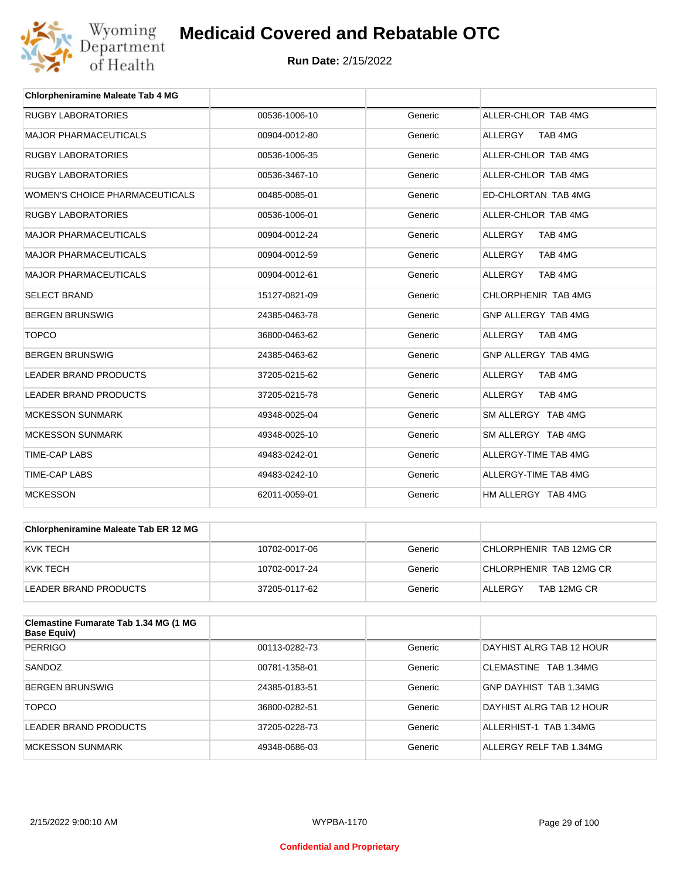# Medicaid Covered and Rebatable OTC

**Run Date:** 2/15/2022

| Chlorpheniramine Maleate Tab 4 MG | | | |
|---|---|---|---|
| RUGBY LABORATORIES | 00536-1006-10 | Generic | ALLER-CHLOR TAB 4MG |
| MAJOR PHARMACEUTICALS | 00904-0012-80 | Generic | ALLERGY TAB 4MG |
| RUGBY LABORATORIES | 00536-1006-35 | Generic | ALLER-CHLOR TAB 4MG |
| RUGBY LABORATORIES | 00536-3467-10 | Generic | ALLER-CHLOR TAB 4MG |
| WOMEN'S CHOICE PHARMACEUTICALS | 00485-0085-01 | Generic | ED-CHLORTAN TAB 4MG |
| RUGBY LABORATORIES | 00536-1006-01 | Generic | ALLER-CHLOR TAB 4MG |
| MAJOR PHARMACEUTICALS | 00904-0012-24 | Generic | ALLERGY TAB 4MG |
| MAJOR PHARMACEUTICALS | 00904-0012-59 | Generic | ALLERGY TAB 4MG |
| MAJOR PHARMACEUTICALS | 00904-0012-61 | Generic | ALLERGY TAB 4MG |
| SELECT BRAND | 15127-0821-09 | Generic | CHLORPHENIR TAB 4MG |
| BERGEN BRUNSWIG | 24385-0463-78 | Generic | GNP ALLERGY TAB 4MG |
| TOPCO | 36800-0463-62 | Generic | ALLERGY TAB 4MG |
| BERGEN BRUNSWIG | 24385-0463-62 | Generic | GNP ALLERGY TAB 4MG |
| LEADER BRAND PRODUCTS | 37205-0215-62 | Generic | ALLERGY TAB 4MG |
| LEADER BRAND PRODUCTS | 37205-0215-78 | Generic | ALLERGY TAB 4MG |
| MCKESSON SUNMARK | 49348-0025-04 | Generic | SM ALLERGY TAB 4MG |
| MCKESSON SUNMARK | 49348-0025-10 | Generic | SM ALLERGY TAB 4MG |
| TIME-CAP LABS | 49483-0242-01 | Generic | ALLERGY-TIME TAB 4MG |
| TIME-CAP LABS | 49483-0242-10 | Generic | ALLERGY-TIME TAB 4MG |
| MCKESSON | 62011-0059-01 | Generic | HM ALLERGY TAB 4MG |

| Chlorpheniramine Maleate Tab ER 12 MG | | | |
|---|---|---|---|
| KVK TECH | 10702-0017-06 | Generic | CHLORPHENIR TAB 12MG CR |
| KVK TECH | 10702-0017-24 | Generic | CHLORPHENIR TAB 12MG CR |
| LEADER BRAND PRODUCTS | 37205-0117-62 | Generic | ALLERGY TAB 12MG CR |

| Clemastine Fumarate Tab 1.34 MG (1 MG Base Equiv) | | | |
|---|---|---|---|
| PERRIGO | 00113-0282-73 | Generic | DAYHIST ALRG TAB 12 HOUR |
| SANDOZ | 00781-1358-01 | Generic | CLEMASTINE TAB 1.34MG |
| BERGEN BRUNSWIG | 24385-0183-51 | Generic | GNP DAYHIST TAB 1.34MG |
| TOPCO | 36800-0282-51 | Generic | DAYHIST ALRG TAB 12 HOUR |
| LEADER BRAND PRODUCTS | 37205-0228-73 | Generic | ALLERHIST-1 TAB 1.34MG |
| MCKESSON SUNMARK | 49348-0686-03 | Generic | ALLERGY RELF TAB 1.34MG |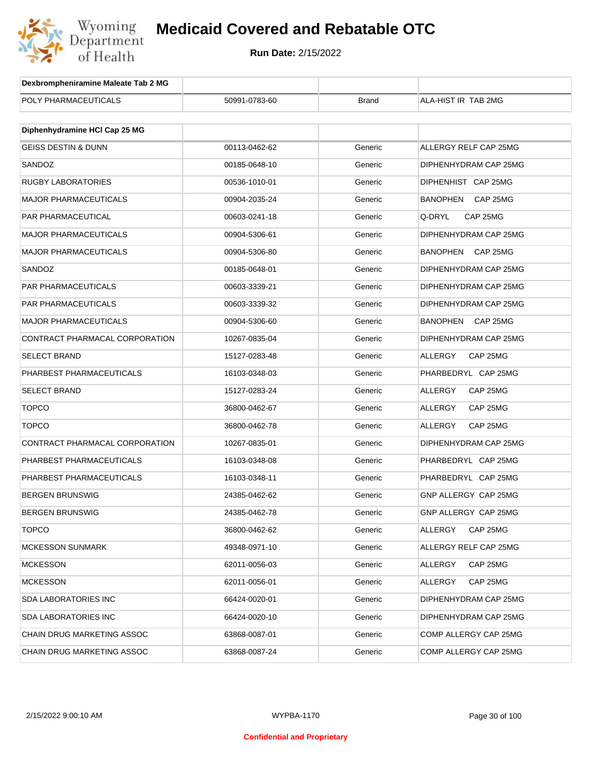# Medicaid Covered and Rebatable OTC

**Run Date:** 2/15/2022

| Dexbrompheniramine Maleate Tab 2 MG | | | |
|---|---|---|---|
| POLY PHARMACEUTICALS | 50991-0783-60 | Brand | ALA-HIST IR TAB 2MG |

| Diphenhydramine HCl Cap 25 MG | | | |
|---|---|---|---|
| GEISS DESTIN & DUNN | 00113-0462-62 | Generic | ALLERGY RELF CAP 25MG |
| SANDOZ | 00185-0648-10 | Generic | DIPHENHYDRAM CAP 25MG |
| RUGBY LABORATORIES | 00536-1010-01 | Generic | DIPHENHIST CAP 25MG |
| MAJOR PHARMACEUTICALS | 00904-2035-24 | Generic | BANOPHEN CAP 25MG |
| PAR PHARMACEUTICAL | 00603-0241-18 | Generic | Q-DRYL CAP 25MG |
| MAJOR PHARMACEUTICALS | 00904-5306-61 | Generic | DIPHENHYDRAM CAP 25MG |
| MAJOR PHARMACEUTICALS | 00904-5306-80 | Generic | BANOPHEN CAP 25MG |
| SANDOZ | 00185-0648-01 | Generic | DIPHENHYDRAM CAP 25MG |
| PAR PHARMACEUTICALS | 00603-3339-21 | Generic | DIPHENHYDRAM CAP 25MG |
| PAR PHARMACEUTICALS | 00603-3339-32 | Generic | DIPHENHYDRAM CAP 25MG |
| MAJOR PHARMACEUTICALS | 00904-5306-60 | Generic | BANOPHEN CAP 25MG |
| CONTRACT PHARMACAL CORPORATION | 10267-0835-04 | Generic | DIPHENHYDRAM CAP 25MG |
| SELECT BRAND | 15127-0283-48 | Generic | ALLERGY CAP 25MG |
| PHARBEST PHARMACEUTICALS | 16103-0348-03 | Generic | PHARBEDRYL CAP 25MG |
| SELECT BRAND | 15127-0283-24 | Generic | ALLERGY CAP 25MG |
| TOPCO | 36800-0462-67 | Generic | ALLERGY CAP 25MG |
| TOPCO | 36800-0462-78 | Generic | ALLERGY CAP 25MG |
| CONTRACT PHARMACAL CORPORATION | 10267-0835-01 | Generic | DIPHENHYDRAM CAP 25MG |
| PHARBEST PHARMACEUTICALS | 16103-0348-08 | Generic | PHARBEDRYL CAP 25MG |
| PHARBEST PHARMACEUTICALS | 16103-0348-11 | Generic | PHARBEDRYL CAP 25MG |
| BERGEN BRUNSWIG | 24385-0462-62 | Generic | GNP ALLERGY CAP 25MG |
| BERGEN BRUNSWIG | 24385-0462-78 | Generic | GNP ALLERGY CAP 25MG |
| TOPCO | 36800-0462-62 | Generic | ALLERGY CAP 25MG |
| MCKESSON SUNMARK | 49348-0971-10 | Generic | ALLERGY RELF CAP 25MG |
| MCKESSON | 62011-0056-03 | Generic | ALLERGY CAP 25MG |
| MCKESSON | 62011-0056-01 | Generic | ALLERGY CAP 25MG |
| SDA LABORATORIES INC | 66424-0020-01 | Generic | DIPHENHYDRAM CAP 25MG |
| SDA LABORATORIES INC | 66424-0020-10 | Generic | DIPHENHYDRAM CAP 25MG |
| CHAIN DRUG MARKETING ASSOC | 63868-0087-01 | Generic | COMP ALLERGY CAP 25MG |
| CHAIN DRUG MARKETING ASSOC | 63868-0087-24 | Generic | COMP ALLERGY CAP 25MG |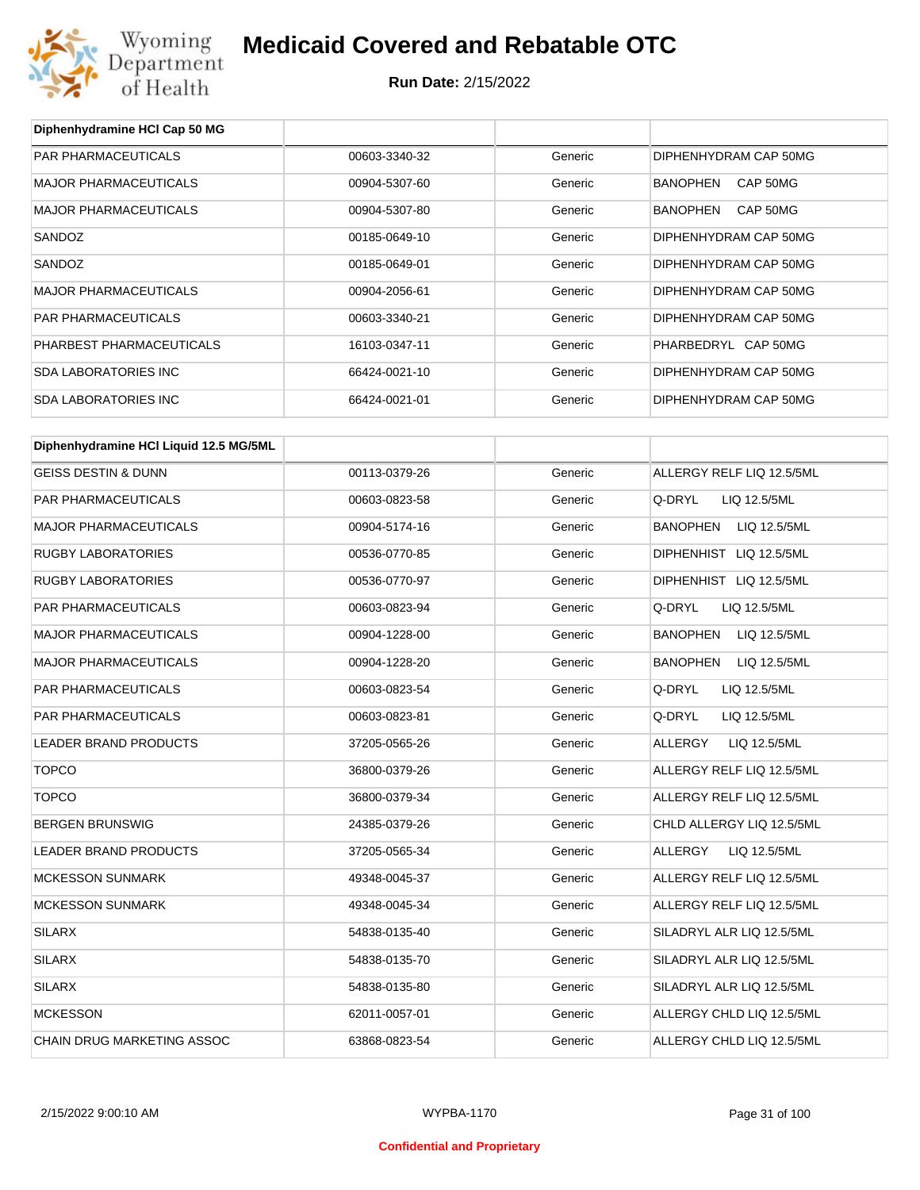# Medicaid Covered and Rebatable OTC

**Run Date:** 2/15/2022

| Diphenhydramine HCl Cap 50 MG | | | |
|---|---|---|---|
| PAR PHARMACEUTICALS | 00603-3340-32 | Generic | DIPHENHYDRAM CAP 50MG |
| MAJOR PHARMACEUTICALS | 00904-5307-60 | Generic | BANOPHEN CAP 50MG |
| MAJOR PHARMACEUTICALS | 00904-5307-80 | Generic | BANOPHEN CAP 50MG |
| SANDOZ | 00185-0649-10 | Generic | DIPHENHYDRAM CAP 50MG |
| SANDOZ | 00185-0649-01 | Generic | DIPHENHYDRAM CAP 50MG |
| MAJOR PHARMACEUTICALS | 00904-2056-61 | Generic | DIPHENHYDRAM CAP 50MG |
| PAR PHARMACEUTICALS | 00603-3340-21 | Generic | DIPHENHYDRAM CAP 50MG |
| PHARBEST PHARMACEUTICALS | 16103-0347-11 | Generic | PHARBEDRYL CAP 50MG |
| SDA LABORATORIES INC | 66424-0021-10 | Generic | DIPHENHYDRAM CAP 50MG |
| SDA LABORATORIES INC | 66424-0021-01 | Generic | DIPHENHYDRAM CAP 50MG |

| Diphenhydramine HCl Liquid 12.5 MG/5ML | | | |
|---|---|---|---|
| GEISS DESTIN & DUNN | 00113-0379-26 | Generic | ALLERGY RELF LIQ 12.5/5ML |
| PAR PHARMACEUTICALS | 00603-0823-58 | Generic | Q-DRYL LIQ 12.5/5ML |
| MAJOR PHARMACEUTICALS | 00904-5174-16 | Generic | BANOPHEN LIQ 12.5/5ML |
| RUGBY LABORATORIES | 00536-0770-85 | Generic | DIPHENHIST LIQ 12.5/5ML |
| RUGBY LABORATORIES | 00536-0770-97 | Generic | DIPHENHIST LIQ 12.5/5ML |
| PAR PHARMACEUTICALS | 00603-0823-94 | Generic | Q-DRYL LIQ 12.5/5ML |
| MAJOR PHARMACEUTICALS | 00904-1228-00 | Generic | BANOPHEN LIQ 12.5/5ML |
| MAJOR PHARMACEUTICALS | 00904-1228-20 | Generic | BANOPHEN LIQ 12.5/5ML |
| PAR PHARMACEUTICALS | 00603-0823-54 | Generic | Q-DRYL LIQ 12.5/5ML |
| PAR PHARMACEUTICALS | 00603-0823-81 | Generic | Q-DRYL LIQ 12.5/5ML |
| LEADER BRAND PRODUCTS | 37205-0565-26 | Generic | ALLERGY LIQ 12.5/5ML |
| TOPCO | 36800-0379-26 | Generic | ALLERGY RELF LIQ 12.5/5ML |
| TOPCO | 36800-0379-34 | Generic | ALLERGY RELF LIQ 12.5/5ML |
| BERGEN BRUNSWIG | 24385-0379-26 | Generic | CHLD ALLERGY LIQ 12.5/5ML |
| LEADER BRAND PRODUCTS | 37205-0565-34 | Generic | ALLERGY LIQ 12.5/5ML |
| MCKESSON SUNMARK | 49348-0045-37 | Generic | ALLERGY RELF LIQ 12.5/5ML |
| MCKESSON SUNMARK | 49348-0045-34 | Generic | ALLERGY RELF LIQ 12.5/5ML |
| SILARX | 54838-0135-40 | Generic | SILADRYL ALR LIQ 12.5/5ML |
| SILARX | 54838-0135-70 | Generic | SILADRYL ALR LIQ 12.5/5ML |
| SILARX | 54838-0135-80 | Generic | SILADRYL ALR LIQ 12.5/5ML |
| MCKESSON | 62011-0057-01 | Generic | ALLERGY CHLD LIQ 12.5/5ML |
| CHAIN DRUG MARKETING ASSOC | 63868-0823-54 | Generic | ALLERGY CHLD LIQ 12.5/5ML |

WYPBA-1170

**Confidential and Proprietary**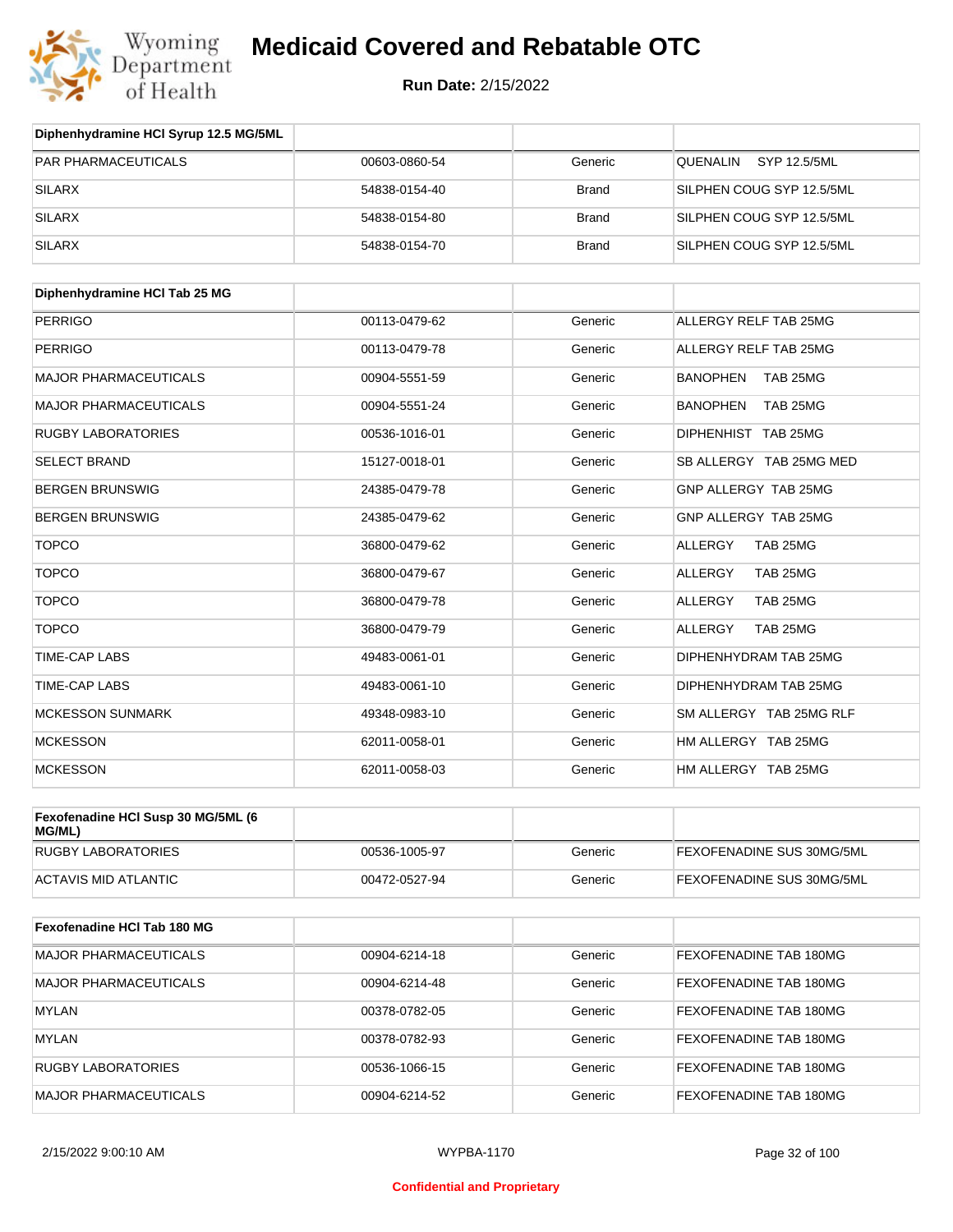| Diphenhydramine HCl Syrup 12.5 MG/5ML | | | |
|---|---|---|---|
| PAR PHARMACEUTICALS | 00603-0860-54 | Generic | QUENALIN SYP 12.5/5ML |
| SILARX | 54838-0154-40 | Brand | SILPHEN COUG SYP 12.5/5ML |
| SILARX | 54838-0154-80 | Brand | SILPHEN COUG SYP 12.5/5ML |
| SILARX | 54838-0154-70 | Brand | SILPHEN COUG SYP 12.5/5ML |

| Diphenhydramine HCl Tab 25 MG | | | |
|---|---|---|---|
| PERRIGO | 00113-0479-62 | Generic | ALLERGY RELF TAB 25MG |
| PERRIGO | 00113-0479-78 | Generic | ALLERGY RELF TAB 25MG |
| MAJOR PHARMACEUTICALS | 00904-5551-59 | Generic | BANOPHEN TAB 25MG |
| MAJOR PHARMACEUTICALS | 00904-5551-24 | Generic | BANOPHEN TAB 25MG |
| RUGBY LABORATORIES | 00536-1016-01 | Generic | DIPHENHIST TAB 25MG |
| SELECT BRAND | 15127-0018-01 | Generic | SB ALLERGY TAB 25MG MED |
| BERGEN BRUNSWIG | 24385-0479-78 | Generic | GNP ALLERGY TAB 25MG |
| BERGEN BRUNSWIG | 24385-0479-62 | Generic | GNP ALLERGY TAB 25MG |
| TOPCO | 36800-0479-62 | Generic | ALLERGY TAB 25MG |
| TOPCO | 36800-0479-67 | Generic | ALLERGY TAB 25MG |
| TOPCO | 36800-0479-78 | Generic | ALLERGY TAB 25MG |
| TOPCO | 36800-0479-79 | Generic | ALLERGY TAB 25MG |
| TIME-CAP LABS | 49483-0061-01 | Generic | DIPHENHYDRAM TAB 25MG |
| TIME-CAP LABS | 49483-0061-10 | Generic | DIPHENHYDRAM TAB 25MG |
| MCKESSON SUNMARK | 49348-0983-10 | Generic | SM ALLERGY TAB 25MG RLF |
| MCKESSON | 62011-0058-01 | Generic | HM ALLERGY TAB 25MG |
| MCKESSON | 62011-0058-03 | Generic | HM ALLERGY TAB 25MG |

| Fexofenadine HCl Susp 30 MG/5ML (6 MG/ML) | | | |
|---|---|---|---|
| RUGBY LABORATORIES | 00536-1005-97 | Generic | FEXOFENADINE SUS 30MG/5ML |
| ACTAVIS MID ATLANTIC | 00472-0527-94 | Generic | FEXOFENADINE SUS 30MG/5ML |

| Fexofenadine HCl Tab 180 MG | | | |
|---|---|---|---|
| MAJOR PHARMACEUTICALS | 00904-6214-18 | Generic | FEXOFENADINE TAB 180MG |
| MAJOR PHARMACEUTICALS | 00904-6214-48 | Generic | FEXOFENADINE TAB 180MG |
| MYLAN | 00378-0782-05 | Generic | FEXOFENADINE TAB 180MG |
| MYLAN | 00378-0782-93 | Generic | FEXOFENADINE TAB 180MG |
| RUGBY LABORATORIES | 00536-1066-15 | Generic | FEXOFENADINE TAB 180MG |
| MAJOR PHARMACEUTICALS | 00904-6214-52 | Generic | FEXOFENADINE TAB 180MG |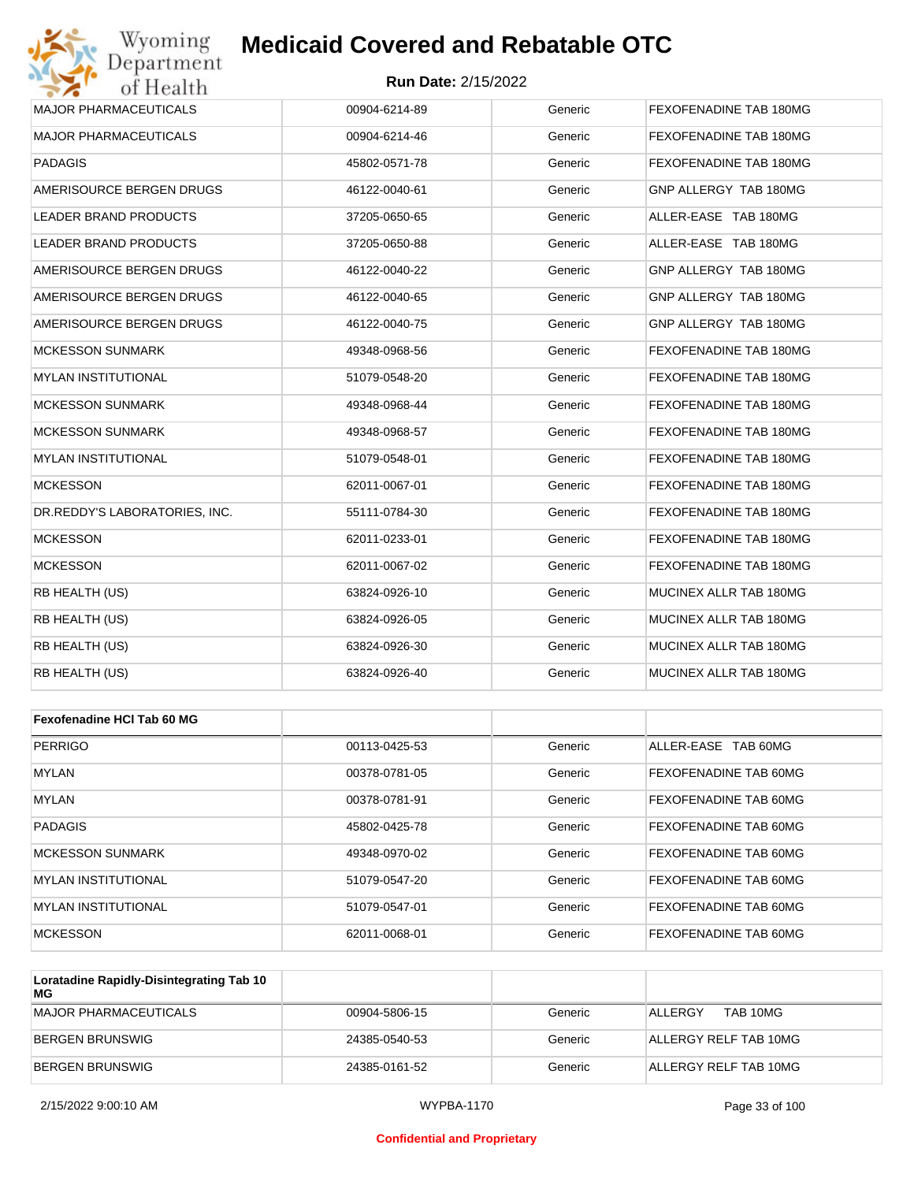| | | | |
|---|---|---|---|
| MAJOR PHARMACEUTICALS | 00904-6214-89 | Generic | FEXOFENADINE TAB 180MG |
| MAJOR PHARMACEUTICALS | 00904-6214-46 | Generic | FEXOFENADINE TAB 180MG |
| PADAGIS | 45802-0571-78 | Generic | FEXOFENADINE TAB 180MG |
| AMERISOURCE BERGEN DRUGS | 46122-0040-61 | Generic | GNP ALLERGY TAB 180MG |
| LEADER BRAND PRODUCTS | 37205-0650-65 | Generic | ALLER-EASE TAB 180MG |
| LEADER BRAND PRODUCTS | 37205-0650-88 | Generic | ALLER-EASE TAB 180MG |
| AMERISOURCE BERGEN DRUGS | 46122-0040-22 | Generic | GNP ALLERGY TAB 180MG |
| AMERISOURCE BERGEN DRUGS | 46122-0040-65 | Generic | GNP ALLERGY TAB 180MG |
| AMERISOURCE BERGEN DRUGS | 46122-0040-75 | Generic | GNP ALLERGY TAB 180MG |
| MCKESSON SUNMARK | 49348-0968-56 | Generic | FEXOFENADINE TAB 180MG |
| MYLAN INSTITUTIONAL | 51079-0548-20 | Generic | FEXOFENADINE TAB 180MG |
| MCKESSON SUNMARK | 49348-0968-44 | Generic | FEXOFENADINE TAB 180MG |
| MCKESSON SUNMARK | 49348-0968-57 | Generic | FEXOFENADINE TAB 180MG |
| MYLAN INSTITUTIONAL | 51079-0548-01 | Generic | FEXOFENADINE TAB 180MG |
| MCKESSON | 62011-0067-01 | Generic | FEXOFENADINE TAB 180MG |
| DR.REDDY'S LABORATORIES, INC. | 55111-0784-30 | Generic | FEXOFENADINE TAB 180MG |
| MCKESSON | 62011-0233-01 | Generic | FEXOFENADINE TAB 180MG |
| MCKESSON | 62011-0067-02 | Generic | FEXOFENADINE TAB 180MG |
| RB HEALTH (US) | 63824-0926-10 | Generic | MUCINEX ALLR TAB 180MG |
| RB HEALTH (US) | 63824-0926-05 | Generic | MUCINEX ALLR TAB 180MG |
| RB HEALTH (US) | 63824-0926-30 | Generic | MUCINEX ALLR TAB 180MG |
| RB HEALTH (US) | 63824-0926-40 | Generic | MUCINEX ALLR TAB 180MG |

| **Fexofenadine HCl Tab 60 MG** | | | |
|---|---|---|---|
| PERRIGO | 00113-0425-53 | Generic | ALLER-EASE TAB 60MG |
| MYLAN | 00378-0781-05 | Generic | FEXOFENADINE TAB 60MG |
| MYLAN | 00378-0781-91 | Generic | FEXOFENADINE TAB 60MG |
| PADAGIS | 45802-0425-78 | Generic | FEXOFENADINE TAB 60MG |
| MCKESSON SUNMARK | 49348-0970-02 | Generic | FEXOFENADINE TAB 60MG |
| MYLAN INSTITUTIONAL | 51079-0547-20 | Generic | FEXOFENADINE TAB 60MG |
| MYLAN INSTITUTIONAL | 51079-0547-01 | Generic | FEXOFENADINE TAB 60MG |
| MCKESSON | 62011-0068-01 | Generic | FEXOFENADINE TAB 60MG |

| **Loratadine Rapidly-Disintegrating Tab 10 MG** | | | |
|---|---|---|---|
| MAJOR PHARMACEUTICALS | 00904-5806-15 | Generic | ALLERGY TAB 10MG |
| BERGEN BRUNSWIG | 24385-0540-53 | Generic | ALLERGY RELF TAB 10MG |
| BERGEN BRUNSWIG | 24385-0161-52 | Generic | ALLERGY RELF TAB 10MG |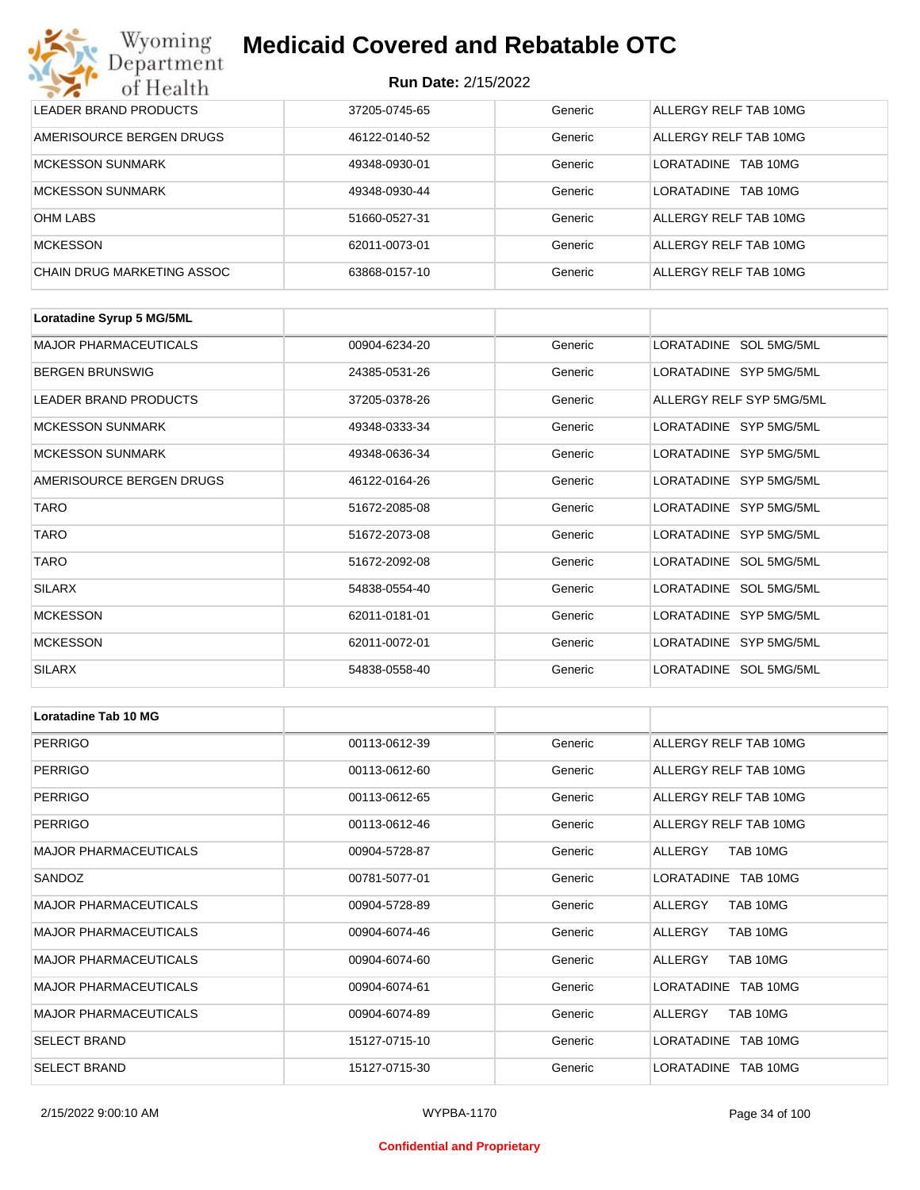| | | | |
|---|---|---|---|
| LEADER BRAND PRODUCTS | 37205-0745-65 | Generic | ALLERGY RELF TAB 10MG |
| AMERISOURCE BERGEN DRUGS | 46122-0140-52 | Generic | ALLERGY RELF TAB 10MG |
| MCKESSON SUNMARK | 49348-0930-01 | Generic | LORATADINE TAB 10MG |
| MCKESSON SUNMARK | 49348-0930-44 | Generic | LORATADINE TAB 10MG |
| OHM LABS | 51660-0527-31 | Generic | ALLERGY RELF TAB 10MG |
| MCKESSON | 62011-0073-01 | Generic | ALLERGY RELF TAB 10MG |
| CHAIN DRUG MARKETING ASSOC | 63868-0157-10 | Generic | ALLERGY RELF TAB 10MG |

| Loratadine Syrup 5 MG/5ML | | | |
|---|---|---|---|
| MAJOR PHARMACEUTICALS | 00904-6234-20 | Generic | LORATADINE SOL 5MG/5ML |
| BERGEN BRUNSWIG | 24385-0531-26 | Generic | LORATADINE SYP 5MG/5ML |
| LEADER BRAND PRODUCTS | 37205-0378-26 | Generic | ALLERGY RELF SYP 5MG/5ML |
| MCKESSON SUNMARK | 49348-0333-34 | Generic | LORATADINE SYP 5MG/5ML |
| MCKESSON SUNMARK | 49348-0636-34 | Generic | LORATADINE SYP 5MG/5ML |
| AMERISOURCE BERGEN DRUGS | 46122-0164-26 | Generic | LORATADINE SYP 5MG/5ML |
| TARO | 51672-2085-08 | Generic | LORATADINE SYP 5MG/5ML |
| TARO | 51672-2073-08 | Generic | LORATADINE SYP 5MG/5ML |
| TARO | 51672-2092-08 | Generic | LORATADINE SOL 5MG/5ML |
| SILARX | 54838-0554-40 | Generic | LORATADINE SOL 5MG/5ML |
| MCKESSON | 62011-0181-01 | Generic | LORATADINE SYP 5MG/5ML |
| MCKESSON | 62011-0072-01 | Generic | LORATADINE SYP 5MG/5ML |
| SILARX | 54838-0558-40 | Generic | LORATADINE SOL 5MG/5ML |

| Loratadine Tab 10 MG | | | |
|---|---|---|---|
| PERRIGO | 00113-0612-39 | Generic | ALLERGY RELF TAB 10MG |
| PERRIGO | 00113-0612-60 | Generic | ALLERGY RELF TAB 10MG |
| PERRIGO | 00113-0612-65 | Generic | ALLERGY RELF TAB 10MG |
| PERRIGO | 00113-0612-46 | Generic | ALLERGY RELF TAB 10MG |
| MAJOR PHARMACEUTICALS | 00904-5728-87 | Generic | ALLERGY TAB 10MG |
| SANDOZ | 00781-5077-01 | Generic | LORATADINE TAB 10MG |
| MAJOR PHARMACEUTICALS | 00904-5728-89 | Generic | ALLERGY TAB 10MG |
| MAJOR PHARMACEUTICALS | 00904-6074-46 | Generic | ALLERGY TAB 10MG |
| MAJOR PHARMACEUTICALS | 00904-6074-60 | Generic | ALLERGY TAB 10MG |
| MAJOR PHARMACEUTICALS | 00904-6074-61 | Generic | LORATADINE TAB 10MG |
| MAJOR PHARMACEUTICALS | 00904-6074-89 | Generic | ALLERGY TAB 10MG |
| SELECT BRAND | 15127-0715-10 | Generic | LORATADINE TAB 10MG |
| SELECT BRAND | 15127-0715-30 | Generic | LORATADINE TAB 10MG |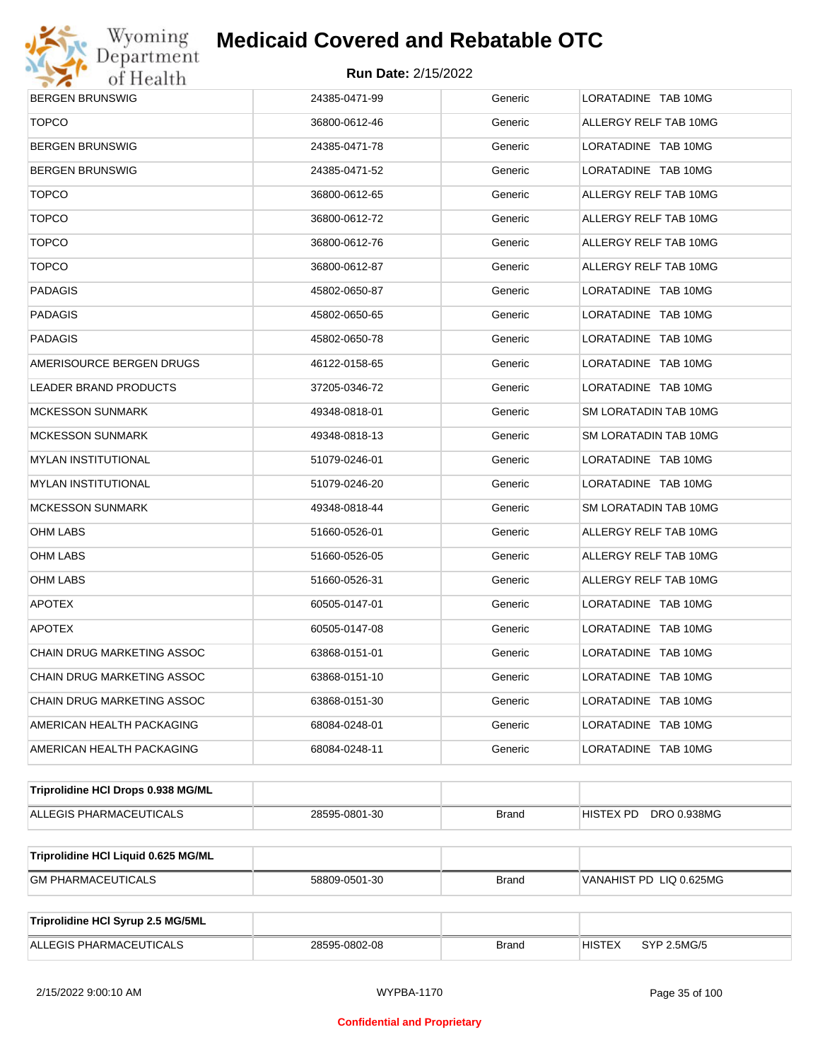| | | | |
|---|---|---|---|
| BERGEN BRUNSWIG | 24385-0471-99 | Generic | LORATADINE TAB 10MG |
| TOPCO | 36800-0612-46 | Generic | ALLERGY RELF TAB 10MG |
| BERGEN BRUNSWIG | 24385-0471-78 | Generic | LORATADINE TAB 10MG |
| BERGEN BRUNSWIG | 24385-0471-52 | Generic | LORATADINE TAB 10MG |
| TOPCO | 36800-0612-65 | Generic | ALLERGY RELF TAB 10MG |
| TOPCO | 36800-0612-72 | Generic | ALLERGY RELF TAB 10MG |
| TOPCO | 36800-0612-76 | Generic | ALLERGY RELF TAB 10MG |
| TOPCO | 36800-0612-87 | Generic | ALLERGY RELF TAB 10MG |
| PADAGIS | 45802-0650-87 | Generic | LORATADINE TAB 10MG |
| PADAGIS | 45802-0650-65 | Generic | LORATADINE TAB 10MG |
| PADAGIS | 45802-0650-78 | Generic | LORATADINE TAB 10MG |
| AMERISOURCE BERGEN DRUGS | 46122-0158-65 | Generic | LORATADINE TAB 10MG |
| LEADER BRAND PRODUCTS | 37205-0346-72 | Generic | LORATADINE TAB 10MG |
| MCKESSON SUNMARK | 49348-0818-01 | Generic | SM LORATADIN TAB 10MG |
| MCKESSON SUNMARK | 49348-0818-13 | Generic | SM LORATADIN TAB 10MG |
| MYLAN INSTITUTIONAL | 51079-0246-01 | Generic | LORATADINE TAB 10MG |
| MYLAN INSTITUTIONAL | 51079-0246-20 | Generic | LORATADINE TAB 10MG |
| MCKESSON SUNMARK | 49348-0818-44 | Generic | SM LORATADIN TAB 10MG |
| OHM LABS | 51660-0526-01 | Generic | ALLERGY RELF TAB 10MG |
| OHM LABS | 51660-0526-05 | Generic | ALLERGY RELF TAB 10MG |
| OHM LABS | 51660-0526-31 | Generic | ALLERGY RELF TAB 10MG |
| APOTEX | 60505-0147-01 | Generic | LORATADINE TAB 10MG |
| APOTEX | 60505-0147-08 | Generic | LORATADINE TAB 10MG |
| CHAIN DRUG MARKETING ASSOC | 63868-0151-01 | Generic | LORATADINE TAB 10MG |
| CHAIN DRUG MARKETING ASSOC | 63868-0151-10 | Generic | LORATADINE TAB 10MG |
| CHAIN DRUG MARKETING ASSOC | 63868-0151-30 | Generic | LORATADINE TAB 10MG |
| AMERICAN HEALTH PACKAGING | 68084-0248-01 | Generic | LORATADINE TAB 10MG |
| AMERICAN HEALTH PACKAGING | 68084-0248-11 | Generic | LORATADINE TAB 10MG |

| **Triprolidine HCl Drops 0.938 MG/ML** | | | |
|---|---|---|---|
| ALLEGIS PHARMACEUTICALS | 28595-0801-30 | Brand | HISTEX PD DRO 0.938MG |

| **Triprolidine HCl Liquid 0.625 MG/ML** | | | |
|---|---|---|---|
| GM PHARMACEUTICALS | 58809-0501-30 | Brand | VANAHIST PD LIQ 0.625MG |

| **Triprolidine HCl Syrup 2.5 MG/5ML** | | | |
|---|---|---|---|
| ALLEGIS PHARMACEUTICALS | 28595-0802-08 | Brand | HISTEX SYP 2.5MG/5 |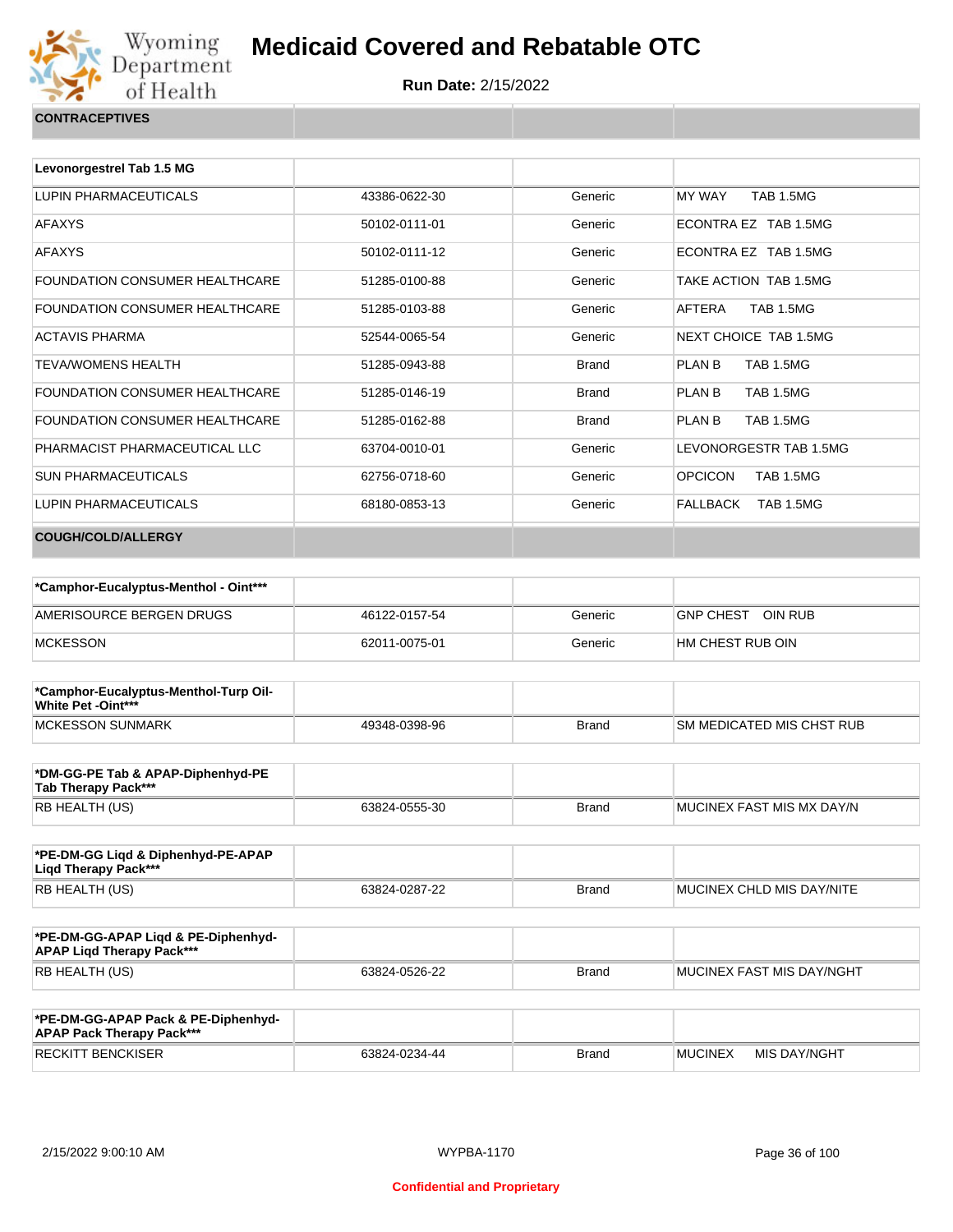# Medicaid Covered and Rebatable OTC

**Run Date:** 2/15/2022

**CONTRACEPTIVES**

| Levonorgestrel Tab 1.5 MG | | | |
|---|---|---|---|
| LUPIN PHARMACEUTICALS | 43386-0622-30 | Generic | MY WAY TAB 1.5MG |
| AFAXYS | 50102-0111-01 | Generic | ECONTRA EZ TAB 1.5MG |
| AFAXYS | 50102-0111-12 | Generic | ECONTRA EZ TAB 1.5MG |
| FOUNDATION CONSUMER HEALTHCARE | 51285-0100-88 | Generic | TAKE ACTION TAB 1.5MG |
| FOUNDATION CONSUMER HEALTHCARE | 51285-0103-88 | Generic | AFTERA TAB 1.5MG |
| ACTAVIS PHARMA | 52544-0065-54 | Generic | NEXT CHOICE TAB 1.5MG |
| TEVA/WOMENS HEALTH | 51285-0943-88 | Brand | PLAN B TAB 1.5MG |
| FOUNDATION CONSUMER HEALTHCARE | 51285-0146-19 | Brand | PLAN B TAB 1.5MG |
| FOUNDATION CONSUMER HEALTHCARE | 51285-0162-88 | Brand | PLAN B TAB 1.5MG |
| PHARMACIST PHARMACEUTICAL LLC | 63704-0010-01 | Generic | LEVONORGESTR TAB 1.5MG |
| SUN PHARMACEUTICALS | 62756-0718-60 | Generic | OPCICON TAB 1.5MG |
| LUPIN PHARMACEUTICALS | 68180-0853-13 | Generic | FALLBACK TAB 1.5MG |

**COUGH/COLD/ALLERGY**

| *Camphor-Eucalyptus-Menthol - Oint*** | | | |
|---|---|---|---|
| AMERISOURCE BERGEN DRUGS | 46122-0157-54 | Generic | GNP CHEST OIN RUB |
| MCKESSON | 62011-0075-01 | Generic | HM CHEST RUB OIN |

| *Camphor-Eucalyptus-Menthol-Turp Oil-White Pet -Oint*** | | | |
|---|---|---|---|
| MCKESSON SUNMARK | 49348-0398-96 | Brand | SM MEDICATED MIS CHST RUB |

| *DM-GG-PE Tab & APAP-Diphenhyd-PE Tab Therapy Pack*** | | | |
|---|---|---|---|
| RB HEALTH (US) | 63824-0555-30 | Brand | MUCINEX FAST MIS MX DAY/N |

| *PE-DM-GG Liqd & Diphenhyd-PE-APAP Liqd Therapy Pack*** | | | |
|---|---|---|---|
| RB HEALTH (US) | 63824-0287-22 | Brand | MUCINEX CHLD MIS DAY/NITE |

| *PE-DM-GG-APAP Liqd & PE-Diphenhyd-APAP Liqd Therapy Pack*** | | | |
|---|---|---|---|
| RB HEALTH (US) | 63824-0526-22 | Brand | MUCINEX FAST MIS DAY/NGHT |

| *PE-DM-GG-APAP Pack & PE-Diphenhyd-APAP Pack Therapy Pack*** | | | |
|---|---|---|---|
| RECKITT BENCKISER | 63824-0234-44 | Brand | MUCINEX MIS DAY/NGHT |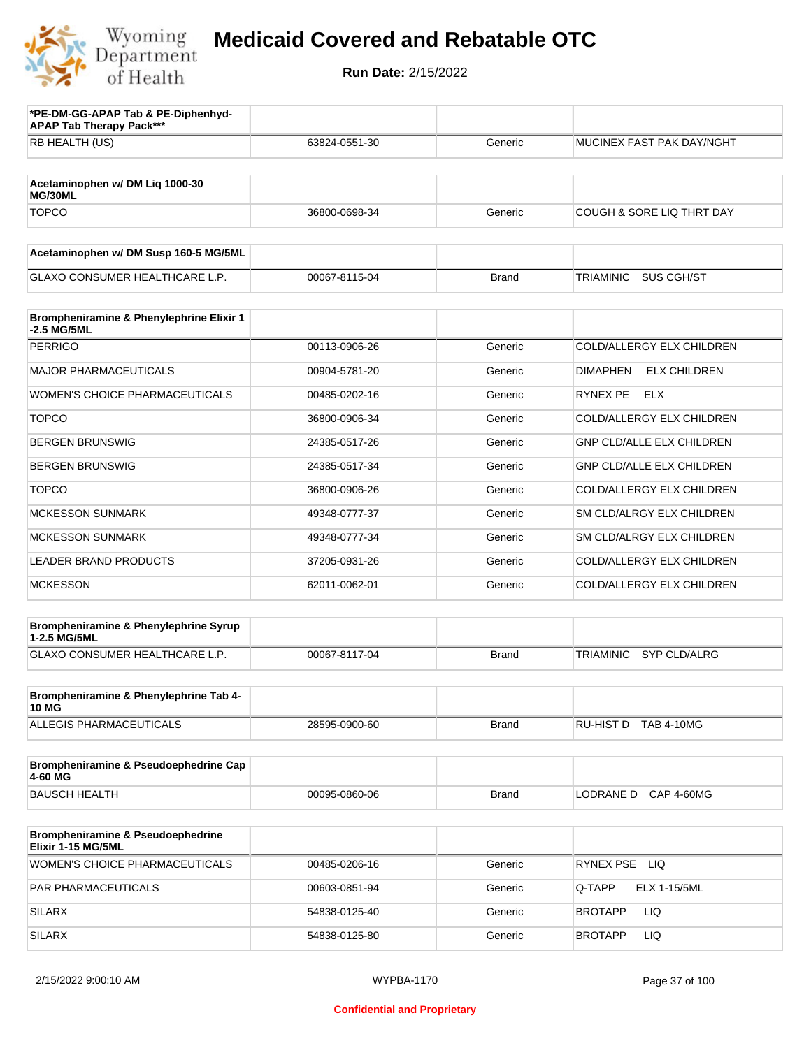# Medicaid Covered and Rebatable OTC

**Run Date:** 2/15/2022

| *PE-DM-GG-APAP Tab & PE-Diphenhyd-APAP Tab Therapy Pack*** | | | |
|---|---|---|---|
| RB HEALTH (US) | 63824-0551-30 | Generic | MUCINEX FAST PAK DAY/NGHT |

| Acetaminophen w/ DM Liq 1000-30 MG/30ML | | | |
|---|---|---|---|
| TOPCO | 36800-0698-34 | Generic | COUGH & SORE LIQ THRT DAY |

| Acetaminophen w/ DM Susp 160-5 MG/5ML | | | |
|---|---|---|---|
| GLAXO CONSUMER HEALTHCARE L.P. | 00067-8115-04 | Brand | TRIAMINIC SUS CGH/ST |

| Brompheniramine & Phenylephrine Elixir 1-2.5 MG/5ML | | | |
|---|---|---|---|
| PERRIGO | 00113-0906-26 | Generic | COLD/ALLERGY ELX CHILDREN |
| MAJOR PHARMACEUTICALS | 00904-5781-20 | Generic | DIMAPHEN ELX CHILDREN |
| WOMEN'S CHOICE PHARMACEUTICALS | 00485-0202-16 | Generic | RYNEX PE ELX |
| TOPCO | 36800-0906-34 | Generic | COLD/ALLERGY ELX CHILDREN |
| BERGEN BRUNSWIG | 24385-0517-26 | Generic | GNP CLD/ALLE ELX CHILDREN |
| BERGEN BRUNSWIG | 24385-0517-34 | Generic | GNP CLD/ALLE ELX CHILDREN |
| TOPCO | 36800-0906-26 | Generic | COLD/ALLERGY ELX CHILDREN |
| MCKESSON SUNMARK | 49348-0777-37 | Generic | SM CLD/ALRGY ELX CHILDREN |
| MCKESSON SUNMARK | 49348-0777-34 | Generic | SM CLD/ALRGY ELX CHILDREN |
| LEADER BRAND PRODUCTS | 37205-0931-26 | Generic | COLD/ALLERGY ELX CHILDREN |
| MCKESSON | 62011-0062-01 | Generic | COLD/ALLERGY ELX CHILDREN |

| Brompheniramine & Phenylephrine Syrup 1-2.5 MG/5ML | | | |
|---|---|---|---|
| GLAXO CONSUMER HEALTHCARE L.P. | 00067-8117-04 | Brand | TRIAMINIC SYP CLD/ALRG |

| Brompheniramine & Phenylephrine Tab 4-10 MG | | | |
|---|---|---|---|
| ALLEGIS PHARMACEUTICALS | 28595-0900-60 | Brand | RU-HIST D TAB 4-10MG |

| Brompheniramine & Pseudoephedrine Cap 4-60 MG | | | |
|---|---|---|---|
| BAUSCH HEALTH | 00095-0860-06 | Brand | LODRANE D CAP 4-60MG |

| Brompheniramine & Pseudoephedrine Elixir 1-15 MG/5ML | | | |
|---|---|---|---|
| WOMEN'S CHOICE PHARMACEUTICALS | 00485-0206-16 | Generic | RYNEX PSE LIQ |
| PAR PHARMACEUTICALS | 00603-0851-94 | Generic | Q-TAPP ELX 1-15/5ML |
| SILARX | 54838-0125-40 | Generic | BROTAPP LIQ |
| SILARX | 54838-0125-80 | Generic | BROTAPP LIQ |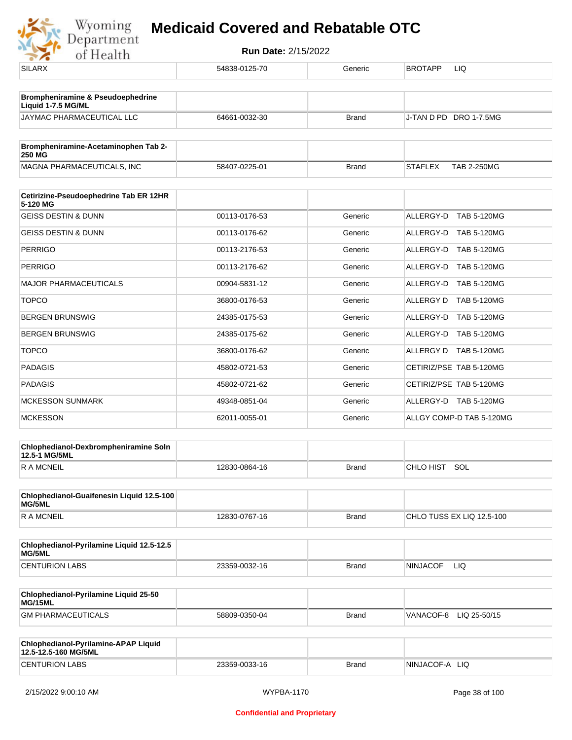| | | | |
|---|---|---|---|
| SILARX | 54838-0125-70 | Generic | BROTAPP LIQ |

| **Brompheniramine & Pseudoephedrine Liquid 1-7.5 MG/ML** | | | |
|---|---|---|---|
| JAYMAC PHARMACEUTICAL LLC | 64661-0032-30 | Brand | J-TAN D PD DRO 1-7.5MG |

| **Brompheniramine-Acetaminophen Tab 2-250 MG** | | | |
|---|---|---|---|
| MAGNA PHARMACEUTICALS, INC | 58407-0225-01 | Brand | STAFLEX TAB 2-250MG |

| **Cetirizine-Pseudoephedrine Tab ER 12HR 5-120 MG** | | | |
|---|---|---|---|
| GEISS DESTIN & DUNN | 00113-0176-53 | Generic | ALLERGY-D TAB 5-120MG |
| GEISS DESTIN & DUNN | 00113-0176-62 | Generic | ALLERGY-D TAB 5-120MG |
| PERRIGO | 00113-2176-53 | Generic | ALLERGY-D TAB 5-120MG |
| PERRIGO | 00113-2176-62 | Generic | ALLERGY-D TAB 5-120MG |
| MAJOR PHARMACEUTICALS | 00904-5831-12 | Generic | ALLERGY-D TAB 5-120MG |
| TOPCO | 36800-0176-53 | Generic | ALLERGY D TAB 5-120MG |
| BERGEN BRUNSWIG | 24385-0175-53 | Generic | ALLERGY-D TAB 5-120MG |
| BERGEN BRUNSWIG | 24385-0175-62 | Generic | ALLERGY-D TAB 5-120MG |
| TOPCO | 36800-0176-62 | Generic | ALLERGY D TAB 5-120MG |
| PADAGIS | 45802-0721-53 | Generic | CETIRIZ/PSE TAB 5-120MG |
| PADAGIS | 45802-0721-62 | Generic | CETIRIZ/PSE TAB 5-120MG |
| MCKESSON SUNMARK | 49348-0851-04 | Generic | ALLERGY-D TAB 5-120MG |
| MCKESSON | 62011-0055-01 | Generic | ALLGY COMP-D TAB 5-120MG |

| **Chlophedianol-Dexbrompheniramine Soln 12.5-1 MG/5ML** | | | |
|---|---|---|---|
| R A MCNEIL | 12830-0864-16 | Brand | CHLO HIST SOL |

| **Chlophedianol-Guaifenesin Liquid 12.5-100 MG/5ML** | | | |
|---|---|---|---|
| R A MCNEIL | 12830-0767-16 | Brand | CHLO TUSS EX LIQ 12.5-100 |

| **Chlophedianol-Pyrilamine Liquid 12.5-12.5 MG/5ML** | | | |
|---|---|---|---|
| CENTURION LABS | 23359-0032-16 | Brand | NINJACOF LIQ |

| **Chlophedianol-Pyrilamine Liquid 25-50 MG/15ML** | | | |
|---|---|---|---|
| GM PHARMACEUTICALS | 58809-0350-04 | Brand | VANACOF-8 LIQ 25-50/15 |

| **Chlophedianol-Pyrilamine-APAP Liquid 12.5-12.5-160 MG/5ML** | | | |
|---|---|---|---|
| CENTURION LABS | 23359-0033-16 | Brand | NINJACOF-A LIQ |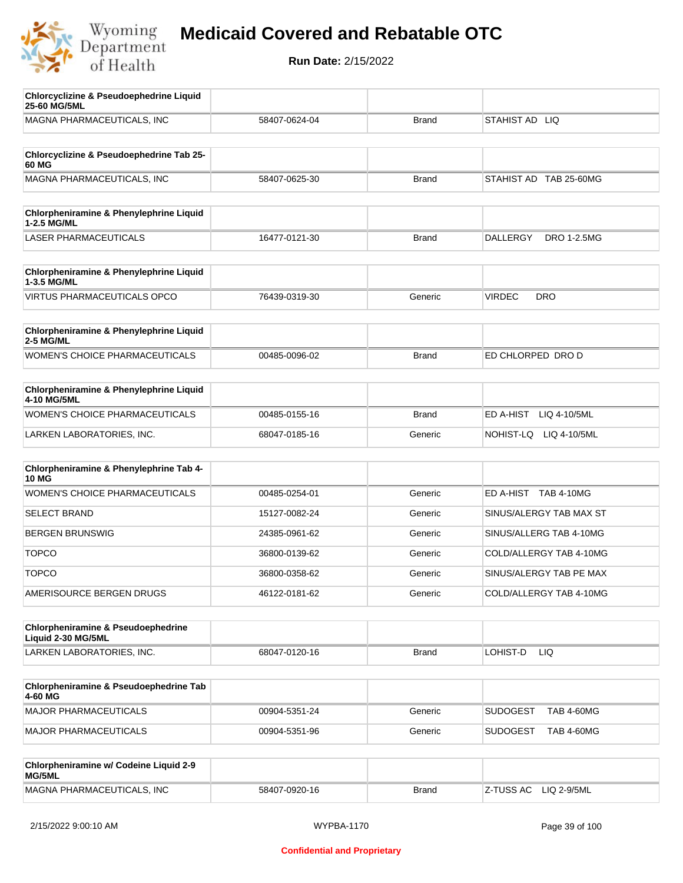| Chlorcyclizine & Pseudoephedrine Liquid 25-60 MG/5ML | | | |
|---|---|---|---|
| MAGNA PHARMACEUTICALS, INC | 58407-0624-04 | Brand | STAHIST AD LIQ |

| Chlorcyclizine & Pseudoephedrine Tab 25-60 MG | | | |
|---|---|---|---|
| MAGNA PHARMACEUTICALS, INC | 58407-0625-30 | Brand | STAHIST AD TAB 25-60MG |

| Chlorpheniramine & Phenylephrine Liquid 1-2.5 MG/ML | | | |
|---|---|---|---|
| LASER PHARMACEUTICALS | 16477-0121-30 | Brand | DALLERGY DRO 1-2.5MG |

| Chlorpheniramine & Phenylephrine Liquid 1-3.5 MG/ML | | | |
|---|---|---|---|
| VIRTUS PHARMACEUTICALS OPCO | 76439-0319-30 | Generic | VIRDEC DRO |

| Chlorpheniramine & Phenylephrine Liquid 2-5 MG/ML | | | |
|---|---|---|---|
| WOMEN'S CHOICE PHARMACEUTICALS | 00485-0096-02 | Brand | ED CHLORPED DRO D |

| Chlorpheniramine & Phenylephrine Liquid 4-10 MG/5ML | | | |
|---|---|---|---|
| WOMEN'S CHOICE PHARMACEUTICALS | 00485-0155-16 | Brand | ED A-HIST LIQ 4-10/5ML |
| LARKEN LABORATORIES, INC. | 68047-0185-16 | Generic | NOHIST-LQ LIQ 4-10/5ML |

| Chlorpheniramine & Phenylephrine Tab 4-10 MG | | | |
|---|---|---|---|
| WOMEN'S CHOICE PHARMACEUTICALS | 00485-0254-01 | Generic | ED A-HIST TAB 4-10MG |
| SELECT BRAND | 15127-0082-24 | Generic | SINUS/ALERGY TAB MAX ST |
| BERGEN BRUNSWIG | 24385-0961-62 | Generic | SINUS/ALLERG TAB 4-10MG |
| TOPCO | 36800-0139-62 | Generic | COLD/ALLERGY TAB 4-10MG |
| TOPCO | 36800-0358-62 | Generic | SINUS/ALERGY TAB PE MAX |
| AMERISOURCE BERGEN DRUGS | 46122-0181-62 | Generic | COLD/ALLERGY TAB 4-10MG |

| Chlorpheniramine & Pseudoephedrine Liquid 2-30 MG/5ML | | | |
|---|---|---|---|
| LARKEN LABORATORIES, INC. | 68047-0120-16 | Brand | LOHIST-D LIQ |

| Chlorpheniramine & Pseudoephedrine Tab 4-60 MG | | | |
|---|---|---|---|
| MAJOR PHARMACEUTICALS | 00904-5351-24 | Generic | SUDOGEST TAB 4-60MG |
| MAJOR PHARMACEUTICALS | 00904-5351-96 | Generic | SUDOGEST TAB 4-60MG |

| Chlorpheniramine w/ Codeine Liquid 2-9 MG/5ML | | | |
|---|---|---|---|
| MAGNA PHARMACEUTICALS, INC | 58407-0920-16 | Brand | Z-TUSS AC LIQ 2-9/5ML |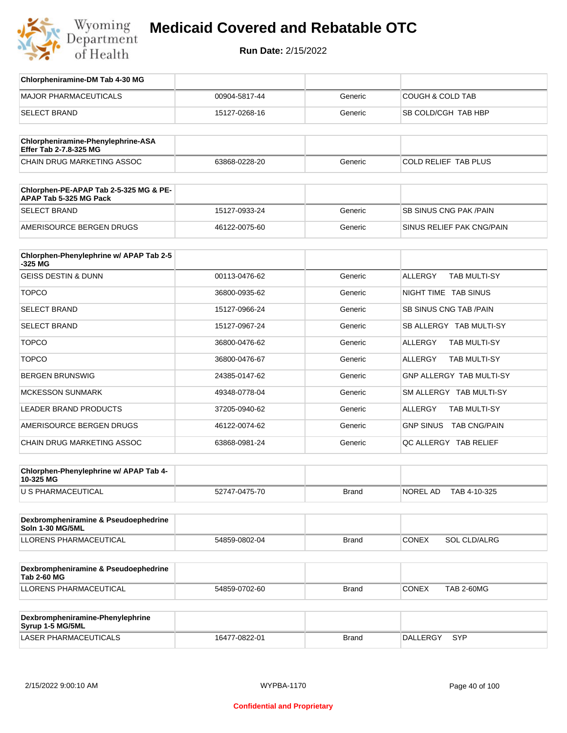# Medicaid Covered and Rebatable OTC

**Run Date:** 2/15/2022

| Chlorpheniramine-DM Tab 4-30 MG | | | |
|---|---|---|---|
| MAJOR PHARMACEUTICALS | 00904-5817-44 | Generic | COUGH & COLD TAB |
| SELECT BRAND | 15127-0268-16 | Generic | SB COLD/CGH TAB HBP |

| Chlorpheniramine-Phenylephrine-ASA Effer Tab 2-7.8-325 MG | | | |
|---|---|---|---|
| CHAIN DRUG MARKETING ASSOC | 63868-0228-20 | Generic | COLD RELIEF TAB PLUS |

| Chlorphen-PE-APAP Tab 2-5-325 MG & PE-APAP Tab 5-325 MG Pack | | | |
|---|---|---|---|
| SELECT BRAND | 15127-0933-24 | Generic | SB SINUS CNG PAK /PAIN |
| AMERISOURCE BERGEN DRUGS | 46122-0075-60 | Generic | SINUS RELIEF PAK CNG/PAIN |

| Chlorphen-Phenylephrine w/ APAP Tab 2-5-325 MG | | | |
|---|---|---|---|
| GEISS DESTIN & DUNN | 00113-0476-62 | Generic | ALLERGY TAB MULTI-SY |
| TOPCO | 36800-0935-62 | Generic | NIGHT TIME TAB SINUS |
| SELECT BRAND | 15127-0966-24 | Generic | SB SINUS CNG TAB /PAIN |
| SELECT BRAND | 15127-0967-24 | Generic | SB ALLERGY TAB MULTI-SY |
| TOPCO | 36800-0476-62 | Generic | ALLERGY TAB MULTI-SY |
| TOPCO | 36800-0476-67 | Generic | ALLERGY TAB MULTI-SY |
| BERGEN BRUNSWIG | 24385-0147-62 | Generic | GNP ALLERGY TAB MULTI-SY |
| MCKESSON SUNMARK | 49348-0778-04 | Generic | SM ALLERGY TAB MULTI-SY |
| LEADER BRAND PRODUCTS | 37205-0940-62 | Generic | ALLERGY TAB MULTI-SY |
| AMERISOURCE BERGEN DRUGS | 46122-0074-62 | Generic | GNP SINUS TAB CNG/PAIN |
| CHAIN DRUG MARKETING ASSOC | 63868-0981-24 | Generic | QC ALLERGY TAB RELIEF |

| Chlorphen-Phenylephrine w/ APAP Tab 4-10-325 MG | | | |
|---|---|---|---|
| U S PHARMACEUTICAL | 52747-0475-70 | Brand | NOREL AD TAB 4-10-325 |

| Dexbrompheniramine & Pseudoephedrine Soln 1-30 MG/5ML | | | |
|---|---|---|---|
| LLORENS PHARMACEUTICAL | 54859-0802-04 | Brand | CONEX SOL CLD/ALRG |

| Dexbrompheniramine & Pseudoephedrine Tab 2-60 MG | | | |
|---|---|---|---|
| LLORENS PHARMACEUTICAL | 54859-0702-60 | Brand | CONEX TAB 2-60MG |

| Dexbrompheniramine-Phenylephrine Syrup 1-5 MG/5ML | | | |
|---|---|---|---|
| LASER PHARMACEUTICALS | 16477-0822-01 | Brand | DALLERGY SYP |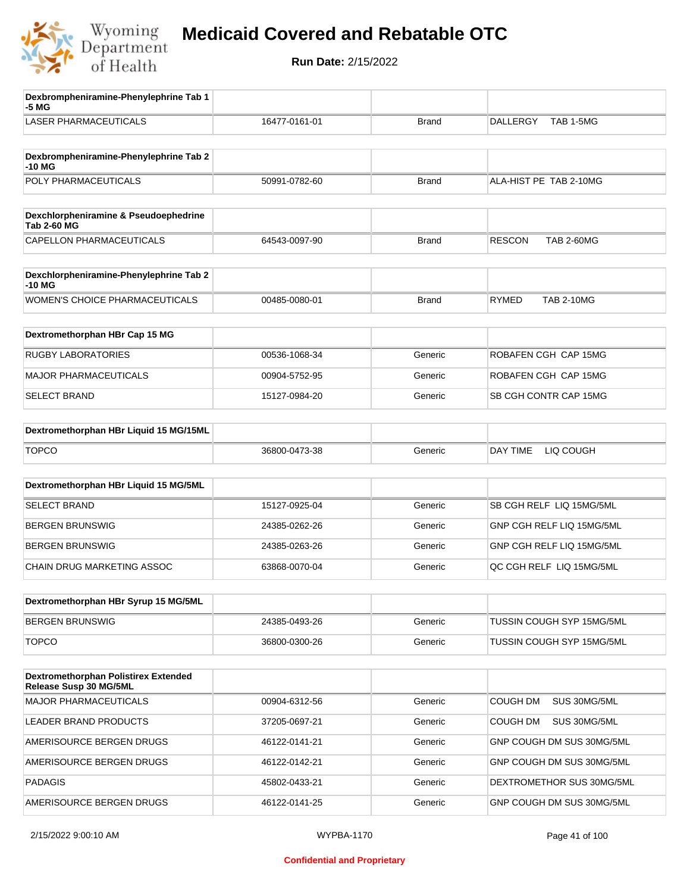# Medicaid Covered and Rebatable OTC

**Run Date:** 2/15/2022

| Dexbrompheniramine-Phenylephrine Tab 1-5 MG | | | |
|---|---|---|---|
| LASER PHARMACEUTICALS | 16477-0161-01 | Brand | DALLERGY TAB 1-5MG |

| Dexbrompheniramine-Phenylephrine Tab 2-10 MG | | | |
|---|---|---|---|
| POLY PHARMACEUTICALS | 50991-0782-60 | Brand | ALA-HIST PE TAB 2-10MG |

| Dexchlorpheniramine & Pseudoephedrine Tab 2-60 MG | | | |
|---|---|---|---|
| CAPELLON PHARMACEUTICALS | 64543-0097-90 | Brand | RESCON TAB 2-60MG |

| Dexchlorpheniramine-Phenylephrine Tab 2-10 MG | | | |
|---|---|---|---|
| WOMEN'S CHOICE PHARMACEUTICALS | 00485-0080-01 | Brand | RYMED TAB 2-10MG |

| Dextromethorphan HBr Cap 15 MG | | | |
|---|---|---|---|
| RUGBY LABORATORIES | 00536-1068-34 | Generic | ROBAFEN CGH CAP 15MG |
| MAJOR PHARMACEUTICALS | 00904-5752-95 | Generic | ROBAFEN CGH CAP 15MG |
| SELECT BRAND | 15127-0984-20 | Generic | SB CGH CONTR CAP 15MG |

| Dextromethorphan HBr Liquid 15 MG/15ML | | | |
|---|---|---|---|
| TOPCO | 36800-0473-38 | Generic | DAY TIME LIQ COUGH |

| Dextromethorphan HBr Liquid 15 MG/5ML | | | |
|---|---|---|---|
| SELECT BRAND | 15127-0925-04 | Generic | SB CGH RELF LIQ 15MG/5ML |
| BERGEN BRUNSWIG | 24385-0262-26 | Generic | GNP CGH RELF LIQ 15MG/5ML |
| BERGEN BRUNSWIG | 24385-0263-26 | Generic | GNP CGH RELF LIQ 15MG/5ML |
| CHAIN DRUG MARKETING ASSOC | 63868-0070-04 | Generic | QC CGH RELF LIQ 15MG/5ML |

| Dextromethorphan HBr Syrup 15 MG/5ML | | | |
|---|---|---|---|
| BERGEN BRUNSWIG | 24385-0493-26 | Generic | TUSSIN COUGH SYP 15MG/5ML |
| TOPCO | 36800-0300-26 | Generic | TUSSIN COUGH SYP 15MG/5ML |

| Dextromethorphan Polistirex Extended Release Susp 30 MG/5ML | | | |
|---|---|---|---|
| MAJOR PHARMACEUTICALS | 00904-6312-56 | Generic | COUGH DM SUS 30MG/5ML |
| LEADER BRAND PRODUCTS | 37205-0697-21 | Generic | COUGH DM SUS 30MG/5ML |
| AMERISOURCE BERGEN DRUGS | 46122-0141-21 | Generic | GNP COUGH DM SUS 30MG/5ML |
| AMERISOURCE BERGEN DRUGS | 46122-0142-21 | Generic | GNP COUGH DM SUS 30MG/5ML |
| PADAGIS | 45802-0433-21 | Generic | DEXTROMETHOR SUS 30MG/5ML |
| AMERISOURCE BERGEN DRUGS | 46122-0141-25 | Generic | GNP COUGH DM SUS 30MG/5ML |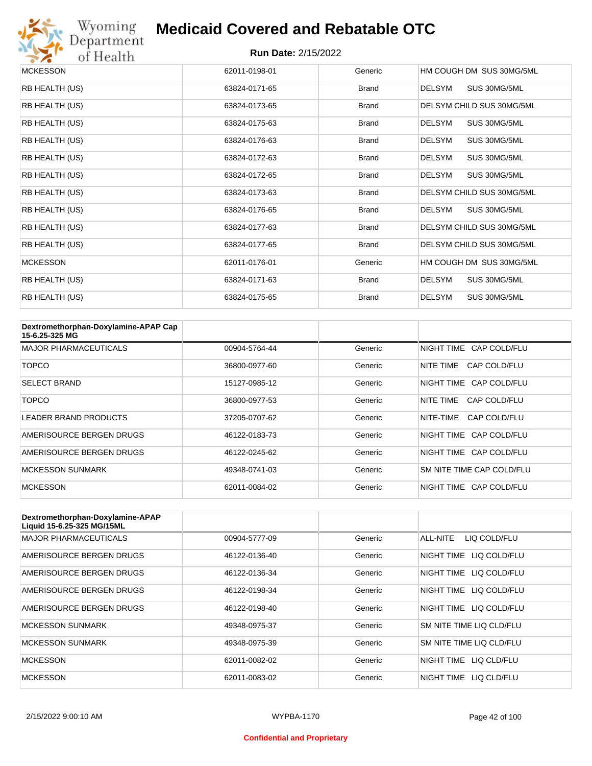| MCKESSON | 62011-0198-01 | Generic | HM COUGH DM SUS 30MG/5ML |
|---|---|---|---|
| RB HEALTH (US) | 63824-0171-65 | Brand | DELSYM SUS 30MG/5ML |
| RB HEALTH (US) | 63824-0173-65 | Brand | DELSYM CHILD SUS 30MG/5ML |
| RB HEALTH (US) | 63824-0175-63 | Brand | DELSYM SUS 30MG/5ML |
| RB HEALTH (US) | 63824-0176-63 | Brand | DELSYM SUS 30MG/5ML |
| RB HEALTH (US) | 63824-0172-63 | Brand | DELSYM SUS 30MG/5ML |
| RB HEALTH (US) | 63824-0172-65 | Brand | DELSYM SUS 30MG/5ML |
| RB HEALTH (US) | 63824-0173-63 | Brand | DELSYM CHILD SUS 30MG/5ML |
| RB HEALTH (US) | 63824-0176-65 | Brand | DELSYM SUS 30MG/5ML |
| RB HEALTH (US) | 63824-0177-63 | Brand | DELSYM CHILD SUS 30MG/5ML |
| RB HEALTH (US) | 63824-0177-65 | Brand | DELSYM CHILD SUS 30MG/5ML |
| MCKESSON | 62011-0176-01 | Generic | HM COUGH DM SUS 30MG/5ML |
| RB HEALTH (US) | 63824-0171-63 | Brand | DELSYM SUS 30MG/5ML |
| RB HEALTH (US) | 63824-0175-65 | Brand | DELSYM SUS 30MG/5ML |

| Dextromethorphan-Doxylamine-APAP Cap 15-6.25-325 MG | | | |
|---|---|---|---|
| MAJOR PHARMACEUTICALS | 00904-5764-44 | Generic | NIGHT TIME CAP COLD/FLU |
| TOPCO | 36800-0977-60 | Generic | NITE TIME CAP COLD/FLU |
| SELECT BRAND | 15127-0985-12 | Generic | NIGHT TIME CAP COLD/FLU |
| TOPCO | 36800-0977-53 | Generic | NITE TIME CAP COLD/FLU |
| LEADER BRAND PRODUCTS | 37205-0707-62 | Generic | NITE-TIME CAP COLD/FLU |
| AMERISOURCE BERGEN DRUGS | 46122-0183-73 | Generic | NIGHT TIME CAP COLD/FLU |
| AMERISOURCE BERGEN DRUGS | 46122-0245-62 | Generic | NIGHT TIME CAP COLD/FLU |
| MCKESSON SUNMARK | 49348-0741-03 | Generic | SM NITE TIME CAP COLD/FLU |
| MCKESSON | 62011-0084-02 | Generic | NIGHT TIME CAP COLD/FLU |

| Dextromethorphan-Doxylamine-APAP Liquid 15-6.25-325 MG/15ML | | | |
|---|---|---|---|
| MAJOR PHARMACEUTICALS | 00904-5777-09 | Generic | ALL-NITE LIQ COLD/FLU |
| AMERISOURCE BERGEN DRUGS | 46122-0136-40 | Generic | NIGHT TIME LIQ COLD/FLU |
| AMERISOURCE BERGEN DRUGS | 46122-0136-34 | Generic | NIGHT TIME LIQ COLD/FLU |
| AMERISOURCE BERGEN DRUGS | 46122-0198-34 | Generic | NIGHT TIME LIQ COLD/FLU |
| AMERISOURCE BERGEN DRUGS | 46122-0198-40 | Generic | NIGHT TIME LIQ COLD/FLU |
| MCKESSON SUNMARK | 49348-0975-37 | Generic | SM NITE TIME LIQ CLD/FLU |
| MCKESSON SUNMARK | 49348-0975-39 | Generic | SM NITE TIME LIQ CLD/FLU |
| MCKESSON | 62011-0082-02 | Generic | NIGHT TIME LIQ CLD/FLU |
| MCKESSON | 62011-0083-02 | Generic | NIGHT TIME LIQ CLD/FLU |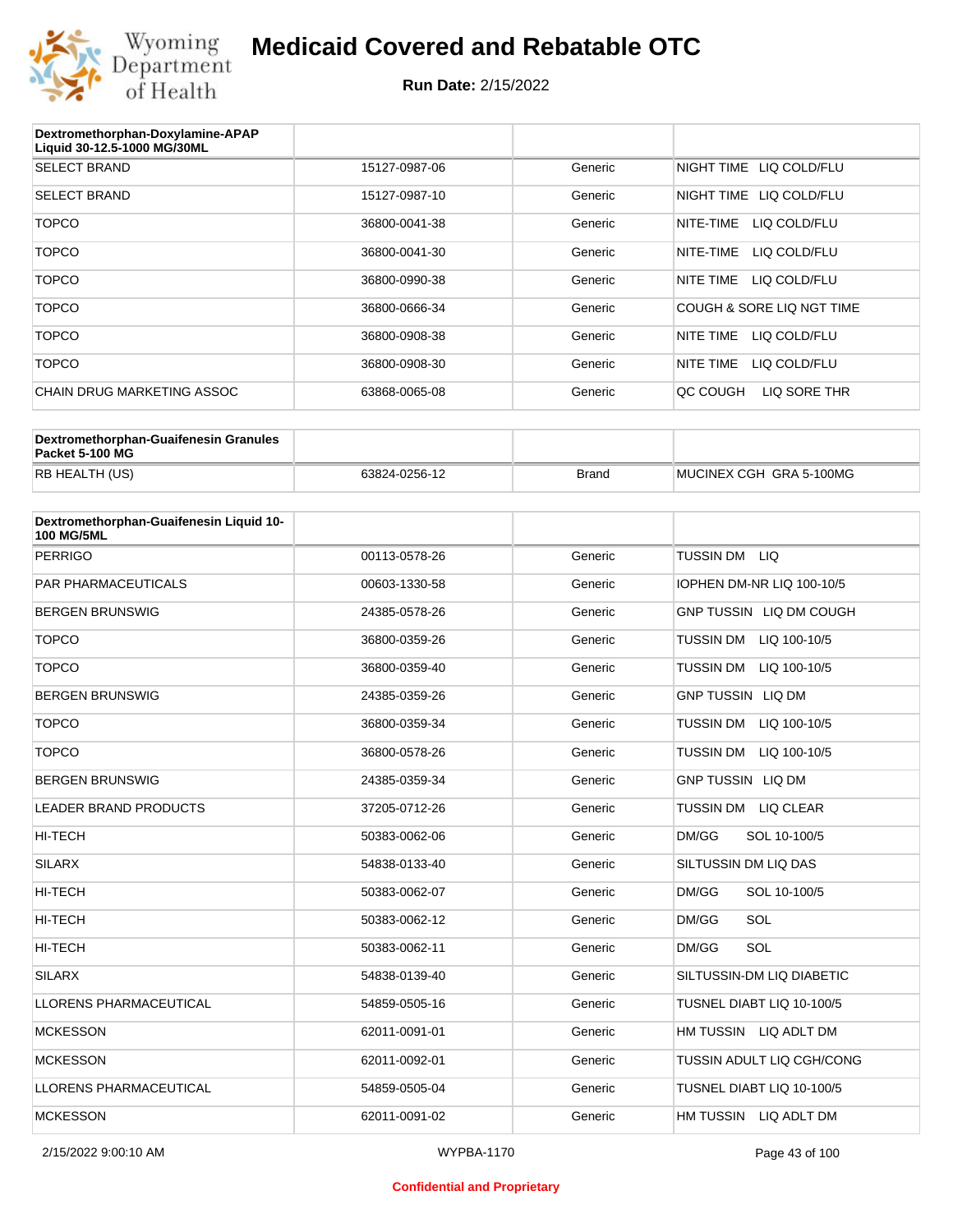| Dextromethorphan-Doxylamine-APAP Liquid 30-12.5-1000 MG/30ML | | | |
|---|---|---|---|
| SELECT BRAND | 15127-0987-06 | Generic | NIGHT TIME LIQ COLD/FLU |
| SELECT BRAND | 15127-0987-10 | Generic | NIGHT TIME LIQ COLD/FLU |
| TOPCO | 36800-0041-38 | Generic | NITE-TIME LIQ COLD/FLU |
| TOPCO | 36800-0041-30 | Generic | NITE-TIME LIQ COLD/FLU |
| TOPCO | 36800-0990-38 | Generic | NITE TIME LIQ COLD/FLU |
| TOPCO | 36800-0666-34 | Generic | COUGH & SORE LIQ NGT TIME |
| TOPCO | 36800-0908-38 | Generic | NITE TIME LIQ COLD/FLU |
| TOPCO | 36800-0908-30 | Generic | NITE TIME LIQ COLD/FLU |
| CHAIN DRUG MARKETING ASSOC | 63868-0065-08 | Generic | QC COUGH LIQ SORE THR |

| Dextromethorphan-Guaifenesin Granules Packet 5-100 MG | | | |
|---|---|---|---|
| RB HEALTH (US) | 63824-0256-12 | Brand | MUCINEX CGH GRA 5-100MG |

| Dextromethorphan-Guaifenesin Liquid 10-100 MG/5ML | | | |
|---|---|---|---|
| PERRIGO | 00113-0578-26 | Generic | TUSSIN DM LIQ |
| PAR PHARMACEUTICALS | 00603-1330-58 | Generic | IOPHEN DM-NR LIQ 100-10/5 |
| BERGEN BRUNSWIG | 24385-0578-26 | Generic | GNP TUSSIN LIQ DM COUGH |
| TOPCO | 36800-0359-26 | Generic | TUSSIN DM LIQ 100-10/5 |
| TOPCO | 36800-0359-40 | Generic | TUSSIN DM LIQ 100-10/5 |
| BERGEN BRUNSWIG | 24385-0359-26 | Generic | GNP TUSSIN LIQ DM |
| TOPCO | 36800-0359-34 | Generic | TUSSIN DM LIQ 100-10/5 |
| TOPCO | 36800-0578-26 | Generic | TUSSIN DM LIQ 100-10/5 |
| BERGEN BRUNSWIG | 24385-0359-34 | Generic | GNP TUSSIN LIQ DM |
| LEADER BRAND PRODUCTS | 37205-0712-26 | Generic | TUSSIN DM LIQ CLEAR |
| HI-TECH | 50383-0062-06 | Generic | DM/GG SOL 10-100/5 |
| SILARX | 54838-0133-40 | Generic | SILTUSSIN DM LIQ DAS |
| HI-TECH | 50383-0062-07 | Generic | DM/GG SOL 10-100/5 |
| HI-TECH | 50383-0062-12 | Generic | DM/GG SOL |
| HI-TECH | 50383-0062-11 | Generic | DM/GG SOL |
| SILARX | 54838-0139-40 | Generic | SILTUSSIN-DM LIQ DIABETIC |
| LLORENS PHARMACEUTICAL | 54859-0505-16 | Generic | TUSNEL DIABT LIQ 10-100/5 |
| MCKESSON | 62011-0091-01 | Generic | HM TUSSIN LIQ ADLT DM |
| MCKESSON | 62011-0092-01 | Generic | TUSSIN ADULT LIQ CGH/CONG |
| LLORENS PHARMACEUTICAL | 54859-0505-04 | Generic | TUSNEL DIABT LIQ 10-100/5 |
| MCKESSON | 62011-0091-02 | Generic | HM TUSSIN LIQ ADLT DM |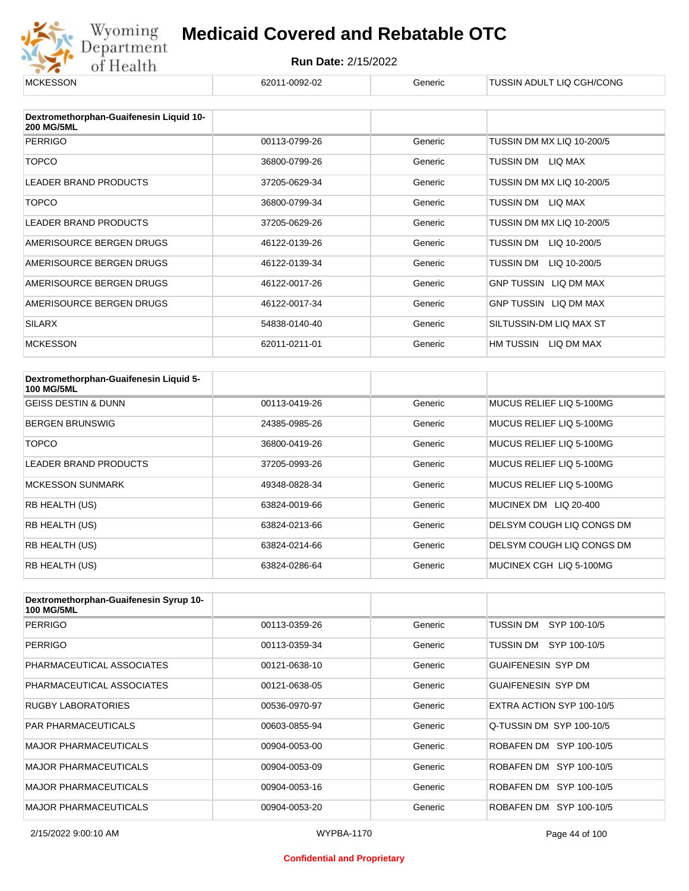| MCKESSON | 62011-0092-02 | Generic | TUSSIN ADULT LIQ CGH/CONG |
|---|---|---|---|

| Dextromethorphan-Guaifenesin Liquid 10-200 MG/5ML | | | |
|---|---|---|---|
| PERRIGO | 00113-0799-26 | Generic | TUSSIN DM MX LIQ 10-200/5 |
| TOPCO | 36800-0799-26 | Generic | TUSSIN DM LIQ MAX |
| LEADER BRAND PRODUCTS | 37205-0629-34 | Generic | TUSSIN DM MX LIQ 10-200/5 |
| TOPCO | 36800-0799-34 | Generic | TUSSIN DM LIQ MAX |
| LEADER BRAND PRODUCTS | 37205-0629-26 | Generic | TUSSIN DM MX LIQ 10-200/5 |
| AMERISOURCE BERGEN DRUGS | 46122-0139-26 | Generic | TUSSIN DM LIQ 10-200/5 |
| AMERISOURCE BERGEN DRUGS | 46122-0139-34 | Generic | TUSSIN DM LIQ 10-200/5 |
| AMERISOURCE BERGEN DRUGS | 46122-0017-26 | Generic | GNP TUSSIN LIQ DM MAX |
| AMERISOURCE BERGEN DRUGS | 46122-0017-34 | Generic | GNP TUSSIN LIQ DM MAX |
| SILARX | 54838-0140-40 | Generic | SILTUSSIN-DM LIQ MAX ST |
| MCKESSON | 62011-0211-01 | Generic | HM TUSSIN LIQ DM MAX |

| Dextromethorphan-Guaifenesin Liquid 5-100 MG/5ML | | | |
|---|---|---|---|
| GEISS DESTIN & DUNN | 00113-0419-26 | Generic | MUCUS RELIEF LIQ 5-100MG |
| BERGEN BRUNSWIG | 24385-0985-26 | Generic | MUCUS RELIEF LIQ 5-100MG |
| TOPCO | 36800-0419-26 | Generic | MUCUS RELIEF LIQ 5-100MG |
| LEADER BRAND PRODUCTS | 37205-0993-26 | Generic | MUCUS RELIEF LIQ 5-100MG |
| MCKESSON SUNMARK | 49348-0828-34 | Generic | MUCUS RELIEF LIQ 5-100MG |
| RB HEALTH (US) | 63824-0019-66 | Generic | MUCINEX DM LIQ 20-400 |
| RB HEALTH (US) | 63824-0213-66 | Generic | DELSYM COUGH LIQ CONGS DM |
| RB HEALTH (US) | 63824-0214-66 | Generic | DELSYM COUGH LIQ CONGS DM |
| RB HEALTH (US) | 63824-0286-64 | Generic | MUCINEX CGH LIQ 5-100MG |

| Dextromethorphan-Guaifenesin Syrup 10-100 MG/5ML | | | |
|---|---|---|---|
| PERRIGO | 00113-0359-26 | Generic | TUSSIN DM SYP 100-10/5 |
| PERRIGO | 00113-0359-34 | Generic | TUSSIN DM SYP 100-10/5 |
| PHARMACEUTICAL ASSOCIATES | 00121-0638-10 | Generic | GUAIFENESIN SYP DM |
| PHARMACEUTICAL ASSOCIATES | 00121-0638-05 | Generic | GUAIFENESIN SYP DM |
| RUGBY LABORATORIES | 00536-0970-97 | Generic | EXTRA ACTION SYP 100-10/5 |
| PAR PHARMACEUTICALS | 00603-0855-94 | Generic | Q-TUSSIN DM SYP 100-10/5 |
| MAJOR PHARMACEUTICALS | 00904-0053-00 | Generic | ROBAFEN DM SYP 100-10/5 |
| MAJOR PHARMACEUTICALS | 00904-0053-09 | Generic | ROBAFEN DM SYP 100-10/5 |
| MAJOR PHARMACEUTICALS | 00904-0053-16 | Generic | ROBAFEN DM SYP 100-10/5 |
| MAJOR PHARMACEUTICALS | 00904-0053-20 | Generic | ROBAFEN DM SYP 100-10/5 |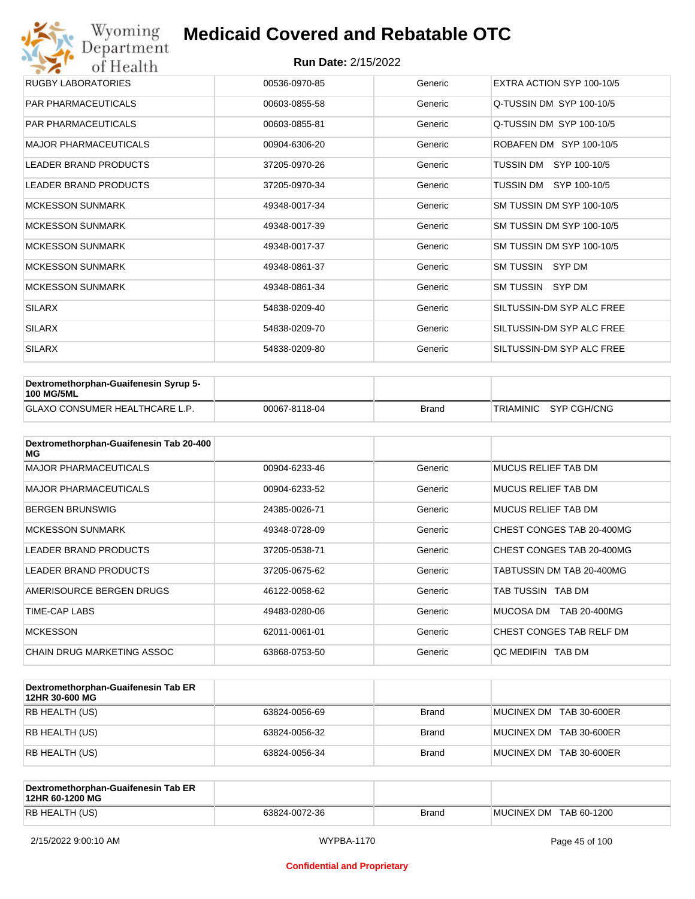| | | | |
|---|---|---|---|
| RUGBY LABORATORIES | 00536-0970-85 | Generic | EXTRA ACTION SYP 100-10/5 |
| PAR PHARMACEUTICALS | 00603-0855-58 | Generic | Q-TUSSIN DM SYP 100-10/5 |
| PAR PHARMACEUTICALS | 00603-0855-81 | Generic | Q-TUSSIN DM SYP 100-10/5 |
| MAJOR PHARMACEUTICALS | 00904-6306-20 | Generic | ROBAFEN DM SYP 100-10/5 |
| LEADER BRAND PRODUCTS | 37205-0970-26 | Generic | TUSSIN DM SYP 100-10/5 |
| LEADER BRAND PRODUCTS | 37205-0970-34 | Generic | TUSSIN DM SYP 100-10/5 |
| MCKESSON SUNMARK | 49348-0017-34 | Generic | SM TUSSIN DM SYP 100-10/5 |
| MCKESSON SUNMARK | 49348-0017-39 | Generic | SM TUSSIN DM SYP 100-10/5 |
| MCKESSON SUNMARK | 49348-0017-37 | Generic | SM TUSSIN DM SYP 100-10/5 |
| MCKESSON SUNMARK | 49348-0861-37 | Generic | SM TUSSIN SYP DM |
| MCKESSON SUNMARK | 49348-0861-34 | Generic | SM TUSSIN SYP DM |
| SILARX | 54838-0209-40 | Generic | SILTUSSIN-DM SYP ALC FREE |
| SILARX | 54838-0209-70 | Generic | SILTUSSIN-DM SYP ALC FREE |
| SILARX | 54838-0209-80 | Generic | SILTUSSIN-DM SYP ALC FREE |

| **Dextromethorphan-Guaifenesin Syrup 5-100 MG/5ML** | | | |
|---|---|---|---|
| GLAXO CONSUMER HEALTHCARE L.P. | 00067-8118-04 | Brand | TRIAMINIC SYP CGH/CNG |

| **Dextromethorphan-Guaifenesin Tab 20-400 MG** | | | |
|---|---|---|---|
| MAJOR PHARMACEUTICALS | 00904-6233-46 | Generic | MUCUS RELIEF TAB DM |
| MAJOR PHARMACEUTICALS | 00904-6233-52 | Generic | MUCUS RELIEF TAB DM |
| BERGEN BRUNSWIG | 24385-0026-71 | Generic | MUCUS RELIEF TAB DM |
| MCKESSON SUNMARK | 49348-0728-09 | Generic | CHEST CONGES TAB 20-400MG |
| LEADER BRAND PRODUCTS | 37205-0538-71 | Generic | CHEST CONGES TAB 20-400MG |
| LEADER BRAND PRODUCTS | 37205-0675-62 | Generic | TABTUSSIN DM TAB 20-400MG |
| AMERISOURCE BERGEN DRUGS | 46122-0058-62 | Generic | TAB TUSSIN TAB DM |
| TIME-CAP LABS | 49483-0280-06 | Generic | MUCOSA DM TAB 20-400MG |
| MCKESSON | 62011-0061-01 | Generic | CHEST CONGES TAB RELF DM |
| CHAIN DRUG MARKETING ASSOC | 63868-0753-50 | Generic | QC MEDIFIN TAB DM |

| **Dextromethorphan-Guaifenesin Tab ER 12HR 30-600 MG** | | | |
|---|---|---|---|
| RB HEALTH (US) | 63824-0056-69 | Brand | MUCINEX DM TAB 30-600ER |
| RB HEALTH (US) | 63824-0056-32 | Brand | MUCINEX DM TAB 30-600ER |
| RB HEALTH (US) | 63824-0056-34 | Brand | MUCINEX DM TAB 30-600ER |

| **Dextromethorphan-Guaifenesin Tab ER 12HR 60-1200 MG** | | | |
|---|---|---|---|
| RB HEALTH (US) | 63824-0072-36 | Brand | MUCINEX DM TAB 60-1200 |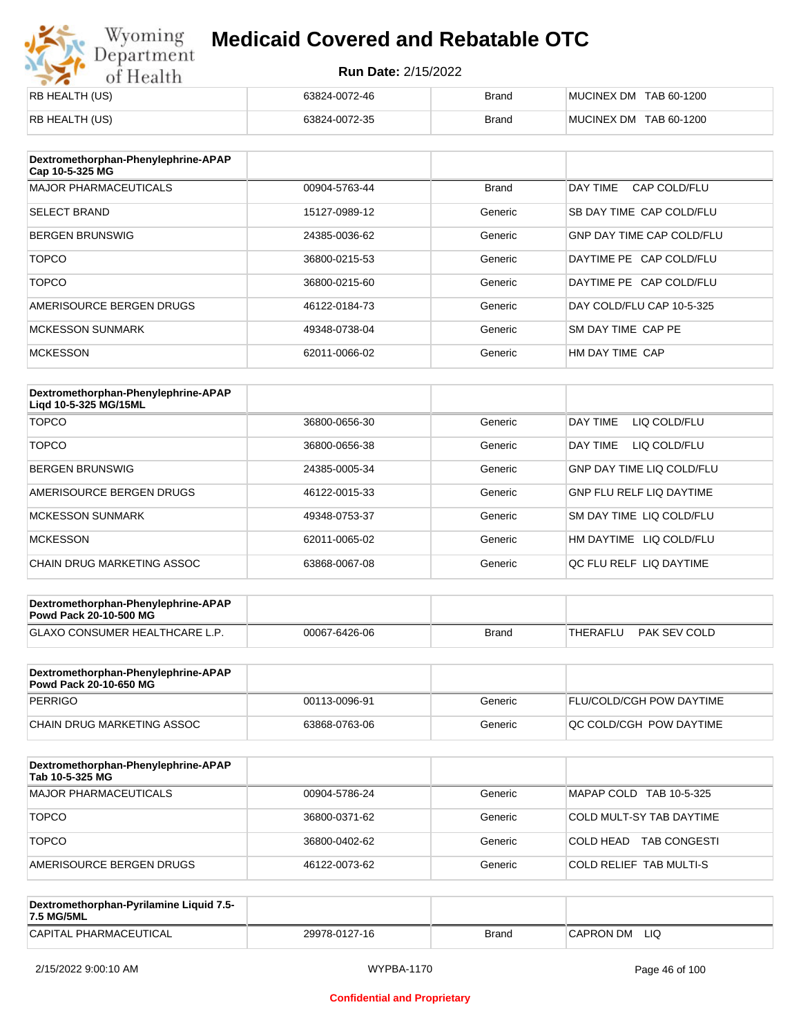| | | | |
|---|---|---|---|
| RB HEALTH (US) | 63824-0072-46 | Brand | MUCINEX DM TAB 60-1200 |
| RB HEALTH (US) | 63824-0072-35 | Brand | MUCINEX DM TAB 60-1200 |

| Dextromethorphan-Phenylephrine-APAP Cap 10-5-325 MG | | | |
|---|---|---|---|
| MAJOR PHARMACEUTICALS | 00904-5763-44 | Brand | DAY TIME CAP COLD/FLU |
| SELECT BRAND | 15127-0989-12 | Generic | SB DAY TIME CAP COLD/FLU |
| BERGEN BRUNSWIG | 24385-0036-62 | Generic | GNP DAY TIME CAP COLD/FLU |
| TOPCO | 36800-0215-53 | Generic | DAYTIME PE CAP COLD/FLU |
| TOPCO | 36800-0215-60 | Generic | DAYTIME PE CAP COLD/FLU |
| AMERISOURCE BERGEN DRUGS | 46122-0184-73 | Generic | DAY COLD/FLU CAP 10-5-325 |
| MCKESSON SUNMARK | 49348-0738-04 | Generic | SM DAY TIME CAP PE |
| MCKESSON | 62011-0066-02 | Generic | HM DAY TIME CAP |

| Dextromethorphan-Phenylephrine-APAP Liqd 10-5-325 MG/15ML | | | |
|---|---|---|---|
| TOPCO | 36800-0656-30 | Generic | DAY TIME LIQ COLD/FLU |
| TOPCO | 36800-0656-38 | Generic | DAY TIME LIQ COLD/FLU |
| BERGEN BRUNSWIG | 24385-0005-34 | Generic | GNP DAY TIME LIQ COLD/FLU |
| AMERISOURCE BERGEN DRUGS | 46122-0015-33 | Generic | GNP FLU RELF LIQ DAYTIME |
| MCKESSON SUNMARK | 49348-0753-37 | Generic | SM DAY TIME LIQ COLD/FLU |
| MCKESSON | 62011-0065-02 | Generic | HM DAYTIME LIQ COLD/FLU |
| CHAIN DRUG MARKETING ASSOC | 63868-0067-08 | Generic | QC FLU RELF LIQ DAYTIME |

| Dextromethorphan-Phenylephrine-APAP Powd Pack 20-10-500 MG | | | |
|---|---|---|---|
| GLAXO CONSUMER HEALTHCARE L.P. | 00067-6426-06 | Brand | THERAFLU PAK SEV COLD |

| Dextromethorphan-Phenylephrine-APAP Powd Pack 20-10-650 MG | | | |
|---|---|---|---|
| PERRIGO | 00113-0096-91 | Generic | FLU/COLD/CGH POW DAYTIME |
| CHAIN DRUG MARKETING ASSOC | 63868-0763-06 | Generic | QC COLD/CGH POW DAYTIME |

| Dextromethorphan-Phenylephrine-APAP Tab 10-5-325 MG | | | |
|---|---|---|---|
| MAJOR PHARMACEUTICALS | 00904-5786-24 | Generic | MAPAP COLD TAB 10-5-325 |
| TOPCO | 36800-0371-62 | Generic | COLD MULT-SY TAB DAYTIME |
| TOPCO | 36800-0402-62 | Generic | COLD HEAD TAB CONGESTI |
| AMERISOURCE BERGEN DRUGS | 46122-0073-62 | Generic | COLD RELIEF TAB MULTI-S |

| Dextromethorphan-Pyrilamine Liquid 7.5-7.5 MG/5ML | | | |
|---|---|---|---|
| CAPITAL PHARMACEUTICAL | 29978-0127-16 | Brand | CAPRON DM LIQ |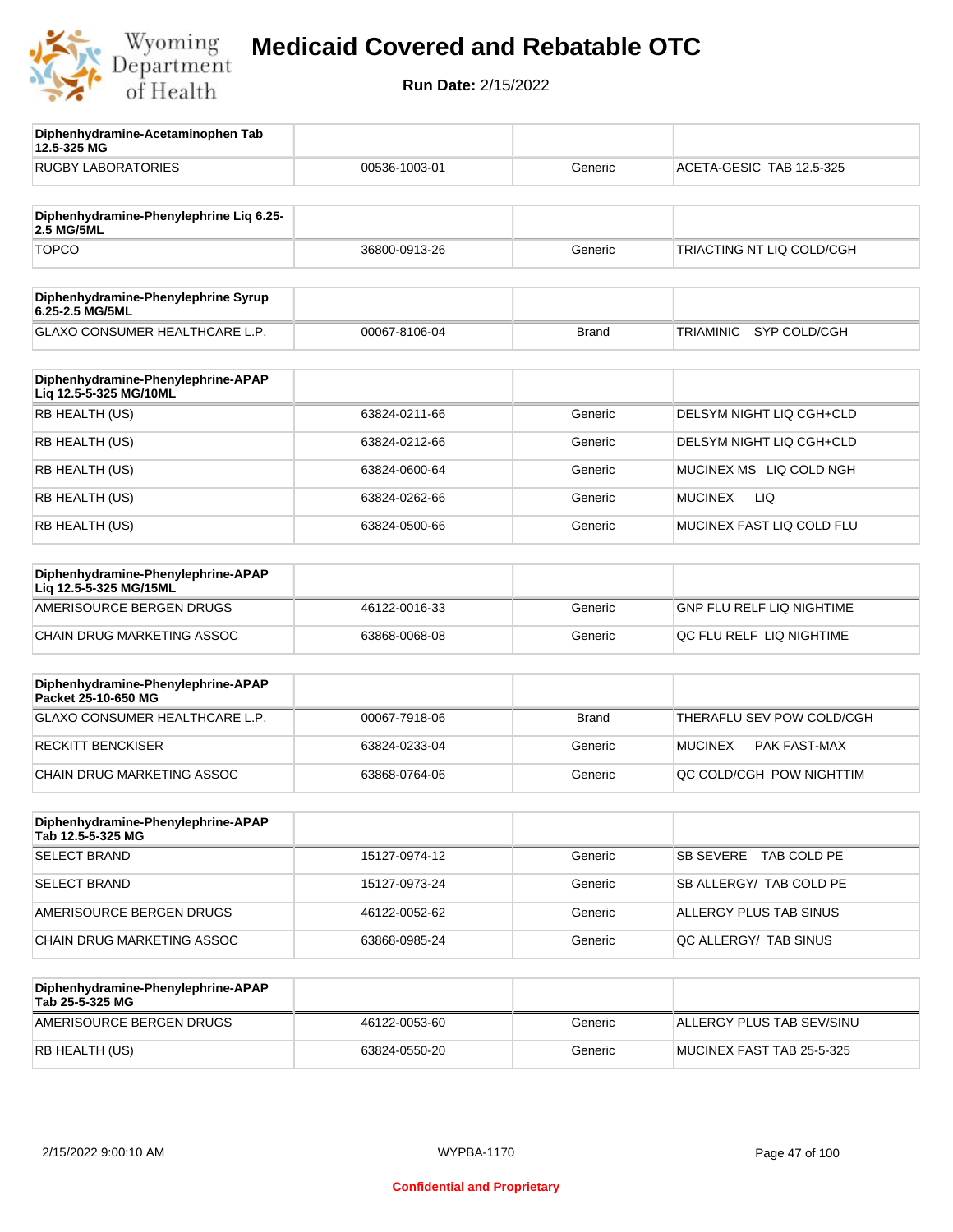# Medicaid Covered and Rebatable OTC

**Run Date:** 2/15/2022

| Diphenhydramine-Acetaminophen Tab 12.5-325 MG | | | |
|---|---|---|---|
| RUGBY LABORATORIES | 00536-1003-01 | Generic | ACETA-GESIC TAB 12.5-325 |

| Diphenhydramine-Phenylephrine Liq 6.25-2.5 MG/5ML | | | |
|---|---|---|---|
| TOPCO | 36800-0913-26 | Generic | TRIACTING NT LIQ COLD/CGH |

| Diphenhydramine-Phenylephrine Syrup 6.25-2.5 MG/5ML | | | |
|---|---|---|---|
| GLAXO CONSUMER HEALTHCARE L.P. | 00067-8106-04 | Brand | TRIAMINIC SYP COLD/CGH |

| Diphenhydramine-Phenylephrine-APAP Liq 12.5-5-325 MG/10ML | | | |
|---|---|---|---|
| RB HEALTH (US) | 63824-0211-66 | Generic | DELSYM NIGHT LIQ CGH+CLD |
| RB HEALTH (US) | 63824-0212-66 | Generic | DELSYM NIGHT LIQ CGH+CLD |
| RB HEALTH (US) | 63824-0600-64 | Generic | MUCINEX MS LIQ COLD NGH |
| RB HEALTH (US) | 63824-0262-66 | Generic | MUCINEX LIQ |
| RB HEALTH (US) | 63824-0500-66 | Generic | MUCINEX FAST LIQ COLD FLU |

| Diphenhydramine-Phenylephrine-APAP Liq 12.5-5-325 MG/15ML | | | |
|---|---|---|---|
| AMERISOURCE BERGEN DRUGS | 46122-0016-33 | Generic | GNP FLU RELF LIQ NIGHTIME |
| CHAIN DRUG MARKETING ASSOC | 63868-0068-08 | Generic | QC FLU RELF LIQ NIGHTIME |

| Diphenhydramine-Phenylephrine-APAP Packet 25-10-650 MG | | | |
|---|---|---|---|
| GLAXO CONSUMER HEALTHCARE L.P. | 00067-7918-06 | Brand | THERAFLU SEV POW COLD/CGH |
| RECKITT BENCKISER | 63824-0233-04 | Generic | MUCINEX PAK FAST-MAX |
| CHAIN DRUG MARKETING ASSOC | 63868-0764-06 | Generic | QC COLD/CGH POW NIGHTTIM |

| Diphenhydramine-Phenylephrine-APAP Tab 12.5-5-325 MG | | | |
|---|---|---|---|
| SELECT BRAND | 15127-0974-12 | Generic | SB SEVERE TAB COLD PE |
| SELECT BRAND | 15127-0973-24 | Generic | SB ALLERGY/ TAB COLD PE |
| AMERISOURCE BERGEN DRUGS | 46122-0052-62 | Generic | ALLERGY PLUS TAB SINUS |
| CHAIN DRUG MARKETING ASSOC | 63868-0985-24 | Generic | QC ALLERGY/ TAB SINUS |

| Diphenhydramine-Phenylephrine-APAP Tab 25-5-325 MG | | | |
|---|---|---|---|
| AMERISOURCE BERGEN DRUGS | 46122-0053-60 | Generic | ALLERGY PLUS TAB SEV/SINU |
| RB HEALTH (US) | 63824-0550-20 | Generic | MUCINEX FAST TAB 25-5-325 |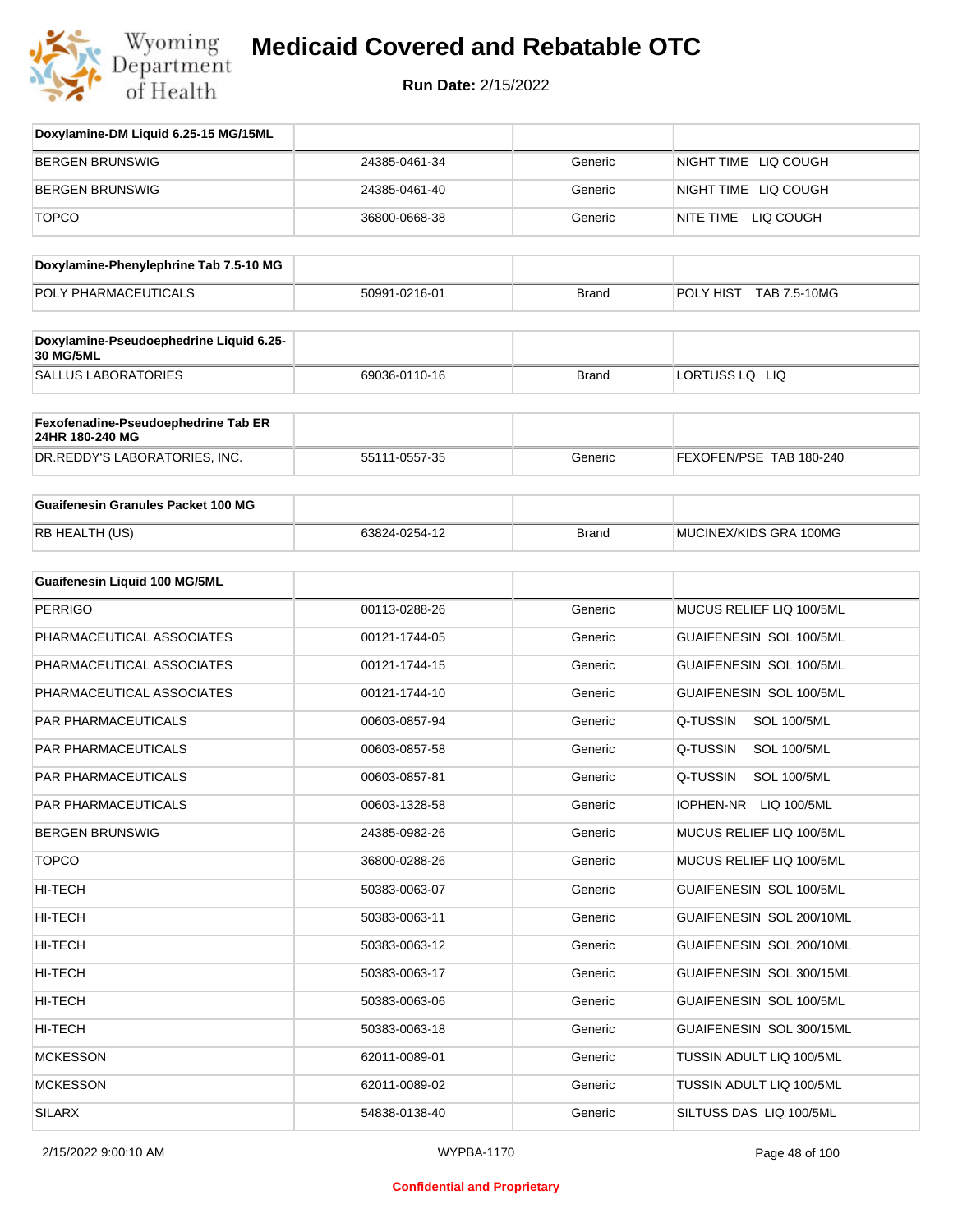# Medicaid Covered and Rebatable OTC

**Run Date:** 2/15/2022

| Doxylamine-DM Liquid 6.25-15 MG/15ML | | | |
|---|---|---|---|
| BERGEN BRUNSWIG | 24385-0461-34 | Generic | NIGHT TIME LIQ COUGH |
| BERGEN BRUNSWIG | 24385-0461-40 | Generic | NIGHT TIME LIQ COUGH |
| TOPCO | 36800-0668-38 | Generic | NITE TIME LIQ COUGH |

| Doxylamine-Phenylephrine Tab 7.5-10 MG | | | |
|---|---|---|---|
| POLY PHARMACEUTICALS | 50991-0216-01 | Brand | POLY HIST TAB 7.5-10MG |

| Doxylamine-Pseudoephedrine Liquid 6.25-30 MG/5ML | | | |
|---|---|---|---|
| SALLUS LABORATORIES | 69036-0110-16 | Brand | LORTUSS LQ LIQ |

| Fexofenadine-Pseudoephedrine Tab ER 24HR 180-240 MG | | | |
|---|---|---|---|
| DR.REDDY'S LABORATORIES, INC. | 55111-0557-35 | Generic | FEXOFEN/PSE TAB 180-240 |

| Guaifenesin Granules Packet 100 MG | | | |
|---|---|---|---|
| RB HEALTH (US) | 63824-0254-12 | Brand | MUCINEX/KIDS GRA 100MG |

| Guaifenesin Liquid 100 MG/5ML | | | |
|---|---|---|---|
| PERRIGO | 00113-0288-26 | Generic | MUCUS RELIEF LIQ 100/5ML |
| PHARMACEUTICAL ASSOCIATES | 00121-1744-05 | Generic | GUAIFENESIN SOL 100/5ML |
| PHARMACEUTICAL ASSOCIATES | 00121-1744-15 | Generic | GUAIFENESIN SOL 100/5ML |
| PHARMACEUTICAL ASSOCIATES | 00121-1744-10 | Generic | GUAIFENESIN SOL 100/5ML |
| PAR PHARMACEUTICALS | 00603-0857-94 | Generic | Q-TUSSIN SOL 100/5ML |
| PAR PHARMACEUTICALS | 00603-0857-58 | Generic | Q-TUSSIN SOL 100/5ML |
| PAR PHARMACEUTICALS | 00603-0857-81 | Generic | Q-TUSSIN SOL 100/5ML |
| PAR PHARMACEUTICALS | 00603-1328-58 | Generic | IOPHEN-NR LIQ 100/5ML |
| BERGEN BRUNSWIG | 24385-0982-26 | Generic | MUCUS RELIEF LIQ 100/5ML |
| TOPCO | 36800-0288-26 | Generic | MUCUS RELIEF LIQ 100/5ML |
| HI-TECH | 50383-0063-07 | Generic | GUAIFENESIN SOL 100/5ML |
| HI-TECH | 50383-0063-11 | Generic | GUAIFENESIN SOL 200/10ML |
| HI-TECH | 50383-0063-12 | Generic | GUAIFENESIN SOL 200/10ML |
| HI-TECH | 50383-0063-17 | Generic | GUAIFENESIN SOL 300/15ML |
| HI-TECH | 50383-0063-06 | Generic | GUAIFENESIN SOL 100/5ML |
| HI-TECH | 50383-0063-18 | Generic | GUAIFENESIN SOL 300/15ML |
| MCKESSON | 62011-0089-01 | Generic | TUSSIN ADULT LIQ 100/5ML |
| MCKESSON | 62011-0089-02 | Generic | TUSSIN ADULT LIQ 100/5ML |
| SILARX | 54838-0138-40 | Generic | SILTUSS DAS LIQ 100/5ML |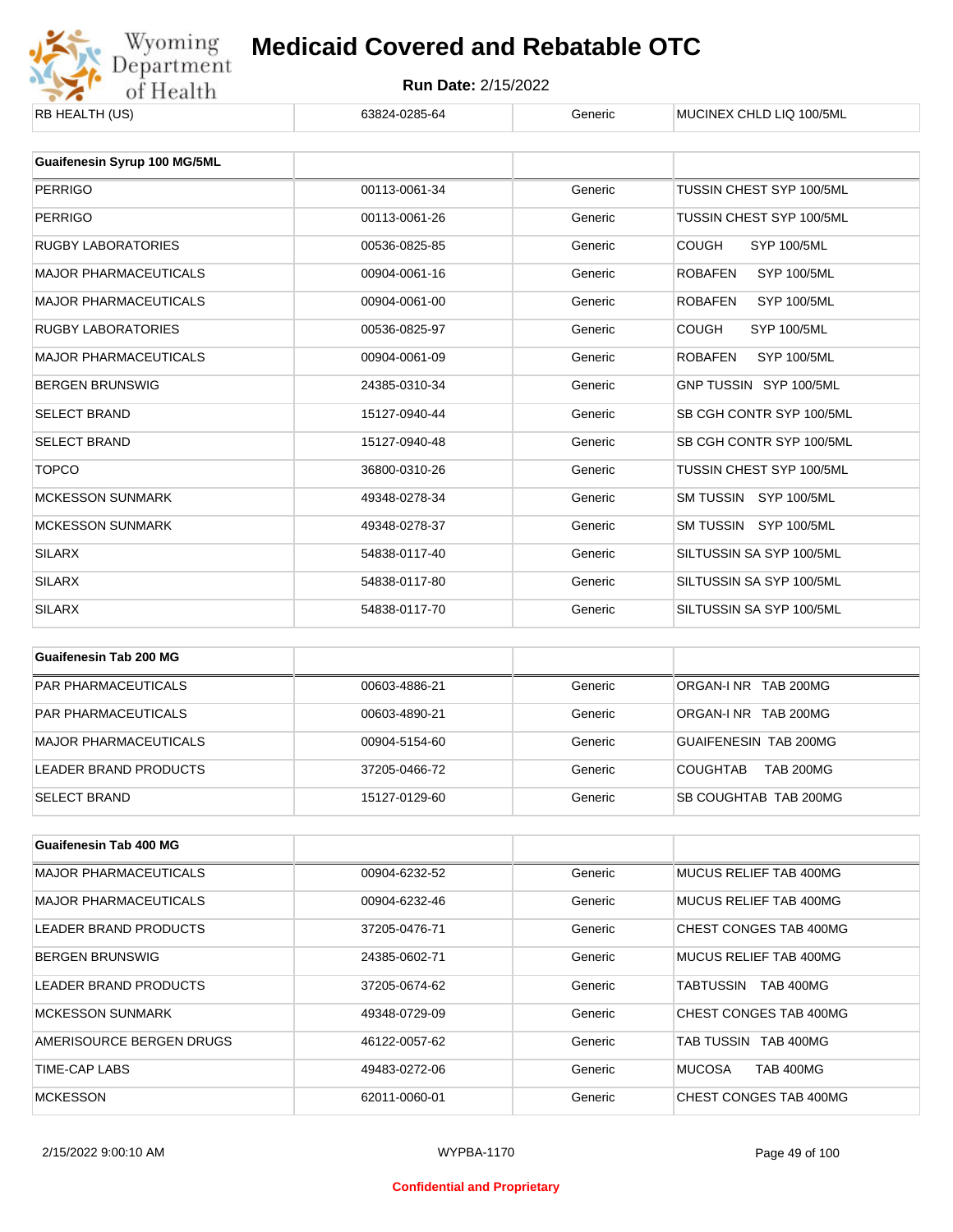| RB HEALTH (US) | 63824-0285-64 | Generic | MUCINEX CHLD LIQ 100/5ML |
|---|---|---|---|

| Guaifenesin Syrup 100 MG/5ML | | | |
|---|---|---|---|
| PERRIGO | 00113-0061-34 | Generic | TUSSIN CHEST SYP 100/5ML |
| PERRIGO | 00113-0061-26 | Generic | TUSSIN CHEST SYP 100/5ML |
| RUGBY LABORATORIES | 00536-0825-85 | Generic | COUGH SYP 100/5ML |
| MAJOR PHARMACEUTICALS | 00904-0061-16 | Generic | ROBAFEN SYP 100/5ML |
| MAJOR PHARMACEUTICALS | 00904-0061-00 | Generic | ROBAFEN SYP 100/5ML |
| RUGBY LABORATORIES | 00536-0825-97 | Generic | COUGH SYP 100/5ML |
| MAJOR PHARMACEUTICALS | 00904-0061-09 | Generic | ROBAFEN SYP 100/5ML |
| BERGEN BRUNSWIG | 24385-0310-34 | Generic | GNP TUSSIN SYP 100/5ML |
| SELECT BRAND | 15127-0940-44 | Generic | SB CGH CONTR SYP 100/5ML |
| SELECT BRAND | 15127-0940-48 | Generic | SB CGH CONTR SYP 100/5ML |
| TOPCO | 36800-0310-26 | Generic | TUSSIN CHEST SYP 100/5ML |
| MCKESSON SUNMARK | 49348-0278-34 | Generic | SM TUSSIN SYP 100/5ML |
| MCKESSON SUNMARK | 49348-0278-37 | Generic | SM TUSSIN SYP 100/5ML |
| SILARX | 54838-0117-40 | Generic | SILTUSSIN SA SYP 100/5ML |
| SILARX | 54838-0117-80 | Generic | SILTUSSIN SA SYP 100/5ML |
| SILARX | 54838-0117-70 | Generic | SILTUSSIN SA SYP 100/5ML |

| Guaifenesin Tab 200 MG | | | |
|---|---|---|---|
| PAR PHARMACEUTICALS | 00603-4886-21 | Generic | ORGAN-I NR TAB 200MG |
| PAR PHARMACEUTICALS | 00603-4890-21 | Generic | ORGAN-I NR TAB 200MG |
| MAJOR PHARMACEUTICALS | 00904-5154-60 | Generic | GUAIFENESIN TAB 200MG |
| LEADER BRAND PRODUCTS | 37205-0466-72 | Generic | COUGHTAB TAB 200MG |
| SELECT BRAND | 15127-0129-60 | Generic | SB COUGHTAB TAB 200MG |

| Guaifenesin Tab 400 MG | | | |
|---|---|---|---|
| MAJOR PHARMACEUTICALS | 00904-6232-52 | Generic | MUCUS RELIEF TAB 400MG |
| MAJOR PHARMACEUTICALS | 00904-6232-46 | Generic | MUCUS RELIEF TAB 400MG |
| LEADER BRAND PRODUCTS | 37205-0476-71 | Generic | CHEST CONGES TAB 400MG |
| BERGEN BRUNSWIG | 24385-0602-71 | Generic | MUCUS RELIEF TAB 400MG |
| LEADER BRAND PRODUCTS | 37205-0674-62 | Generic | TABTUSSIN TAB 400MG |
| MCKESSON SUNMARK | 49348-0729-09 | Generic | CHEST CONGES TAB 400MG |
| AMERISOURCE BERGEN DRUGS | 46122-0057-62 | Generic | TAB TUSSIN TAB 400MG |
| TIME-CAP LABS | 49483-0272-06 | Generic | MUCOSA TAB 400MG |
| MCKESSON | 62011-0060-01 | Generic | CHEST CONGES TAB 400MG |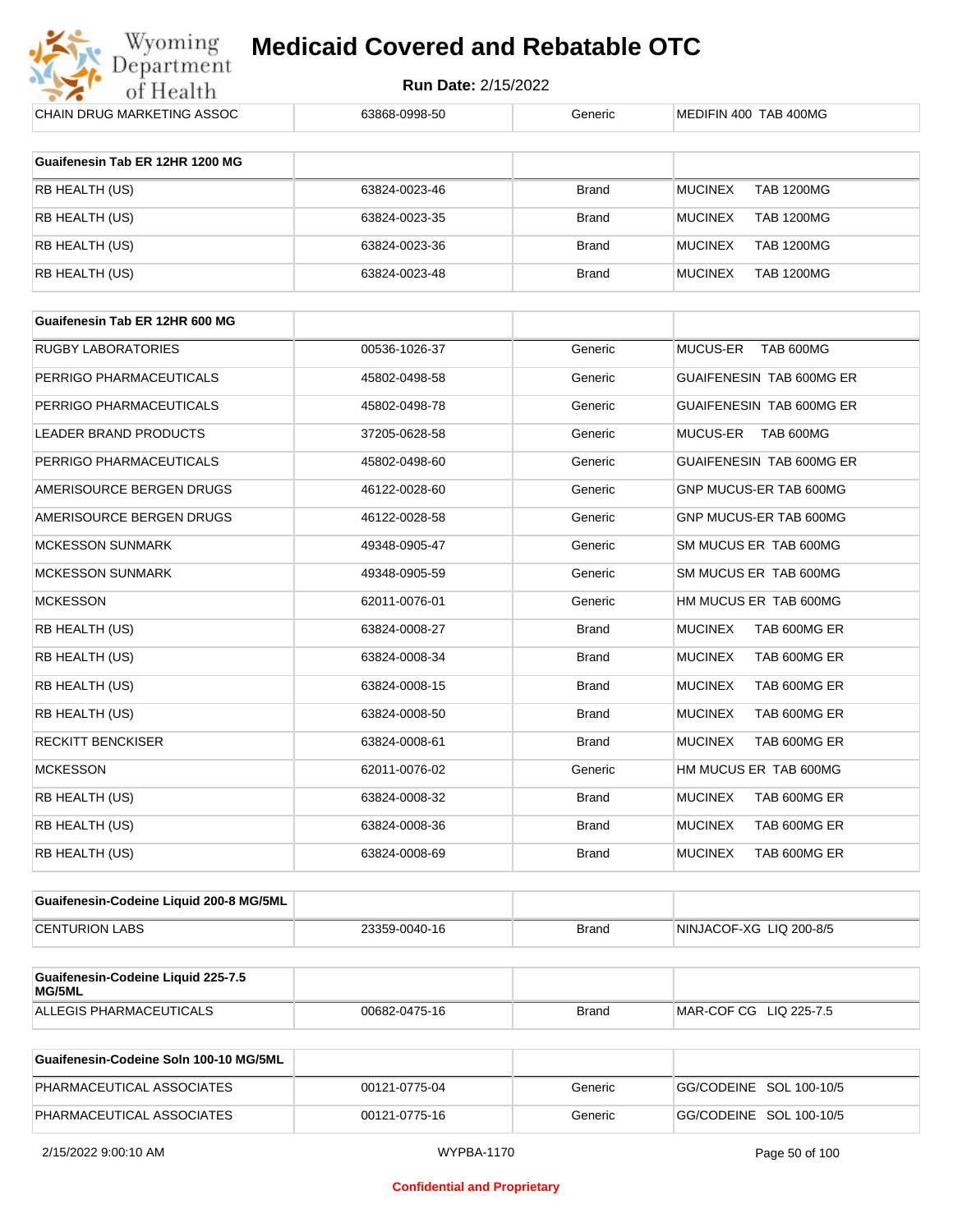| | | | |
|---|---|---|---|
| CHAIN DRUG MARKETING ASSOC | 63868-0998-50 | Generic | MEDIFIN 400 TAB 400MG |

| Guaifenesin Tab ER 12HR 1200 MG | | | |
|---|---|---|---|
| RB HEALTH (US) | 63824-0023-46 | Brand | MUCINEX TAB 1200MG |
| RB HEALTH (US) | 63824-0023-35 | Brand | MUCINEX TAB 1200MG |
| RB HEALTH (US) | 63824-0023-36 | Brand | MUCINEX TAB 1200MG |
| RB HEALTH (US) | 63824-0023-48 | Brand | MUCINEX TAB 1200MG |

| Guaifenesin Tab ER 12HR 600 MG | | | |
|---|---|---|---|
| RUGBY LABORATORIES | 00536-1026-37 | Generic | MUCUS-ER TAB 600MG |
| PERRIGO PHARMACEUTICALS | 45802-0498-58 | Generic | GUAIFENESIN TAB 600MG ER |
| PERRIGO PHARMACEUTICALS | 45802-0498-78 | Generic | GUAIFENESIN TAB 600MG ER |
| LEADER BRAND PRODUCTS | 37205-0628-58 | Generic | MUCUS-ER TAB 600MG |
| PERRIGO PHARMACEUTICALS | 45802-0498-60 | Generic | GUAIFENESIN TAB 600MG ER |
| AMERISOURCE BERGEN DRUGS | 46122-0028-60 | Generic | GNP MUCUS-ER TAB 600MG |
| AMERISOURCE BERGEN DRUGS | 46122-0028-58 | Generic | GNP MUCUS-ER TAB 600MG |
| MCKESSON SUNMARK | 49348-0905-47 | Generic | SM MUCUS ER TAB 600MG |
| MCKESSON SUNMARK | 49348-0905-59 | Generic | SM MUCUS ER TAB 600MG |
| MCKESSON | 62011-0076-01 | Generic | HM MUCUS ER TAB 600MG |
| RB HEALTH (US) | 63824-0008-27 | Brand | MUCINEX TAB 600MG ER |
| RB HEALTH (US) | 63824-0008-34 | Brand | MUCINEX TAB 600MG ER |
| RB HEALTH (US) | 63824-0008-15 | Brand | MUCINEX TAB 600MG ER |
| RB HEALTH (US) | 63824-0008-50 | Brand | MUCINEX TAB 600MG ER |
| RECKITT BENCKISER | 63824-0008-61 | Brand | MUCINEX TAB 600MG ER |
| MCKESSON | 62011-0076-02 | Generic | HM MUCUS ER TAB 600MG |
| RB HEALTH (US) | 63824-0008-32 | Brand | MUCINEX TAB 600MG ER |
| RB HEALTH (US) | 63824-0008-36 | Brand | MUCINEX TAB 600MG ER |
| RB HEALTH (US) | 63824-0008-69 | Brand | MUCINEX TAB 600MG ER |

| Guaifenesin-Codeine Liquid 200-8 MG/5ML | | | |
|---|---|---|---|
| CENTURION LABS | 23359-0040-16 | Brand | NINJACOF-XG LIQ 200-8/5 |

| Guaifenesin-Codeine Liquid 225-7.5 MG/5ML | | | |
|---|---|---|---|
| ALLEGIS PHARMACEUTICALS | 00682-0475-16 | Brand | MAR-COF CG LIQ 225-7.5 |

| Guaifenesin-Codeine Soln 100-10 MG/5ML | | | |
|---|---|---|---|
| PHARMACEUTICAL ASSOCIATES | 00121-0775-04 | Generic | GG/CODEINE SOL 100-10/5 |
| PHARMACEUTICAL ASSOCIATES | 00121-0775-16 | Generic | GG/CODEINE SOL 100-10/5 |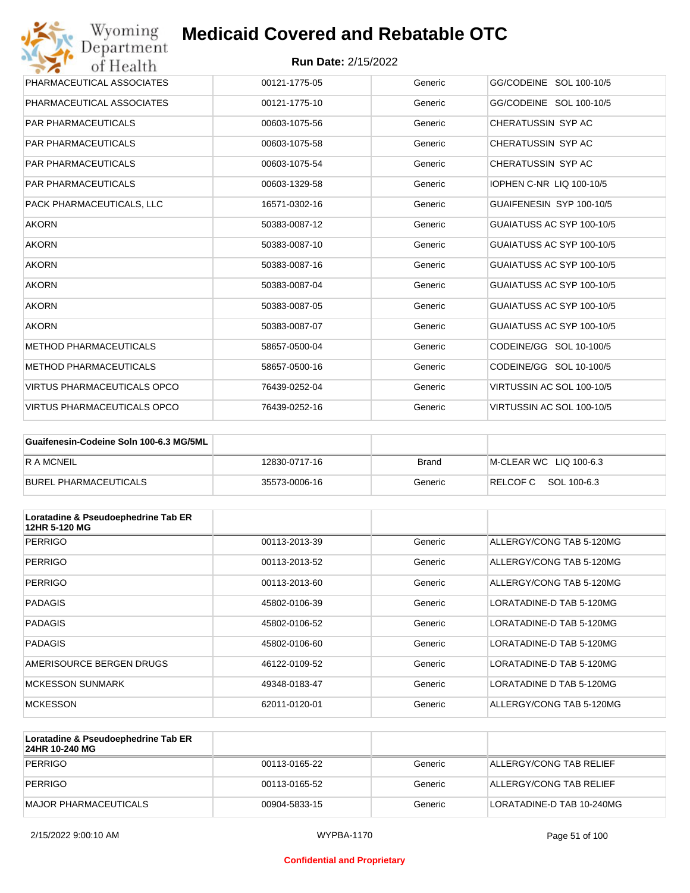| | | | |
|---|---|---|---|
| PHARMACEUTICAL ASSOCIATES | 00121-1775-05 | Generic | GG/CODEINE SOL 100-10/5 |
| PHARMACEUTICAL ASSOCIATES | 00121-1775-10 | Generic | GG/CODEINE SOL 100-10/5 |
| PAR PHARMACEUTICALS | 00603-1075-56 | Generic | CHERATUSSIN SYP AC |
| PAR PHARMACEUTICALS | 00603-1075-58 | Generic | CHERATUSSIN SYP AC |
| PAR PHARMACEUTICALS | 00603-1075-54 | Generic | CHERATUSSIN SYP AC |
| PAR PHARMACEUTICALS | 00603-1329-58 | Generic | IOPHEN C-NR LIQ 100-10/5 |
| PACK PHARMACEUTICALS, LLC | 16571-0302-16 | Generic | GUAIFENESIN SYP 100-10/5 |
| AKORN | 50383-0087-12 | Generic | GUAIATUSS AC SYP 100-10/5 |
| AKORN | 50383-0087-10 | Generic | GUAIATUSS AC SYP 100-10/5 |
| AKORN | 50383-0087-16 | Generic | GUAIATUSS AC SYP 100-10/5 |
| AKORN | 50383-0087-04 | Generic | GUAIATUSS AC SYP 100-10/5 |
| AKORN | 50383-0087-05 | Generic | GUAIATUSS AC SYP 100-10/5 |
| AKORN | 50383-0087-07 | Generic | GUAIATUSS AC SYP 100-10/5 |
| METHOD PHARMACEUTICALS | 58657-0500-04 | Generic | CODEINE/GG SOL 10-100/5 |
| METHOD PHARMACEUTICALS | 58657-0500-16 | Generic | CODEINE/GG SOL 10-100/5 |
| VIRTUS PHARMACEUTICALS OPCO | 76439-0252-04 | Generic | VIRTUSSIN AC SOL 100-10/5 |
| VIRTUS PHARMACEUTICALS OPCO | 76439-0252-16 | Generic | VIRTUSSIN AC SOL 100-10/5 |

| Guaifenesin-Codeine Soln 100-6.3 MG/5ML | | | |
|---|---|---|---|
| R A MCNEIL | 12830-0717-16 | Brand | M-CLEAR WC LIQ 100-6.3 |
| BUREL PHARMACEUTICALS | 35573-0006-16 | Generic | RELCOF C SOL 100-6.3 |

| Loratadine & Pseudoephedrine Tab ER 12HR 5-120 MG | | | |
|---|---|---|---|
| PERRIGO | 00113-2013-39 | Generic | ALLERGY/CONG TAB 5-120MG |
| PERRIGO | 00113-2013-52 | Generic | ALLERGY/CONG TAB 5-120MG |
| PERRIGO | 00113-2013-60 | Generic | ALLERGY/CONG TAB 5-120MG |
| PADAGIS | 45802-0106-39 | Generic | LORATADINE-D TAB 5-120MG |
| PADAGIS | 45802-0106-52 | Generic | LORATADINE-D TAB 5-120MG |
| PADAGIS | 45802-0106-60 | Generic | LORATADINE-D TAB 5-120MG |
| AMERISOURCE BERGEN DRUGS | 46122-0109-52 | Generic | LORATADINE-D TAB 5-120MG |
| MCKESSON SUNMARK | 49348-0183-47 | Generic | LORATADINE D TAB 5-120MG |
| MCKESSON | 62011-0120-01 | Generic | ALLERGY/CONG TAB 5-120MG |

| Loratadine & Pseudoephedrine Tab ER 24HR 10-240 MG | | | |
|---|---|---|---|
| PERRIGO | 00113-0165-22 | Generic | ALLERGY/CONG TAB RELIEF |
| PERRIGO | 00113-0165-52 | Generic | ALLERGY/CONG TAB RELIEF |
| MAJOR PHARMACEUTICALS | 00904-5833-15 | Generic | LORATADINE-D TAB 10-240MG |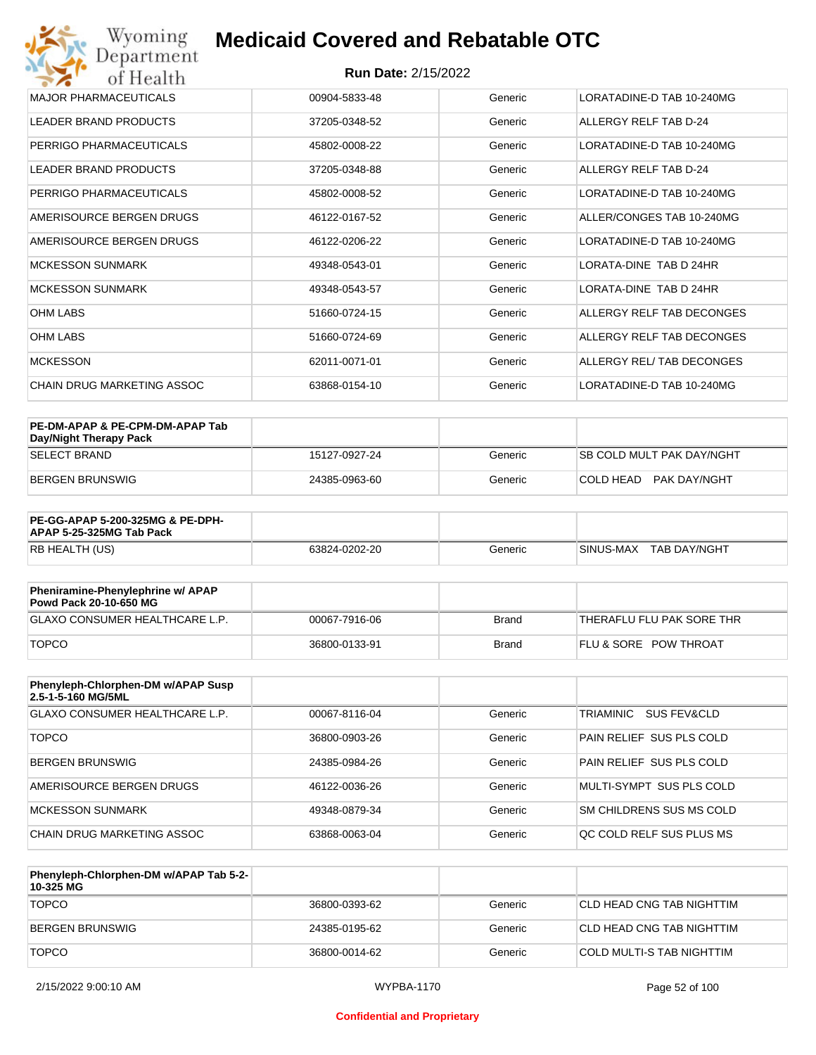# Medicaid Covered and Rebatable OTC

**Run Date:** 2/15/2022

| | | | |
|---|---|---|---|
| MAJOR PHARMACEUTICALS | 00904-5833-48 | Generic | LORATADINE-D TAB 10-240MG |
| LEADER BRAND PRODUCTS | 37205-0348-52 | Generic | ALLERGY RELF TAB D-24 |
| PERRIGO PHARMACEUTICALS | 45802-0008-22 | Generic | LORATADINE-D TAB 10-240MG |
| LEADER BRAND PRODUCTS | 37205-0348-88 | Generic | ALLERGY RELF TAB D-24 |
| PERRIGO PHARMACEUTICALS | 45802-0008-52 | Generic | LORATADINE-D TAB 10-240MG |
| AMERISOURCE BERGEN DRUGS | 46122-0167-52 | Generic | ALLER/CONGES TAB 10-240MG |
| AMERISOURCE BERGEN DRUGS | 46122-0206-22 | Generic | LORATADINE-D TAB 10-240MG |
| MCKESSON SUNMARK | 49348-0543-01 | Generic | LORATA-DINE TAB D 24HR |
| MCKESSON SUNMARK | 49348-0543-57 | Generic | LORATA-DINE TAB D 24HR |
| OHM LABS | 51660-0724-15 | Generic | ALLERGY RELF TAB DECONGES |
| OHM LABS | 51660-0724-69 | Generic | ALLERGY RELF TAB DECONGES |
| MCKESSON | 62011-0071-01 | Generic | ALLERGY REL/ TAB DECONGES |
| CHAIN DRUG MARKETING ASSOC | 63868-0154-10 | Generic | LORATADINE-D TAB 10-240MG |

| **PE-DM-APAP & PE-CPM-DM-APAP Tab Day/Night Therapy Pack** | | | |
|---|---|---|---|
| SELECT BRAND | 15127-0927-24 | Generic | SB COLD MULT PAK DAY/NGHT |
| BERGEN BRUNSWIG | 24385-0963-60 | Generic | COLD HEAD PAK DAY/NGHT |

| **PE-GG-APAP 5-200-325MG & PE-DPH-APAP 5-25-325MG Tab Pack** | | | |
|---|---|---|---|
| RB HEALTH (US) | 63824-0202-20 | Generic | SINUS-MAX TAB DAY/NGHT |

| **Pheniramine-Phenylephrine w/ APAP Powd Pack 20-10-650 MG** | | | |
|---|---|---|---|
| GLAXO CONSUMER HEALTHCARE L.P. | 00067-7916-06 | Brand | THERAFLU FLU PAK SORE THR |
| TOPCO | 36800-0133-91 | Brand | FLU & SORE POW THROAT |

| **Phenyleph-Chlorphen-DM w/APAP Susp 2.5-1-5-160 MG/5ML** | | | |
|---|---|---|---|
| GLAXO CONSUMER HEALTHCARE L.P. | 00067-8116-04 | Generic | TRIAMINIC SUS FEV&CLD |
| TOPCO | 36800-0903-26 | Generic | PAIN RELIEF SUS PLS COLD |
| BERGEN BRUNSWIG | 24385-0984-26 | Generic | PAIN RELIEF SUS PLS COLD |
| AMERISOURCE BERGEN DRUGS | 46122-0036-26 | Generic | MULTI-SYMPT SUS PLS COLD |
| MCKESSON SUNMARK | 49348-0879-34 | Generic | SM CHILDRENS SUS MS COLD |
| CHAIN DRUG MARKETING ASSOC | 63868-0063-04 | Generic | QC COLD RELF SUS PLUS MS |

| **Phenyleph-Chlorphen-DM w/APAP Tab 5-2-10-325 MG** | | | |
|---|---|---|---|
| TOPCO | 36800-0393-62 | Generic | CLD HEAD CNG TAB NIGHTTIM |
| BERGEN BRUNSWIG | 24385-0195-62 | Generic | CLD HEAD CNG TAB NIGHTTIM |
| TOPCO | 36800-0014-62 | Generic | COLD MULTI-S TAB NIGHTTIM |

**Confidential and Proprietary**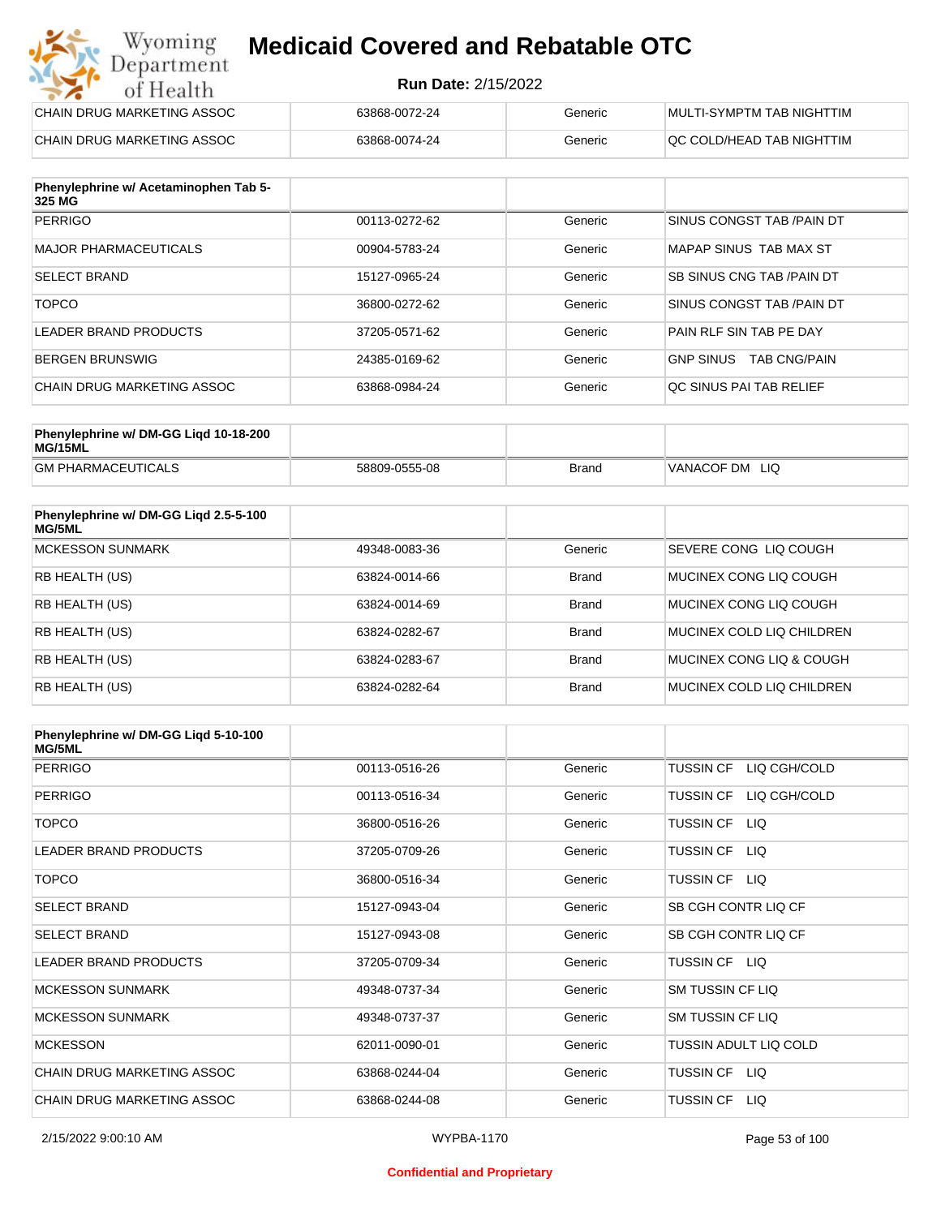| | | | |
|---|---|---|---|
| CHAIN DRUG MARKETING ASSOC | 63868-0072-24 | Generic | MULTI-SYMPTM TAB NIGHTTIM |
| CHAIN DRUG MARKETING ASSOC | 63868-0074-24 | Generic | QC COLD/HEAD TAB NIGHTTIM |

| Phenylephrine w/ Acetaminophen Tab 5-325 MG | | | |
|---|---|---|---|
| PERRIGO | 00113-0272-62 | Generic | SINUS CONGST TAB /PAIN DT |
| MAJOR PHARMACEUTICALS | 00904-5783-24 | Generic | MAPAP SINUS TAB MAX ST |
| SELECT BRAND | 15127-0965-24 | Generic | SB SINUS CNG TAB /PAIN DT |
| TOPCO | 36800-0272-62 | Generic | SINUS CONGST TAB /PAIN DT |
| LEADER BRAND PRODUCTS | 37205-0571-62 | Generic | PAIN RLF SIN TAB PE DAY |
| BERGEN BRUNSWIG | 24385-0169-62 | Generic | GNP SINUS TAB CNG/PAIN |
| CHAIN DRUG MARKETING ASSOC | 63868-0984-24 | Generic | QC SINUS PAI TAB RELIEF |

| Phenylephrine w/ DM-GG Liqd 10-18-200 MG/15ML | | | |
|---|---|---|---|
| GM PHARMACEUTICALS | 58809-0555-08 | Brand | VANACOF DM LIQ |

| Phenylephrine w/ DM-GG Liqd 2.5-5-100 MG/5ML | | | |
|---|---|---|---|
| MCKESSON SUNMARK | 49348-0083-36 | Generic | SEVERE CONG LIQ COUGH |
| RB HEALTH (US) | 63824-0014-66 | Brand | MUCINEX CONG LIQ COUGH |
| RB HEALTH (US) | 63824-0014-69 | Brand | MUCINEX CONG LIQ COUGH |
| RB HEALTH (US) | 63824-0282-67 | Brand | MUCINEX COLD LIQ CHILDREN |
| RB HEALTH (US) | 63824-0283-67 | Brand | MUCINEX CONG LIQ & COUGH |
| RB HEALTH (US) | 63824-0282-64 | Brand | MUCINEX COLD LIQ CHILDREN |

| Phenylephrine w/ DM-GG Liqd 5-10-100 MG/5ML | | | |
|---|---|---|---|
| PERRIGO | 00113-0516-26 | Generic | TUSSIN CF LIQ CGH/COLD |
| PERRIGO | 00113-0516-34 | Generic | TUSSIN CF LIQ CGH/COLD |
| TOPCO | 36800-0516-26 | Generic | TUSSIN CF LIQ |
| LEADER BRAND PRODUCTS | 37205-0709-26 | Generic | TUSSIN CF LIQ |
| TOPCO | 36800-0516-34 | Generic | TUSSIN CF LIQ |
| SELECT BRAND | 15127-0943-04 | Generic | SB CGH CONTR LIQ CF |
| SELECT BRAND | 15127-0943-08 | Generic | SB CGH CONTR LIQ CF |
| LEADER BRAND PRODUCTS | 37205-0709-34 | Generic | TUSSIN CF LIQ |
| MCKESSON SUNMARK | 49348-0737-34 | Generic | SM TUSSIN CF LIQ |
| MCKESSON SUNMARK | 49348-0737-37 | Generic | SM TUSSIN CF LIQ |
| MCKESSON | 62011-0090-01 | Generic | TUSSIN ADULT LIQ COLD |
| CHAIN DRUG MARKETING ASSOC | 63868-0244-04 | Generic | TUSSIN CF LIQ |
| CHAIN DRUG MARKETING ASSOC | 63868-0244-08 | Generic | TUSSIN CF LIQ |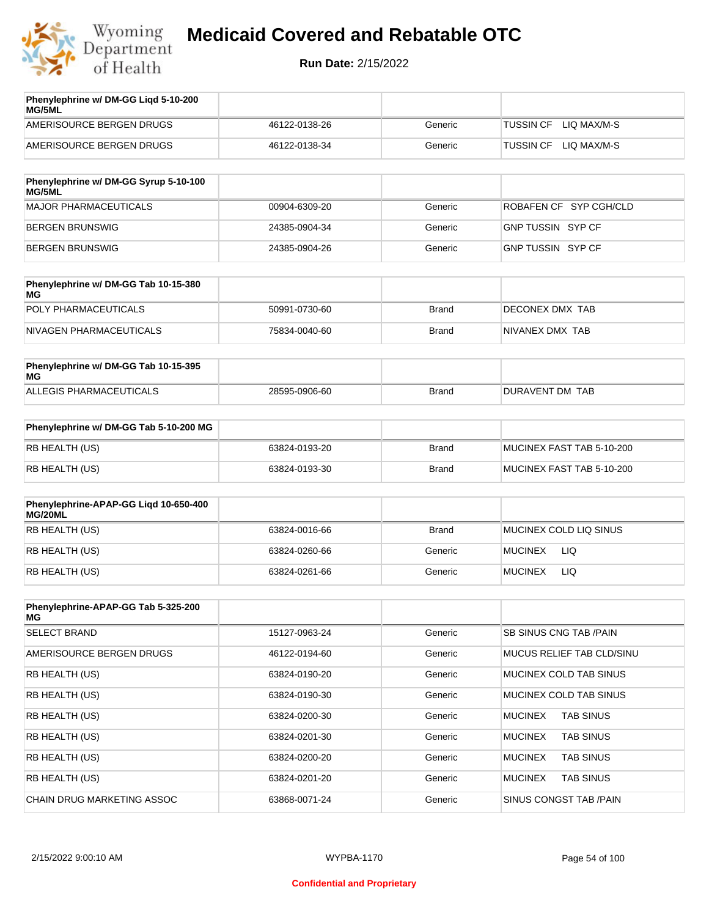| Phenylephrine w/ DM-GG Liqd 5-10-200 MG/5ML | | | |
|---|---|---|---|
| AMERISOURCE BERGEN DRUGS | 46122-0138-26 | Generic | TUSSIN CF LIQ MAX/M-S |
| AMERISOURCE BERGEN DRUGS | 46122-0138-34 | Generic | TUSSIN CF LIQ MAX/M-S |

| Phenylephrine w/ DM-GG Syrup 5-10-100 MG/5ML | | | |
|---|---|---|---|
| MAJOR PHARMACEUTICALS | 00904-6309-20 | Generic | ROBAFEN CF SYP CGH/CLD |
| BERGEN BRUNSWIG | 24385-0904-34 | Generic | GNP TUSSIN SYP CF |
| BERGEN BRUNSWIG | 24385-0904-26 | Generic | GNP TUSSIN SYP CF |

| Phenylephrine w/ DM-GG Tab 10-15-380 MG | | | |
|---|---|---|---|
| POLY PHARMACEUTICALS | 50991-0730-60 | Brand | DECONEX DMX TAB |
| NIVAGEN PHARMACEUTICALS | 75834-0040-60 | Brand | NIVANEX DMX TAB |

| Phenylephrine w/ DM-GG Tab 10-15-395 MG | | | |
|---|---|---|---|
| ALLEGIS PHARMACEUTICALS | 28595-0906-60 | Brand | DURAVENT DM TAB |

| Phenylephrine w/ DM-GG Tab 5-10-200 MG | | | |
|---|---|---|---|
| RB HEALTH (US) | 63824-0193-20 | Brand | MUCINEX FAST TAB 5-10-200 |
| RB HEALTH (US) | 63824-0193-30 | Brand | MUCINEX FAST TAB 5-10-200 |

| Phenylephrine-APAP-GG Liqd 10-650-400 MG/20ML | | | |
|---|---|---|---|
| RB HEALTH (US) | 63824-0016-66 | Brand | MUCINEX COLD LIQ SINUS |
| RB HEALTH (US) | 63824-0260-66 | Generic | MUCINEX LIQ |
| RB HEALTH (US) | 63824-0261-66 | Generic | MUCINEX LIQ |

| Phenylephrine-APAP-GG Tab 5-325-200 MG | | | |
|---|---|---|---|
| SELECT BRAND | 15127-0963-24 | Generic | SB SINUS CNG TAB /PAIN |
| AMERISOURCE BERGEN DRUGS | 46122-0194-60 | Generic | MUCUS RELIEF TAB CLD/SINU |
| RB HEALTH (US) | 63824-0190-20 | Generic | MUCINEX COLD TAB SINUS |
| RB HEALTH (US) | 63824-0190-30 | Generic | MUCINEX COLD TAB SINUS |
| RB HEALTH (US) | 63824-0200-30 | Generic | MUCINEX TAB SINUS |
| RB HEALTH (US) | 63824-0201-30 | Generic | MUCINEX TAB SINUS |
| RB HEALTH (US) | 63824-0200-20 | Generic | MUCINEX TAB SINUS |
| RB HEALTH (US) | 63824-0201-20 | Generic | MUCINEX TAB SINUS |
| CHAIN DRUG MARKETING ASSOC | 63868-0071-24 | Generic | SINUS CONGST TAB /PAIN |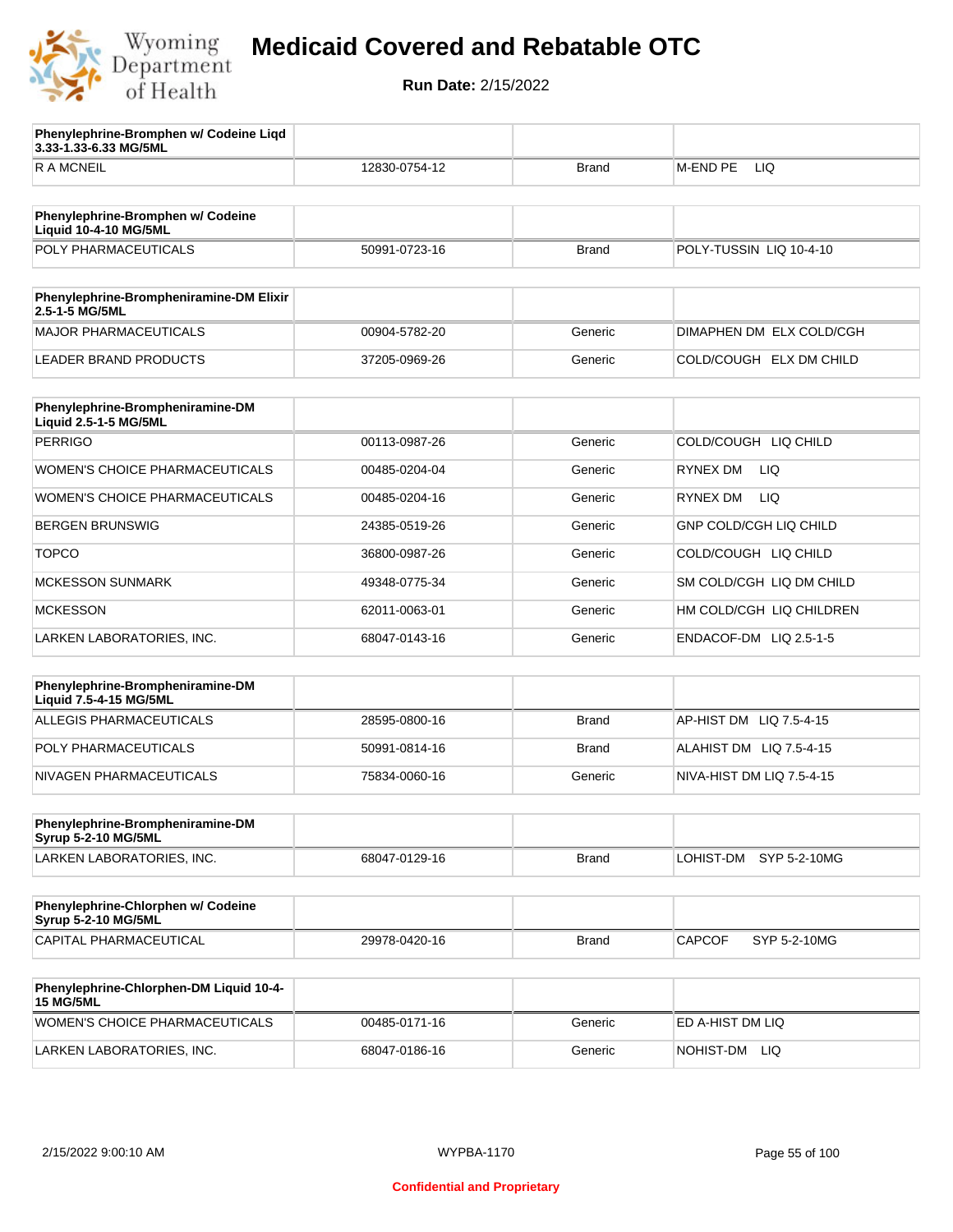# Medicaid Covered and Rebatable OTC

**Run Date:** 2/15/2022

| **Phenylephrine-Bromphen w/ Codeine Liqd 3.33-1.33-6.33 MG/5ML** | | | |
|---|---|---|---|
| R A MCNEIL | 12830-0754-12 | Brand | M-END PE LIQ |

| **Phenylephrine-Bromphen w/ Codeine Liquid 10-4-10 MG/5ML** | | | |
|---|---|---|---|
| POLY PHARMACEUTICALS | 50991-0723-16 | Brand | POLY-TUSSIN LIQ 10-4-10 |

| **Phenylephrine-Brompheniramine-DM Elixir 2.5-1-5 MG/5ML** | | | |
|---|---|---|---|
| MAJOR PHARMACEUTICALS | 00904-5782-20 | Generic | DIMAPHEN DM ELX COLD/CGH |
| LEADER BRAND PRODUCTS | 37205-0969-26 | Generic | COLD/COUGH ELX DM CHILD |

| **Phenylephrine-Brompheniramine-DM Liquid 2.5-1-5 MG/5ML** | | | |
|---|---|---|---|
| PERRIGO | 00113-0987-26 | Generic | COLD/COUGH LIQ CHILD |
| WOMEN'S CHOICE PHARMACEUTICALS | 00485-0204-04 | Generic | RYNEX DM LIQ |
| WOMEN'S CHOICE PHARMACEUTICALS | 00485-0204-16 | Generic | RYNEX DM LIQ |
| BERGEN BRUNSWIG | 24385-0519-26 | Generic | GNP COLD/CGH LIQ CHILD |
| TOPCO | 36800-0987-26 | Generic | COLD/COUGH LIQ CHILD |
| MCKESSON SUNMARK | 49348-0775-34 | Generic | SM COLD/CGH LIQ DM CHILD |
| MCKESSON | 62011-0063-01 | Generic | HM COLD/CGH LIQ CHILDREN |
| LARKEN LABORATORIES, INC. | 68047-0143-16 | Generic | ENDACOF-DM LIQ 2.5-1-5 |

| **Phenylephrine-Brompheniramine-DM Liquid 7.5-4-15 MG/5ML** | | | |
|---|---|---|---|
| ALLEGIS PHARMACEUTICALS | 28595-0800-16 | Brand | AP-HIST DM LIQ 7.5-4-15 |
| POLY PHARMACEUTICALS | 50991-0814-16 | Brand | ALAHIST DM LIQ 7.5-4-15 |
| NIVAGEN PHARMACEUTICALS | 75834-0060-16 | Generic | NIVA-HIST DM LIQ 7.5-4-15 |

| **Phenylephrine-Brompheniramine-DM Syrup 5-2-10 MG/5ML** | | | |
|---|---|---|---|
| LARKEN LABORATORIES, INC. | 68047-0129-16 | Brand | LOHIST-DM SYP 5-2-10MG |

| **Phenylephrine-Chlorphen w/ Codeine Syrup 5-2-10 MG/5ML** | | | |
|---|---|---|---|
| CAPITAL PHARMACEUTICAL | 29978-0420-16 | Brand | CAPCOF SYP 5-2-10MG |

| **Phenylephrine-Chlorphen-DM Liquid 10-4-15 MG/5ML** | | | |
|---|---|---|---|
| WOMEN'S CHOICE PHARMACEUTICALS | 00485-0171-16 | Generic | ED A-HIST DM LIQ |
| LARKEN LABORATORIES, INC. | 68047-0186-16 | Generic | NOHIST-DM LIQ |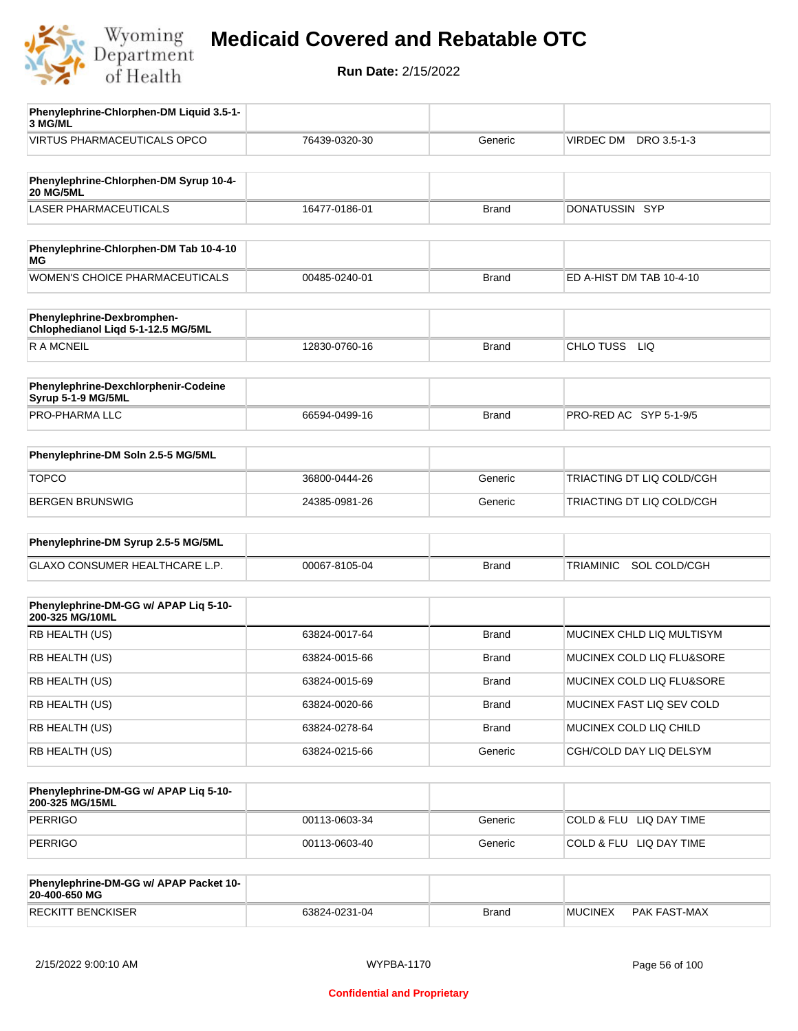# Medicaid Covered and Rebatable OTC

**Run Date:** 2/15/2022

| Phenylephrine-Chlorphen-DM Liquid 3.5-1-3 MG/ML | | | |
|---|---|---|---|
| VIRTUS PHARMACEUTICALS OPCO | 76439-0320-30 | Generic | VIRDEC DM DRO 3.5-1-3 |

| Phenylephrine-Chlorphen-DM Syrup 10-4-20 MG/5ML | | | |
|---|---|---|---|
| LASER PHARMACEUTICALS | 16477-0186-01 | Brand | DONATUSSIN SYP |

| Phenylephrine-Chlorphen-DM Tab 10-4-10 MG | | | |
|---|---|---|---|
| WOMEN'S CHOICE PHARMACEUTICALS | 00485-0240-01 | Brand | ED A-HIST DM TAB 10-4-10 |

| Phenylephrine-Dexbromphen-Chlophedianol Liqd 5-1-12.5 MG/5ML | | | |
|---|---|---|---|
| R A MCNEIL | 12830-0760-16 | Brand | CHLO TUSS LIQ |

| Phenylephrine-Dexchlorphenir-Codeine Syrup 5-1-9 MG/5ML | | | |
|---|---|---|---|
| PRO-PHARMA LLC | 66594-0499-16 | Brand | PRO-RED AC SYP 5-1-9/5 |

| Phenylephrine-DM Soln 2.5-5 MG/5ML | | | |
|---|---|---|---|
| TOPCO | 36800-0444-26 | Generic | TRIACTING DT LIQ COLD/CGH |
| BERGEN BRUNSWIG | 24385-0981-26 | Generic | TRIACTING DT LIQ COLD/CGH |

| Phenylephrine-DM Syrup 2.5-5 MG/5ML | | | |
|---|---|---|---|
| GLAXO CONSUMER HEALTHCARE L.P. | 00067-8105-04 | Brand | TRIAMINIC SOL COLD/CGH |

| Phenylephrine-DM-GG w/ APAP Liq 5-10-200-325 MG/10ML | | | |
|---|---|---|---|
| RB HEALTH (US) | 63824-0017-64 | Brand | MUCINEX CHLD LIQ MULTISYM |
| RB HEALTH (US) | 63824-0015-66 | Brand | MUCINEX COLD LIQ FLU&SORE |
| RB HEALTH (US) | 63824-0015-69 | Brand | MUCINEX COLD LIQ FLU&SORE |
| RB HEALTH (US) | 63824-0020-66 | Brand | MUCINEX FAST LIQ SEV COLD |
| RB HEALTH (US) | 63824-0278-64 | Brand | MUCINEX COLD LIQ CHILD |
| RB HEALTH (US) | 63824-0215-66 | Generic | CGH/COLD DAY LIQ DELSYM |

| Phenylephrine-DM-GG w/ APAP Liq 5-10-200-325 MG/15ML | | | |
|---|---|---|---|
| PERRIGO | 00113-0603-34 | Generic | COLD & FLU LIQ DAY TIME |
| PERRIGO | 00113-0603-40 | Generic | COLD & FLU LIQ DAY TIME |

| Phenylephrine-DM-GG w/ APAP Packet 10-20-400-650 MG | | | |
|---|---|---|---|
| RECKITT BENCKISER | 63824-0231-04 | Brand | MUCINEX PAK FAST-MAX |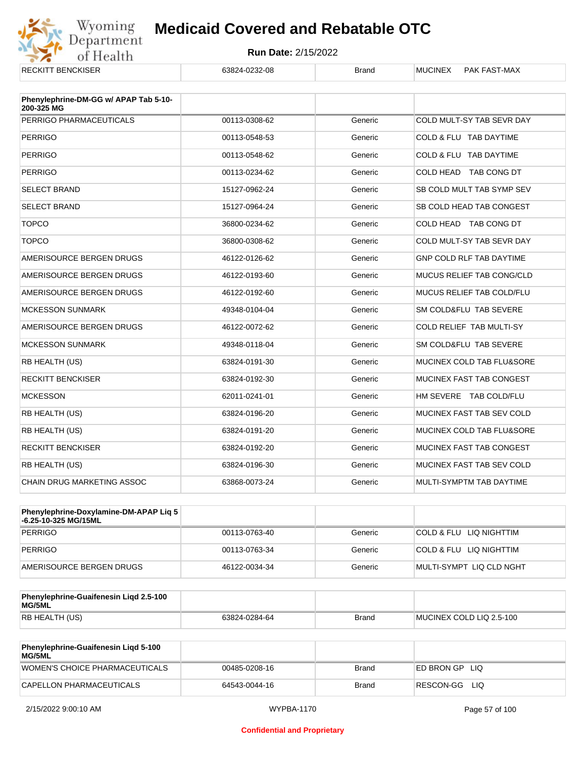| RECKITT BENCKISER | 63824-0232-08 | Brand | MUCINEX PAK FAST-MAX |
|---|---|---|---|

| Phenylephrine-DM-GG w/ APAP Tab 5-10-200-325 MG | | | |
|---|---|---|---|
| PERRIGO PHARMACEUTICALS | 00113-0308-62 | Generic | COLD MULT-SY TAB SEVR DAY |
| PERRIGO | 00113-0548-53 | Generic | COLD & FLU TAB DAYTIME |
| PERRIGO | 00113-0548-62 | Generic | COLD & FLU TAB DAYTIME |
| PERRIGO | 00113-0234-62 | Generic | COLD HEAD TAB CONG DT |
| SELECT BRAND | 15127-0962-24 | Generic | SB COLD MULT TAB SYMP SEV |
| SELECT BRAND | 15127-0964-24 | Generic | SB COLD HEAD TAB CONGEST |
| TOPCO | 36800-0234-62 | Generic | COLD HEAD TAB CONG DT |
| TOPCO | 36800-0308-62 | Generic | COLD MULT-SY TAB SEVR DAY |
| AMERISOURCE BERGEN DRUGS | 46122-0126-62 | Generic | GNP COLD RLF TAB DAYTIME |
| AMERISOURCE BERGEN DRUGS | 46122-0193-60 | Generic | MUCUS RELIEF TAB CONG/CLD |
| AMERISOURCE BERGEN DRUGS | 46122-0192-60 | Generic | MUCUS RELIEF TAB COLD/FLU |
| MCKESSON SUNMARK | 49348-0104-04 | Generic | SM COLD&FLU TAB SEVERE |
| AMERISOURCE BERGEN DRUGS | 46122-0072-62 | Generic | COLD RELIEF TAB MULTI-SY |
| MCKESSON SUNMARK | 49348-0118-04 | Generic | SM COLD&FLU TAB SEVERE |
| RB HEALTH (US) | 63824-0191-30 | Generic | MUCINEX COLD TAB FLU&SORE |
| RECKITT BENCKISER | 63824-0192-30 | Generic | MUCINEX FAST TAB CONGEST |
| MCKESSON | 62011-0241-01 | Generic | HM SEVERE TAB COLD/FLU |
| RB HEALTH (US) | 63824-0196-20 | Generic | MUCINEX FAST TAB SEV COLD |
| RB HEALTH (US) | 63824-0191-20 | Generic | MUCINEX COLD TAB FLU&SORE |
| RECKITT BENCKISER | 63824-0192-20 | Generic | MUCINEX FAST TAB CONGEST |
| RB HEALTH (US) | 63824-0196-30 | Generic | MUCINEX FAST TAB SEV COLD |
| CHAIN DRUG MARKETING ASSOC | 63868-0073-24 | Generic | MULTI-SYMPTM TAB DAYTIME |

| Phenylephrine-Doxylamine-DM-APAP Liq 5-6.25-10-325 MG/15ML | | | |
|---|---|---|---|
| PERRIGO | 00113-0763-40 | Generic | COLD & FLU LIQ NIGHTTIM |
| PERRIGO | 00113-0763-34 | Generic | COLD & FLU LIQ NIGHTTIM |
| AMERISOURCE BERGEN DRUGS | 46122-0034-34 | Generic | MULTI-SYMPT LIQ CLD NGHT |

| Phenylephrine-Guaifenesin Liqd 2.5-100 MG/5ML | | | |
|---|---|---|---|
| RB HEALTH (US) | 63824-0284-64 | Brand | MUCINEX COLD LIQ 2.5-100 |

| Phenylephrine-Guaifenesin Liqd 5-100 MG/5ML | | | |
|---|---|---|---|
| WOMEN'S CHOICE PHARMACEUTICALS | 00485-0208-16 | Brand | ED BRON GP LIQ |
| CAPELLON PHARMACEUTICALS | 64543-0044-16 | Brand | RESCON-GG LIQ |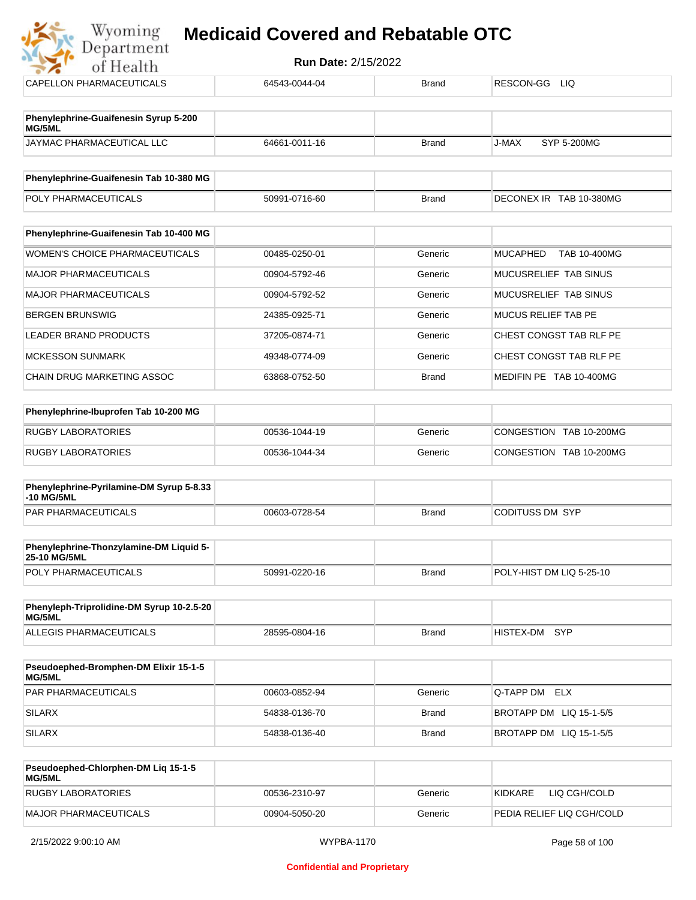| CAPELLON PHARMACEUTICALS | 64543-0044-04 | Brand | RESCON-GG LIQ |
|---|---|---|---|

| Phenylephrine-Guaifenesin Syrup 5-200 MG/5ML | | | |
|---|---|---|---|
| JAYMAC PHARMACEUTICAL LLC | 64661-0011-16 | Brand | J-MAX SYP 5-200MG |

| Phenylephrine-Guaifenesin Tab 10-380 MG | | | |
|---|---|---|---|
| POLY PHARMACEUTICALS | 50991-0716-60 | Brand | DECONEX IR TAB 10-380MG |

| Phenylephrine-Guaifenesin Tab 10-400 MG | | | |
|---|---|---|---|
| WOMEN'S CHOICE PHARMACEUTICALS | 00485-0250-01 | Generic | MUCAPHED TAB 10-400MG |
| MAJOR PHARMACEUTICALS | 00904-5792-46 | Generic | MUCUSRELIEF TAB SINUS |
| MAJOR PHARMACEUTICALS | 00904-5792-52 | Generic | MUCUSRELIEF TAB SINUS |
| BERGEN BRUNSWIG | 24385-0925-71 | Generic | MUCUS RELIEF TAB PE |
| LEADER BRAND PRODUCTS | 37205-0874-71 | Generic | CHEST CONGST TAB RLF PE |
| MCKESSON SUNMARK | 49348-0774-09 | Generic | CHEST CONGST TAB RLF PE |
| CHAIN DRUG MARKETING ASSOC | 63868-0752-50 | Brand | MEDIFIN PE TAB 10-400MG |

| Phenylephrine-Ibuprofen Tab 10-200 MG | | | |
|---|---|---|---|
| RUGBY LABORATORIES | 00536-1044-19 | Generic | CONGESTION TAB 10-200MG |
| RUGBY LABORATORIES | 00536-1044-34 | Generic | CONGESTION TAB 10-200MG |

| Phenylephrine-Pyrilamine-DM Syrup 5-8.33-10 MG/5ML | | | |
|---|---|---|---|
| PAR PHARMACEUTICALS | 00603-0728-54 | Brand | CODITUSS DM SYP |

| Phenylephrine-Thonzylamine-DM Liquid 5-25-10 MG/5ML | | | |
|---|---|---|---|
| POLY PHARMACEUTICALS | 50991-0220-16 | Brand | POLY-HIST DM LIQ 5-25-10 |

| Phenyleph-Triprolidine-DM Syrup 10-2.5-20 MG/5ML | | | |
|---|---|---|---|
| ALLEGIS PHARMACEUTICALS | 28595-0804-16 | Brand | HISTEX-DM SYP |

| Pseudoephed-Bromphen-DM Elixir 15-1-5 MG/5ML | | | |
|---|---|---|---|
| PAR PHARMACEUTICALS | 00603-0852-94 | Generic | Q-TAPP DM ELX |
| SILARX | 54838-0136-70 | Brand | BROTAPP DM LIQ 15-1-5/5 |
| SILARX | 54838-0136-40 | Brand | BROTAPP DM LIQ 15-1-5/5 |

| Pseudoephed-Chlorphen-DM Liq 15-1-5 MG/5ML | | | |
|---|---|---|---|
| RUGBY LABORATORIES | 00536-2310-97 | Generic | KIDKARE LIQ CGH/COLD |
| MAJOR PHARMACEUTICALS | 00904-5050-20 | Generic | PEDIA RELIEF LIQ CGH/COLD |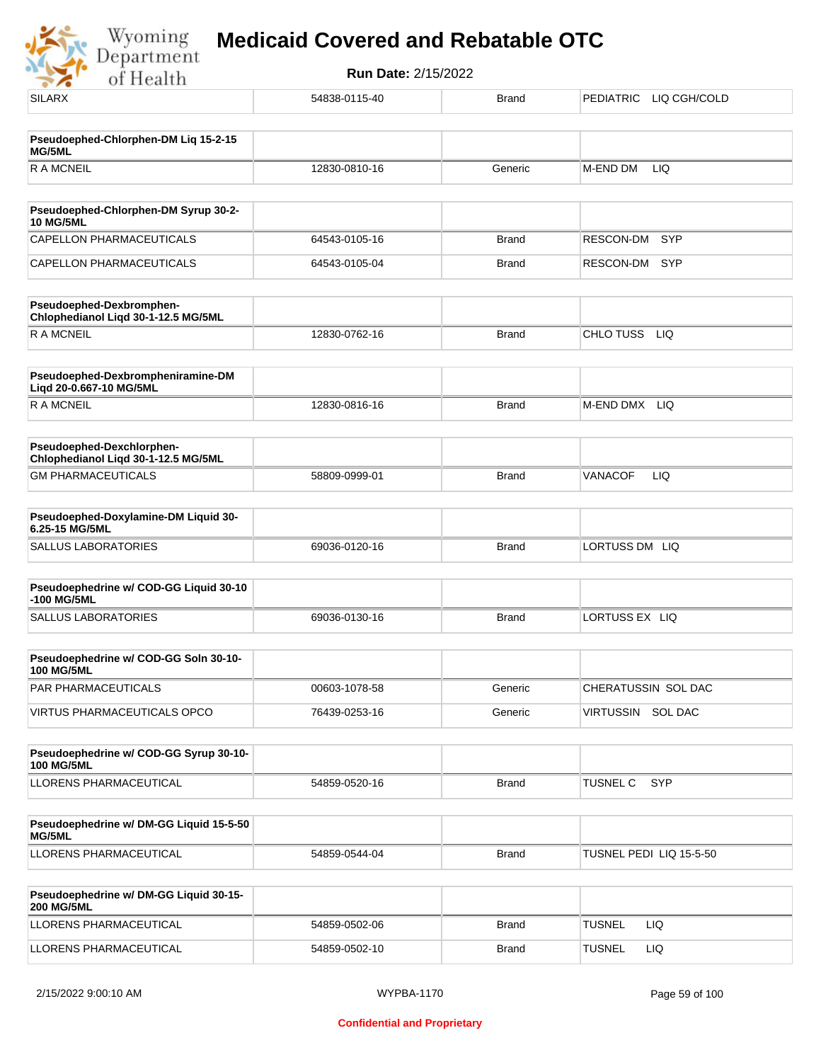| SILARX | 54838-0115-40 | Brand | PEDIATRIC LIQ CGH/COLD |
|---|---|---|---|

| **Pseudoephed-Chlorphen-DM Liq 15-2-15 MG/5ML** | | | |
|---|---|---|---|
| R A MCNEIL | 12830-0810-16 | Generic | M-END DM LIQ |

| **Pseudoephed-Chlorphen-DM Syrup 30-2-10 MG/5ML** | | | |
|---|---|---|---|
| CAPELLON PHARMACEUTICALS | 64543-0105-16 | Brand | RESCON-DM SYP |
| CAPELLON PHARMACEUTICALS | 64543-0105-04 | Brand | RESCON-DM SYP |

| **Pseudoephed-Dexbromphen-Chlophedianol Liqd 30-1-12.5 MG/5ML** | | | |
|---|---|---|---|
| R A MCNEIL | 12830-0762-16 | Brand | CHLO TUSS LIQ |

| **Pseudoephed-Dexbrompheniramine-DM Liqd 20-0.667-10 MG/5ML** | | | |
|---|---|---|---|
| R A MCNEIL | 12830-0816-16 | Brand | M-END DMX LIQ |

| **Pseudoephed-Dexchlorphen-Chlophedianol Liqd 30-1-12.5 MG/5ML** | | | |
|---|---|---|---|
| GM PHARMACEUTICALS | 58809-0999-01 | Brand | VANACOF LIQ |

| **Pseudoephed-Doxylamine-DM Liquid 30-6.25-15 MG/5ML** | | | |
|---|---|---|---|
| SALLUS LABORATORIES | 69036-0120-16 | Brand | LORTUSS DM LIQ |

| **Pseudoephedrine w/ COD-GG Liquid 30-10-100 MG/5ML** | | | |
|---|---|---|---|
| SALLUS LABORATORIES | 69036-0130-16 | Brand | LORTUSS EX LIQ |

| **Pseudoephedrine w/ COD-GG Soln 30-10-100 MG/5ML** | | | |
|---|---|---|---|
| PAR PHARMACEUTICALS | 00603-1078-58 | Generic | CHERATUSSIN SOL DAC |
| VIRTUS PHARMACEUTICALS OPCO | 76439-0253-16 | Generic | VIRTUSSIN SOL DAC |

| **Pseudoephedrine w/ COD-GG Syrup 30-10-100 MG/5ML** | | | |
|---|---|---|---|
| LLORENS PHARMACEUTICAL | 54859-0520-16 | Brand | TUSNEL C SYP |

| **Pseudoephedrine w/ DM-GG Liquid 15-5-50 MG/5ML** | | | |
|---|---|---|---|
| LLORENS PHARMACEUTICAL | 54859-0544-04 | Brand | TUSNEL PEDI LIQ 15-5-50 |

| **Pseudoephedrine w/ DM-GG Liquid 30-15-200 MG/5ML** | | | |
|---|---|---|---|
| LLORENS PHARMACEUTICAL | 54859-0502-06 | Brand | TUSNEL LIQ |
| LLORENS PHARMACEUTICAL | 54859-0502-10 | Brand | TUSNEL LIQ |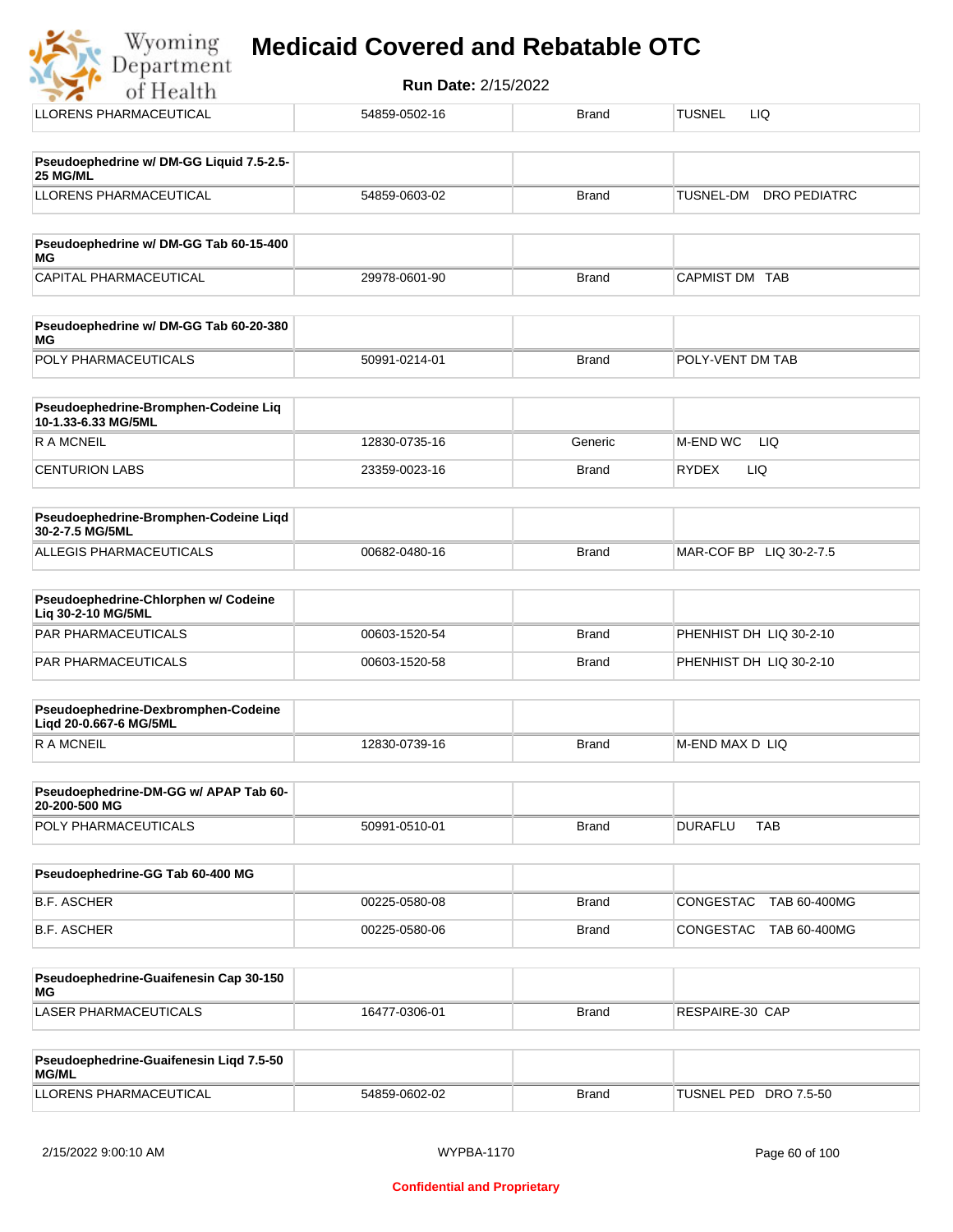| LLORENS PHARMACEUTICAL | 54859-0502-16 | Brand | TUSNEL LIQ |
|---|---|---|---|

| Pseudoephedrine w/ DM-GG Liquid 7.5-2.5-25 MG/ML | | | |
|---|---|---|---|
| LLORENS PHARMACEUTICAL | 54859-0603-02 | Brand | TUSNEL-DM DRO PEDIATRC |

| Pseudoephedrine w/ DM-GG Tab 60-15-400 MG | | | |
|---|---|---|---|
| CAPITAL PHARMACEUTICAL | 29978-0601-90 | Brand | CAPMIST DM TAB |

| Pseudoephedrine w/ DM-GG Tab 60-20-380 MG | | | |
|---|---|---|---|
| POLY PHARMACEUTICALS | 50991-0214-01 | Brand | POLY-VENT DM TAB |

| Pseudoephedrine-Bromphen-Codeine Liq 10-1.33-6.33 MG/5ML | | | |
|---|---|---|---|
| R A MCNEIL | 12830-0735-16 | Generic | M-END WC LIQ |
| CENTURION LABS | 23359-0023-16 | Brand | RYDEX LIQ |

| Pseudoephedrine-Bromphen-Codeine Liqd 30-2-7.5 MG/5ML | | | |
|---|---|---|---|
| ALLEGIS PHARMACEUTICALS | 00682-0480-16 | Brand | MAR-COF BP LIQ 30-2-7.5 |

| Pseudoephedrine-Chlorphen w/ Codeine Liq 30-2-10 MG/5ML | | | |
|---|---|---|---|
| PAR PHARMACEUTICALS | 00603-1520-54 | Brand | PHENHIST DH LIQ 30-2-10 |
| PAR PHARMACEUTICALS | 00603-1520-58 | Brand | PHENHIST DH LIQ 30-2-10 |

| Pseudoephedrine-Dexbromphen-Codeine Liqd 20-0.667-6 MG/5ML | | | |
|---|---|---|---|
| R A MCNEIL | 12830-0739-16 | Brand | M-END MAX D LIQ |

| Pseudoephedrine-DM-GG w/ APAP Tab 60-20-200-500 MG | | | |
|---|---|---|---|
| POLY PHARMACEUTICALS | 50991-0510-01 | Brand | DURAFLU TAB |

| Pseudoephedrine-GG Tab 60-400 MG | | | |
|---|---|---|---|
| B.F. ASCHER | 00225-0580-08 | Brand | CONGESTAC TAB 60-400MG |
| B.F. ASCHER | 00225-0580-06 | Brand | CONGESTAC TAB 60-400MG |

| Pseudoephedrine-Guaifenesin Cap 30-150 MG | | | |
|---|---|---|---|
| LASER PHARMACEUTICALS | 16477-0306-01 | Brand | RESPAIRE-30 CAP |

| Pseudoephedrine-Guaifenesin Liqd 7.5-50 MG/ML | | | |
|---|---|---|---|
| LLORENS PHARMACEUTICAL | 54859-0602-02 | Brand | TUSNEL PED DRO 7.5-50 |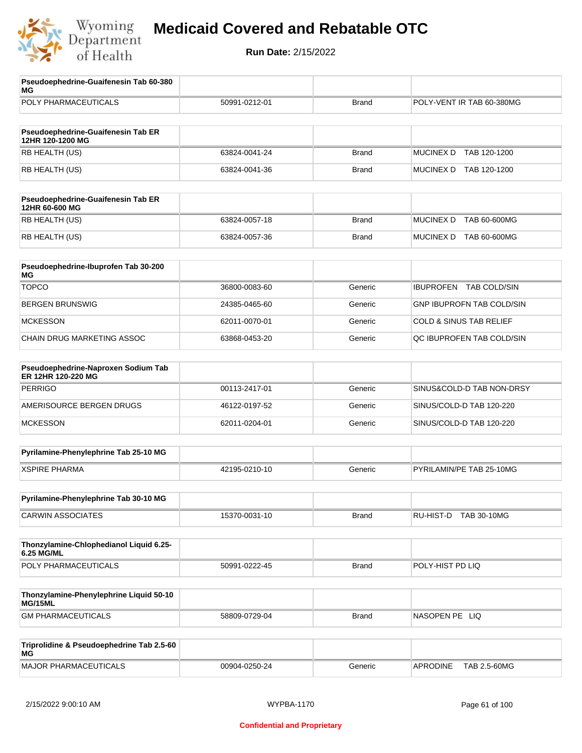# Medicaid Covered and Rebatable OTC

**Run Date:** 2/15/2022

| Pseudoephedrine-Guaifenesin Tab 60-380 MG | | | |
|---|---|---|---|
| POLY PHARMACEUTICALS | 50991-0212-01 | Brand | POLY-VENT IR TAB 60-380MG |

| Pseudoephedrine-Guaifenesin Tab ER 12HR 120-1200 MG | | | |
|---|---|---|---|
| RB HEALTH (US) | 63824-0041-24 | Brand | MUCINEX D TAB 120-1200 |
| RB HEALTH (US) | 63824-0041-36 | Brand | MUCINEX D TAB 120-1200 |

| Pseudoephedrine-Guaifenesin Tab ER 12HR 60-600 MG | | | |
|---|---|---|---|
| RB HEALTH (US) | 63824-0057-18 | Brand | MUCINEX D TAB 60-600MG |
| RB HEALTH (US) | 63824-0057-36 | Brand | MUCINEX D TAB 60-600MG |

| Pseudoephedrine-Ibuprofen Tab 30-200 MG | | | |
|---|---|---|---|
| TOPCO | 36800-0083-60 | Generic | IBUPROFEN TAB COLD/SIN |
| BERGEN BRUNSWIG | 24385-0465-60 | Generic | GNP IBUPROFN TAB COLD/SIN |
| MCKESSON | 62011-0070-01 | Generic | COLD & SINUS TAB RELIEF |
| CHAIN DRUG MARKETING ASSOC | 63868-0453-20 | Generic | QC IBUPROFEN TAB COLD/SIN |

| Pseudoephedrine-Naproxen Sodium Tab ER 12HR 120-220 MG | | | |
|---|---|---|---|
| PERRIGO | 00113-2417-01 | Generic | SINUS&COLD-D TAB NON-DRSY |
| AMERISOURCE BERGEN DRUGS | 46122-0197-52 | Generic | SINUS/COLD-D TAB 120-220 |
| MCKESSON | 62011-0204-01 | Generic | SINUS/COLD-D TAB 120-220 |

| Pyrilamine-Phenylephrine Tab 25-10 MG | | | |
|---|---|---|---|
| XSPIRE PHARMA | 42195-0210-10 | Generic | PYRILAMIN/PE TAB 25-10MG |

| Pyrilamine-Phenylephrine Tab 30-10 MG | | | |
|---|---|---|---|
| CARWIN ASSOCIATES | 15370-0031-10 | Brand | RU-HIST-D TAB 30-10MG |

| Thonzylamine-Chlophedianol Liquid 6.25-6.25 MG/ML | | | |
|---|---|---|---|
| POLY PHARMACEUTICALS | 50991-0222-45 | Brand | POLY-HIST PD LIQ |

| Thonzylamine-Phenylephrine Liquid 50-10 MG/15ML | | | |
|---|---|---|---|
| GM PHARMACEUTICALS | 58809-0729-04 | Brand | NASOPEN PE LIQ |

| Triprolidine & Pseudoephedrine Tab 2.5-60 MG | | | |
|---|---|---|---|
| MAJOR PHARMACEUTICALS | 00904-0250-24 | Generic | APRODINE TAB 2.5-60MG |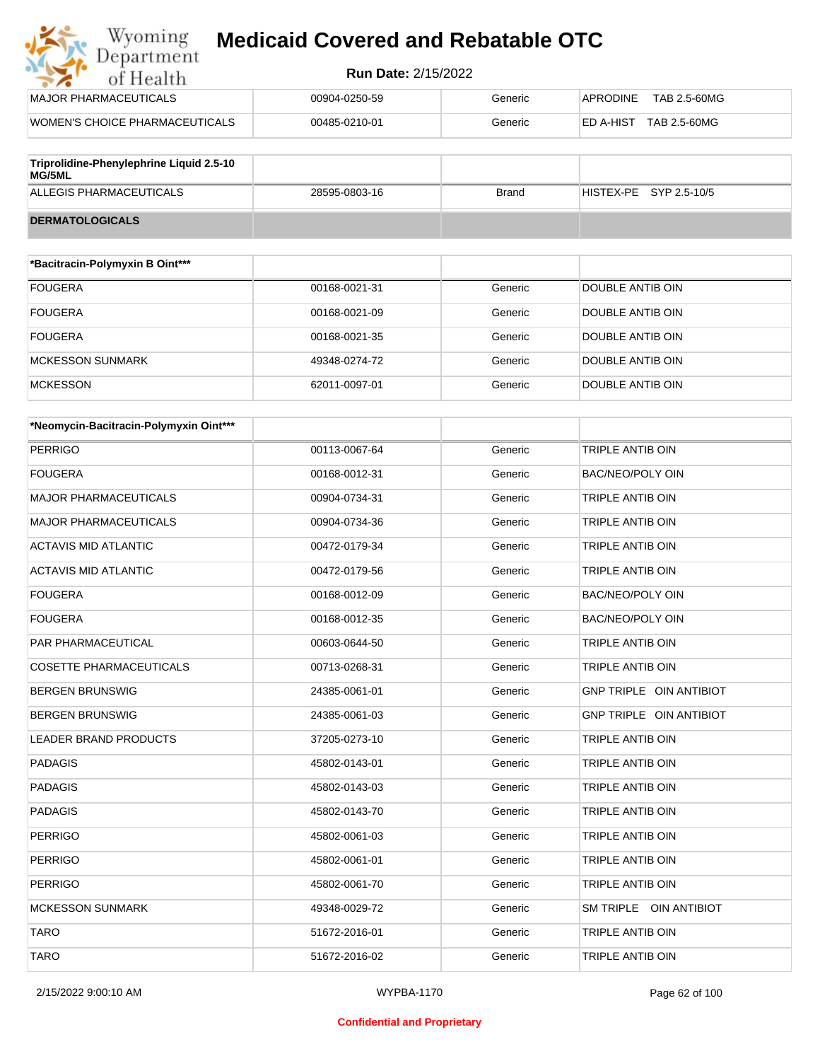| | | | |
|---|---|---|---|
| MAJOR PHARMACEUTICALS | 00904-0250-59 | Generic | APRODINE TAB 2.5-60MG |
| WOMEN'S CHOICE PHARMACEUTICALS | 00485-0210-01 | Generic | ED A-HIST TAB 2.5-60MG |

| Triprolidine-Phenylephrine Liquid 2.5-10 MG/5ML | | | |
|---|---|---|---|
| ALLEGIS PHARMACEUTICALS | 28595-0803-16 | Brand | HISTEX-PE SYP 2.5-10/5 |

**DERMATOLOGICALS**

| *Bacitracin-Polymyxin B Oint*** | | | |
|---|---|---|---|
| FOUGERA | 00168-0021-31 | Generic | DOUBLE ANTIB OIN |
| FOUGERA | 00168-0021-09 | Generic | DOUBLE ANTIB OIN |
| FOUGERA | 00168-0021-35 | Generic | DOUBLE ANTIB OIN |
| MCKESSON SUNMARK | 49348-0274-72 | Generic | DOUBLE ANTIB OIN |
| MCKESSON | 62011-0097-01 | Generic | DOUBLE ANTIB OIN |

| *Neomycin-Bacitracin-Polymyxin Oint*** | | | |
|---|---|---|---|
| PERRIGO | 00113-0067-64 | Generic | TRIPLE ANTIB OIN |
| FOUGERA | 00168-0012-31 | Generic | BAC/NEO/POLY OIN |
| MAJOR PHARMACEUTICALS | 00904-0734-31 | Generic | TRIPLE ANTIB OIN |
| MAJOR PHARMACEUTICALS | 00904-0734-36 | Generic | TRIPLE ANTIB OIN |
| ACTAVIS MID ATLANTIC | 00472-0179-34 | Generic | TRIPLE ANTIB OIN |
| ACTAVIS MID ATLANTIC | 00472-0179-56 | Generic | TRIPLE ANTIB OIN |
| FOUGERA | 00168-0012-09 | Generic | BAC/NEO/POLY OIN |
| FOUGERA | 00168-0012-35 | Generic | BAC/NEO/POLY OIN |
| PAR PHARMACEUTICAL | 00603-0644-50 | Generic | TRIPLE ANTIB OIN |
| COSETTE PHARMACEUTICALS | 00713-0268-31 | Generic | TRIPLE ANTIB OIN |
| BERGEN BRUNSWIG | 24385-0061-01 | Generic | GNP TRIPLE OIN ANTIBIOT |
| BERGEN BRUNSWIG | 24385-0061-03 | Generic | GNP TRIPLE OIN ANTIBIOT |
| LEADER BRAND PRODUCTS | 37205-0273-10 | Generic | TRIPLE ANTIB OIN |
| PADAGIS | 45802-0143-01 | Generic | TRIPLE ANTIB OIN |
| PADAGIS | 45802-0143-03 | Generic | TRIPLE ANTIB OIN |
| PADAGIS | 45802-0143-70 | Generic | TRIPLE ANTIB OIN |
| PERRIGO | 45802-0061-03 | Generic | TRIPLE ANTIB OIN |
| PERRIGO | 45802-0061-01 | Generic | TRIPLE ANTIB OIN |
| PERRIGO | 45802-0061-70 | Generic | TRIPLE ANTIB OIN |
| MCKESSON SUNMARK | 49348-0029-72 | Generic | SM TRIPLE OIN ANTIBIOT |
| TARO | 51672-2016-01 | Generic | TRIPLE ANTIB OIN |
| TARO | 51672-2016-02 | Generic | TRIPLE ANTIB OIN |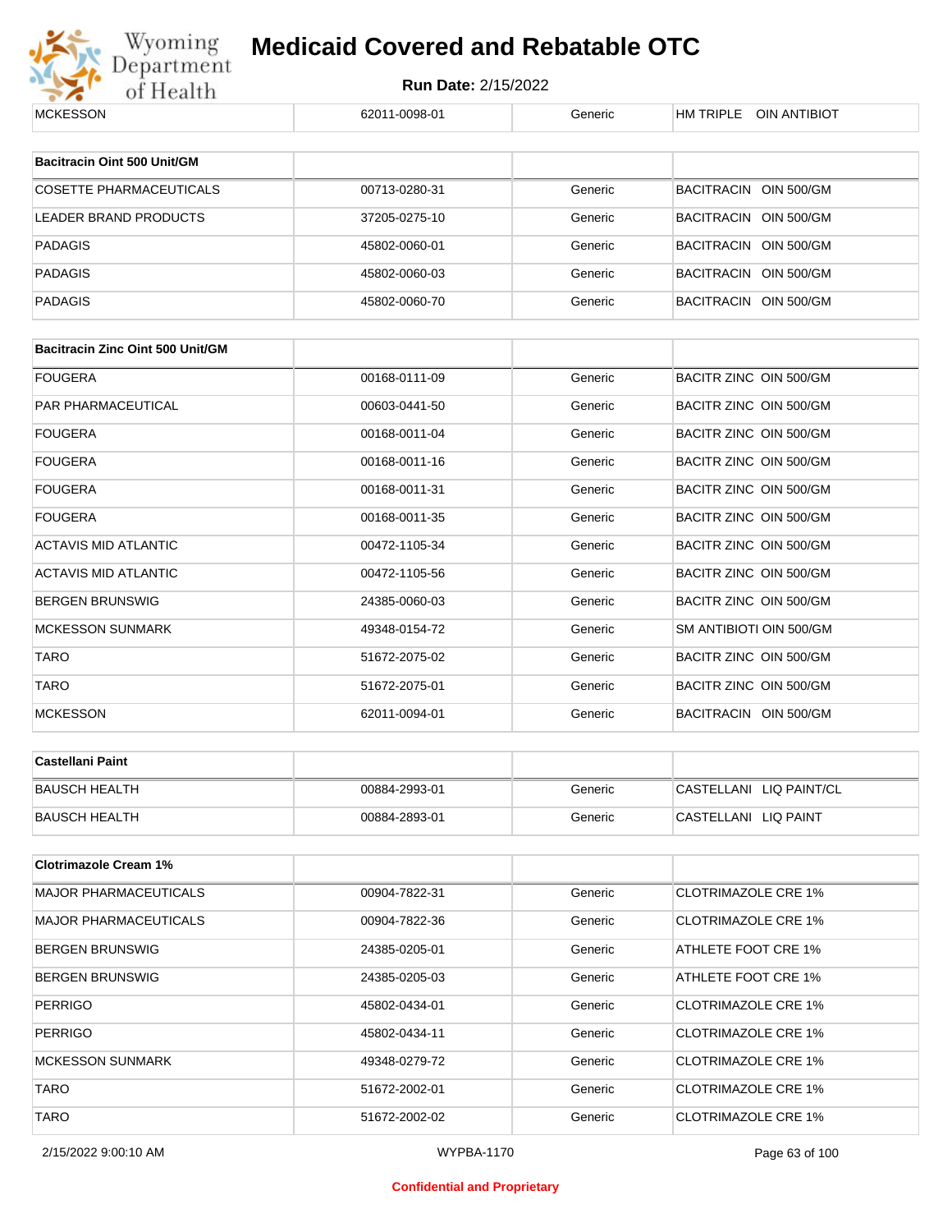| MCKESSON | 62011-0098-01 | Generic | HM TRIPLE OIN ANTIBIOT |
|---|---|---|---|

| Bacitracin Oint 500 Unit/GM | | | |
|---|---|---|---|
| COSETTE PHARMACEUTICALS | 00713-0280-31 | Generic | BACITRACIN OIN 500/GM |
| LEADER BRAND PRODUCTS | 37205-0275-10 | Generic | BACITRACIN OIN 500/GM |
| PADAGIS | 45802-0060-01 | Generic | BACITRACIN OIN 500/GM |
| PADAGIS | 45802-0060-03 | Generic | BACITRACIN OIN 500/GM |
| PADAGIS | 45802-0060-70 | Generic | BACITRACIN OIN 500/GM |

| Bacitracin Zinc Oint 500 Unit/GM | | | |
|---|---|---|---|
| FOUGERA | 00168-0111-09 | Generic | BACITR ZINC OIN 500/GM |
| PAR PHARMACEUTICAL | 00603-0441-50 | Generic | BACITR ZINC OIN 500/GM |
| FOUGERA | 00168-0011-04 | Generic | BACITR ZINC OIN 500/GM |
| FOUGERA | 00168-0011-16 | Generic | BACITR ZINC OIN 500/GM |
| FOUGERA | 00168-0011-31 | Generic | BACITR ZINC OIN 500/GM |
| FOUGERA | 00168-0011-35 | Generic | BACITR ZINC OIN 500/GM |
| ACTAVIS MID ATLANTIC | 00472-1105-34 | Generic | BACITR ZINC OIN 500/GM |
| ACTAVIS MID ATLANTIC | 00472-1105-56 | Generic | BACITR ZINC OIN 500/GM |
| BERGEN BRUNSWIG | 24385-0060-03 | Generic | BACITR ZINC OIN 500/GM |
| MCKESSON SUNMARK | 49348-0154-72 | Generic | SM ANTIBIOTI OIN 500/GM |
| TARO | 51672-2075-02 | Generic | BACITR ZINC OIN 500/GM |
| TARO | 51672-2075-01 | Generic | BACITR ZINC OIN 500/GM |
| MCKESSON | 62011-0094-01 | Generic | BACITRACIN OIN 500/GM |

| Castellani Paint | | | |
|---|---|---|---|
| BAUSCH HEALTH | 00884-2993-01 | Generic | CASTELLANI LIQ PAINT/CL |
| BAUSCH HEALTH | 00884-2893-01 | Generic | CASTELLANI LIQ PAINT |

| Clotrimazole Cream 1% | | | |
|---|---|---|---|
| MAJOR PHARMACEUTICALS | 00904-7822-31 | Generic | CLOTRIMAZOLE CRE 1% |
| MAJOR PHARMACEUTICALS | 00904-7822-36 | Generic | CLOTRIMAZOLE CRE 1% |
| BERGEN BRUNSWIG | 24385-0205-01 | Generic | ATHLETE FOOT CRE 1% |
| BERGEN BRUNSWIG | 24385-0205-03 | Generic | ATHLETE FOOT CRE 1% |
| PERRIGO | 45802-0434-01 | Generic | CLOTRIMAZOLE CRE 1% |
| PERRIGO | 45802-0434-11 | Generic | CLOTRIMAZOLE CRE 1% |
| MCKESSON SUNMARK | 49348-0279-72 | Generic | CLOTRIMAZOLE CRE 1% |
| TARO | 51672-2002-01 | Generic | CLOTRIMAZOLE CRE 1% |
| TARO | 51672-2002-02 | Generic | CLOTRIMAZOLE CRE 1% |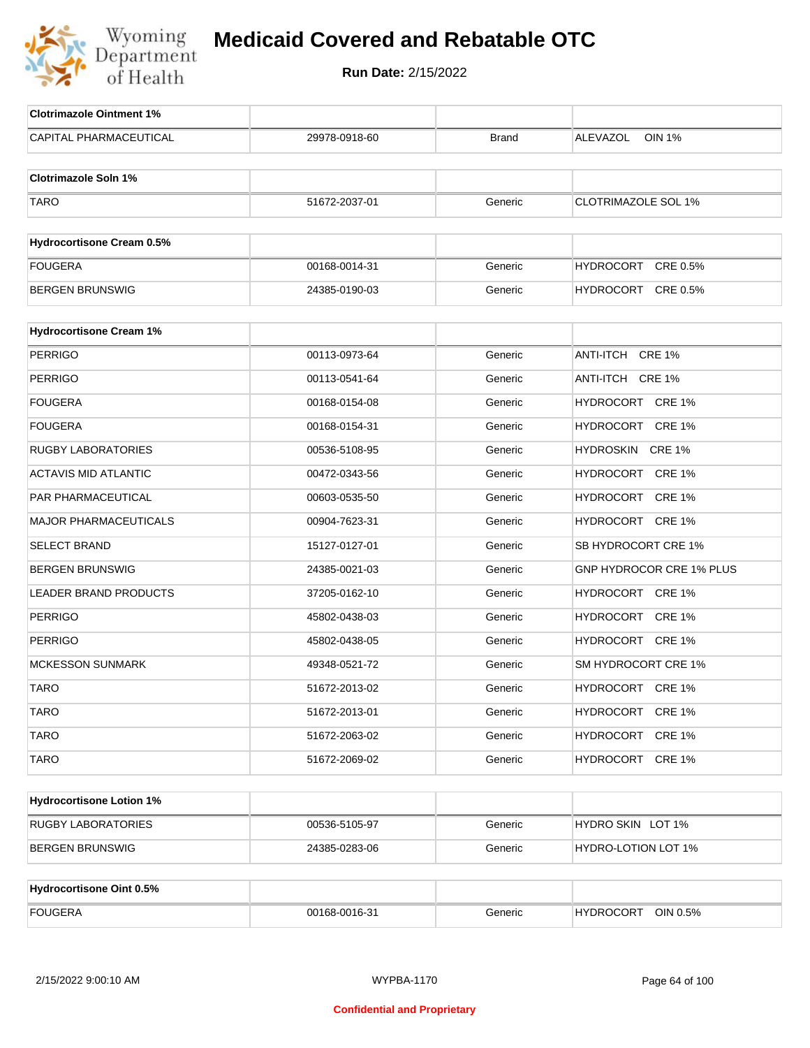# Medicaid Covered and Rebatable OTC

**Run Date:** 2/15/2022

| Clotrimazole Ointment 1% | | | |
|---|---|---|---|
| CAPITAL PHARMACEUTICAL | 29978-0918-60 | Brand | ALEVAZOL OIN 1% |

| Clotrimazole Soln 1% | | | |
|---|---|---|---|
| TARO | 51672-2037-01 | Generic | CLOTRIMAZOLE SOL 1% |

| Hydrocortisone Cream 0.5% | | | |
|---|---|---|---|
| FOUGERA | 00168-0014-31 | Generic | HYDROCORT CRE 0.5% |
| BERGEN BRUNSWIG | 24385-0190-03 | Generic | HYDROCORT CRE 0.5% |

| Hydrocortisone Cream 1% | | | |
|---|---|---|---|
| PERRIGO | 00113-0973-64 | Generic | ANTI-ITCH CRE 1% |
| PERRIGO | 00113-0541-64 | Generic | ANTI-ITCH CRE 1% |
| FOUGERA | 00168-0154-08 | Generic | HYDROCORT CRE 1% |
| FOUGERA | 00168-0154-31 | Generic | HYDROCORT CRE 1% |
| RUGBY LABORATORIES | 00536-5108-95 | Generic | HYDROSKIN CRE 1% |
| ACTAVIS MID ATLANTIC | 00472-0343-56 | Generic | HYDROCORT CRE 1% |
| PAR PHARMACEUTICAL | 00603-0535-50 | Generic | HYDROCORT CRE 1% |
| MAJOR PHARMACEUTICALS | 00904-7623-31 | Generic | HYDROCORT CRE 1% |
| SELECT BRAND | 15127-0127-01 | Generic | SB HYDROCORT CRE 1% |
| BERGEN BRUNSWIG | 24385-0021-03 | Generic | GNP HYDROCOR CRE 1% PLUS |
| LEADER BRAND PRODUCTS | 37205-0162-10 | Generic | HYDROCORT CRE 1% |
| PERRIGO | 45802-0438-03 | Generic | HYDROCORT CRE 1% |
| PERRIGO | 45802-0438-05 | Generic | HYDROCORT CRE 1% |
| MCKESSON SUNMARK | 49348-0521-72 | Generic | SM HYDROCORT CRE 1% |
| TARO | 51672-2013-02 | Generic | HYDROCORT CRE 1% |
| TARO | 51672-2013-01 | Generic | HYDROCORT CRE 1% |
| TARO | 51672-2063-02 | Generic | HYDROCORT CRE 1% |
| TARO | 51672-2069-02 | Generic | HYDROCORT CRE 1% |

| Hydrocortisone Lotion 1% | | | |
|---|---|---|---|
| RUGBY LABORATORIES | 00536-5105-97 | Generic | HYDRO SKIN LOT 1% |
| BERGEN BRUNSWIG | 24385-0283-06 | Generic | HYDRO-LOTION LOT 1% |

| Hydrocortisone Oint 0.5% | | | |
|---|---|---|---|
| FOUGERA | 00168-0016-31 | Generic | HYDROCORT OIN 0.5% |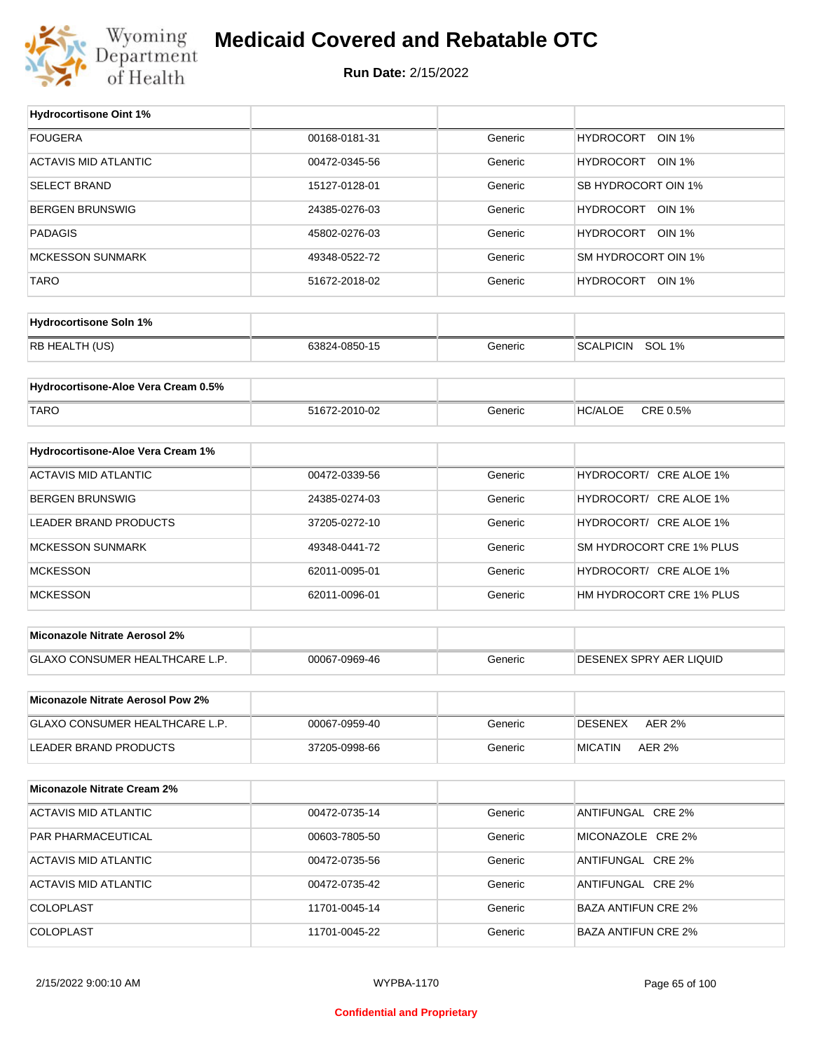| Hydrocortisone Oint 1% | | | |
|---|---|---|---|
| FOUGERA | 00168-0181-31 | Generic | HYDROCORT OIN 1% |
| ACTAVIS MID ATLANTIC | 00472-0345-56 | Generic | HYDROCORT OIN 1% |
| SELECT BRAND | 15127-0128-01 | Generic | SB HYDROCORT OIN 1% |
| BERGEN BRUNSWIG | 24385-0276-03 | Generic | HYDROCORT OIN 1% |
| PADAGIS | 45802-0276-03 | Generic | HYDROCORT OIN 1% |
| MCKESSON SUNMARK | 49348-0522-72 | Generic | SM HYDROCORT OIN 1% |
| TARO | 51672-2018-02 | Generic | HYDROCORT OIN 1% |

| Hydrocortisone Soln 1% | | | |
|---|---|---|---|
| RB HEALTH (US) | 63824-0850-15 | Generic | SCALPICIN SOL 1% |

| Hydrocortisone-Aloe Vera Cream 0.5% | | | |
|---|---|---|---|
| TARO | 51672-2010-02 | Generic | HC/ALOE CRE 0.5% |

| Hydrocortisone-Aloe Vera Cream 1% | | | |
|---|---|---|---|
| ACTAVIS MID ATLANTIC | 00472-0339-56 | Generic | HYDROCORT/ CRE ALOE 1% |
| BERGEN BRUNSWIG | 24385-0274-03 | Generic | HYDROCORT/ CRE ALOE 1% |
| LEADER BRAND PRODUCTS | 37205-0272-10 | Generic | HYDROCORT/ CRE ALOE 1% |
| MCKESSON SUNMARK | 49348-0441-72 | Generic | SM HYDROCORT CRE 1% PLUS |
| MCKESSON | 62011-0095-01 | Generic | HYDROCORT/ CRE ALOE 1% |
| MCKESSON | 62011-0096-01 | Generic | HM HYDROCORT CRE 1% PLUS |

| Miconazole Nitrate Aerosol 2% | | | |
|---|---|---|---|
| GLAXO CONSUMER HEALTHCARE L.P. | 00067-0969-46 | Generic | DESENEX SPRY AER LIQUID |

| Miconazole Nitrate Aerosol Pow 2% | | | |
|---|---|---|---|
| GLAXO CONSUMER HEALTHCARE L.P. | 00067-0959-40 | Generic | DESENEX AER 2% |
| LEADER BRAND PRODUCTS | 37205-0998-66 | Generic | MICATIN AER 2% |

| Miconazole Nitrate Cream 2% | | | |
|---|---|---|---|
| ACTAVIS MID ATLANTIC | 00472-0735-14 | Generic | ANTIFUNGAL CRE 2% |
| PAR PHARMACEUTICAL | 00603-7805-50 | Generic | MICONAZOLE CRE 2% |
| ACTAVIS MID ATLANTIC | 00472-0735-56 | Generic | ANTIFUNGAL CRE 2% |
| ACTAVIS MID ATLANTIC | 00472-0735-42 | Generic | ANTIFUNGAL CRE 2% |
| COLOPLAST | 11701-0045-14 | Generic | BAZA ANTIFUN CRE 2% |
| COLOPLAST | 11701-0045-22 | Generic | BAZA ANTIFUN CRE 2% |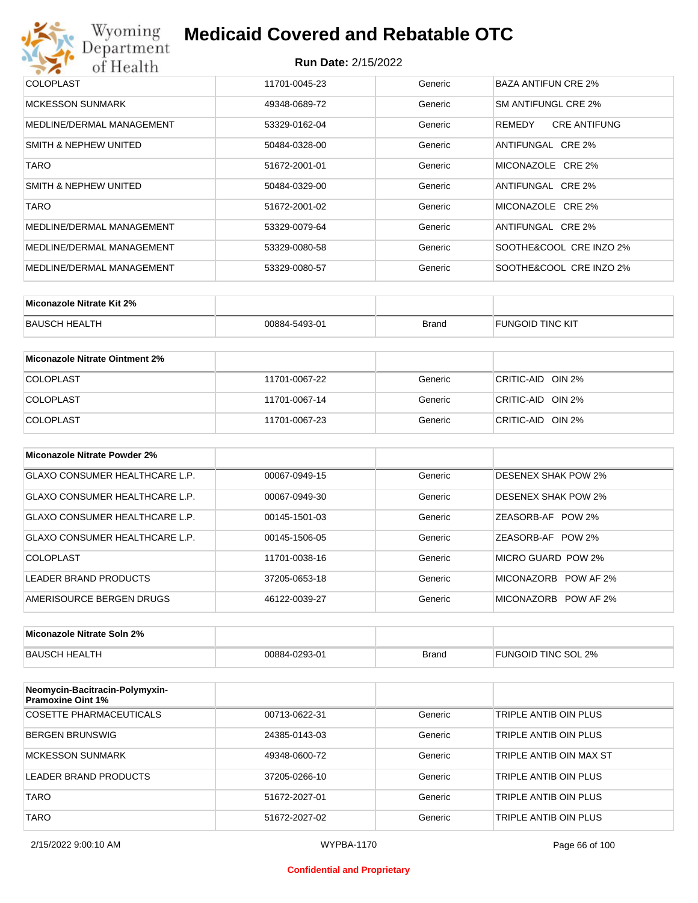# Medicaid Covered and Rebatable OTC

**Run Date:** 2/15/2022

| | | | |
|---|---|---|---|
| COLOPLAST | 11701-0045-23 | Generic | BAZA ANTIFUN CRE 2% |
| MCKESSON SUNMARK | 49348-0689-72 | Generic | SM ANTIFUNGL CRE 2% |
| MEDLINE/DERMAL MANAGEMENT | 53329-0162-04 | Generic | REMEDY CRE ANTIFUNG |
| SMITH & NEPHEW UNITED | 50484-0328-00 | Generic | ANTIFUNGAL CRE 2% |
| TARO | 51672-2001-01 | Generic | MICONAZOLE CRE 2% |
| SMITH & NEPHEW UNITED | 50484-0329-00 | Generic | ANTIFUNGAL CRE 2% |
| TARO | 51672-2001-02 | Generic | MICONAZOLE CRE 2% |
| MEDLINE/DERMAL MANAGEMENT | 53329-0079-64 | Generic | ANTIFUNGAL CRE 2% |
| MEDLINE/DERMAL MANAGEMENT | 53329-0080-58 | Generic | SOOTHE&COOL CRE INZO 2% |
| MEDLINE/DERMAL MANAGEMENT | 53329-0080-57 | Generic | SOOTHE&COOL CRE INZO 2% |

| **Miconazole Nitrate Kit 2%** | | | |
|---|---|---|---|
| BAUSCH HEALTH | 00884-5493-01 | Brand | FUNGOID TINC KIT |

| **Miconazole Nitrate Ointment 2%** | | | |
|---|---|---|---|
| COLOPLAST | 11701-0067-22 | Generic | CRITIC-AID OIN 2% |
| COLOPLAST | 11701-0067-14 | Generic | CRITIC-AID OIN 2% |
| COLOPLAST | 11701-0067-23 | Generic | CRITIC-AID OIN 2% |

| **Miconazole Nitrate Powder 2%** | | | |
|---|---|---|---|
| GLAXO CONSUMER HEALTHCARE L.P. | 00067-0949-15 | Generic | DESENEX SHAK POW 2% |
| GLAXO CONSUMER HEALTHCARE L.P. | 00067-0949-30 | Generic | DESENEX SHAK POW 2% |
| GLAXO CONSUMER HEALTHCARE L.P. | 00145-1501-03 | Generic | ZEASORB-AF POW 2% |
| GLAXO CONSUMER HEALTHCARE L.P. | 00145-1506-05 | Generic | ZEASORB-AF POW 2% |
| COLOPLAST | 11701-0038-16 | Generic | MICRO GUARD POW 2% |
| LEADER BRAND PRODUCTS | 37205-0653-18 | Generic | MICONAZORB POW AF 2% |
| AMERISOURCE BERGEN DRUGS | 46122-0039-27 | Generic | MICONAZORB POW AF 2% |

| **Miconazole Nitrate Soln 2%** | | | |
|---|---|---|---|
| BAUSCH HEALTH | 00884-0293-01 | Brand | FUNGOID TINC SOL 2% |

| **Neomycin-Bacitracin-Polymyxin-Pramoxine Oint 1%** | | | |
|---|---|---|---|
| COSETTE PHARMACEUTICALS | 00713-0622-31 | Generic | TRIPLE ANTIB OIN PLUS |
| BERGEN BRUNSWIG | 24385-0143-03 | Generic | TRIPLE ANTIB OIN PLUS |
| MCKESSON SUNMARK | 49348-0600-72 | Generic | TRIPLE ANTIB OIN MAX ST |
| LEADER BRAND PRODUCTS | 37205-0266-10 | Generic | TRIPLE ANTIB OIN PLUS |
| TARO | 51672-2027-01 | Generic | TRIPLE ANTIB OIN PLUS |
| TARO | 51672-2027-02 | Generic | TRIPLE ANTIB OIN PLUS |

**Confidential and Proprietary**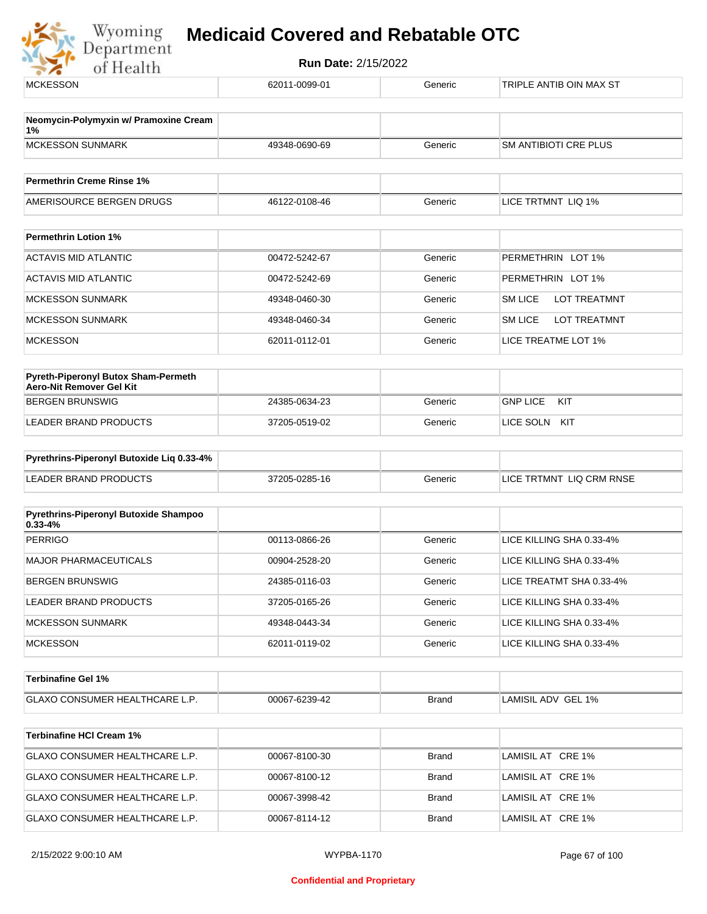| MCKESSON | 62011-0099-01 | Generic | TRIPLE ANTIB OIN MAX ST |
|---|---|---|---|

| Neomycin-Polymyxin w/ Pramoxine Cream 1% | | | |
|---|---|---|---|
| MCKESSON SUNMARK | 49348-0690-69 | Generic | SM ANTIBIOTI CRE PLUS |

| Permethrin Creme Rinse 1% | | | |
|---|---|---|---|
| AMERISOURCE BERGEN DRUGS | 46122-0108-46 | Generic | LICE TRTMNT LIQ 1% |

| Permethrin Lotion 1% | | | |
|---|---|---|---|
| ACTAVIS MID ATLANTIC | 00472-5242-67 | Generic | PERMETHRIN LOT 1% |
| ACTAVIS MID ATLANTIC | 00472-5242-69 | Generic | PERMETHRIN LOT 1% |
| MCKESSON SUNMARK | 49348-0460-30 | Generic | SM LICE LOT TREATMNT |
| MCKESSON SUNMARK | 49348-0460-34 | Generic | SM LICE LOT TREATMNT |
| MCKESSON | 62011-0112-01 | Generic | LICE TREATME LOT 1% |

| Pyreth-Piperonyl Butox Sham-Permeth Aero-Nit Remover Gel Kit | | | |
|---|---|---|---|
| BERGEN BRUNSWIG | 24385-0634-23 | Generic | GNP LICE KIT |
| LEADER BRAND PRODUCTS | 37205-0519-02 | Generic | LICE SOLN KIT |

| Pyrethrins-Piperonyl Butoxide Liq 0.33-4% | | | |
|---|---|---|---|
| LEADER BRAND PRODUCTS | 37205-0285-16 | Generic | LICE TRTMNT LIQ CRM RNSE |

| Pyrethrins-Piperonyl Butoxide Shampoo 0.33-4% | | | |
|---|---|---|---|
| PERRIGO | 00113-0866-26 | Generic | LICE KILLING SHA 0.33-4% |
| MAJOR PHARMACEUTICALS | 00904-2528-20 | Generic | LICE KILLING SHA 0.33-4% |
| BERGEN BRUNSWIG | 24385-0116-03 | Generic | LICE TREATMT SHA 0.33-4% |
| LEADER BRAND PRODUCTS | 37205-0165-26 | Generic | LICE KILLING SHA 0.33-4% |
| MCKESSON SUNMARK | 49348-0443-34 | Generic | LICE KILLING SHA 0.33-4% |
| MCKESSON | 62011-0119-02 | Generic | LICE KILLING SHA 0.33-4% |

| Terbinafine Gel 1% | | | |
|---|---|---|---|
| GLAXO CONSUMER HEALTHCARE L.P. | 00067-6239-42 | Brand | LAMISIL ADV GEL 1% |

| Terbinafine HCl Cream 1% | | | |
|---|---|---|---|
| GLAXO CONSUMER HEALTHCARE L.P. | 00067-8100-30 | Brand | LAMISIL AT CRE 1% |
| GLAXO CONSUMER HEALTHCARE L.P. | 00067-8100-12 | Brand | LAMISIL AT CRE 1% |
| GLAXO CONSUMER HEALTHCARE L.P. | 00067-3998-42 | Brand | LAMISIL AT CRE 1% |
| GLAXO CONSUMER HEALTHCARE L.P. | 00067-8114-12 | Brand | LAMISIL AT CRE 1% |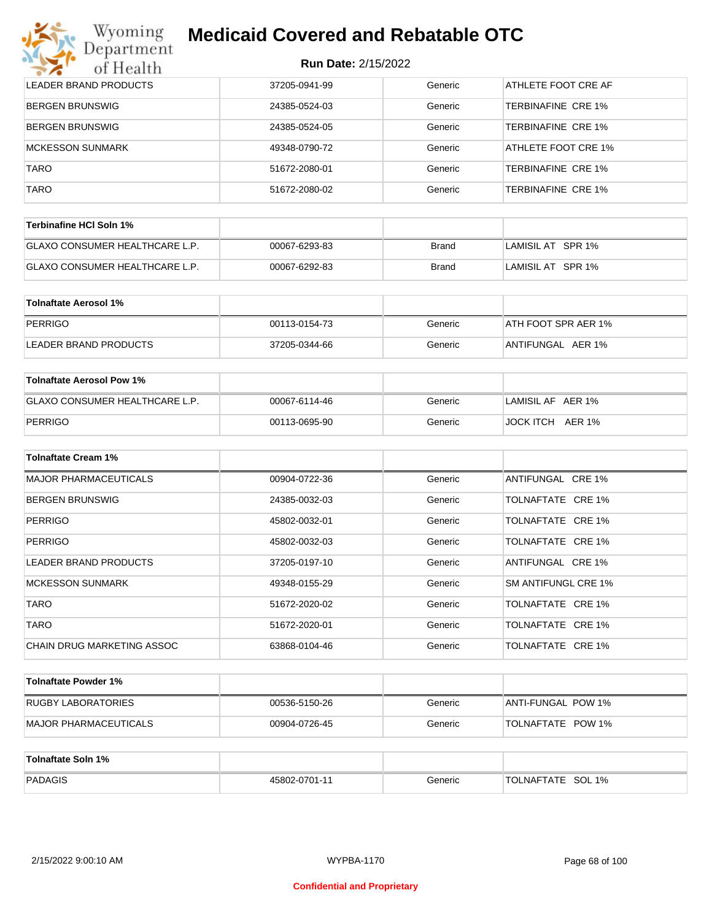# Medicaid Covered and Rebatable OTC

**Run Date:** 2/15/2022

| | | | |
|---|---|---|---|
| LEADER BRAND PRODUCTS | 37205-0941-99 | Generic | ATHLETE FOOT CRE AF |
| BERGEN BRUNSWIG | 24385-0524-03 | Generic | TERBINAFINE CRE 1% |
| BERGEN BRUNSWIG | 24385-0524-05 | Generic | TERBINAFINE CRE 1% |
| MCKESSON SUNMARK | 49348-0790-72 | Generic | ATHLETE FOOT CRE 1% |
| TARO | 51672-2080-01 | Generic | TERBINAFINE CRE 1% |
| TARO | 51672-2080-02 | Generic | TERBINAFINE CRE 1% |

| **Terbinafine HCl Soln 1%** | | | |
|---|---|---|---|
| GLAXO CONSUMER HEALTHCARE L.P. | 00067-6293-83 | Brand | LAMISIL AT SPR 1% |
| GLAXO CONSUMER HEALTHCARE L.P. | 00067-6292-83 | Brand | LAMISIL AT SPR 1% |

| **Tolnaftate Aerosol 1%** | | | |
|---|---|---|---|
| PERRIGO | 00113-0154-73 | Generic | ATH FOOT SPR AER 1% |
| LEADER BRAND PRODUCTS | 37205-0344-66 | Generic | ANTIFUNGAL AER 1% |

| **Tolnaftate Aerosol Pow 1%** | | | |
|---|---|---|---|
| GLAXO CONSUMER HEALTHCARE L.P. | 00067-6114-46 | Generic | LAMISIL AF AER 1% |
| PERRIGO | 00113-0695-90 | Generic | JOCK ITCH AER 1% |

| **Tolnaftate Cream 1%** | | | |
|---|---|---|---|
| MAJOR PHARMACEUTICALS | 00904-0722-36 | Generic | ANTIFUNGAL CRE 1% |
| BERGEN BRUNSWIG | 24385-0032-03 | Generic | TOLNAFTATE CRE 1% |
| PERRIGO | 45802-0032-01 | Generic | TOLNAFTATE CRE 1% |
| PERRIGO | 45802-0032-03 | Generic | TOLNAFTATE CRE 1% |
| LEADER BRAND PRODUCTS | 37205-0197-10 | Generic | ANTIFUNGAL CRE 1% |
| MCKESSON SUNMARK | 49348-0155-29 | Generic | SM ANTIFUNGL CRE 1% |
| TARO | 51672-2020-02 | Generic | TOLNAFTATE CRE 1% |
| TARO | 51672-2020-01 | Generic | TOLNAFTATE CRE 1% |
| CHAIN DRUG MARKETING ASSOC | 63868-0104-46 | Generic | TOLNAFTATE CRE 1% |

| **Tolnaftate Powder 1%** | | | |
|---|---|---|---|
| RUGBY LABORATORIES | 00536-5150-26 | Generic | ANTI-FUNGAL POW 1% |
| MAJOR PHARMACEUTICALS | 00904-0726-45 | Generic | TOLNAFTATE POW 1% |

| **Tolnaftate Soln 1%** | | | |
|---|---|---|---|
| PADAGIS | 45802-0701-11 | Generic | TOLNAFTATE SOL 1% |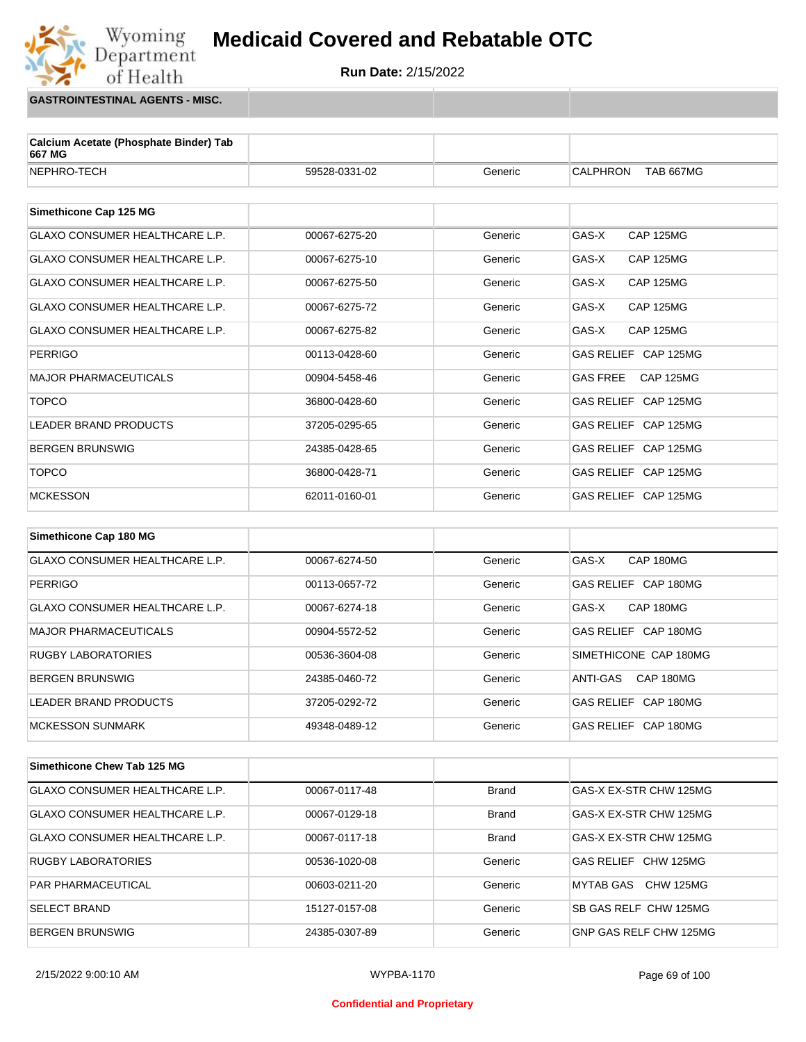# Medicaid Covered and Rebatable OTC

**Run Date:** 2/15/2022

**GASTROINTESTINAL AGENTS - MISC.**

| Calcium Acetate (Phosphate Binder) Tab 667 MG | | | |
|---|---|---|---|
| NEPHRO-TECH | 59528-0331-02 | Generic | CALPHRON TAB 667MG |

| Simethicone Cap 125 MG | | | |
|---|---|---|---|
| GLAXO CONSUMER HEALTHCARE L.P. | 00067-6275-20 | Generic | GAS-X CAP 125MG |
| GLAXO CONSUMER HEALTHCARE L.P. | 00067-6275-10 | Generic | GAS-X CAP 125MG |
| GLAXO CONSUMER HEALTHCARE L.P. | 00067-6275-50 | Generic | GAS-X CAP 125MG |
| GLAXO CONSUMER HEALTHCARE L.P. | 00067-6275-72 | Generic | GAS-X CAP 125MG |
| GLAXO CONSUMER HEALTHCARE L.P. | 00067-6275-82 | Generic | GAS-X CAP 125MG |
| PERRIGO | 00113-0428-60 | Generic | GAS RELIEF CAP 125MG |
| MAJOR PHARMACEUTICALS | 00904-5458-46 | Generic | GAS FREE CAP 125MG |
| TOPCO | 36800-0428-60 | Generic | GAS RELIEF CAP 125MG |
| LEADER BRAND PRODUCTS | 37205-0295-65 | Generic | GAS RELIEF CAP 125MG |
| BERGEN BRUNSWIG | 24385-0428-65 | Generic | GAS RELIEF CAP 125MG |
| TOPCO | 36800-0428-71 | Generic | GAS RELIEF CAP 125MG |
| MCKESSON | 62011-0160-01 | Generic | GAS RELIEF CAP 125MG |

| Simethicone Cap 180 MG | | | |
|---|---|---|---|
| GLAXO CONSUMER HEALTHCARE L.P. | 00067-6274-50 | Generic | GAS-X CAP 180MG |
| PERRIGO | 00113-0657-72 | Generic | GAS RELIEF CAP 180MG |
| GLAXO CONSUMER HEALTHCARE L.P. | 00067-6274-18 | Generic | GAS-X CAP 180MG |
| MAJOR PHARMACEUTICALS | 00904-5572-52 | Generic | GAS RELIEF CAP 180MG |
| RUGBY LABORATORIES | 00536-3604-08 | Generic | SIMETHICONE CAP 180MG |
| BERGEN BRUNSWIG | 24385-0460-72 | Generic | ANTI-GAS CAP 180MG |
| LEADER BRAND PRODUCTS | 37205-0292-72 | Generic | GAS RELIEF CAP 180MG |
| MCKESSON SUNMARK | 49348-0489-12 | Generic | GAS RELIEF CAP 180MG |

| Simethicone Chew Tab 125 MG | | | |
|---|---|---|---|
| GLAXO CONSUMER HEALTHCARE L.P. | 00067-0117-48 | Brand | GAS-X EX-STR CHW 125MG |
| GLAXO CONSUMER HEALTHCARE L.P. | 00067-0129-18 | Brand | GAS-X EX-STR CHW 125MG |
| GLAXO CONSUMER HEALTHCARE L.P. | 00067-0117-18 | Brand | GAS-X EX-STR CHW 125MG |
| RUGBY LABORATORIES | 00536-1020-08 | Generic | GAS RELIEF CHW 125MG |
| PAR PHARMACEUTICAL | 00603-0211-20 | Generic | MYTAB GAS CHW 125MG |
| SELECT BRAND | 15127-0157-08 | Generic | SB GAS RELF CHW 125MG |
| BERGEN BRUNSWIG | 24385-0307-89 | Generic | GNP GAS RELF CHW 125MG |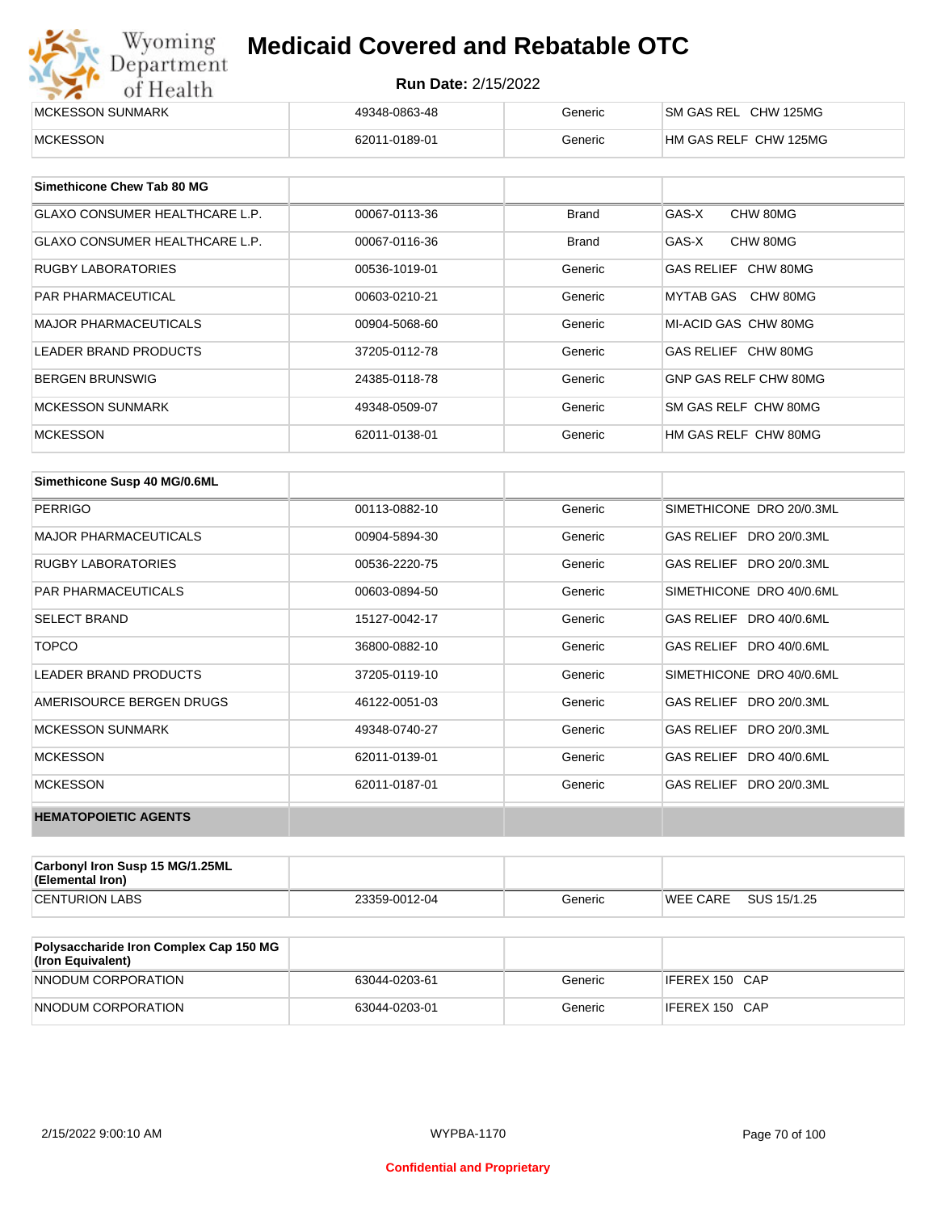| | | | |
|---|---|---|---|
| MCKESSON SUNMARK | 49348-0863-48 | Generic | SM GAS REL CHW 125MG |
| MCKESSON | 62011-0189-01 | Generic | HM GAS RELF CHW 125MG |

| Simethicone Chew Tab 80 MG | | | |
|---|---|---|---|
| GLAXO CONSUMER HEALTHCARE L.P. | 00067-0113-36 | Brand | GAS-X CHW 80MG |
| GLAXO CONSUMER HEALTHCARE L.P. | 00067-0116-36 | Brand | GAS-X CHW 80MG |
| RUGBY LABORATORIES | 00536-1019-01 | Generic | GAS RELIEF CHW 80MG |
| PAR PHARMACEUTICAL | 00603-0210-21 | Generic | MYTAB GAS CHW 80MG |
| MAJOR PHARMACEUTICALS | 00904-5068-60 | Generic | MI-ACID GAS CHW 80MG |
| LEADER BRAND PRODUCTS | 37205-0112-78 | Generic | GAS RELIEF CHW 80MG |
| BERGEN BRUNSWIG | 24385-0118-78 | Generic | GNP GAS RELF CHW 80MG |
| MCKESSON SUNMARK | 49348-0509-07 | Generic | SM GAS RELF CHW 80MG |
| MCKESSON | 62011-0138-01 | Generic | HM GAS RELF CHW 80MG |

| Simethicone Susp 40 MG/0.6ML | | | |
|---|---|---|---|
| PERRIGO | 00113-0882-10 | Generic | SIMETHICONE DRO 20/0.3ML |
| MAJOR PHARMACEUTICALS | 00904-5894-30 | Generic | GAS RELIEF DRO 20/0.3ML |
| RUGBY LABORATORIES | 00536-2220-75 | Generic | GAS RELIEF DRO 20/0.3ML |
| PAR PHARMACEUTICALS | 00603-0894-50 | Generic | SIMETHICONE DRO 40/0.6ML |
| SELECT BRAND | 15127-0042-17 | Generic | GAS RELIEF DRO 40/0.6ML |
| TOPCO | 36800-0882-10 | Generic | GAS RELIEF DRO 40/0.6ML |
| LEADER BRAND PRODUCTS | 37205-0119-10 | Generic | SIMETHICONE DRO 40/0.6ML |
| AMERISOURCE BERGEN DRUGS | 46122-0051-03 | Generic | GAS RELIEF DRO 20/0.3ML |
| MCKESSON SUNMARK | 49348-0740-27 | Generic | GAS RELIEF DRO 20/0.3ML |
| MCKESSON | 62011-0139-01 | Generic | GAS RELIEF DRO 40/0.6ML |
| MCKESSON | 62011-0187-01 | Generic | GAS RELIEF DRO 20/0.3ML |
| **HEMATOPOIETIC AGENTS** | | | |

| Carbonyl Iron Susp 15 MG/1.25ML (Elemental Iron) | | | |
|---|---|---|---|
| CENTURION LABS | 23359-0012-04 | Generic | WEE CARE SUS 15/1.25 |

| Polysaccharide Iron Complex Cap 150 MG (Iron Equivalent) | | | |
|---|---|---|---|
| NNODUM CORPORATION | 63044-0203-61 | Generic | IFEREX 150 CAP |
| NNODUM CORPORATION | 63044-0203-01 | Generic | IFEREX 150 CAP |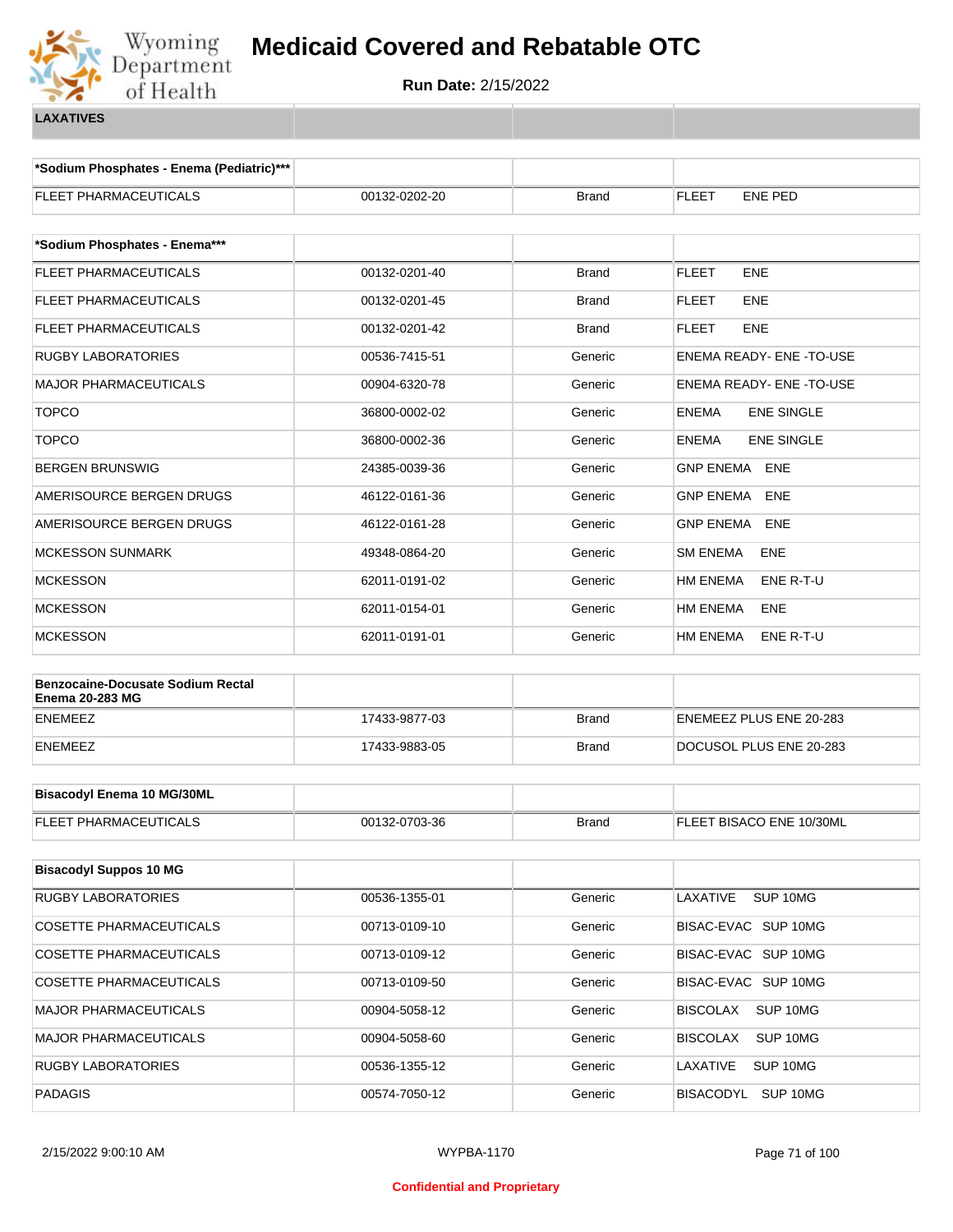# Medicaid Covered and Rebatable OTC

**Run Date:** 2/15/2022

**LAXATIVES**

| *Sodium Phosphates - Enema (Pediatric)*** | | | |
|---|---|---|---|
| FLEET PHARMACEUTICALS | 00132-0202-20 | Brand | FLEET ENE PED |

| *Sodium Phosphates - Enema*** | | | |
|---|---|---|---|
| FLEET PHARMACEUTICALS | 00132-0201-40 | Brand | FLEET ENE |
| FLEET PHARMACEUTICALS | 00132-0201-45 | Brand | FLEET ENE |
| FLEET PHARMACEUTICALS | 00132-0201-42 | Brand | FLEET ENE |
| RUGBY LABORATORIES | 00536-7415-51 | Generic | ENEMA READY- ENE -TO-USE |
| MAJOR PHARMACEUTICALS | 00904-6320-78 | Generic | ENEMA READY- ENE -TO-USE |
| TOPCO | 36800-0002-02 | Generic | ENEMA ENE SINGLE |
| TOPCO | 36800-0002-36 | Generic | ENEMA ENE SINGLE |
| BERGEN BRUNSWIG | 24385-0039-36 | Generic | GNP ENEMA ENE |
| AMERISOURCE BERGEN DRUGS | 46122-0161-36 | Generic | GNP ENEMA ENE |
| AMERISOURCE BERGEN DRUGS | 46122-0161-28 | Generic | GNP ENEMA ENE |
| MCKESSON SUNMARK | 49348-0864-20 | Generic | SM ENEMA ENE |
| MCKESSON | 62011-0191-02 | Generic | HM ENEMA ENE R-T-U |
| MCKESSON | 62011-0154-01 | Generic | HM ENEMA ENE |
| MCKESSON | 62011-0191-01 | Generic | HM ENEMA ENE R-T-U |

| Benzocaine-Docusate Sodium Rectal Enema 20-283 MG | | | |
|---|---|---|---|
| ENEMEEZ | 17433-9877-03 | Brand | ENEMEEZ PLUS ENE 20-283 |
| ENEMEEZ | 17433-9883-05 | Brand | DOCUSOL PLUS ENE 20-283 |

| Bisacodyl Enema 10 MG/30ML | | | |
|---|---|---|---|
| FLEET PHARMACEUTICALS | 00132-0703-36 | Brand | FLEET BISACO ENE 10/30ML |

| Bisacodyl Suppos 10 MG | | | |
|---|---|---|---|
| RUGBY LABORATORIES | 00536-1355-01 | Generic | LAXATIVE SUP 10MG |
| COSETTE PHARMACEUTICALS | 00713-0109-10 | Generic | BISAC-EVAC SUP 10MG |
| COSETTE PHARMACEUTICALS | 00713-0109-12 | Generic | BISAC-EVAC SUP 10MG |
| COSETTE PHARMACEUTICALS | 00713-0109-50 | Generic | BISAC-EVAC SUP 10MG |
| MAJOR PHARMACEUTICALS | 00904-5058-12 | Generic | BISCOLAX SUP 10MG |
| MAJOR PHARMACEUTICALS | 00904-5058-60 | Generic | BISCOLAX SUP 10MG |
| RUGBY LABORATORIES | 00536-1355-12 | Generic | LAXATIVE SUP 10MG |
| PADAGIS | 00574-7050-12 | Generic | BISACODYL SUP 10MG |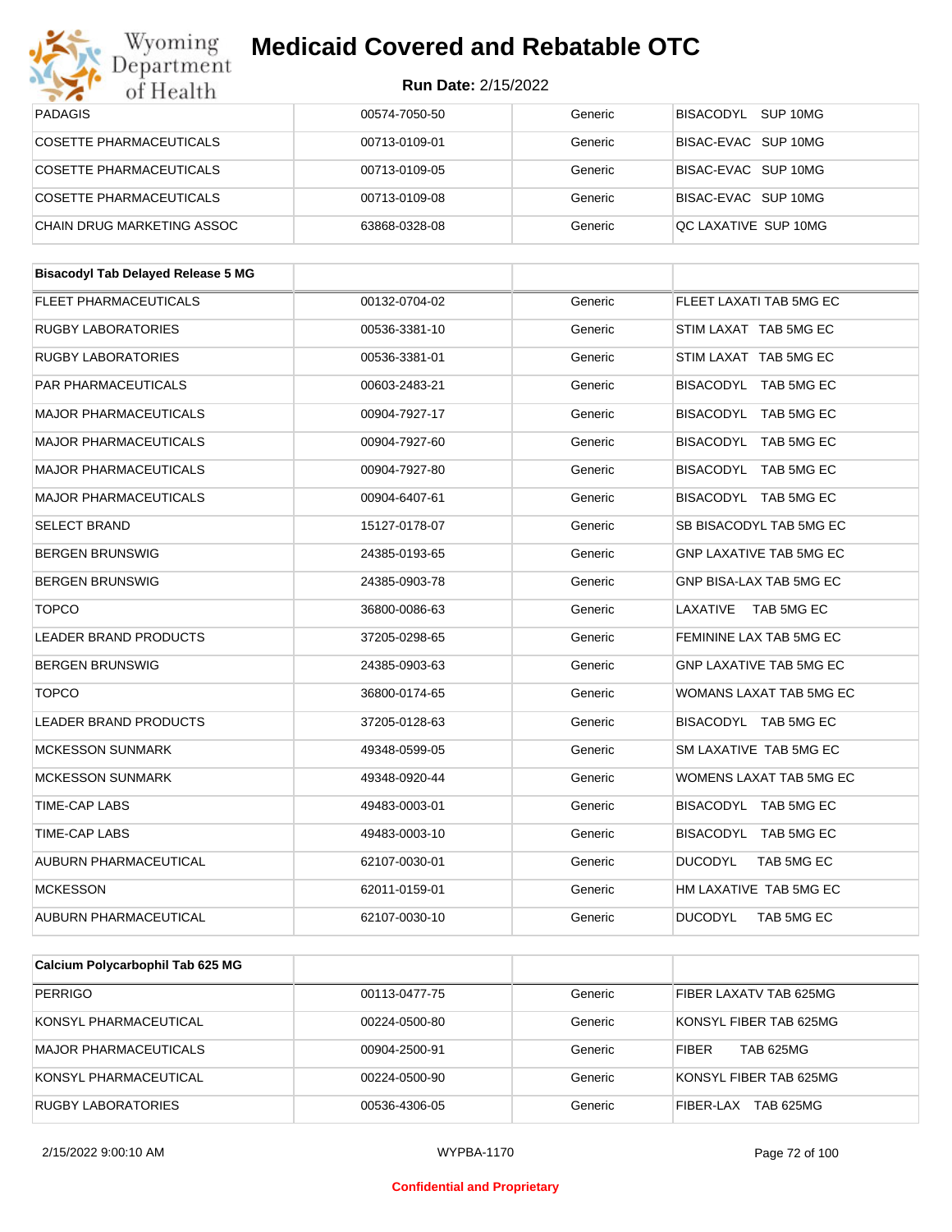| | | | |
|---|---|---|---|
| PADAGIS | 00574-7050-50 | Generic | BISACODYL SUP 10MG |
| COSETTE PHARMACEUTICALS | 00713-0109-01 | Generic | BISAC-EVAC SUP 10MG |
| COSETTE PHARMACEUTICALS | 00713-0109-05 | Generic | BISAC-EVAC SUP 10MG |
| COSETTE PHARMACEUTICALS | 00713-0109-08 | Generic | BISAC-EVAC SUP 10MG |
| CHAIN DRUG MARKETING ASSOC | 63868-0328-08 | Generic | QC LAXATIVE SUP 10MG |

| **Bisacodyl Tab Delayed Release 5 MG** | | | |
|---|---|---|---|
| FLEET PHARMACEUTICALS | 00132-0704-02 | Generic | FLEET LAXATI TAB 5MG EC |
| RUGBY LABORATORIES | 00536-3381-10 | Generic | STIM LAXAT TAB 5MG EC |
| RUGBY LABORATORIES | 00536-3381-01 | Generic | STIM LAXAT TAB 5MG EC |
| PAR PHARMACEUTICALS | 00603-2483-21 | Generic | BISACODYL TAB 5MG EC |
| MAJOR PHARMACEUTICALS | 00904-7927-17 | Generic | BISACODYL TAB 5MG EC |
| MAJOR PHARMACEUTICALS | 00904-7927-60 | Generic | BISACODYL TAB 5MG EC |
| MAJOR PHARMACEUTICALS | 00904-7927-80 | Generic | BISACODYL TAB 5MG EC |
| MAJOR PHARMACEUTICALS | 00904-6407-61 | Generic | BISACODYL TAB 5MG EC |
| SELECT BRAND | 15127-0178-07 | Generic | SB BISACODYL TAB 5MG EC |
| BERGEN BRUNSWIG | 24385-0193-65 | Generic | GNP LAXATIVE TAB 5MG EC |
| BERGEN BRUNSWIG | 24385-0903-78 | Generic | GNP BISA-LAX TAB 5MG EC |
| TOPCO | 36800-0086-63 | Generic | LAXATIVE TAB 5MG EC |
| LEADER BRAND PRODUCTS | 37205-0298-65 | Generic | FEMININE LAX TAB 5MG EC |
| BERGEN BRUNSWIG | 24385-0903-63 | Generic | GNP LAXATIVE TAB 5MG EC |
| TOPCO | 36800-0174-65 | Generic | WOMANS LAXAT TAB 5MG EC |
| LEADER BRAND PRODUCTS | 37205-0128-63 | Generic | BISACODYL TAB 5MG EC |
| MCKESSON SUNMARK | 49348-0599-05 | Generic | SM LAXATIVE TAB 5MG EC |
| MCKESSON SUNMARK | 49348-0920-44 | Generic | WOMENS LAXAT TAB 5MG EC |
| TIME-CAP LABS | 49483-0003-01 | Generic | BISACODYL TAB 5MG EC |
| TIME-CAP LABS | 49483-0003-10 | Generic | BISACODYL TAB 5MG EC |
| AUBURN PHARMACEUTICAL | 62107-0030-01 | Generic | DUCODYL TAB 5MG EC |
| MCKESSON | 62011-0159-01 | Generic | HM LAXATIVE TAB 5MG EC |
| AUBURN PHARMACEUTICAL | 62107-0030-10 | Generic | DUCODYL TAB 5MG EC |

| **Calcium Polycarbophil Tab 625 MG** | | | |
|---|---|---|---|
| PERRIGO | 00113-0477-75 | Generic | FIBER LAXATV TAB 625MG |
| KONSYL PHARMACEUTICAL | 00224-0500-80 | Generic | KONSYL FIBER TAB 625MG |
| MAJOR PHARMACEUTICALS | 00904-2500-91 | Generic | FIBER TAB 625MG |
| KONSYL PHARMACEUTICAL | 00224-0500-90 | Generic | KONSYL FIBER TAB 625MG |
| RUGBY LABORATORIES | 00536-4306-05 | Generic | FIBER-LAX TAB 625MG |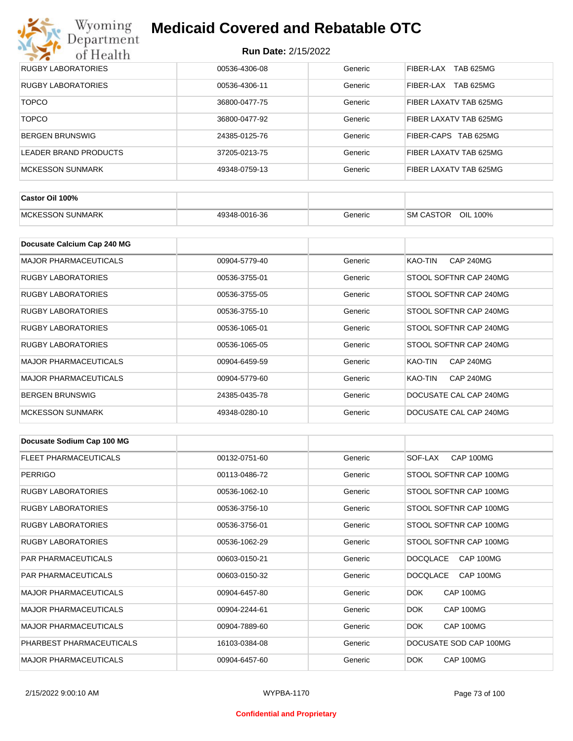| | | | |
|---|---|---|---|
| RUGBY LABORATORIES | 00536-4306-08 | Generic | FIBER-LAX TAB 625MG |
| RUGBY LABORATORIES | 00536-4306-11 | Generic | FIBER-LAX TAB 625MG |
| TOPCO | 36800-0477-75 | Generic | FIBER LAXATV TAB 625MG |
| TOPCO | 36800-0477-92 | Generic | FIBER LAXATV TAB 625MG |
| BERGEN BRUNSWIG | 24385-0125-76 | Generic | FIBER-CAPS TAB 625MG |
| LEADER BRAND PRODUCTS | 37205-0213-75 | Generic | FIBER LAXATV TAB 625MG |
| MCKESSON SUNMARK | 49348-0759-13 | Generic | FIBER LAXATV TAB 625MG |

| Castor Oil 100% | | | |
|---|---|---|---|
| MCKESSON SUNMARK | 49348-0016-36 | Generic | SM CASTOR OIL 100% |

| Docusate Calcium Cap 240 MG | | | |
|---|---|---|---|
| MAJOR PHARMACEUTICALS | 00904-5779-40 | Generic | KAO-TIN CAP 240MG |
| RUGBY LABORATORIES | 00536-3755-01 | Generic | STOOL SOFTNR CAP 240MG |
| RUGBY LABORATORIES | 00536-3755-05 | Generic | STOOL SOFTNR CAP 240MG |
| RUGBY LABORATORIES | 00536-3755-10 | Generic | STOOL SOFTNR CAP 240MG |
| RUGBY LABORATORIES | 00536-1065-01 | Generic | STOOL SOFTNR CAP 240MG |
| RUGBY LABORATORIES | 00536-1065-05 | Generic | STOOL SOFTNR CAP 240MG |
| MAJOR PHARMACEUTICALS | 00904-6459-59 | Generic | KAO-TIN CAP 240MG |
| MAJOR PHARMACEUTICALS | 00904-5779-60 | Generic | KAO-TIN CAP 240MG |
| BERGEN BRUNSWIG | 24385-0435-78 | Generic | DOCUSATE CAL CAP 240MG |
| MCKESSON SUNMARK | 49348-0280-10 | Generic | DOCUSATE CAL CAP 240MG |

| Docusate Sodium Cap 100 MG | | | |
|---|---|---|---|
| FLEET PHARMACEUTICALS | 00132-0751-60 | Generic | SOF-LAX CAP 100MG |
| PERRIGO | 00113-0486-72 | Generic | STOOL SOFTNR CAP 100MG |
| RUGBY LABORATORIES | 00536-1062-10 | Generic | STOOL SOFTNR CAP 100MG |
| RUGBY LABORATORIES | 00536-3756-10 | Generic | STOOL SOFTNR CAP 100MG |
| RUGBY LABORATORIES | 00536-3756-01 | Generic | STOOL SOFTNR CAP 100MG |
| RUGBY LABORATORIES | 00536-1062-29 | Generic | STOOL SOFTNR CAP 100MG |
| PAR PHARMACEUTICALS | 00603-0150-21 | Generic | DOCQLACE CAP 100MG |
| PAR PHARMACEUTICALS | 00603-0150-32 | Generic | DOCQLACE CAP 100MG |
| MAJOR PHARMACEUTICALS | 00904-6457-80 | Generic | DOK CAP 100MG |
| MAJOR PHARMACEUTICALS | 00904-2244-61 | Generic | DOK CAP 100MG |
| MAJOR PHARMACEUTICALS | 00904-7889-60 | Generic | DOK CAP 100MG |
| PHARBEST PHARMACEUTICALS | 16103-0384-08 | Generic | DOCUSATE SOD CAP 100MG |
| MAJOR PHARMACEUTICALS | 00904-6457-60 | Generic | DOK CAP 100MG |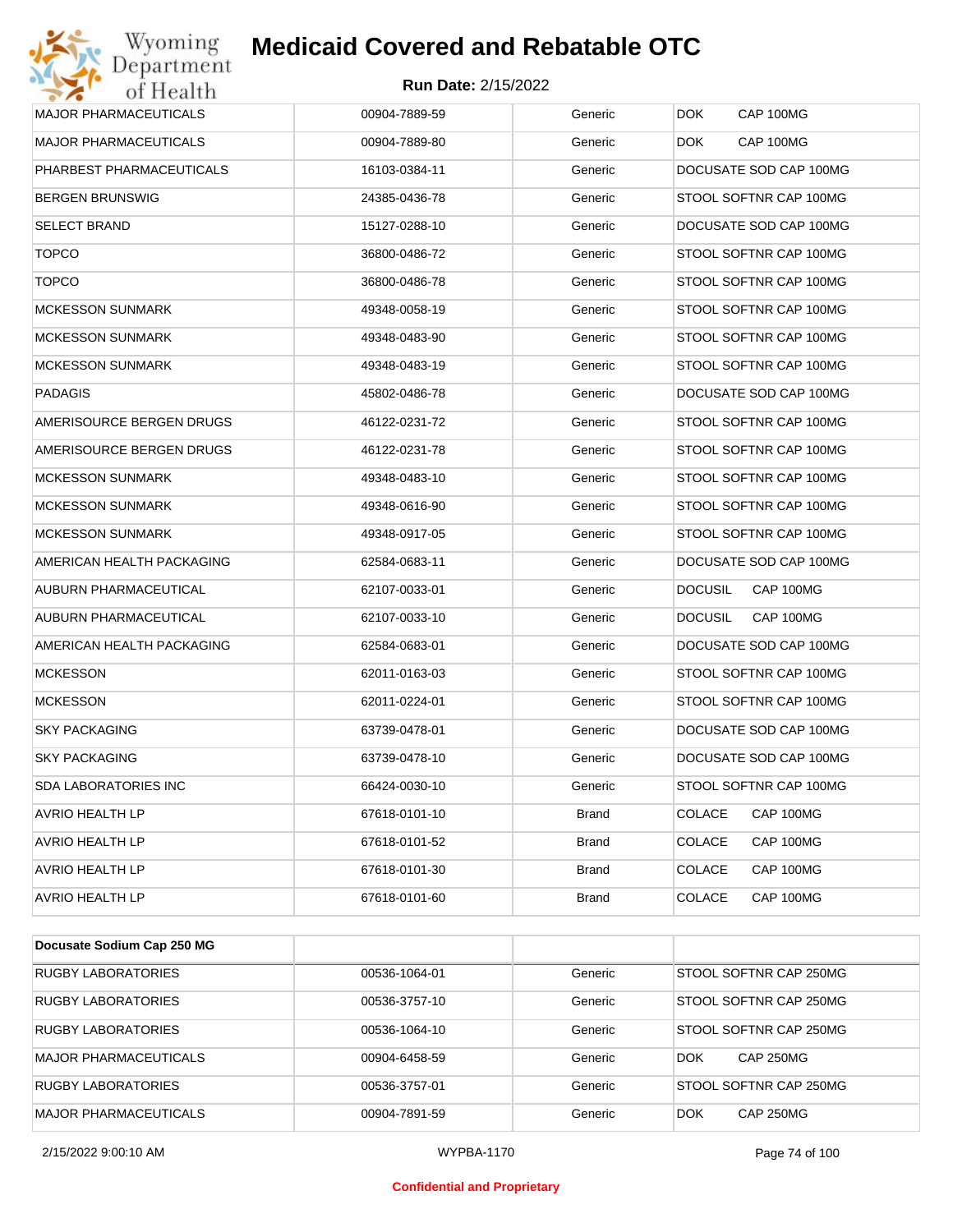| | | | |
|---|---|---|---|
| MAJOR PHARMACEUTICALS | 00904-7889-59 | Generic | DOK CAP 100MG |
| MAJOR PHARMACEUTICALS | 00904-7889-80 | Generic | DOK CAP 100MG |
| PHARBEST PHARMACEUTICALS | 16103-0384-11 | Generic | DOCUSATE SOD CAP 100MG |
| BERGEN BRUNSWIG | 24385-0436-78 | Generic | STOOL SOFTNR CAP 100MG |
| SELECT BRAND | 15127-0288-10 | Generic | DOCUSATE SOD CAP 100MG |
| TOPCO | 36800-0486-72 | Generic | STOOL SOFTNR CAP 100MG |
| TOPCO | 36800-0486-78 | Generic | STOOL SOFTNR CAP 100MG |
| MCKESSON SUNMARK | 49348-0058-19 | Generic | STOOL SOFTNR CAP 100MG |
| MCKESSON SUNMARK | 49348-0483-90 | Generic | STOOL SOFTNR CAP 100MG |
| MCKESSON SUNMARK | 49348-0483-19 | Generic | STOOL SOFTNR CAP 100MG |
| PADAGIS | 45802-0486-78 | Generic | DOCUSATE SOD CAP 100MG |
| AMERISOURCE BERGEN DRUGS | 46122-0231-72 | Generic | STOOL SOFTNR CAP 100MG |
| AMERISOURCE BERGEN DRUGS | 46122-0231-78 | Generic | STOOL SOFTNR CAP 100MG |
| MCKESSON SUNMARK | 49348-0483-10 | Generic | STOOL SOFTNR CAP 100MG |
| MCKESSON SUNMARK | 49348-0616-90 | Generic | STOOL SOFTNR CAP 100MG |
| MCKESSON SUNMARK | 49348-0917-05 | Generic | STOOL SOFTNR CAP 100MG |
| AMERICAN HEALTH PACKAGING | 62584-0683-11 | Generic | DOCUSATE SOD CAP 100MG |
| AUBURN PHARMACEUTICAL | 62107-0033-01 | Generic | DOCUSIL CAP 100MG |
| AUBURN PHARMACEUTICAL | 62107-0033-10 | Generic | DOCUSIL CAP 100MG |
| AMERICAN HEALTH PACKAGING | 62584-0683-01 | Generic | DOCUSATE SOD CAP 100MG |
| MCKESSON | 62011-0163-03 | Generic | STOOL SOFTNR CAP 100MG |
| MCKESSON | 62011-0224-01 | Generic | STOOL SOFTNR CAP 100MG |
| SKY PACKAGING | 63739-0478-01 | Generic | DOCUSATE SOD CAP 100MG |
| SKY PACKAGING | 63739-0478-10 | Generic | DOCUSATE SOD CAP 100MG |
| SDA LABORATORIES INC | 66424-0030-10 | Generic | STOOL SOFTNR CAP 100MG |
| AVRIO HEALTH LP | 67618-0101-10 | Brand | COLACE CAP 100MG |
| AVRIO HEALTH LP | 67618-0101-52 | Brand | COLACE CAP 100MG |
| AVRIO HEALTH LP | 67618-0101-30 | Brand | COLACE CAP 100MG |
| AVRIO HEALTH LP | 67618-0101-60 | Brand | COLACE CAP 100MG |

| **Docusate Sodium Cap 250 MG** | | | |
|---|---|---|---|
| RUGBY LABORATORIES | 00536-1064-01 | Generic | STOOL SOFTNR CAP 250MG |
| RUGBY LABORATORIES | 00536-3757-10 | Generic | STOOL SOFTNR CAP 250MG |
| RUGBY LABORATORIES | 00536-1064-10 | Generic | STOOL SOFTNR CAP 250MG |
| MAJOR PHARMACEUTICALS | 00904-6458-59 | Generic | DOK CAP 250MG |
| RUGBY LABORATORIES | 00536-3757-01 | Generic | STOOL SOFTNR CAP 250MG |
| MAJOR PHARMACEUTICALS | 00904-7891-59 | Generic | DOK CAP 250MG |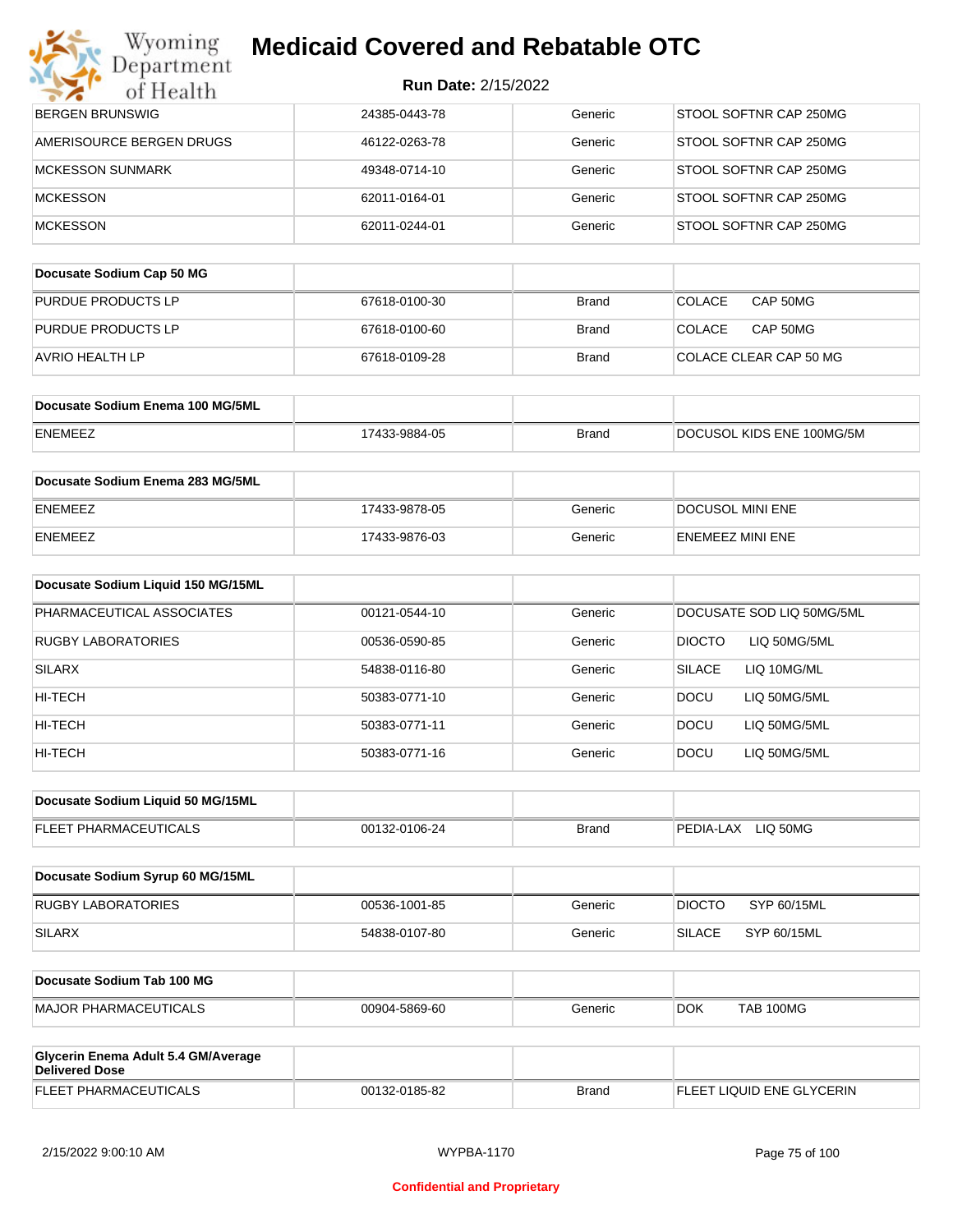| | | | |
|---|---|---|---|
| BERGEN BRUNSWIG | 24385-0443-78 | Generic | STOOL SOFTNR CAP 250MG |
| AMERISOURCE BERGEN DRUGS | 46122-0263-78 | Generic | STOOL SOFTNR CAP 250MG |
| MCKESSON SUNMARK | 49348-0714-10 | Generic | STOOL SOFTNR CAP 250MG |
| MCKESSON | 62011-0164-01 | Generic | STOOL SOFTNR CAP 250MG |
| MCKESSON | 62011-0244-01 | Generic | STOOL SOFTNR CAP 250MG |

| Docusate Sodium Cap 50 MG | | | |
|---|---|---|---|
| PURDUE PRODUCTS LP | 67618-0100-30 | Brand | COLACE CAP 50MG |
| PURDUE PRODUCTS LP | 67618-0100-60 | Brand | COLACE CAP 50MG |
| AVRIO HEALTH LP | 67618-0109-28 | Brand | COLACE CLEAR CAP 50 MG |

| Docusate Sodium Enema 100 MG/5ML | | | |
|---|---|---|---|
| ENEMEEZ | 17433-9884-05 | Brand | DOCUSOL KIDS ENE 100MG/5M |

| Docusate Sodium Enema 283 MG/5ML | | | |
|---|---|---|---|
| ENEMEEZ | 17433-9878-05 | Generic | DOCUSOL MINI ENE |
| ENEMEEZ | 17433-9876-03 | Generic | ENEMEEZ MINI ENE |

| Docusate Sodium Liquid 150 MG/15ML | | | |
|---|---|---|---|
| PHARMACEUTICAL ASSOCIATES | 00121-0544-10 | Generic | DOCUSATE SOD LIQ 50MG/5ML |
| RUGBY LABORATORIES | 00536-0590-85 | Generic | DIOCTO LIQ 50MG/5ML |
| SILARX | 54838-0116-80 | Generic | SILACE LIQ 10MG/ML |
| HI-TECH | 50383-0771-10 | Generic | DOCU LIQ 50MG/5ML |
| HI-TECH | 50383-0771-11 | Generic | DOCU LIQ 50MG/5ML |
| HI-TECH | 50383-0771-16 | Generic | DOCU LIQ 50MG/5ML |

| Docusate Sodium Liquid 50 MG/15ML | | | |
|---|---|---|---|
| FLEET PHARMACEUTICALS | 00132-0106-24 | Brand | PEDIA-LAX LIQ 50MG |

| Docusate Sodium Syrup 60 MG/15ML | | | |
|---|---|---|---|
| RUGBY LABORATORIES | 00536-1001-85 | Generic | DIOCTO SYP 60/15ML |
| SILARX | 54838-0107-80 | Generic | SILACE SYP 60/15ML |

| Docusate Sodium Tab 100 MG | | | |
|---|---|---|---|
| MAJOR PHARMACEUTICALS | 00904-5869-60 | Generic | DOK TAB 100MG |

| Glycerin Enema Adult 5.4 GM/Average Delivered Dose | | | |
|---|---|---|---|
| FLEET PHARMACEUTICALS | 00132-0185-82 | Brand | FLEET LIQUID ENE GLYCERIN |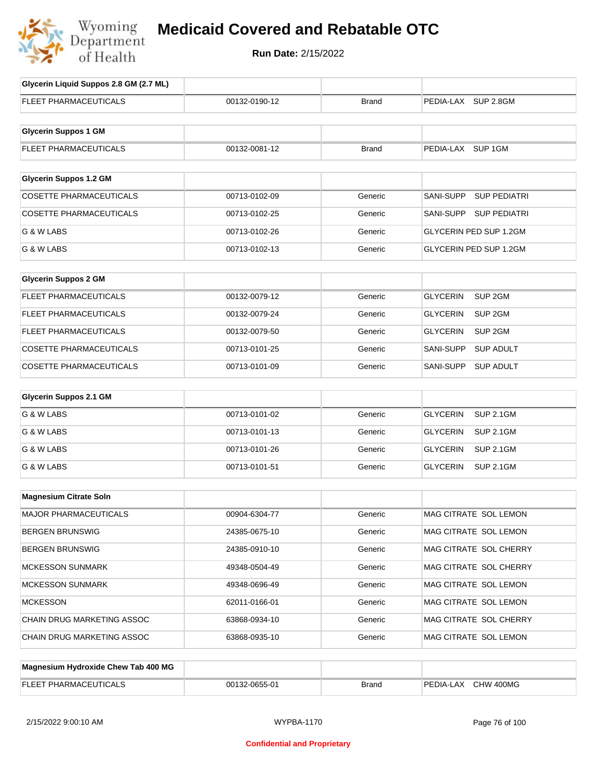# Medicaid Covered and Rebatable OTC

**Run Date:** 2/15/2022

| Glycerin Liquid Suppos 2.8 GM (2.7 ML) | | | |
|---|---|---|---|
| FLEET PHARMACEUTICALS | 00132-0190-12 | Brand | PEDIA-LAX SUP 2.8GM |

| Glycerin Suppos 1 GM | | | |
|---|---|---|---|
| FLEET PHARMACEUTICALS | 00132-0081-12 | Brand | PEDIA-LAX SUP 1GM |

| Glycerin Suppos 1.2 GM | | | |
|---|---|---|---|
| COSETTE PHARMACEUTICALS | 00713-0102-09 | Generic | SANI-SUPP SUP PEDIATRI |
| COSETTE PHARMACEUTICALS | 00713-0102-25 | Generic | SANI-SUPP SUP PEDIATRI |
| G & W LABS | 00713-0102-26 | Generic | GLYCERIN PED SUP 1.2GM |
| G & W LABS | 00713-0102-13 | Generic | GLYCERIN PED SUP 1.2GM |

| Glycerin Suppos 2 GM | | | |
|---|---|---|---|
| FLEET PHARMACEUTICALS | 00132-0079-12 | Generic | GLYCERIN SUP 2GM |
| FLEET PHARMACEUTICALS | 00132-0079-24 | Generic | GLYCERIN SUP 2GM |
| FLEET PHARMACEUTICALS | 00132-0079-50 | Generic | GLYCERIN SUP 2GM |
| COSETTE PHARMACEUTICALS | 00713-0101-25 | Generic | SANI-SUPP SUP ADULT |
| COSETTE PHARMACEUTICALS | 00713-0101-09 | Generic | SANI-SUPP SUP ADULT |

| Glycerin Suppos 2.1 GM | | | |
|---|---|---|---|
| G & W LABS | 00713-0101-02 | Generic | GLYCERIN SUP 2.1GM |
| G & W LABS | 00713-0101-13 | Generic | GLYCERIN SUP 2.1GM |
| G & W LABS | 00713-0101-26 | Generic | GLYCERIN SUP 2.1GM |
| G & W LABS | 00713-0101-51 | Generic | GLYCERIN SUP 2.1GM |

| Magnesium Citrate Soln | | | |
|---|---|---|---|
| MAJOR PHARMACEUTICALS | 00904-6304-77 | Generic | MAG CITRATE SOL LEMON |
| BERGEN BRUNSWIG | 24385-0675-10 | Generic | MAG CITRATE SOL LEMON |
| BERGEN BRUNSWIG | 24385-0910-10 | Generic | MAG CITRATE SOL CHERRY |
| MCKESSON SUNMARK | 49348-0504-49 | Generic | MAG CITRATE SOL CHERRY |
| MCKESSON SUNMARK | 49348-0696-49 | Generic | MAG CITRATE SOL LEMON |
| MCKESSON | 62011-0166-01 | Generic | MAG CITRATE SOL LEMON |
| CHAIN DRUG MARKETING ASSOC | 63868-0934-10 | Generic | MAG CITRATE SOL CHERRY |
| CHAIN DRUG MARKETING ASSOC | 63868-0935-10 | Generic | MAG CITRATE SOL LEMON |

| Magnesium Hydroxide Chew Tab 400 MG | | | |
|---|---|---|---|
| FLEET PHARMACEUTICALS | 00132-0655-01 | Brand | PEDIA-LAX CHW 400MG |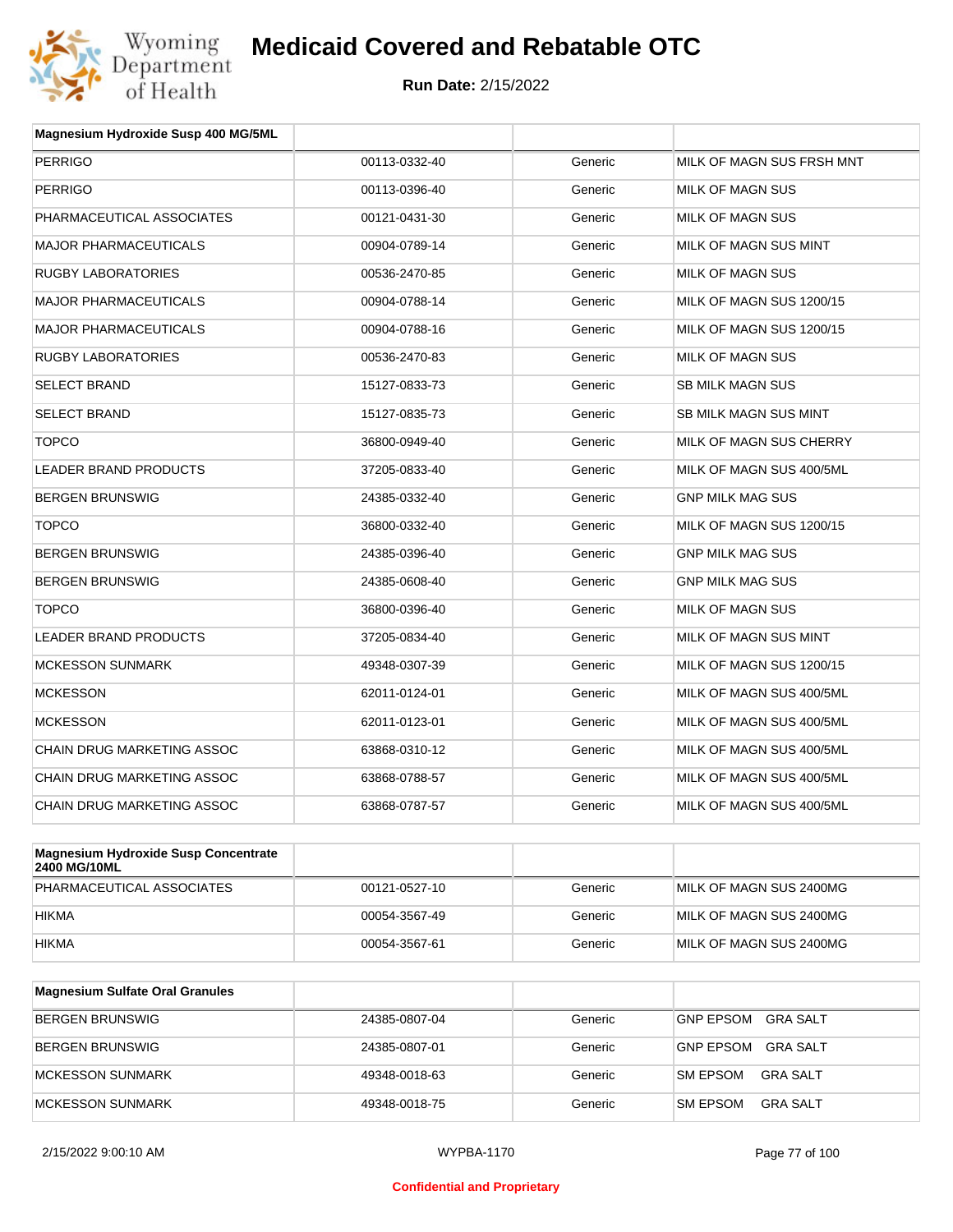# Medicaid Covered and Rebatable OTC

**Run Date:** 2/15/2022

| Magnesium Hydroxide Susp 400 MG/5ML | | | |
|---|---|---|---|
| PERRIGO | 00113-0332-40 | Generic | MILK OF MAGN SUS FRSH MNT |
| PERRIGO | 00113-0396-40 | Generic | MILK OF MAGN SUS |
| PHARMACEUTICAL ASSOCIATES | 00121-0431-30 | Generic | MILK OF MAGN SUS |
| MAJOR PHARMACEUTICALS | 00904-0789-14 | Generic | MILK OF MAGN SUS MINT |
| RUGBY LABORATORIES | 00536-2470-85 | Generic | MILK OF MAGN SUS |
| MAJOR PHARMACEUTICALS | 00904-0788-14 | Generic | MILK OF MAGN SUS 1200/15 |
| MAJOR PHARMACEUTICALS | 00904-0788-16 | Generic | MILK OF MAGN SUS 1200/15 |
| RUGBY LABORATORIES | 00536-2470-83 | Generic | MILK OF MAGN SUS |
| SELECT BRAND | 15127-0833-73 | Generic | SB MILK MAGN SUS |
| SELECT BRAND | 15127-0835-73 | Generic | SB MILK MAGN SUS MINT |
| TOPCO | 36800-0949-40 | Generic | MILK OF MAGN SUS CHERRY |
| LEADER BRAND PRODUCTS | 37205-0833-40 | Generic | MILK OF MAGN SUS 400/5ML |
| BERGEN BRUNSWIG | 24385-0332-40 | Generic | GNP MILK MAG SUS |
| TOPCO | 36800-0332-40 | Generic | MILK OF MAGN SUS 1200/15 |
| BERGEN BRUNSWIG | 24385-0396-40 | Generic | GNP MILK MAG SUS |
| BERGEN BRUNSWIG | 24385-0608-40 | Generic | GNP MILK MAG SUS |
| TOPCO | 36800-0396-40 | Generic | MILK OF MAGN SUS |
| LEADER BRAND PRODUCTS | 37205-0834-40 | Generic | MILK OF MAGN SUS MINT |
| MCKESSON SUNMARK | 49348-0307-39 | Generic | MILK OF MAGN SUS 1200/15 |
| MCKESSON | 62011-0124-01 | Generic | MILK OF MAGN SUS 400/5ML |
| MCKESSON | 62011-0123-01 | Generic | MILK OF MAGN SUS 400/5ML |
| CHAIN DRUG MARKETING ASSOC | 63868-0310-12 | Generic | MILK OF MAGN SUS 400/5ML |
| CHAIN DRUG MARKETING ASSOC | 63868-0788-57 | Generic | MILK OF MAGN SUS 400/5ML |
| CHAIN DRUG MARKETING ASSOC | 63868-0787-57 | Generic | MILK OF MAGN SUS 400/5ML |

| Magnesium Hydroxide Susp Concentrate 2400 MG/10ML | | | |
|---|---|---|---|
| PHARMACEUTICAL ASSOCIATES | 00121-0527-10 | Generic | MILK OF MAGN SUS 2400MG |
| HIKMA | 00054-3567-49 | Generic | MILK OF MAGN SUS 2400MG |
| HIKMA | 00054-3567-61 | Generic | MILK OF MAGN SUS 2400MG |

| Magnesium Sulfate Oral Granules | | | |
|---|---|---|---|
| BERGEN BRUNSWIG | 24385-0807-04 | Generic | GNP EPSOM GRA SALT |
| BERGEN BRUNSWIG | 24385-0807-01 | Generic | GNP EPSOM GRA SALT |
| MCKESSON SUNMARK | 49348-0018-63 | Generic | SM EPSOM GRA SALT |
| MCKESSON SUNMARK | 49348-0018-75 | Generic | SM EPSOM GRA SALT |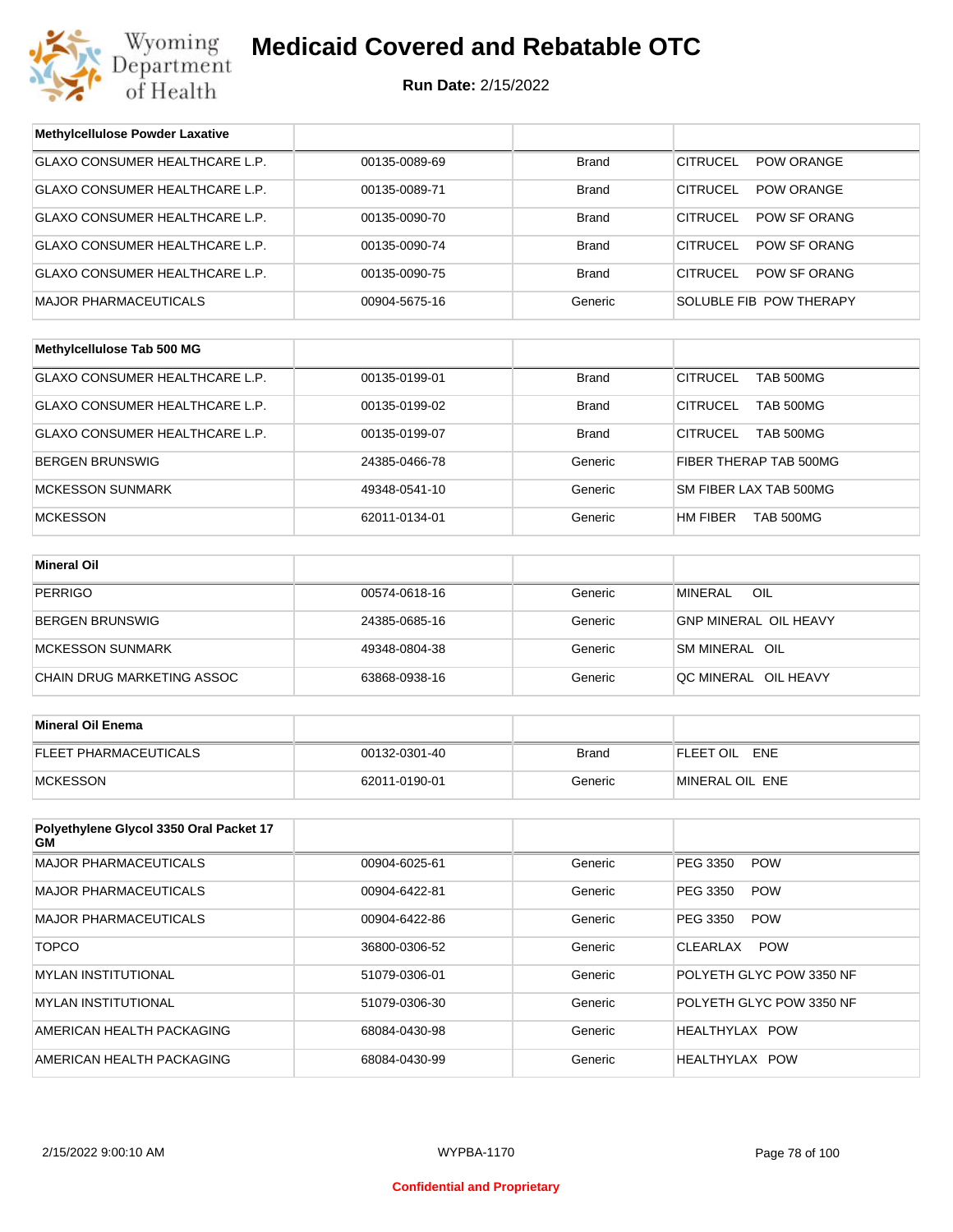# Medicaid Covered and Rebatable OTC

**Run Date:** 2/15/2022

| Methylcellulose Powder Laxative | | | |
|---|---|---|---|
| GLAXO CONSUMER HEALTHCARE L.P. | 00135-0089-69 | Brand | CITRUCEL POW ORANGE |
| GLAXO CONSUMER HEALTHCARE L.P. | 00135-0089-71 | Brand | CITRUCEL POW ORANGE |
| GLAXO CONSUMER HEALTHCARE L.P. | 00135-0090-70 | Brand | CITRUCEL POW SF ORANG |
| GLAXO CONSUMER HEALTHCARE L.P. | 00135-0090-74 | Brand | CITRUCEL POW SF ORANG |
| GLAXO CONSUMER HEALTHCARE L.P. | 00135-0090-75 | Brand | CITRUCEL POW SF ORANG |
| MAJOR PHARMACEUTICALS | 00904-5675-16 | Generic | SOLUBLE FIB POW THERAPY |

| Methylcellulose Tab 500 MG | | | |
|---|---|---|---|
| GLAXO CONSUMER HEALTHCARE L.P. | 00135-0199-01 | Brand | CITRUCEL TAB 500MG |
| GLAXO CONSUMER HEALTHCARE L.P. | 00135-0199-02 | Brand | CITRUCEL TAB 500MG |
| GLAXO CONSUMER HEALTHCARE L.P. | 00135-0199-07 | Brand | CITRUCEL TAB 500MG |
| BERGEN BRUNSWIG | 24385-0466-78 | Generic | FIBER THERAP TAB 500MG |
| MCKESSON SUNMARK | 49348-0541-10 | Generic | SM FIBER LAX TAB 500MG |
| MCKESSON | 62011-0134-01 | Generic | HM FIBER TAB 500MG |

| Mineral Oil | | | |
|---|---|---|---|
| PERRIGO | 00574-0618-16 | Generic | MINERAL OIL |
| BERGEN BRUNSWIG | 24385-0685-16 | Generic | GNP MINERAL OIL HEAVY |
| MCKESSON SUNMARK | 49348-0804-38 | Generic | SM MINERAL OIL |
| CHAIN DRUG MARKETING ASSOC | 63868-0938-16 | Generic | QC MINERAL OIL HEAVY |

| Mineral Oil Enema | | | |
|---|---|---|---|
| FLEET PHARMACEUTICALS | 00132-0301-40 | Brand | FLEET OIL ENE |
| MCKESSON | 62011-0190-01 | Generic | MINERAL OIL ENE |

| Polyethylene Glycol 3350 Oral Packet 17 GM | | | |
|---|---|---|---|
| MAJOR PHARMACEUTICALS | 00904-6025-61 | Generic | PEG 3350 POW |
| MAJOR PHARMACEUTICALS | 00904-6422-81 | Generic | PEG 3350 POW |
| MAJOR PHARMACEUTICALS | 00904-6422-86 | Generic | PEG 3350 POW |
| TOPCO | 36800-0306-52 | Generic | CLEARLAX POW |
| MYLAN INSTITUTIONAL | 51079-0306-01 | Generic | POLYETH GLYC POW 3350 NF |
| MYLAN INSTITUTIONAL | 51079-0306-30 | Generic | POLYETH GLYC POW 3350 NF |
| AMERICAN HEALTH PACKAGING | 68084-0430-98 | Generic | HEALTHYLAX POW |
| AMERICAN HEALTH PACKAGING | 68084-0430-99 | Generic | HEALTHYLAX POW |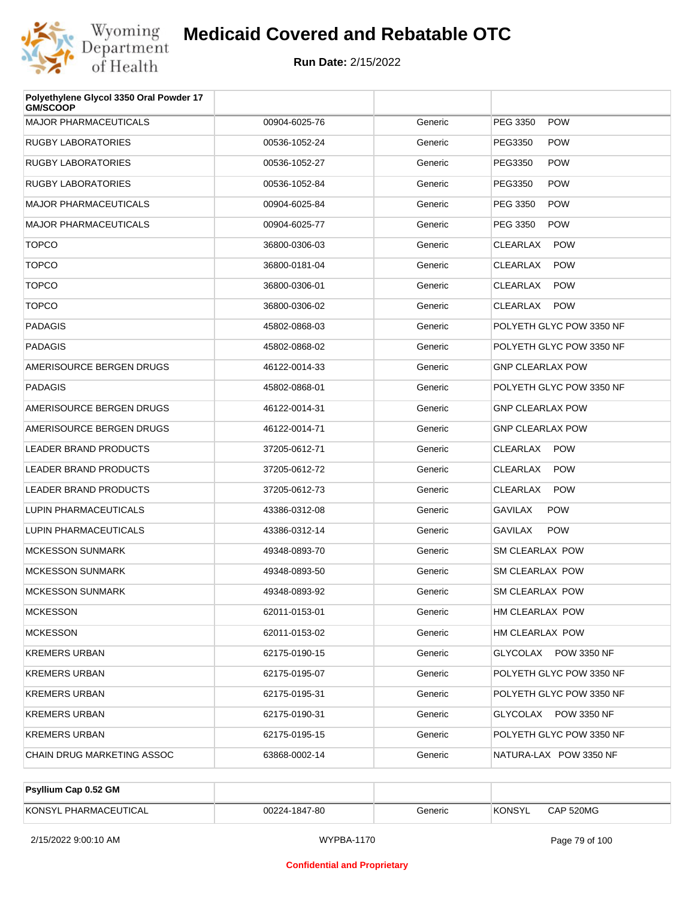| Polyethylene Glycol 3350 Oral Powder 17 GM/SCOOP | | | |
|---|---|---|---|
| MAJOR PHARMACEUTICALS | 00904-6025-76 | Generic | PEG 3350 POW |
| RUGBY LABORATORIES | 00536-1052-24 | Generic | PEG3350 POW |
| RUGBY LABORATORIES | 00536-1052-27 | Generic | PEG3350 POW |
| RUGBY LABORATORIES | 00536-1052-84 | Generic | PEG3350 POW |
| MAJOR PHARMACEUTICALS | 00904-6025-84 | Generic | PEG 3350 POW |
| MAJOR PHARMACEUTICALS | 00904-6025-77 | Generic | PEG 3350 POW |
| TOPCO | 36800-0306-03 | Generic | CLEARLAX POW |
| TOPCO | 36800-0181-04 | Generic | CLEARLAX POW |
| TOPCO | 36800-0306-01 | Generic | CLEARLAX POW |
| TOPCO | 36800-0306-02 | Generic | CLEARLAX POW |
| PADAGIS | 45802-0868-03 | Generic | POLYETH GLYC POW 3350 NF |
| PADAGIS | 45802-0868-02 | Generic | POLYETH GLYC POW 3350 NF |
| AMERISOURCE BERGEN DRUGS | 46122-0014-33 | Generic | GNP CLEARLAX POW |
| PADAGIS | 45802-0868-01 | Generic | POLYETH GLYC POW 3350 NF |
| AMERISOURCE BERGEN DRUGS | 46122-0014-31 | Generic | GNP CLEARLAX POW |
| AMERISOURCE BERGEN DRUGS | 46122-0014-71 | Generic | GNP CLEARLAX POW |
| LEADER BRAND PRODUCTS | 37205-0612-71 | Generic | CLEARLAX POW |
| LEADER BRAND PRODUCTS | 37205-0612-72 | Generic | CLEARLAX POW |
| LEADER BRAND PRODUCTS | 37205-0612-73 | Generic | CLEARLAX POW |
| LUPIN PHARMACEUTICALS | 43386-0312-08 | Generic | GAVILAX POW |
| LUPIN PHARMACEUTICALS | 43386-0312-14 | Generic | GAVILAX POW |
| MCKESSON SUNMARK | 49348-0893-70 | Generic | SM CLEARLAX POW |
| MCKESSON SUNMARK | 49348-0893-50 | Generic | SM CLEARLAX POW |
| MCKESSON SUNMARK | 49348-0893-92 | Generic | SM CLEARLAX POW |
| MCKESSON | 62011-0153-01 | Generic | HM CLEARLAX POW |
| MCKESSON | 62011-0153-02 | Generic | HM CLEARLAX POW |
| KREMERS URBAN | 62175-0190-15 | Generic | GLYCOLAX POW 3350 NF |
| KREMERS URBAN | 62175-0195-07 | Generic | POLYETH GLYC POW 3350 NF |
| KREMERS URBAN | 62175-0195-31 | Generic | POLYETH GLYC POW 3350 NF |
| KREMERS URBAN | 62175-0190-31 | Generic | GLYCOLAX POW 3350 NF |
| KREMERS URBAN | 62175-0195-15 | Generic | POLYETH GLYC POW 3350 NF |
| CHAIN DRUG MARKETING ASSOC | 63868-0002-14 | Generic | NATURA-LAX POW 3350 NF |

| Psyllium Cap 0.52 GM | | | |
|---|---|---|---|
| KONSYL PHARMACEUTICAL | 00224-1847-80 | Generic | KONSYL CAP 520MG |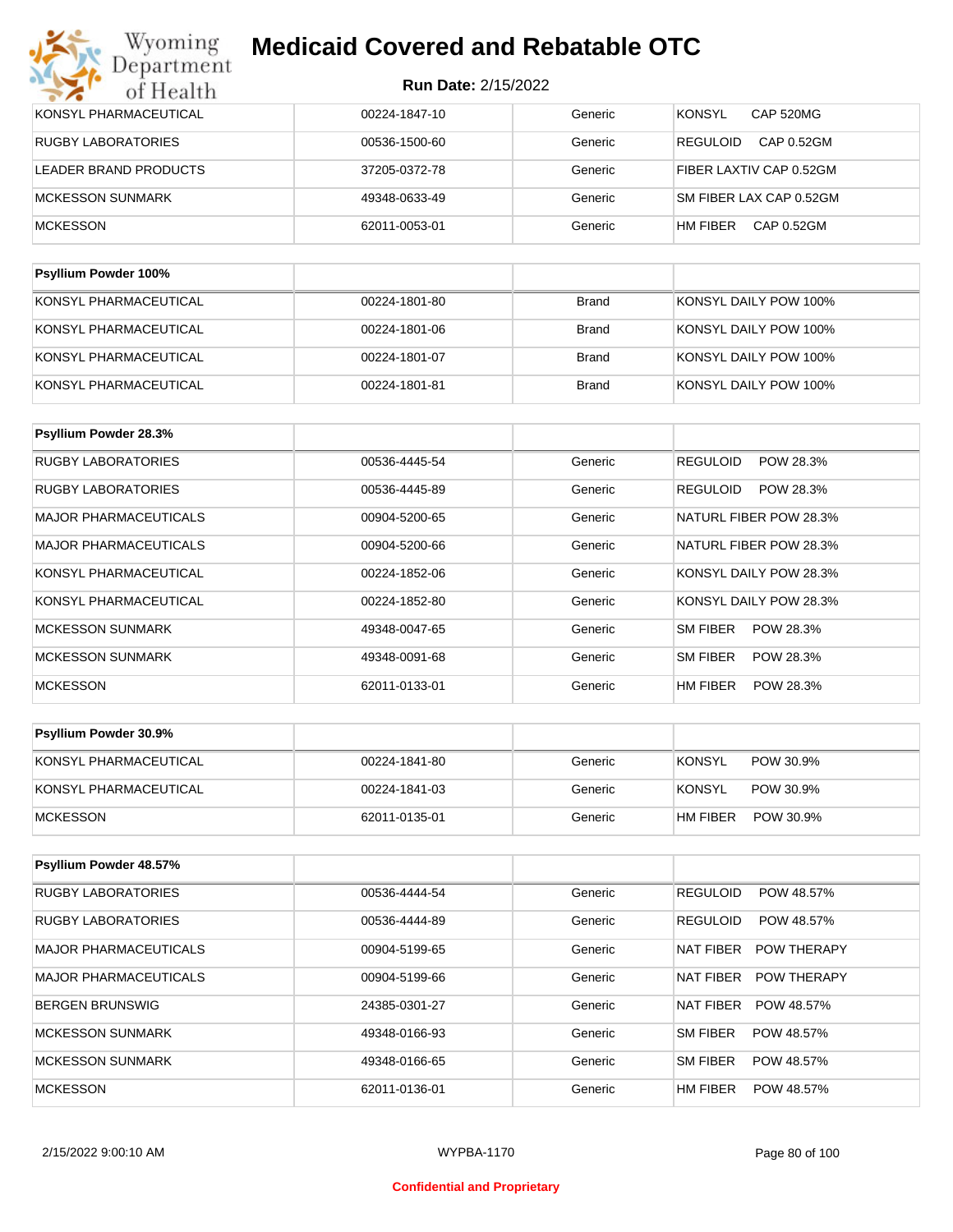# Medicaid Covered and Rebatable OTC

**Run Date:** 2/15/2022

| | | | |
|---|---|---|---|
| KONSYL PHARMACEUTICAL | 00224-1847-10 | Generic | KONSYL CAP 520MG |
| RUGBY LABORATORIES | 00536-1500-60 | Generic | REGULOID CAP 0.52GM |
| LEADER BRAND PRODUCTS | 37205-0372-78 | Generic | FIBER LAXTIV CAP 0.52GM |
| MCKESSON SUNMARK | 49348-0633-49 | Generic | SM FIBER LAX CAP 0.52GM |
| MCKESSON | 62011-0053-01 | Generic | HM FIBER CAP 0.52GM |

| Psyllium Powder 100% | | | |
|---|---|---|---|
| KONSYL PHARMACEUTICAL | 00224-1801-80 | Brand | KONSYL DAILY POW 100% |
| KONSYL PHARMACEUTICAL | 00224-1801-06 | Brand | KONSYL DAILY POW 100% |
| KONSYL PHARMACEUTICAL | 00224-1801-07 | Brand | KONSYL DAILY POW 100% |
| KONSYL PHARMACEUTICAL | 00224-1801-81 | Brand | KONSYL DAILY POW 100% |

| Psyllium Powder 28.3% | | | |
|---|---|---|---|
| RUGBY LABORATORIES | 00536-4445-54 | Generic | REGULOID POW 28.3% |
| RUGBY LABORATORIES | 00536-4445-89 | Generic | REGULOID POW 28.3% |
| MAJOR PHARMACEUTICALS | 00904-5200-65 | Generic | NATURL FIBER POW 28.3% |
| MAJOR PHARMACEUTICALS | 00904-5200-66 | Generic | NATURL FIBER POW 28.3% |
| KONSYL PHARMACEUTICAL | 00224-1852-06 | Generic | KONSYL DAILY POW 28.3% |
| KONSYL PHARMACEUTICAL | 00224-1852-80 | Generic | KONSYL DAILY POW 28.3% |
| MCKESSON SUNMARK | 49348-0047-65 | Generic | SM FIBER POW 28.3% |
| MCKESSON SUNMARK | 49348-0091-68 | Generic | SM FIBER POW 28.3% |
| MCKESSON | 62011-0133-01 | Generic | HM FIBER POW 28.3% |

| Psyllium Powder 30.9% | | | |
|---|---|---|---|
| KONSYL PHARMACEUTICAL | 00224-1841-80 | Generic | KONSYL POW 30.9% |
| KONSYL PHARMACEUTICAL | 00224-1841-03 | Generic | KONSYL POW 30.9% |
| MCKESSON | 62011-0135-01 | Generic | HM FIBER POW 30.9% |

| Psyllium Powder 48.57% | | | |
|---|---|---|---|
| RUGBY LABORATORIES | 00536-4444-54 | Generic | REGULOID POW 48.57% |
| RUGBY LABORATORIES | 00536-4444-89 | Generic | REGULOID POW 48.57% |
| MAJOR PHARMACEUTICALS | 00904-5199-65 | Generic | NAT FIBER POW THERAPY |
| MAJOR PHARMACEUTICALS | 00904-5199-66 | Generic | NAT FIBER POW THERAPY |
| BERGEN BRUNSWIG | 24385-0301-27 | Generic | NAT FIBER POW 48.57% |
| MCKESSON SUNMARK | 49348-0166-93 | Generic | SM FIBER POW 48.57% |
| MCKESSON SUNMARK | 49348-0166-65 | Generic | SM FIBER POW 48.57% |
| MCKESSON | 62011-0136-01 | Generic | HM FIBER POW 48.57% |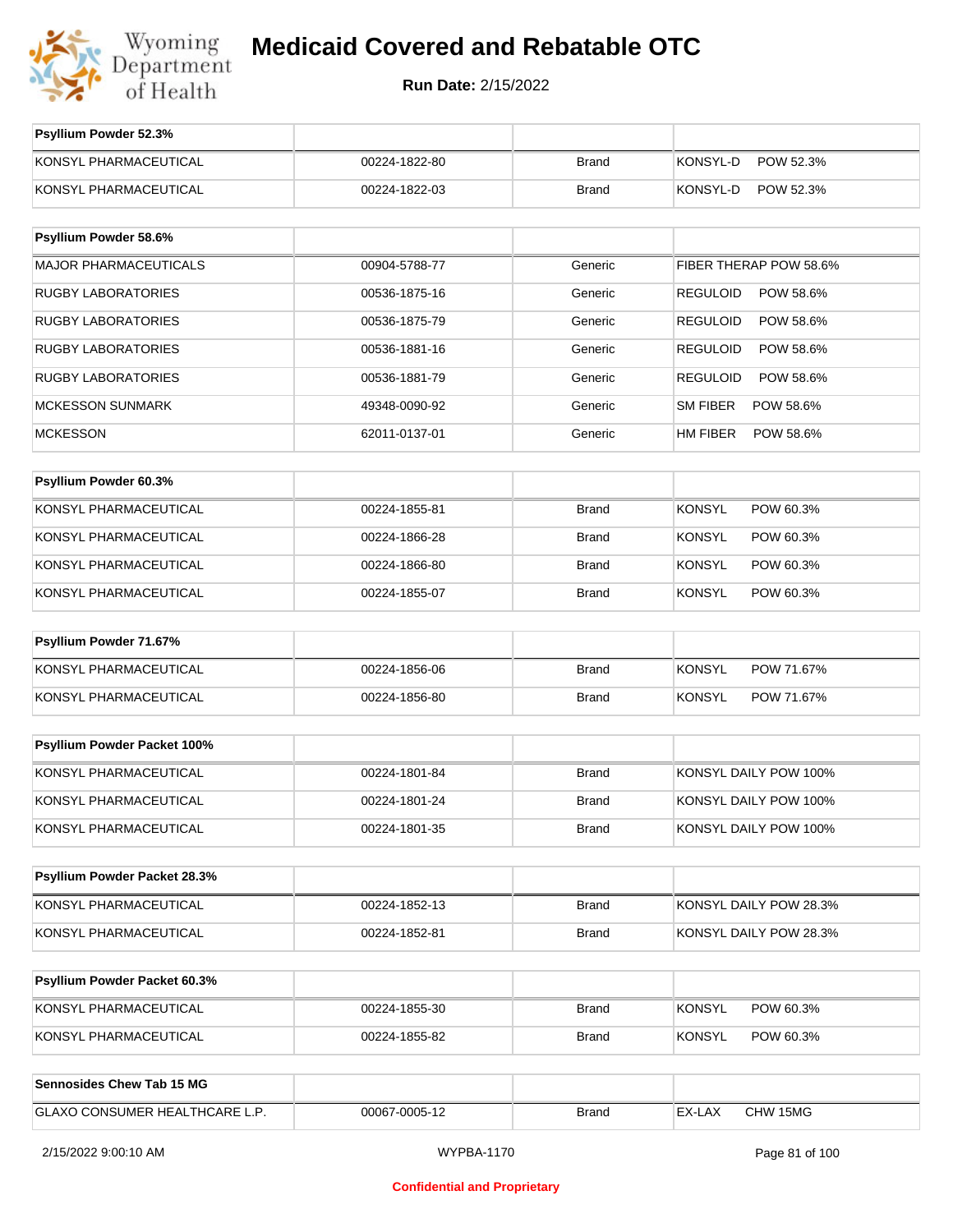# Medicaid Covered and Rebatable OTC

**Run Date:** 2/15/2022

| Psyllium Powder 52.3% | | | |
|---|---|---|---|
| KONSYL PHARMACEUTICAL | 00224-1822-80 | Brand | KONSYL-D POW 52.3% |
| KONSYL PHARMACEUTICAL | 00224-1822-03 | Brand | KONSYL-D POW 52.3% |

| Psyllium Powder 58.6% | | | |
|---|---|---|---|
| MAJOR PHARMACEUTICALS | 00904-5788-77 | Generic | FIBER THERAP POW 58.6% |
| RUGBY LABORATORIES | 00536-1875-16 | Generic | REGULOID POW 58.6% |
| RUGBY LABORATORIES | 00536-1875-79 | Generic | REGULOID POW 58.6% |
| RUGBY LABORATORIES | 00536-1881-16 | Generic | REGULOID POW 58.6% |
| RUGBY LABORATORIES | 00536-1881-79 | Generic | REGULOID POW 58.6% |
| MCKESSON SUNMARK | 49348-0090-92 | Generic | SM FIBER POW 58.6% |
| MCKESSON | 62011-0137-01 | Generic | HM FIBER POW 58.6% |

| Psyllium Powder 60.3% | | | |
|---|---|---|---|
| KONSYL PHARMACEUTICAL | 00224-1855-81 | Brand | KONSYL POW 60.3% |
| KONSYL PHARMACEUTICAL | 00224-1866-28 | Brand | KONSYL POW 60.3% |
| KONSYL PHARMACEUTICAL | 00224-1866-80 | Brand | KONSYL POW 60.3% |
| KONSYL PHARMACEUTICAL | 00224-1855-07 | Brand | KONSYL POW 60.3% |

| Psyllium Powder 71.67% | | | |
|---|---|---|---|
| KONSYL PHARMACEUTICAL | 00224-1856-06 | Brand | KONSYL POW 71.67% |
| KONSYL PHARMACEUTICAL | 00224-1856-80 | Brand | KONSYL POW 71.67% |

| Psyllium Powder Packet 100% | | | |
|---|---|---|---|
| KONSYL PHARMACEUTICAL | 00224-1801-84 | Brand | KONSYL DAILY POW 100% |
| KONSYL PHARMACEUTICAL | 00224-1801-24 | Brand | KONSYL DAILY POW 100% |
| KONSYL PHARMACEUTICAL | 00224-1801-35 | Brand | KONSYL DAILY POW 100% |

| Psyllium Powder Packet 28.3% | | | |
|---|---|---|---|
| KONSYL PHARMACEUTICAL | 00224-1852-13 | Brand | KONSYL DAILY POW 28.3% |
| KONSYL PHARMACEUTICAL | 00224-1852-81 | Brand | KONSYL DAILY POW 28.3% |

| Psyllium Powder Packet 60.3% | | | |
|---|---|---|---|
| KONSYL PHARMACEUTICAL | 00224-1855-30 | Brand | KONSYL POW 60.3% |
| KONSYL PHARMACEUTICAL | 00224-1855-82 | Brand | KONSYL POW 60.3% |

| Sennosides Chew Tab 15 MG | | | |
|---|---|---|---|
| GLAXO CONSUMER HEALTHCARE L.P. | 00067-0005-12 | Brand | EX-LAX CHW 15MG |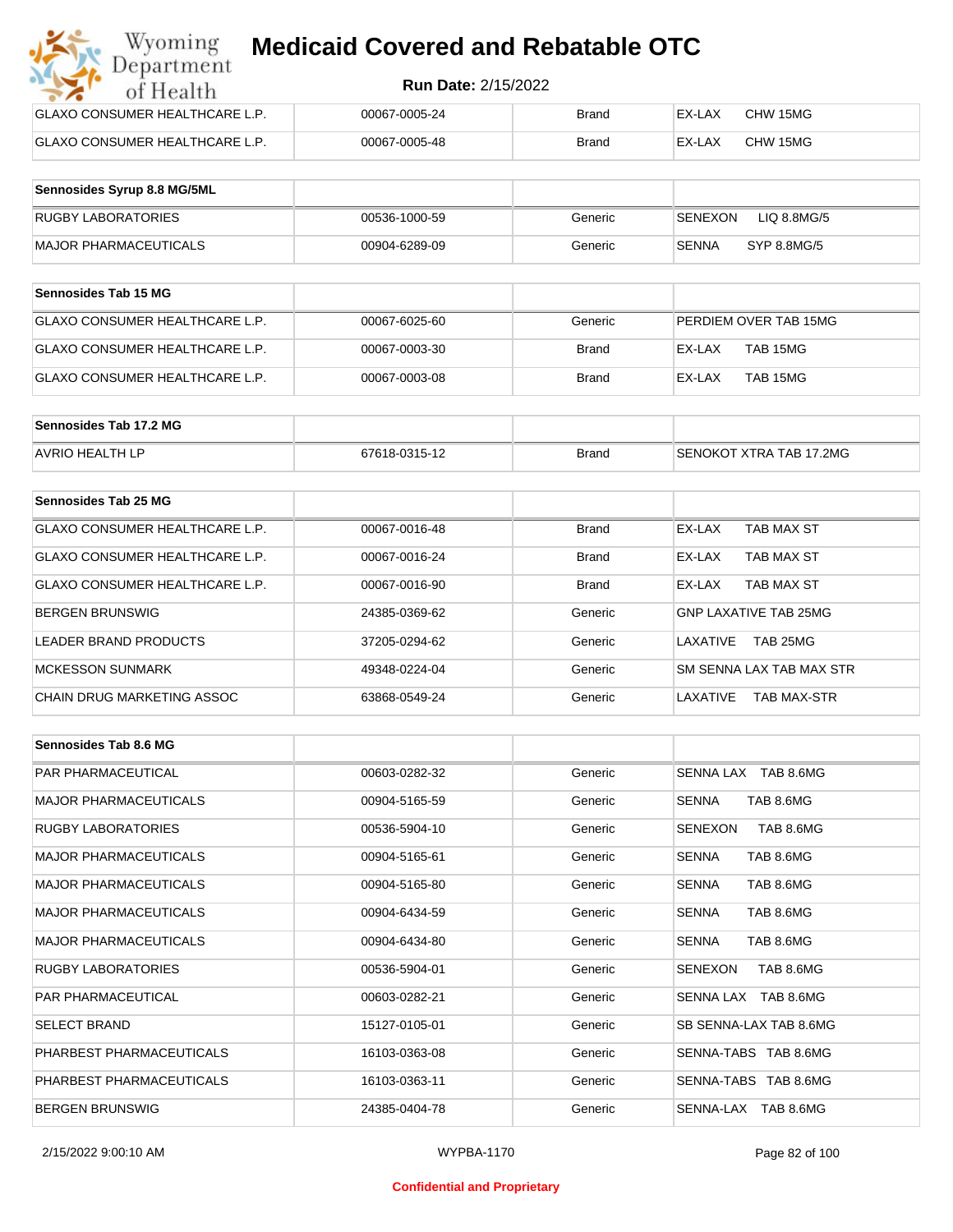| | | | |
|---|---|---|---|
| GLAXO CONSUMER HEALTHCARE L.P. | 00067-0005-24 | Brand | EX-LAX CHW 15MG |
| GLAXO CONSUMER HEALTHCARE L.P. | 00067-0005-48 | Brand | EX-LAX CHW 15MG |

| Sennosides Syrup 8.8 MG/5ML | | | |
|---|---|---|---|
| RUGBY LABORATORIES | 00536-1000-59 | Generic | SENEXON LIQ 8.8MG/5 |
| MAJOR PHARMACEUTICALS | 00904-6289-09 | Generic | SENNA SYP 8.8MG/5 |

| Sennosides Tab 15 MG | | | |
|---|---|---|---|
| GLAXO CONSUMER HEALTHCARE L.P. | 00067-6025-60 | Generic | PERDIEM OVER TAB 15MG |
| GLAXO CONSUMER HEALTHCARE L.P. | 00067-0003-30 | Brand | EX-LAX TAB 15MG |
| GLAXO CONSUMER HEALTHCARE L.P. | 00067-0003-08 | Brand | EX-LAX TAB 15MG |

| Sennosides Tab 17.2 MG | | | |
|---|---|---|---|
| AVRIO HEALTH LP | 67618-0315-12 | Brand | SENOKOT XTRA TAB 17.2MG |

| Sennosides Tab 25 MG | | | |
|---|---|---|---|
| GLAXO CONSUMER HEALTHCARE L.P. | 00067-0016-48 | Brand | EX-LAX TAB MAX ST |
| GLAXO CONSUMER HEALTHCARE L.P. | 00067-0016-24 | Brand | EX-LAX TAB MAX ST |
| GLAXO CONSUMER HEALTHCARE L.P. | 00067-0016-90 | Brand | EX-LAX TAB MAX ST |
| BERGEN BRUNSWIG | 24385-0369-62 | Generic | GNP LAXATIVE TAB 25MG |
| LEADER BRAND PRODUCTS | 37205-0294-62 | Generic | LAXATIVE TAB 25MG |
| MCKESSON SUNMARK | 49348-0224-04 | Generic | SM SENNA LAX TAB MAX STR |
| CHAIN DRUG MARKETING ASSOC | 63868-0549-24 | Generic | LAXATIVE TAB MAX-STR |

| Sennosides Tab 8.6 MG | | | |
|---|---|---|---|
| PAR PHARMACEUTICAL | 00603-0282-32 | Generic | SENNA LAX TAB 8.6MG |
| MAJOR PHARMACEUTICALS | 00904-5165-59 | Generic | SENNA TAB 8.6MG |
| RUGBY LABORATORIES | 00536-5904-10 | Generic | SENEXON TAB 8.6MG |
| MAJOR PHARMACEUTICALS | 00904-5165-61 | Generic | SENNA TAB 8.6MG |
| MAJOR PHARMACEUTICALS | 00904-5165-80 | Generic | SENNA TAB 8.6MG |
| MAJOR PHARMACEUTICALS | 00904-6434-59 | Generic | SENNA TAB 8.6MG |
| MAJOR PHARMACEUTICALS | 00904-6434-80 | Generic | SENNA TAB 8.6MG |
| RUGBY LABORATORIES | 00536-5904-01 | Generic | SENEXON TAB 8.6MG |
| PAR PHARMACEUTICAL | 00603-0282-21 | Generic | SENNA LAX TAB 8.6MG |
| SELECT BRAND | 15127-0105-01 | Generic | SB SENNA-LAX TAB 8.6MG |
| PHARBEST PHARMACEUTICALS | 16103-0363-08 | Generic | SENNA-TABS TAB 8.6MG |
| PHARBEST PHARMACEUTICALS | 16103-0363-11 | Generic | SENNA-TABS TAB 8.6MG |
| BERGEN BRUNSWIG | 24385-0404-78 | Generic | SENNA-LAX TAB 8.6MG |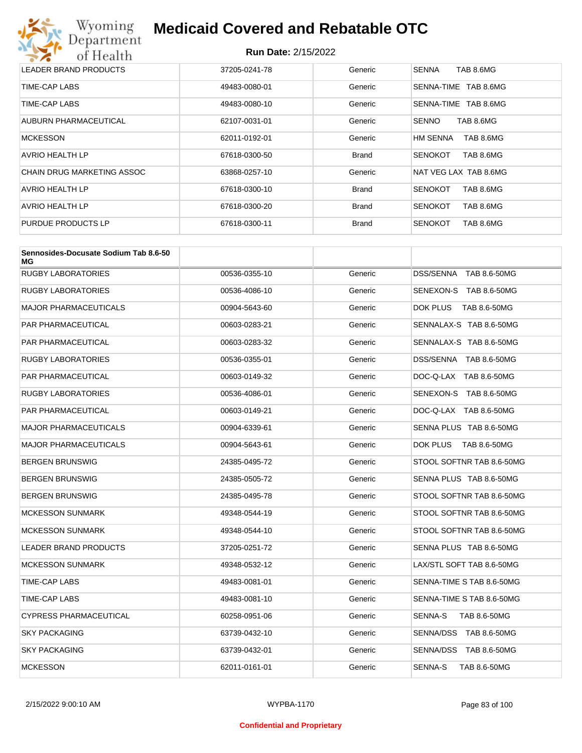| | | | |
|---|---|---|---|
| LEADER BRAND PRODUCTS | 37205-0241-78 | Generic | SENNA TAB 8.6MG |
| TIME-CAP LABS | 49483-0080-01 | Generic | SENNA-TIME TAB 8.6MG |
| TIME-CAP LABS | 49483-0080-10 | Generic | SENNA-TIME TAB 8.6MG |
| AUBURN PHARMACEUTICAL | 62107-0031-01 | Generic | SENNO TAB 8.6MG |
| MCKESSON | 62011-0192-01 | Generic | HM SENNA TAB 8.6MG |
| AVRIO HEALTH LP | 67618-0300-50 | Brand | SENOKOT TAB 8.6MG |
| CHAIN DRUG MARKETING ASSOC | 63868-0257-10 | Generic | NAT VEG LAX TAB 8.6MG |
| AVRIO HEALTH LP | 67618-0300-10 | Brand | SENOKOT TAB 8.6MG |
| AVRIO HEALTH LP | 67618-0300-20 | Brand | SENOKOT TAB 8.6MG |
| PURDUE PRODUCTS LP | 67618-0300-11 | Brand | SENOKOT TAB 8.6MG |

| **Sennosides-Docusate Sodium Tab 8.6-50 MG** | | | |
|---|---|---|---|
| RUGBY LABORATORIES | 00536-0355-10 | Generic | DSS/SENNA TAB 8.6-50MG |
| RUGBY LABORATORIES | 00536-4086-10 | Generic | SENEXON-S TAB 8.6-50MG |
| MAJOR PHARMACEUTICALS | 00904-5643-60 | Generic | DOK PLUS TAB 8.6-50MG |
| PAR PHARMACEUTICAL | 00603-0283-21 | Generic | SENNALAX-S TAB 8.6-50MG |
| PAR PHARMACEUTICAL | 00603-0283-32 | Generic | SENNALAX-S TAB 8.6-50MG |
| RUGBY LABORATORIES | 00536-0355-01 | Generic | DSS/SENNA TAB 8.6-50MG |
| PAR PHARMACEUTICAL | 00603-0149-32 | Generic | DOC-Q-LAX TAB 8.6-50MG |
| RUGBY LABORATORIES | 00536-4086-01 | Generic | SENEXON-S TAB 8.6-50MG |
| PAR PHARMACEUTICAL | 00603-0149-21 | Generic | DOC-Q-LAX TAB 8.6-50MG |
| MAJOR PHARMACEUTICALS | 00904-6339-61 | Generic | SENNA PLUS TAB 8.6-50MG |
| MAJOR PHARMACEUTICALS | 00904-5643-61 | Generic | DOK PLUS TAB 8.6-50MG |
| BERGEN BRUNSWIG | 24385-0495-72 | Generic | STOOL SOFTNR TAB 8.6-50MG |
| BERGEN BRUNSWIG | 24385-0505-72 | Generic | SENNA PLUS TAB 8.6-50MG |
| BERGEN BRUNSWIG | 24385-0495-78 | Generic | STOOL SOFTNR TAB 8.6-50MG |
| MCKESSON SUNMARK | 49348-0544-19 | Generic | STOOL SOFTNR TAB 8.6-50MG |
| MCKESSON SUNMARK | 49348-0544-10 | Generic | STOOL SOFTNR TAB 8.6-50MG |
| LEADER BRAND PRODUCTS | 37205-0251-72 | Generic | SENNA PLUS TAB 8.6-50MG |
| MCKESSON SUNMARK | 49348-0532-12 | Generic | LAX/STL SOFT TAB 8.6-50MG |
| TIME-CAP LABS | 49483-0081-01 | Generic | SENNA-TIME S TAB 8.6-50MG |
| TIME-CAP LABS | 49483-0081-10 | Generic | SENNA-TIME S TAB 8.6-50MG |
| CYPRESS PHARMACEUTICAL | 60258-0951-06 | Generic | SENNA-S TAB 8.6-50MG |
| SKY PACKAGING | 63739-0432-10 | Generic | SENNA/DSS TAB 8.6-50MG |
| SKY PACKAGING | 63739-0432-01 | Generic | SENNA/DSS TAB 8.6-50MG |
| MCKESSON | 62011-0161-01 | Generic | SENNA-S TAB 8.6-50MG |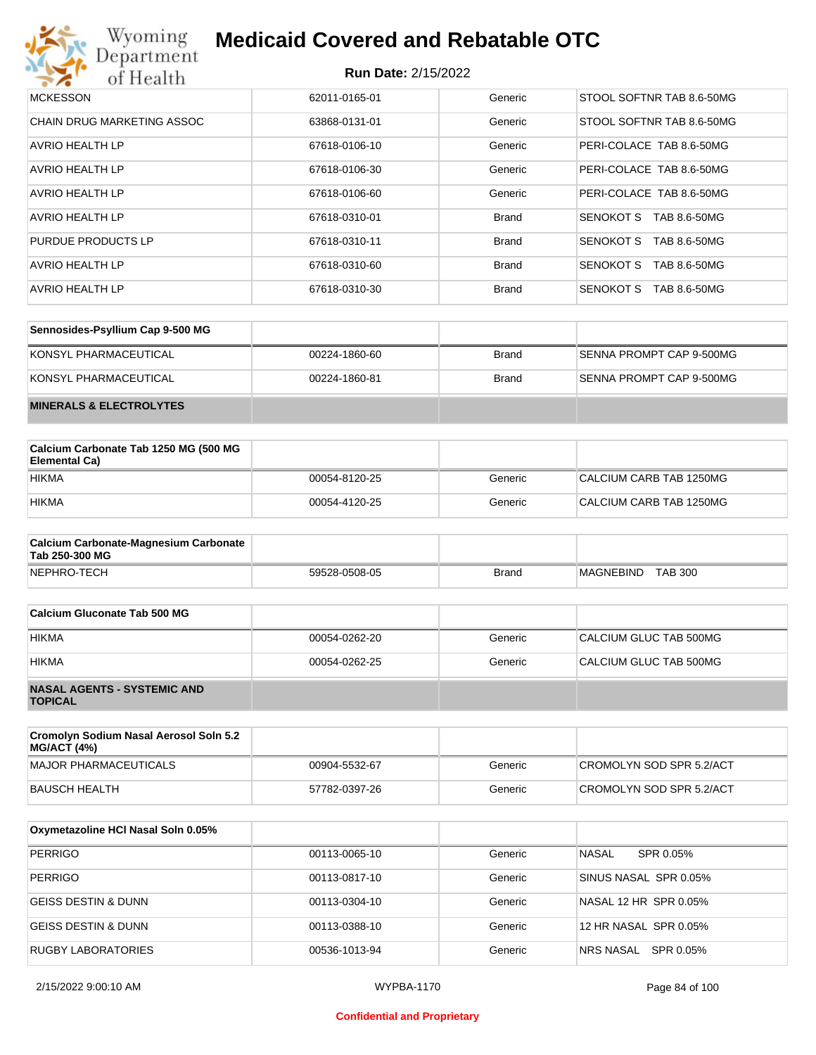| | | | |
|---|---|---|---|
| MCKESSON | 62011-0165-01 | Generic | STOOL SOFTNR TAB 8.6-50MG |
| CHAIN DRUG MARKETING ASSOC | 63868-0131-01 | Generic | STOOL SOFTNR TAB 8.6-50MG |
| AVRIO HEALTH LP | 67618-0106-10 | Generic | PERI-COLACE TAB 8.6-50MG |
| AVRIO HEALTH LP | 67618-0106-30 | Generic | PERI-COLACE TAB 8.6-50MG |
| AVRIO HEALTH LP | 67618-0106-60 | Generic | PERI-COLACE TAB 8.6-50MG |
| AVRIO HEALTH LP | 67618-0310-01 | Brand | SENOKOT S TAB 8.6-50MG |
| PURDUE PRODUCTS LP | 67618-0310-11 | Brand | SENOKOT S TAB 8.6-50MG |
| AVRIO HEALTH LP | 67618-0310-60 | Brand | SENOKOT S TAB 8.6-50MG |
| AVRIO HEALTH LP | 67618-0310-30 | Brand | SENOKOT S TAB 8.6-50MG |

| Sennosides-Psyllium Cap 9-500 MG | | | |
|---|---|---|---|
| KONSYL PHARMACEUTICAL | 00224-1860-60 | Brand | SENNA PROMPT CAP 9-500MG |
| KONSYL PHARMACEUTICAL | 00224-1860-81 | Brand | SENNA PROMPT CAP 9-500MG |

**MINERALS & ELECTROLYTES**

| Calcium Carbonate Tab 1250 MG (500 MG Elemental Ca) | | | |
|---|---|---|---|
| HIKMA | 00054-8120-25 | Generic | CALCIUM CARB TAB 1250MG |
| HIKMA | 00054-4120-25 | Generic | CALCIUM CARB TAB 1250MG |

| Calcium Carbonate-Magnesium Carbonate Tab 250-300 MG | | | |
|---|---|---|---|
| NEPHRO-TECH | 59528-0508-05 | Brand | MAGNEBIND TAB 300 |

| Calcium Gluconate Tab 500 MG | | | |
|---|---|---|---|
| HIKMA | 00054-0262-20 | Generic | CALCIUM GLUC TAB 500MG |
| HIKMA | 00054-0262-25 | Generic | CALCIUM GLUC TAB 500MG |

**NASAL AGENTS - SYSTEMIC AND TOPICAL**

| Cromolyn Sodium Nasal Aerosol Soln 5.2 MG/ACT (4%) | | | |
|---|---|---|---|
| MAJOR PHARMACEUTICALS | 00904-5532-67 | Generic | CROMOLYN SOD SPR 5.2/ACT |
| BAUSCH HEALTH | 57782-0397-26 | Generic | CROMOLYN SOD SPR 5.2/ACT |

| Oxymetazoline HCl Nasal Soln 0.05% | | | |
|---|---|---|---|
| PERRIGO | 00113-0065-10 | Generic | NASAL SPR 0.05% |
| PERRIGO | 00113-0817-10 | Generic | SINUS NASAL SPR 0.05% |
| GEISS DESTIN & DUNN | 00113-0304-10 | Generic | NASAL 12 HR SPR 0.05% |
| GEISS DESTIN & DUNN | 00113-0388-10 | Generic | 12 HR NASAL SPR 0.05% |
| RUGBY LABORATORIES | 00536-1013-94 | Generic | NRS NASAL SPR 0.05% |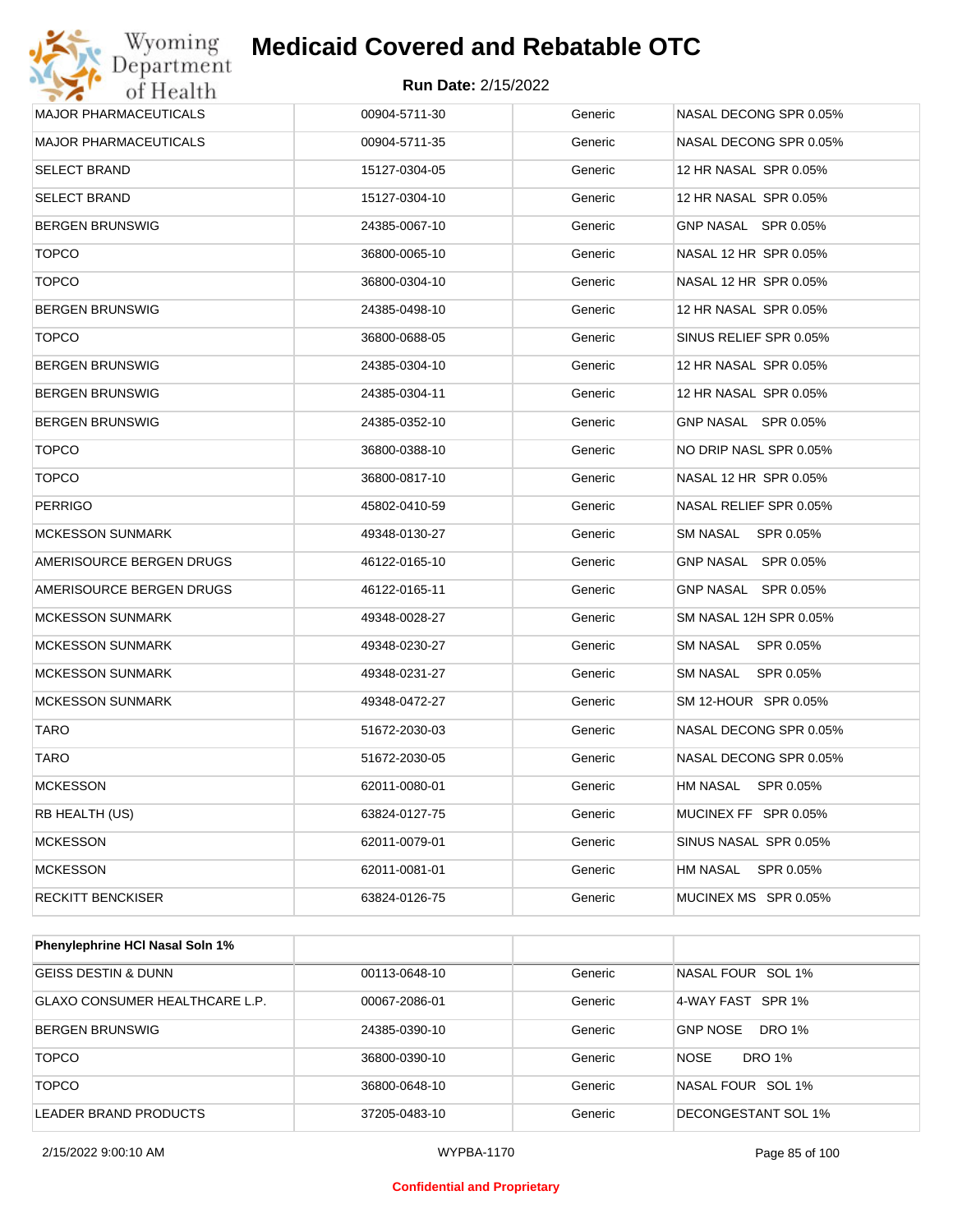| MAJOR PHARMACEUTICALS | 00904-5711-30 | Generic | NASAL DECONG SPR 0.05% |
|---|---|---|---|
| MAJOR PHARMACEUTICALS | 00904-5711-35 | Generic | NASAL DECONG SPR 0.05% |
| SELECT BRAND | 15127-0304-05 | Generic | 12 HR NASAL SPR 0.05% |
| SELECT BRAND | 15127-0304-10 | Generic | 12 HR NASAL SPR 0.05% |
| BERGEN BRUNSWIG | 24385-0067-10 | Generic | GNP NASAL SPR 0.05% |
| TOPCO | 36800-0065-10 | Generic | NASAL 12 HR SPR 0.05% |
| TOPCO | 36800-0304-10 | Generic | NASAL 12 HR SPR 0.05% |
| BERGEN BRUNSWIG | 24385-0498-10 | Generic | 12 HR NASAL SPR 0.05% |
| TOPCO | 36800-0688-05 | Generic | SINUS RELIEF SPR 0.05% |
| BERGEN BRUNSWIG | 24385-0304-10 | Generic | 12 HR NASAL SPR 0.05% |
| BERGEN BRUNSWIG | 24385-0304-11 | Generic | 12 HR NASAL SPR 0.05% |
| BERGEN BRUNSWIG | 24385-0352-10 | Generic | GNP NASAL SPR 0.05% |
| TOPCO | 36800-0388-10 | Generic | NO DRIP NASL SPR 0.05% |
| TOPCO | 36800-0817-10 | Generic | NASAL 12 HR SPR 0.05% |
| PERRIGO | 45802-0410-59 | Generic | NASAL RELIEF SPR 0.05% |
| MCKESSON SUNMARK | 49348-0130-27 | Generic | SM NASAL SPR 0.05% |
| AMERISOURCE BERGEN DRUGS | 46122-0165-10 | Generic | GNP NASAL SPR 0.05% |
| AMERISOURCE BERGEN DRUGS | 46122-0165-11 | Generic | GNP NASAL SPR 0.05% |
| MCKESSON SUNMARK | 49348-0028-27 | Generic | SM NASAL 12H SPR 0.05% |
| MCKESSON SUNMARK | 49348-0230-27 | Generic | SM NASAL SPR 0.05% |
| MCKESSON SUNMARK | 49348-0231-27 | Generic | SM NASAL SPR 0.05% |
| MCKESSON SUNMARK | 49348-0472-27 | Generic | SM 12-HOUR SPR 0.05% |
| TARO | 51672-2030-03 | Generic | NASAL DECONG SPR 0.05% |
| TARO | 51672-2030-05 | Generic | NASAL DECONG SPR 0.05% |
| MCKESSON | 62011-0080-01 | Generic | HM NASAL SPR 0.05% |
| RB HEALTH (US) | 63824-0127-75 | Generic | MUCINEX FF SPR 0.05% |
| MCKESSON | 62011-0079-01 | Generic | SINUS NASAL SPR 0.05% |
| MCKESSON | 62011-0081-01 | Generic | HM NASAL SPR 0.05% |
| RECKITT BENCKISER | 63824-0126-75 | Generic | MUCINEX MS SPR 0.05% |

| **Phenylephrine HCl Nasal Soln 1%** | | | |
|---|---|---|---|
| GEISS DESTIN & DUNN | 00113-0648-10 | Generic | NASAL FOUR SOL 1% |
| GLAXO CONSUMER HEALTHCARE L.P. | 00067-2086-01 | Generic | 4-WAY FAST SPR 1% |
| BERGEN BRUNSWIG | 24385-0390-10 | Generic | GNP NOSE DRO 1% |
| TOPCO | 36800-0390-10 | Generic | NOSE DRO 1% |
| TOPCO | 36800-0648-10 | Generic | NASAL FOUR SOL 1% |
| LEADER BRAND PRODUCTS | 37205-0483-10 | Generic | DECONGESTANT SOL 1% |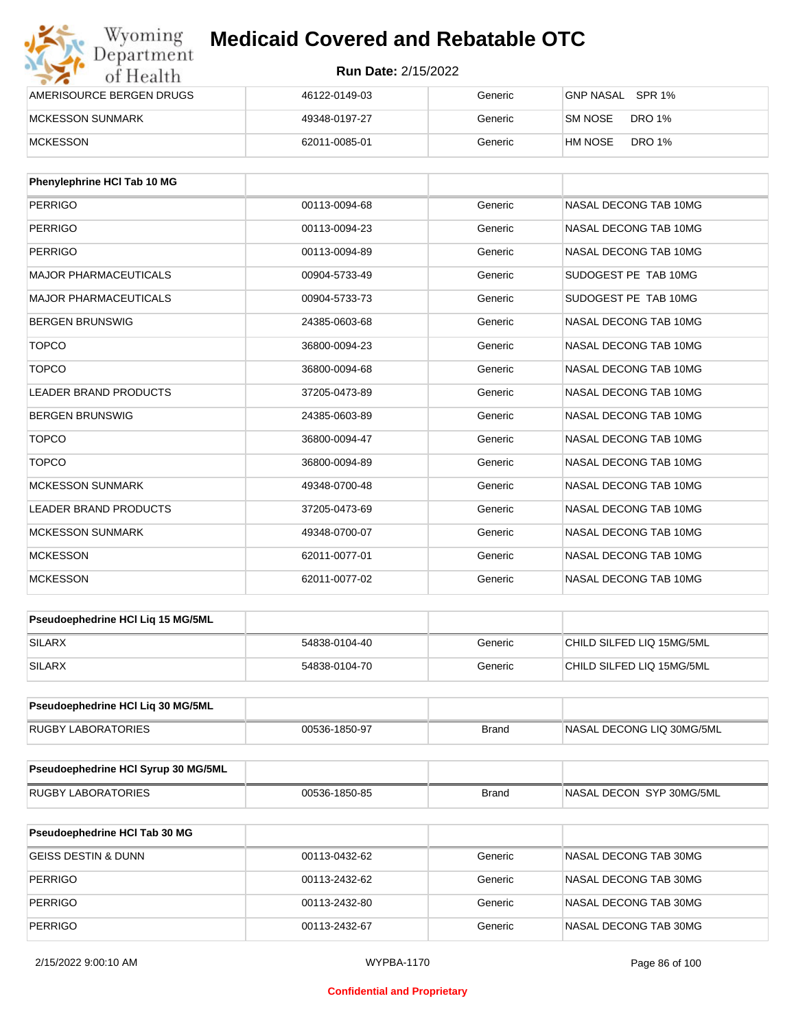| | | | |
|---|---|---|---|
| AMERISOURCE BERGEN DRUGS | 46122-0149-03 | Generic | GNP NASAL SPR 1% |
| MCKESSON SUNMARK | 49348-0197-27 | Generic | SM NOSE DRO 1% |
| MCKESSON | 62011-0085-01 | Generic | HM NOSE DRO 1% |

| Phenylephrine HCl Tab 10 MG | | | |
|---|---|---|---|
| PERRIGO | 00113-0094-68 | Generic | NASAL DECONG TAB 10MG |
| PERRIGO | 00113-0094-23 | Generic | NASAL DECONG TAB 10MG |
| PERRIGO | 00113-0094-89 | Generic | NASAL DECONG TAB 10MG |
| MAJOR PHARMACEUTICALS | 00904-5733-49 | Generic | SUDOGEST PE TAB 10MG |
| MAJOR PHARMACEUTICALS | 00904-5733-73 | Generic | SUDOGEST PE TAB 10MG |
| BERGEN BRUNSWIG | 24385-0603-68 | Generic | NASAL DECONG TAB 10MG |
| TOPCO | 36800-0094-23 | Generic | NASAL DECONG TAB 10MG |
| TOPCO | 36800-0094-68 | Generic | NASAL DECONG TAB 10MG |
| LEADER BRAND PRODUCTS | 37205-0473-89 | Generic | NASAL DECONG TAB 10MG |
| BERGEN BRUNSWIG | 24385-0603-89 | Generic | NASAL DECONG TAB 10MG |
| TOPCO | 36800-0094-47 | Generic | NASAL DECONG TAB 10MG |
| TOPCO | 36800-0094-89 | Generic | NASAL DECONG TAB 10MG |
| MCKESSON SUNMARK | 49348-0700-48 | Generic | NASAL DECONG TAB 10MG |
| LEADER BRAND PRODUCTS | 37205-0473-69 | Generic | NASAL DECONG TAB 10MG |
| MCKESSON SUNMARK | 49348-0700-07 | Generic | NASAL DECONG TAB 10MG |
| MCKESSON | 62011-0077-01 | Generic | NASAL DECONG TAB 10MG |
| MCKESSON | 62011-0077-02 | Generic | NASAL DECONG TAB 10MG |

| Pseudoephedrine HCl Liq 15 MG/5ML | | | |
|---|---|---|---|
| SILARX | 54838-0104-40 | Generic | CHILD SILFED LIQ 15MG/5ML |
| SILARX | 54838-0104-70 | Generic | CHILD SILFED LIQ 15MG/5ML |

| Pseudoephedrine HCl Liq 30 MG/5ML | | | |
|---|---|---|---|
| RUGBY LABORATORIES | 00536-1850-97 | Brand | NASAL DECONG LIQ 30MG/5ML |

| Pseudoephedrine HCl Syrup 30 MG/5ML | | | |
|---|---|---|---|
| RUGBY LABORATORIES | 00536-1850-85 | Brand | NASAL DECON SYP 30MG/5ML |

| Pseudoephedrine HCl Tab 30 MG | | | |
|---|---|---|---|
| GEISS DESTIN & DUNN | 00113-0432-62 | Generic | NASAL DECONG TAB 30MG |
| PERRIGO | 00113-2432-62 | Generic | NASAL DECONG TAB 30MG |
| PERRIGO | 00113-2432-80 | Generic | NASAL DECONG TAB 30MG |
| PERRIGO | 00113-2432-67 | Generic | NASAL DECONG TAB 30MG |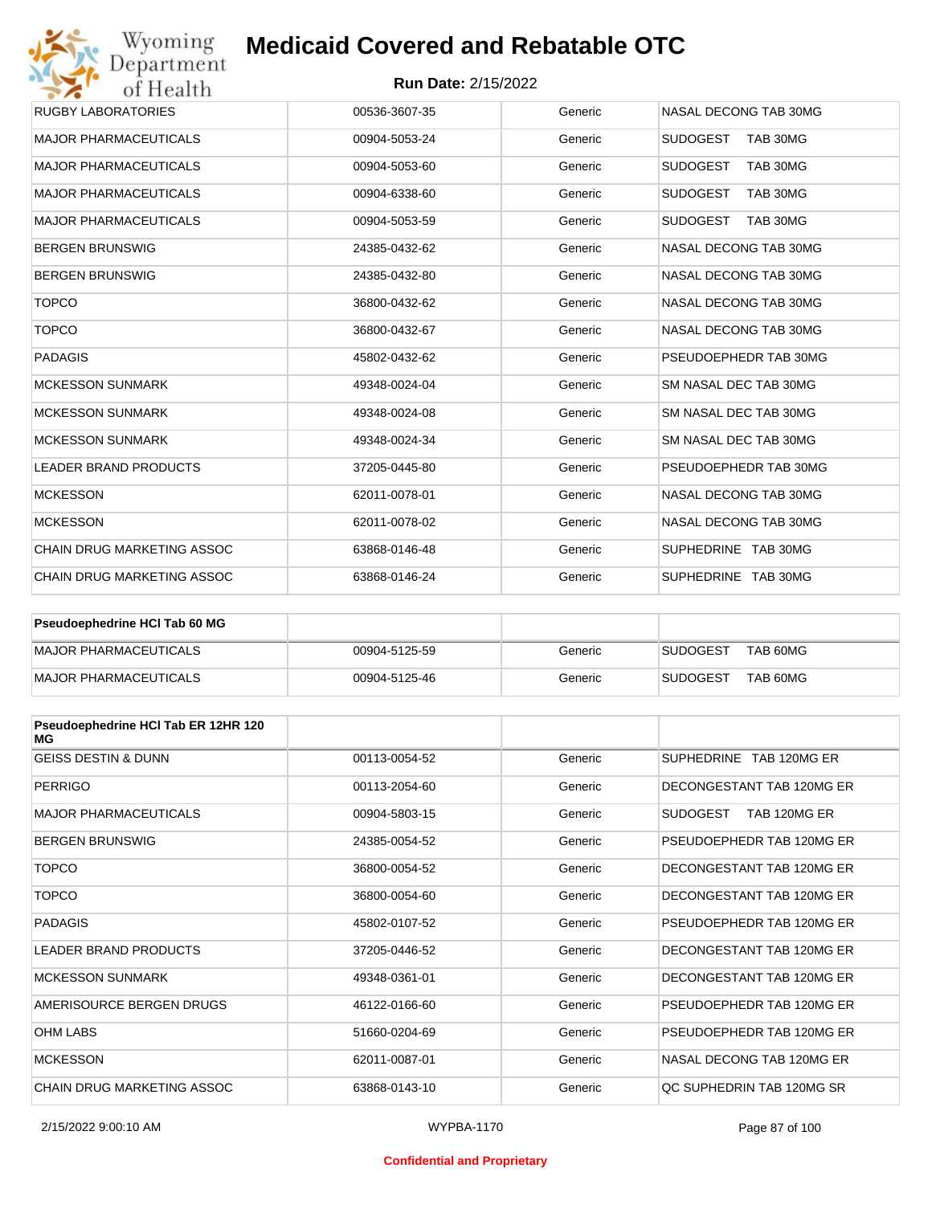| | | | |
|---|---|---|---|
| RUGBY LABORATORIES | 00536-3607-35 | Generic | NASAL DECONG TAB 30MG |
| MAJOR PHARMACEUTICALS | 00904-5053-24 | Generic | SUDOGEST TAB 30MG |
| MAJOR PHARMACEUTICALS | 00904-5053-60 | Generic | SUDOGEST TAB 30MG |
| MAJOR PHARMACEUTICALS | 00904-6338-60 | Generic | SUDOGEST TAB 30MG |
| MAJOR PHARMACEUTICALS | 00904-5053-59 | Generic | SUDOGEST TAB 30MG |
| BERGEN BRUNSWIG | 24385-0432-62 | Generic | NASAL DECONG TAB 30MG |
| BERGEN BRUNSWIG | 24385-0432-80 | Generic | NASAL DECONG TAB 30MG |
| TOPCO | 36800-0432-62 | Generic | NASAL DECONG TAB 30MG |
| TOPCO | 36800-0432-67 | Generic | NASAL DECONG TAB 30MG |
| PADAGIS | 45802-0432-62 | Generic | PSEUDOEPHEDR TAB 30MG |
| MCKESSON SUNMARK | 49348-0024-04 | Generic | SM NASAL DEC TAB 30MG |
| MCKESSON SUNMARK | 49348-0024-08 | Generic | SM NASAL DEC TAB 30MG |
| MCKESSON SUNMARK | 49348-0024-34 | Generic | SM NASAL DEC TAB 30MG |
| LEADER BRAND PRODUCTS | 37205-0445-80 | Generic | PSEUDOEPHEDR TAB 30MG |
| MCKESSON | 62011-0078-01 | Generic | NASAL DECONG TAB 30MG |
| MCKESSON | 62011-0078-02 | Generic | NASAL DECONG TAB 30MG |
| CHAIN DRUG MARKETING ASSOC | 63868-0146-48 | Generic | SUPHEDRINE TAB 30MG |
| CHAIN DRUG MARKETING ASSOC | 63868-0146-24 | Generic | SUPHEDRINE TAB 30MG |

| **Pseudoephedrine HCl Tab 60 MG** | | | |
|---|---|---|---|
| MAJOR PHARMACEUTICALS | 00904-5125-59 | Generic | SUDOGEST TAB 60MG |
| MAJOR PHARMACEUTICALS | 00904-5125-46 | Generic | SUDOGEST TAB 60MG |

| **Pseudoephedrine HCl Tab ER 12HR 120 MG** | | | |
|---|---|---|---|
| GEISS DESTIN & DUNN | 00113-0054-52 | Generic | SUPHEDRINE TAB 120MG ER |
| PERRIGO | 00113-2054-60 | Generic | DECONGESTANT TAB 120MG ER |
| MAJOR PHARMACEUTICALS | 00904-5803-15 | Generic | SUDOGEST TAB 120MG ER |
| BERGEN BRUNSWIG | 24385-0054-52 | Generic | PSEUDOEPHEDR TAB 120MG ER |
| TOPCO | 36800-0054-52 | Generic | DECONGESTANT TAB 120MG ER |
| TOPCO | 36800-0054-60 | Generic | DECONGESTANT TAB 120MG ER |
| PADAGIS | 45802-0107-52 | Generic | PSEUDOEPHEDR TAB 120MG ER |
| LEADER BRAND PRODUCTS | 37205-0446-52 | Generic | DECONGESTANT TAB 120MG ER |
| MCKESSON SUNMARK | 49348-0361-01 | Generic | DECONGESTANT TAB 120MG ER |
| AMERISOURCE BERGEN DRUGS | 46122-0166-60 | Generic | PSEUDOEPHEDR TAB 120MG ER |
| OHM LABS | 51660-0204-69 | Generic | PSEUDOEPHEDR TAB 120MG ER |
| MCKESSON | 62011-0087-01 | Generic | NASAL DECONG TAB 120MG ER |
| CHAIN DRUG MARKETING ASSOC | 63868-0143-10 | Generic | QC SUPHEDRIN TAB 120MG SR |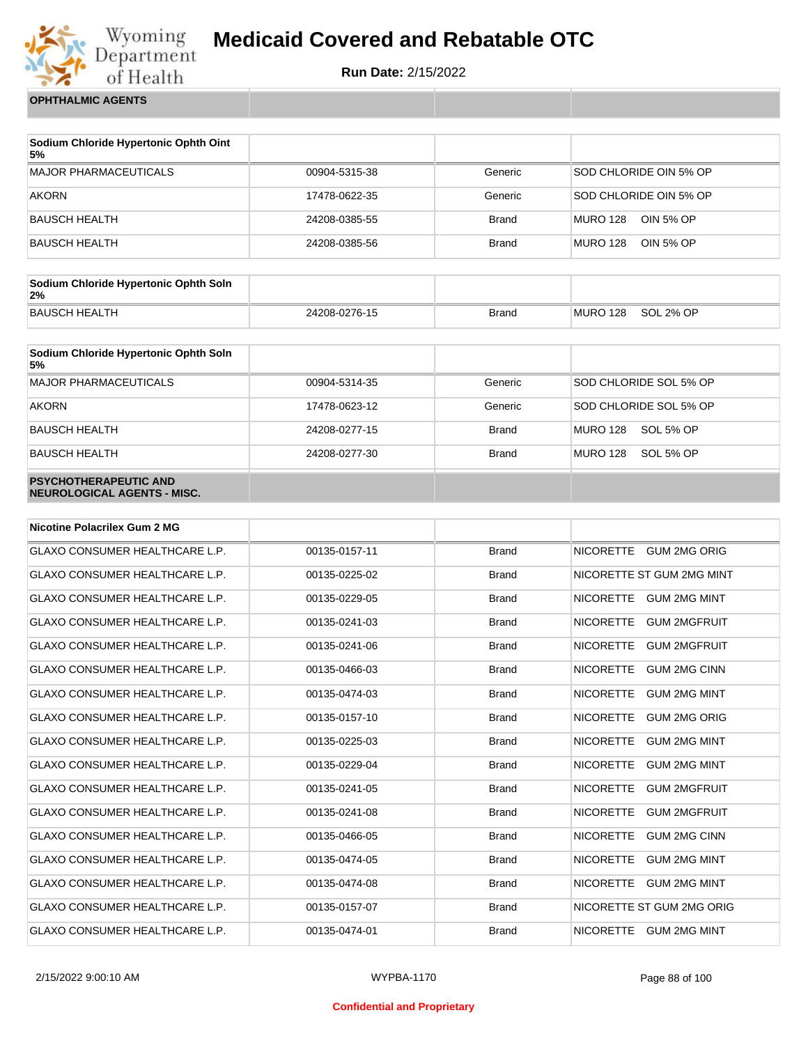**OPHTHALMIC AGENTS**

| Sodium Chloride Hypertonic Ophth Oint 5% | | | |
|---|---|---|---|
| MAJOR PHARMACEUTICALS | 00904-5315-38 | Generic | SOD CHLORIDE OIN 5% OP |
| AKORN | 17478-0622-35 | Generic | SOD CHLORIDE OIN 5% OP |
| BAUSCH HEALTH | 24208-0385-55 | Brand | MURO 128 OIN 5% OP |
| BAUSCH HEALTH | 24208-0385-56 | Brand | MURO 128 OIN 5% OP |

| Sodium Chloride Hypertonic Ophth Soln 2% | | | |
|---|---|---|---|
| BAUSCH HEALTH | 24208-0276-15 | Brand | MURO 128 SOL 2% OP |

| Sodium Chloride Hypertonic Ophth Soln 5% | | | |
|---|---|---|---|
| MAJOR PHARMACEUTICALS | 00904-5314-35 | Generic | SOD CHLORIDE SOL 5% OP |
| AKORN | 17478-0623-12 | Generic | SOD CHLORIDE SOL 5% OP |
| BAUSCH HEALTH | 24208-0277-15 | Brand | MURO 128 SOL 5% OP |
| BAUSCH HEALTH | 24208-0277-30 | Brand | MURO 128 SOL 5% OP |

**PSYCHOTHERAPEUTIC AND NEUROLOGICAL AGENTS - MISC.**

| Nicotine Polacrilex Gum 2 MG | | | |
|---|---|---|---|
| GLAXO CONSUMER HEALTHCARE L.P. | 00135-0157-11 | Brand | NICORETTE GUM 2MG ORIG |
| GLAXO CONSUMER HEALTHCARE L.P. | 00135-0225-02 | Brand | NICORETTE ST GUM 2MG MINT |
| GLAXO CONSUMER HEALTHCARE L.P. | 00135-0229-05 | Brand | NICORETTE GUM 2MG MINT |
| GLAXO CONSUMER HEALTHCARE L.P. | 00135-0241-03 | Brand | NICORETTE GUM 2MGFRUIT |
| GLAXO CONSUMER HEALTHCARE L.P. | 00135-0241-06 | Brand | NICORETTE GUM 2MGFRUIT |
| GLAXO CONSUMER HEALTHCARE L.P. | 00135-0466-03 | Brand | NICORETTE GUM 2MG CINN |
| GLAXO CONSUMER HEALTHCARE L.P. | 00135-0474-03 | Brand | NICORETTE GUM 2MG MINT |
| GLAXO CONSUMER HEALTHCARE L.P. | 00135-0157-10 | Brand | NICORETTE GUM 2MG ORIG |
| GLAXO CONSUMER HEALTHCARE L.P. | 00135-0225-03 | Brand | NICORETTE GUM 2MG MINT |
| GLAXO CONSUMER HEALTHCARE L.P. | 00135-0229-04 | Brand | NICORETTE GUM 2MG MINT |
| GLAXO CONSUMER HEALTHCARE L.P. | 00135-0241-05 | Brand | NICORETTE GUM 2MGFRUIT |
| GLAXO CONSUMER HEALTHCARE L.P. | 00135-0241-08 | Brand | NICORETTE GUM 2MGFRUIT |
| GLAXO CONSUMER HEALTHCARE L.P. | 00135-0466-05 | Brand | NICORETTE GUM 2MG CINN |
| GLAXO CONSUMER HEALTHCARE L.P. | 00135-0474-05 | Brand | NICORETTE GUM 2MG MINT |
| GLAXO CONSUMER HEALTHCARE L.P. | 00135-0474-08 | Brand | NICORETTE GUM 2MG MINT |
| GLAXO CONSUMER HEALTHCARE L.P. | 00135-0157-07 | Brand | NICORETTE ST GUM 2MG ORIG |
| GLAXO CONSUMER HEALTHCARE L.P. | 00135-0474-01 | Brand | NICORETTE GUM 2MG MINT |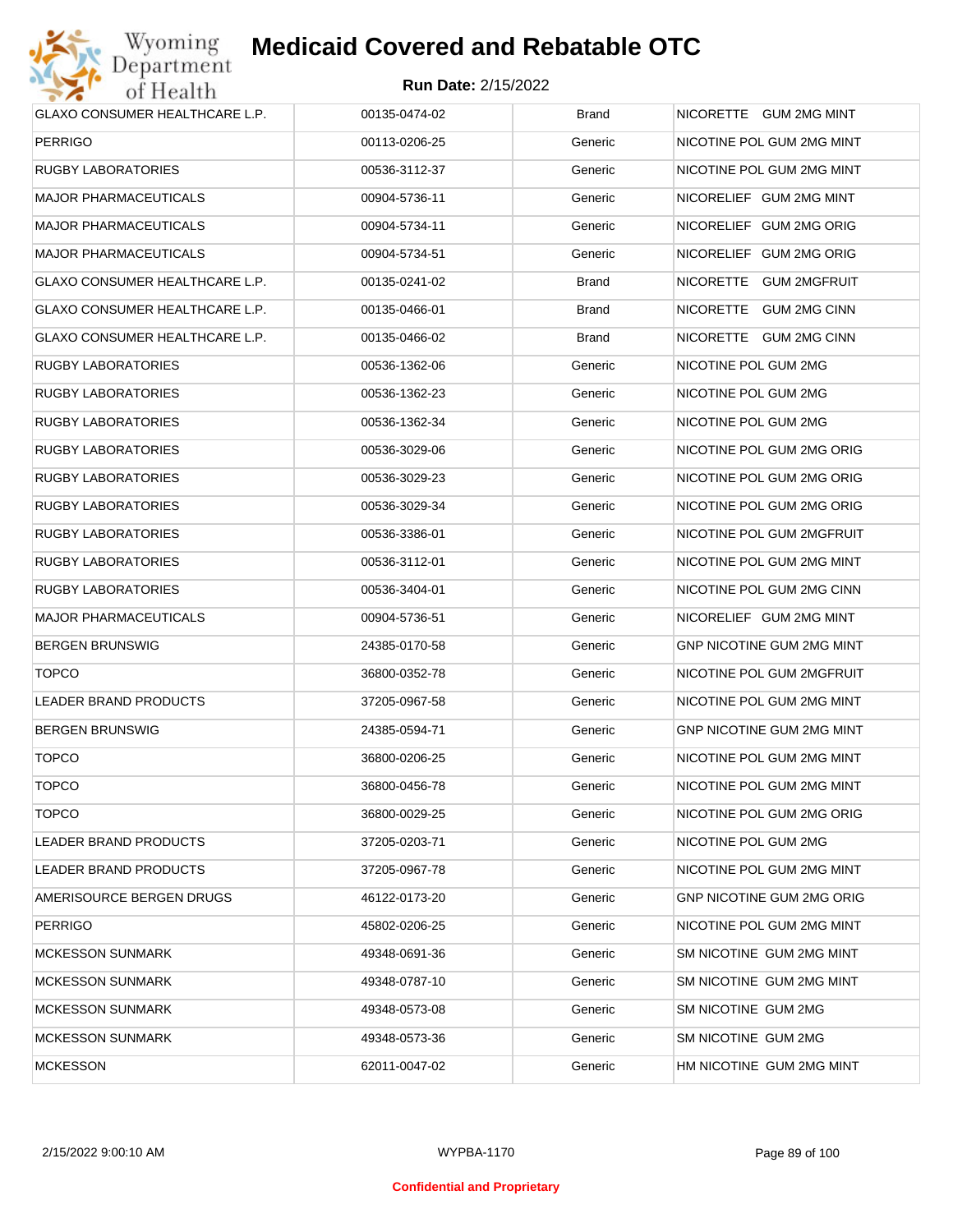| GLAXO CONSUMER HEALTHCARE L.P. | 00135-0474-02 | Brand | NICORETTE GUM 2MG MINT |
|---|---|---|---|
| PERRIGO | 00113-0206-25 | Generic | NICOTINE POL GUM 2MG MINT |
| RUGBY LABORATORIES | 00536-3112-37 | Generic | NICOTINE POL GUM 2MG MINT |
| MAJOR PHARMACEUTICALS | 00904-5736-11 | Generic | NICORELIEF GUM 2MG MINT |
| MAJOR PHARMACEUTICALS | 00904-5734-11 | Generic | NICORELIEF GUM 2MG ORIG |
| MAJOR PHARMACEUTICALS | 00904-5734-51 | Generic | NICORELIEF GUM 2MG ORIG |
| GLAXO CONSUMER HEALTHCARE L.P. | 00135-0241-02 | Brand | NICORETTE GUM 2MGFRUIT |
| GLAXO CONSUMER HEALTHCARE L.P. | 00135-0466-01 | Brand | NICORETTE GUM 2MG CINN |
| GLAXO CONSUMER HEALTHCARE L.P. | 00135-0466-02 | Brand | NICORETTE GUM 2MG CINN |
| RUGBY LABORATORIES | 00536-1362-06 | Generic | NICOTINE POL GUM 2MG |
| RUGBY LABORATORIES | 00536-1362-23 | Generic | NICOTINE POL GUM 2MG |
| RUGBY LABORATORIES | 00536-1362-34 | Generic | NICOTINE POL GUM 2MG |
| RUGBY LABORATORIES | 00536-3029-06 | Generic | NICOTINE POL GUM 2MG ORIG |
| RUGBY LABORATORIES | 00536-3029-23 | Generic | NICOTINE POL GUM 2MG ORIG |
| RUGBY LABORATORIES | 00536-3029-34 | Generic | NICOTINE POL GUM 2MG ORIG |
| RUGBY LABORATORIES | 00536-3386-01 | Generic | NICOTINE POL GUM 2MGFRUIT |
| RUGBY LABORATORIES | 00536-3112-01 | Generic | NICOTINE POL GUM 2MG MINT |
| RUGBY LABORATORIES | 00536-3404-01 | Generic | NICOTINE POL GUM 2MG CINN |
| MAJOR PHARMACEUTICALS | 00904-5736-51 | Generic | NICORELIEF GUM 2MG MINT |
| BERGEN BRUNSWIG | 24385-0170-58 | Generic | GNP NICOTINE GUM 2MG MINT |
| TOPCO | 36800-0352-78 | Generic | NICOTINE POL GUM 2MGFRUIT |
| LEADER BRAND PRODUCTS | 37205-0967-58 | Generic | NICOTINE POL GUM 2MG MINT |
| BERGEN BRUNSWIG | 24385-0594-71 | Generic | GNP NICOTINE GUM 2MG MINT |
| TOPCO | 36800-0206-25 | Generic | NICOTINE POL GUM 2MG MINT |
| TOPCO | 36800-0456-78 | Generic | NICOTINE POL GUM 2MG MINT |
| TOPCO | 36800-0029-25 | Generic | NICOTINE POL GUM 2MG ORIG |
| LEADER BRAND PRODUCTS | 37205-0203-71 | Generic | NICOTINE POL GUM 2MG |
| LEADER BRAND PRODUCTS | 37205-0967-78 | Generic | NICOTINE POL GUM 2MG MINT |
| AMERISOURCE BERGEN DRUGS | 46122-0173-20 | Generic | GNP NICOTINE GUM 2MG ORIG |
| PERRIGO | 45802-0206-25 | Generic | NICOTINE POL GUM 2MG MINT |
| MCKESSON SUNMARK | 49348-0691-36 | Generic | SM NICOTINE GUM 2MG MINT |
| MCKESSON SUNMARK | 49348-0787-10 | Generic | SM NICOTINE GUM 2MG MINT |
| MCKESSON SUNMARK | 49348-0573-08 | Generic | SM NICOTINE GUM 2MG |
| MCKESSON SUNMARK | 49348-0573-36 | Generic | SM NICOTINE GUM 2MG |
| MCKESSON | 62011-0047-02 | Generic | HM NICOTINE GUM 2MG MINT |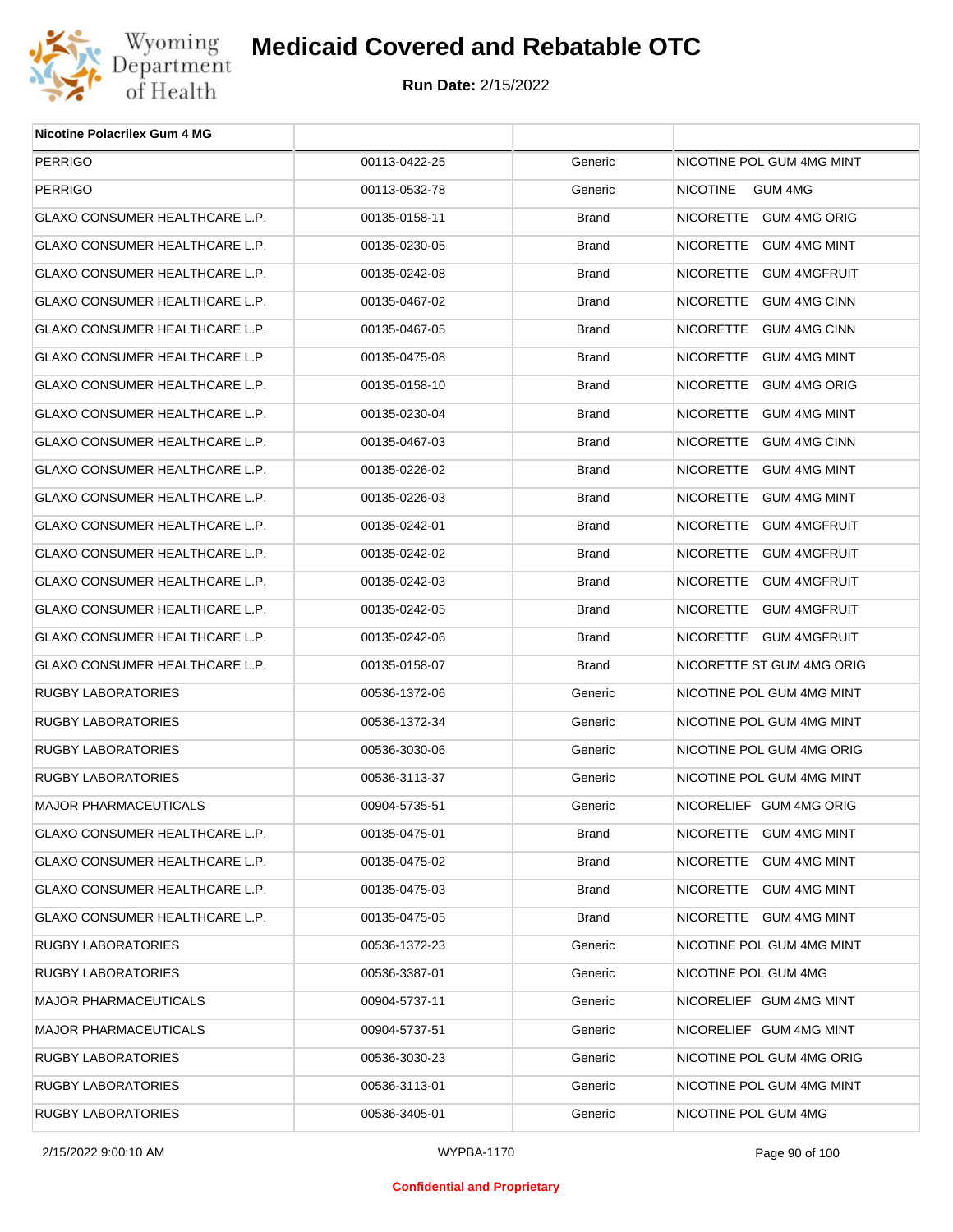# Medicaid Covered and Rebatable OTC

**Run Date:** 2/15/2022

| Nicotine Polacrilex Gum 4 MG | | | |
|---|---|---|---|
| PERRIGO | 00113-0422-25 | Generic | NICOTINE POL GUM 4MG MINT |
| PERRIGO | 00113-0532-78 | Generic | NICOTINE GUM 4MG |
| GLAXO CONSUMER HEALTHCARE L.P. | 00135-0158-11 | Brand | NICORETTE GUM 4MG ORIG |
| GLAXO CONSUMER HEALTHCARE L.P. | 00135-0230-05 | Brand | NICORETTE GUM 4MG MINT |
| GLAXO CONSUMER HEALTHCARE L.P. | 00135-0242-08 | Brand | NICORETTE GUM 4MGFRUIT |
| GLAXO CONSUMER HEALTHCARE L.P. | 00135-0467-02 | Brand | NICORETTE GUM 4MG CINN |
| GLAXO CONSUMER HEALTHCARE L.P. | 00135-0467-05 | Brand | NICORETTE GUM 4MG CINN |
| GLAXO CONSUMER HEALTHCARE L.P. | 00135-0475-08 | Brand | NICORETTE GUM 4MG MINT |
| GLAXO CONSUMER HEALTHCARE L.P. | 00135-0158-10 | Brand | NICORETTE GUM 4MG ORIG |
| GLAXO CONSUMER HEALTHCARE L.P. | 00135-0230-04 | Brand | NICORETTE GUM 4MG MINT |
| GLAXO CONSUMER HEALTHCARE L.P. | 00135-0467-03 | Brand | NICORETTE GUM 4MG CINN |
| GLAXO CONSUMER HEALTHCARE L.P. | 00135-0226-02 | Brand | NICORETTE GUM 4MG MINT |
| GLAXO CONSUMER HEALTHCARE L.P. | 00135-0226-03 | Brand | NICORETTE GUM 4MG MINT |
| GLAXO CONSUMER HEALTHCARE L.P. | 00135-0242-01 | Brand | NICORETTE GUM 4MGFRUIT |
| GLAXO CONSUMER HEALTHCARE L.P. | 00135-0242-02 | Brand | NICORETTE GUM 4MGFRUIT |
| GLAXO CONSUMER HEALTHCARE L.P. | 00135-0242-03 | Brand | NICORETTE GUM 4MGFRUIT |
| GLAXO CONSUMER HEALTHCARE L.P. | 00135-0242-05 | Brand | NICORETTE GUM 4MGFRUIT |
| GLAXO CONSUMER HEALTHCARE L.P. | 00135-0242-06 | Brand | NICORETTE GUM 4MGFRUIT |
| GLAXO CONSUMER HEALTHCARE L.P. | 00135-0158-07 | Brand | NICORETTE ST GUM 4MG ORIG |
| RUGBY LABORATORIES | 00536-1372-06 | Generic | NICOTINE POL GUM 4MG MINT |
| RUGBY LABORATORIES | 00536-1372-34 | Generic | NICOTINE POL GUM 4MG MINT |
| RUGBY LABORATORIES | 00536-3030-06 | Generic | NICOTINE POL GUM 4MG ORIG |
| RUGBY LABORATORIES | 00536-3113-37 | Generic | NICOTINE POL GUM 4MG MINT |
| MAJOR PHARMACEUTICALS | 00904-5735-51 | Generic | NICORELIEF GUM 4MG ORIG |
| GLAXO CONSUMER HEALTHCARE L.P. | 00135-0475-01 | Brand | NICORETTE GUM 4MG MINT |
| GLAXO CONSUMER HEALTHCARE L.P. | 00135-0475-02 | Brand | NICORETTE GUM 4MG MINT |
| GLAXO CONSUMER HEALTHCARE L.P. | 00135-0475-03 | Brand | NICORETTE GUM 4MG MINT |
| GLAXO CONSUMER HEALTHCARE L.P. | 00135-0475-05 | Brand | NICORETTE GUM 4MG MINT |
| RUGBY LABORATORIES | 00536-1372-23 | Generic | NICOTINE POL GUM 4MG MINT |
| RUGBY LABORATORIES | 00536-3387-01 | Generic | NICOTINE POL GUM 4MG |
| MAJOR PHARMACEUTICALS | 00904-5737-11 | Generic | NICORELIEF GUM 4MG MINT |
| MAJOR PHARMACEUTICALS | 00904-5737-51 | Generic | NICORELIEF GUM 4MG MINT |
| RUGBY LABORATORIES | 00536-3030-23 | Generic | NICOTINE POL GUM 4MG ORIG |
| RUGBY LABORATORIES | 00536-3113-01 | Generic | NICOTINE POL GUM 4MG MINT |
| RUGBY LABORATORIES | 00536-3405-01 | Generic | NICOTINE POL GUM 4MG |

Confidential and Proprietary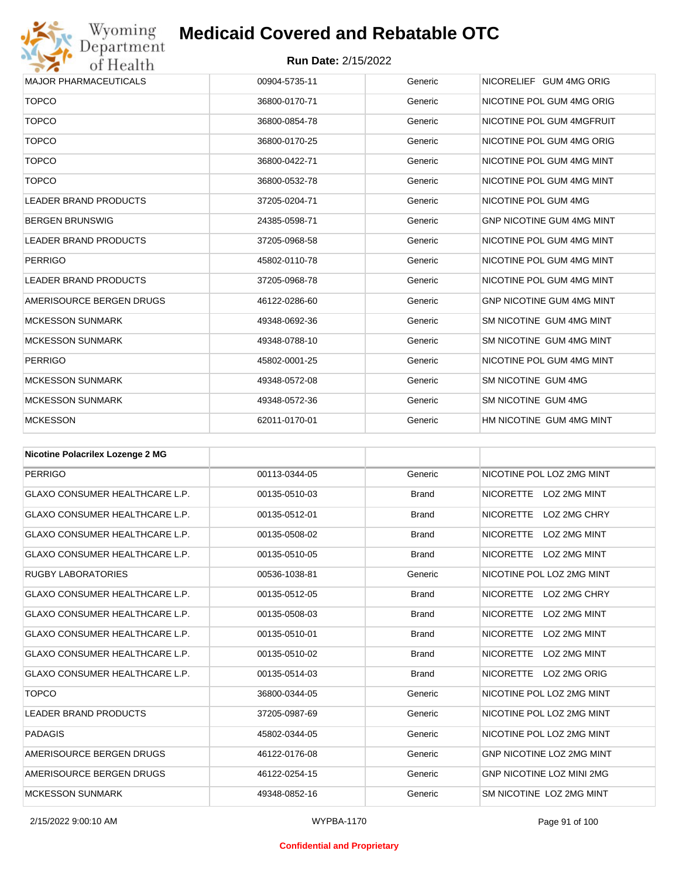# Medicaid Covered and Rebatable OTC

**Run Date:** 2/15/2022

| | | | |
|---|---|---|---|
| MAJOR PHARMACEUTICALS | 00904-5735-11 | Generic | NICORELIEF GUM 4MG ORIG |
| TOPCO | 36800-0170-71 | Generic | NICOTINE POL GUM 4MG ORIG |
| TOPCO | 36800-0854-78 | Generic | NICOTINE POL GUM 4MGFRUIT |
| TOPCO | 36800-0170-25 | Generic | NICOTINE POL GUM 4MG ORIG |
| TOPCO | 36800-0422-71 | Generic | NICOTINE POL GUM 4MG MINT |
| TOPCO | 36800-0532-78 | Generic | NICOTINE POL GUM 4MG MINT |
| LEADER BRAND PRODUCTS | 37205-0204-71 | Generic | NICOTINE POL GUM 4MG |
| BERGEN BRUNSWIG | 24385-0598-71 | Generic | GNP NICOTINE GUM 4MG MINT |
| LEADER BRAND PRODUCTS | 37205-0968-58 | Generic | NICOTINE POL GUM 4MG MINT |
| PERRIGO | 45802-0110-78 | Generic | NICOTINE POL GUM 4MG MINT |
| LEADER BRAND PRODUCTS | 37205-0968-78 | Generic | NICOTINE POL GUM 4MG MINT |
| AMERISOURCE BERGEN DRUGS | 46122-0286-60 | Generic | GNP NICOTINE GUM 4MG MINT |
| MCKESSON SUNMARK | 49348-0692-36 | Generic | SM NICOTINE GUM 4MG MINT |
| MCKESSON SUNMARK | 49348-0788-10 | Generic | SM NICOTINE GUM 4MG MINT |
| PERRIGO | 45802-0001-25 | Generic | NICOTINE POL GUM 4MG MINT |
| MCKESSON SUNMARK | 49348-0572-08 | Generic | SM NICOTINE GUM 4MG |
| MCKESSON SUNMARK | 49348-0572-36 | Generic | SM NICOTINE GUM 4MG |
| MCKESSON | 62011-0170-01 | Generic | HM NICOTINE GUM 4MG MINT |

| **Nicotine Polacrilex Lozenge 2 MG** | | | |
|---|---|---|---|
| PERRIGO | 00113-0344-05 | Generic | NICOTINE POL LOZ 2MG MINT |
| GLAXO CONSUMER HEALTHCARE L.P. | 00135-0510-03 | Brand | NICORETTE LOZ 2MG MINT |
| GLAXO CONSUMER HEALTHCARE L.P. | 00135-0512-01 | Brand | NICORETTE LOZ 2MG CHRY |
| GLAXO CONSUMER HEALTHCARE L.P. | 00135-0508-02 | Brand | NICORETTE LOZ 2MG MINT |
| GLAXO CONSUMER HEALTHCARE L.P. | 00135-0510-05 | Brand | NICORETTE LOZ 2MG MINT |
| RUGBY LABORATORIES | 00536-1038-81 | Generic | NICOTINE POL LOZ 2MG MINT |
| GLAXO CONSUMER HEALTHCARE L.P. | 00135-0512-05 | Brand | NICORETTE LOZ 2MG CHRY |
| GLAXO CONSUMER HEALTHCARE L.P. | 00135-0508-03 | Brand | NICORETTE LOZ 2MG MINT |
| GLAXO CONSUMER HEALTHCARE L.P. | 00135-0510-01 | Brand | NICORETTE LOZ 2MG MINT |
| GLAXO CONSUMER HEALTHCARE L.P. | 00135-0510-02 | Brand | NICORETTE LOZ 2MG MINT |
| GLAXO CONSUMER HEALTHCARE L.P. | 00135-0514-03 | Brand | NICORETTE LOZ 2MG ORIG |
| TOPCO | 36800-0344-05 | Generic | NICOTINE POL LOZ 2MG MINT |
| LEADER BRAND PRODUCTS | 37205-0987-69 | Generic | NICOTINE POL LOZ 2MG MINT |
| PADAGIS | 45802-0344-05 | Generic | NICOTINE POL LOZ 2MG MINT |
| AMERISOURCE BERGEN DRUGS | 46122-0176-08 | Generic | GNP NICOTINE LOZ 2MG MINT |
| AMERISOURCE BERGEN DRUGS | 46122-0254-15 | Generic | GNP NICOTINE LOZ MINI 2MG |
| MCKESSON SUNMARK | 49348-0852-16 | Generic | SM NICOTINE LOZ 2MG MINT |

2/15/2022 9:00:10 AM WYPBA-1170

Confidential and Proprietary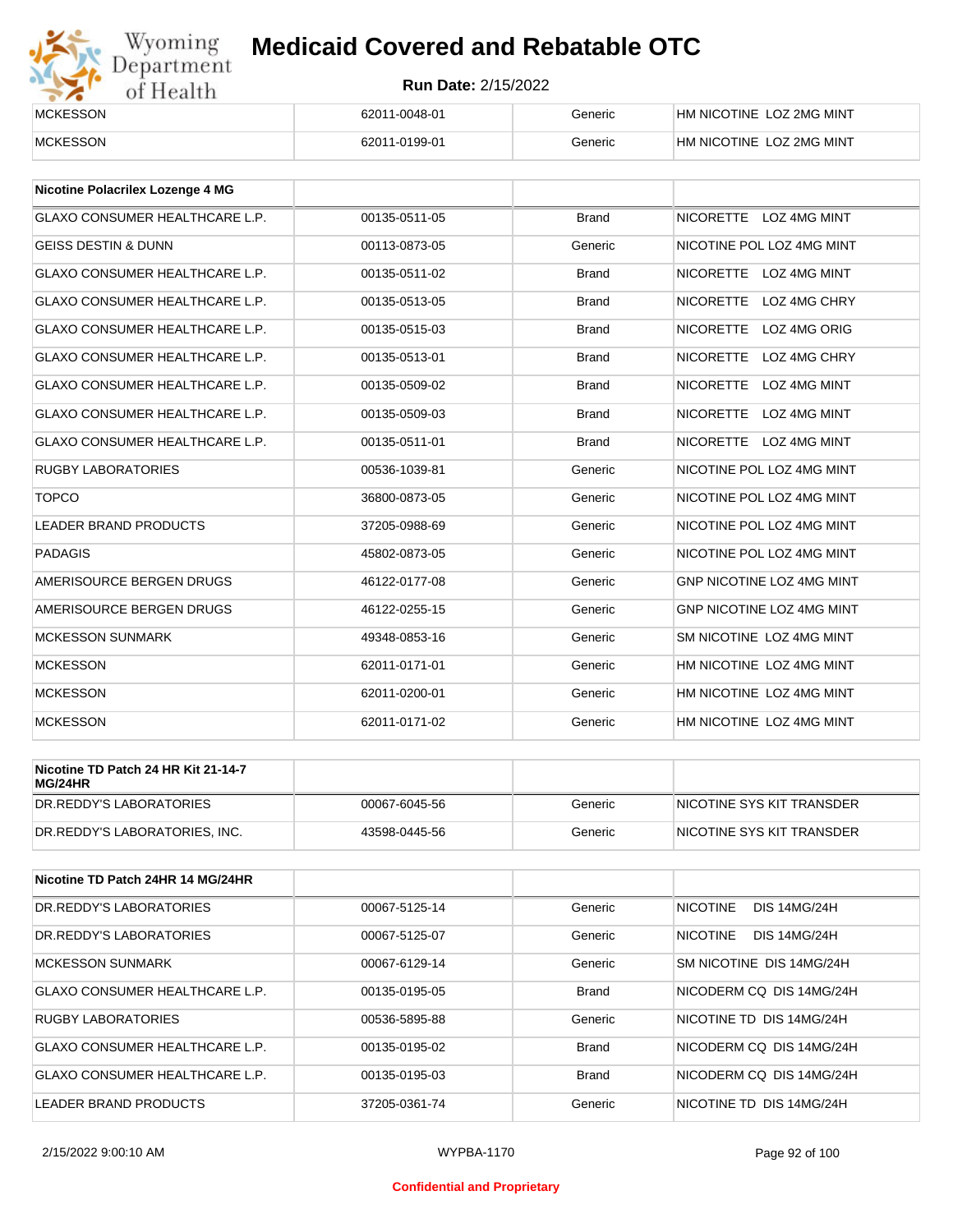| MCKESSON | 62011-0048-01 | Generic | HM NICOTINE LOZ 2MG MINT |
|---|---|---|---|
| MCKESSON | 62011-0199-01 | Generic | HM NICOTINE LOZ 2MG MINT |

| Nicotine Polacrilex Lozenge 4 MG | | | |
|---|---|---|---|
| GLAXO CONSUMER HEALTHCARE L.P. | 00135-0511-05 | Brand | NICORETTE LOZ 4MG MINT |
| GEISS DESTIN & DUNN | 00113-0873-05 | Generic | NICOTINE POL LOZ 4MG MINT |
| GLAXO CONSUMER HEALTHCARE L.P. | 00135-0511-02 | Brand | NICORETTE LOZ 4MG MINT |
| GLAXO CONSUMER HEALTHCARE L.P. | 00135-0513-05 | Brand | NICORETTE LOZ 4MG CHRY |
| GLAXO CONSUMER HEALTHCARE L.P. | 00135-0515-03 | Brand | NICORETTE LOZ 4MG ORIG |
| GLAXO CONSUMER HEALTHCARE L.P. | 00135-0513-01 | Brand | NICORETTE LOZ 4MG CHRY |
| GLAXO CONSUMER HEALTHCARE L.P. | 00135-0509-02 | Brand | NICORETTE LOZ 4MG MINT |
| GLAXO CONSUMER HEALTHCARE L.P. | 00135-0509-03 | Brand | NICORETTE LOZ 4MG MINT |
| GLAXO CONSUMER HEALTHCARE L.P. | 00135-0511-01 | Brand | NICORETTE LOZ 4MG MINT |
| RUGBY LABORATORIES | 00536-1039-81 | Generic | NICOTINE POL LOZ 4MG MINT |
| TOPCO | 36800-0873-05 | Generic | NICOTINE POL LOZ 4MG MINT |
| LEADER BRAND PRODUCTS | 37205-0988-69 | Generic | NICOTINE POL LOZ 4MG MINT |
| PADAGIS | 45802-0873-05 | Generic | NICOTINE POL LOZ 4MG MINT |
| AMERISOURCE BERGEN DRUGS | 46122-0177-08 | Generic | GNP NICOTINE LOZ 4MG MINT |
| AMERISOURCE BERGEN DRUGS | 46122-0255-15 | Generic | GNP NICOTINE LOZ 4MG MINT |
| MCKESSON SUNMARK | 49348-0853-16 | Generic | SM NICOTINE LOZ 4MG MINT |
| MCKESSON | 62011-0171-01 | Generic | HM NICOTINE LOZ 4MG MINT |
| MCKESSON | 62011-0200-01 | Generic | HM NICOTINE LOZ 4MG MINT |
| MCKESSON | 62011-0171-02 | Generic | HM NICOTINE LOZ 4MG MINT |

| Nicotine TD Patch 24 HR Kit 21-14-7 MG/24HR | | | |
|---|---|---|---|
| DR.REDDY'S LABORATORIES | 00067-6045-56 | Generic | NICOTINE SYS KIT TRANSDER |
| DR.REDDY'S LABORATORIES, INC. | 43598-0445-56 | Generic | NICOTINE SYS KIT TRANSDER |

| Nicotine TD Patch 24HR 14 MG/24HR | | | |
|---|---|---|---|
| DR.REDDY'S LABORATORIES | 00067-5125-14 | Generic | NICOTINE DIS 14MG/24H |
| DR.REDDY'S LABORATORIES | 00067-5125-07 | Generic | NICOTINE DIS 14MG/24H |
| MCKESSON SUNMARK | 00067-6129-14 | Generic | SM NICOTINE DIS 14MG/24H |
| GLAXO CONSUMER HEALTHCARE L.P. | 00135-0195-05 | Brand | NICODERM CQ DIS 14MG/24H |
| RUGBY LABORATORIES | 00536-5895-88 | Generic | NICOTINE TD DIS 14MG/24H |
| GLAXO CONSUMER HEALTHCARE L.P. | 00135-0195-02 | Brand | NICODERM CQ DIS 14MG/24H |
| GLAXO CONSUMER HEALTHCARE L.P. | 00135-0195-03 | Brand | NICODERM CQ DIS 14MG/24H |
| LEADER BRAND PRODUCTS | 37205-0361-74 | Generic | NICOTINE TD DIS 14MG/24H |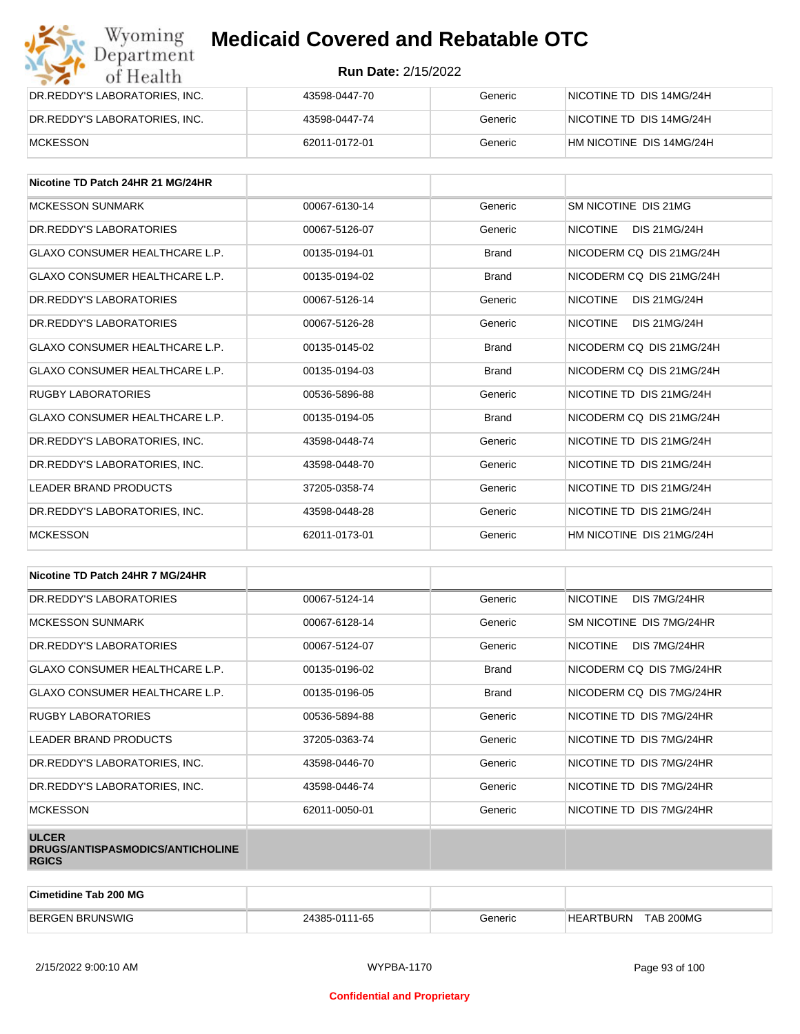| | | | |
|---|---|---|---|
| DR.REDDY'S LABORATORIES, INC. | 43598-0447-70 | Generic | NICOTINE TD DIS 14MG/24H |
| DR.REDDY'S LABORATORIES, INC. | 43598-0447-74 | Generic | NICOTINE TD DIS 14MG/24H |
| MCKESSON | 62011-0172-01 | Generic | HM NICOTINE DIS 14MG/24H |

| Nicotine TD Patch 24HR 21 MG/24HR | | | |
|---|---|---|---|
| MCKESSON SUNMARK | 00067-6130-14 | Generic | SM NICOTINE DIS 21MG |
| DR.REDDY'S LABORATORIES | 00067-5126-07 | Generic | NICOTINE DIS 21MG/24H |
| GLAXO CONSUMER HEALTHCARE L.P. | 00135-0194-01 | Brand | NICODERM CQ DIS 21MG/24H |
| GLAXO CONSUMER HEALTHCARE L.P. | 00135-0194-02 | Brand | NICODERM CQ DIS 21MG/24H |
| DR.REDDY'S LABORATORIES | 00067-5126-14 | Generic | NICOTINE DIS 21MG/24H |
| DR.REDDY'S LABORATORIES | 00067-5126-28 | Generic | NICOTINE DIS 21MG/24H |
| GLAXO CONSUMER HEALTHCARE L.P. | 00135-0145-02 | Brand | NICODERM CQ DIS 21MG/24H |
| GLAXO CONSUMER HEALTHCARE L.P. | 00135-0194-03 | Brand | NICODERM CQ DIS 21MG/24H |
| RUGBY LABORATORIES | 00536-5896-88 | Generic | NICOTINE TD DIS 21MG/24H |
| GLAXO CONSUMER HEALTHCARE L.P. | 00135-0194-05 | Brand | NICODERM CQ DIS 21MG/24H |
| DR.REDDY'S LABORATORIES, INC. | 43598-0448-74 | Generic | NICOTINE TD DIS 21MG/24H |
| DR.REDDY'S LABORATORIES, INC. | 43598-0448-70 | Generic | NICOTINE TD DIS 21MG/24H |
| LEADER BRAND PRODUCTS | 37205-0358-74 | Generic | NICOTINE TD DIS 21MG/24H |
| DR.REDDY'S LABORATORIES, INC. | 43598-0448-28 | Generic | NICOTINE TD DIS 21MG/24H |
| MCKESSON | 62011-0173-01 | Generic | HM NICOTINE DIS 21MG/24H |

| Nicotine TD Patch 24HR 7 MG/24HR | | | |
|---|---|---|---|
| DR.REDDY'S LABORATORIES | 00067-5124-14 | Generic | NICOTINE DIS 7MG/24HR |
| MCKESSON SUNMARK | 00067-6128-14 | Generic | SM NICOTINE DIS 7MG/24HR |
| DR.REDDY'S LABORATORIES | 00067-5124-07 | Generic | NICOTINE DIS 7MG/24HR |
| GLAXO CONSUMER HEALTHCARE L.P. | 00135-0196-02 | Brand | NICODERM CQ DIS 7MG/24HR |
| GLAXO CONSUMER HEALTHCARE L.P. | 00135-0196-05 | Brand | NICODERM CQ DIS 7MG/24HR |
| RUGBY LABORATORIES | 00536-5894-88 | Generic | NICOTINE TD DIS 7MG/24HR |
| LEADER BRAND PRODUCTS | 37205-0363-74 | Generic | NICOTINE TD DIS 7MG/24HR |
| DR.REDDY'S LABORATORIES, INC. | 43598-0446-70 | Generic | NICOTINE TD DIS 7MG/24HR |
| DR.REDDY'S LABORATORIES, INC. | 43598-0446-74 | Generic | NICOTINE TD DIS 7MG/24HR |
| MCKESSON | 62011-0050-01 | Generic | NICOTINE TD DIS 7MG/24HR |

**ULCER DRUGS/ANTISPASMODICS/ANTICHOLINERGICS**

| Cimetidine Tab 200 MG | | | |
|---|---|---|---|
| BERGEN BRUNSWIG | 24385-0111-65 | Generic | HEARTBURN TAB 200MG |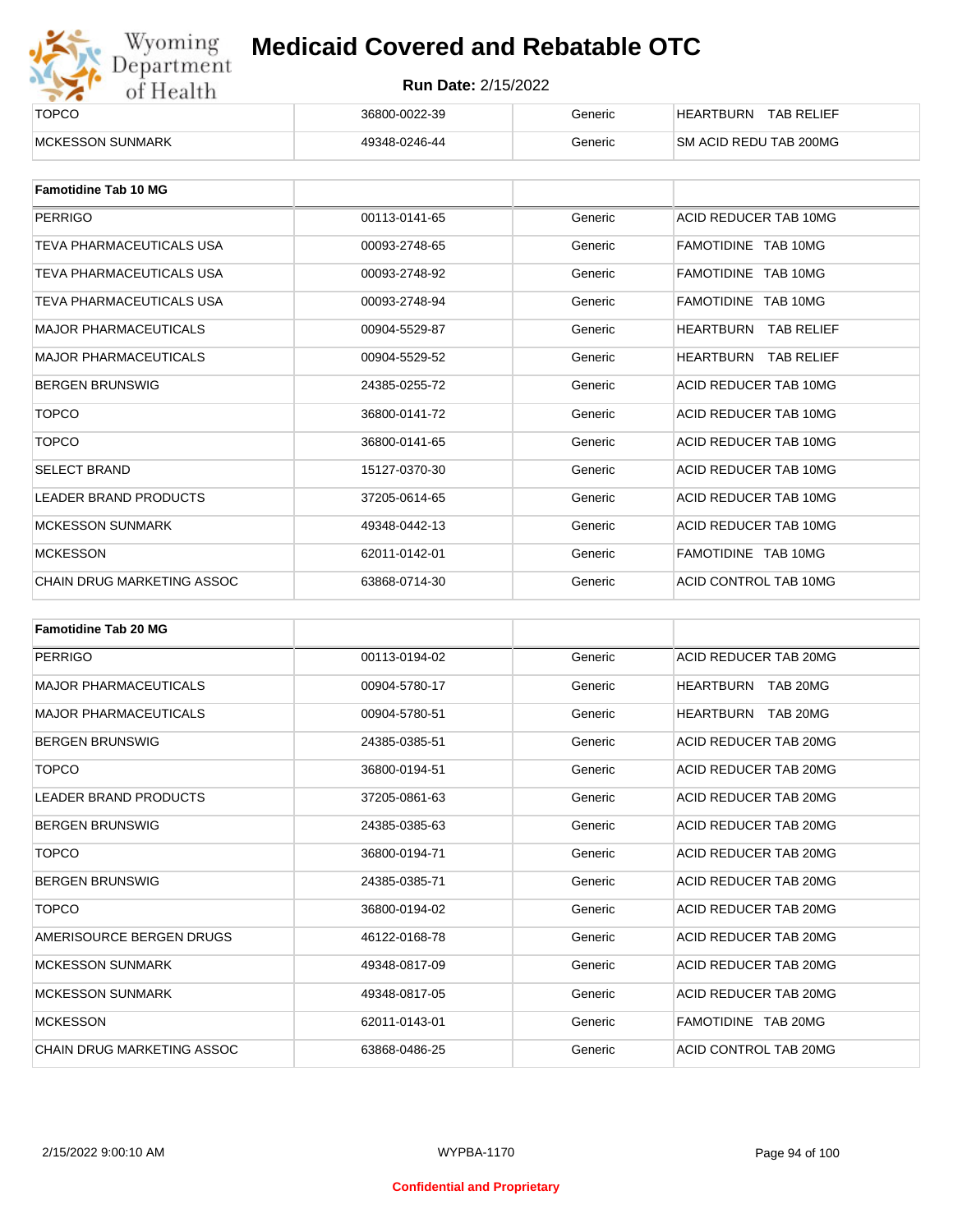| | | | |
|---|---|---|---|
| TOPCO | 36800-0022-39 | Generic | HEARTBURN TAB RELIEF |
| MCKESSON SUNMARK | 49348-0246-44 | Generic | SM ACID REDU TAB 200MG |

| **Famotidine Tab 10 MG** | | | |
|---|---|---|---|
| PERRIGO | 00113-0141-65 | Generic | ACID REDUCER TAB 10MG |
| TEVA PHARMACEUTICALS USA | 00093-2748-65 | Generic | FAMOTIDINE TAB 10MG |
| TEVA PHARMACEUTICALS USA | 00093-2748-92 | Generic | FAMOTIDINE TAB 10MG |
| TEVA PHARMACEUTICALS USA | 00093-2748-94 | Generic | FAMOTIDINE TAB 10MG |
| MAJOR PHARMACEUTICALS | 00904-5529-87 | Generic | HEARTBURN TAB RELIEF |
| MAJOR PHARMACEUTICALS | 00904-5529-52 | Generic | HEARTBURN TAB RELIEF |
| BERGEN BRUNSWIG | 24385-0255-72 | Generic | ACID REDUCER TAB 10MG |
| TOPCO | 36800-0141-72 | Generic | ACID REDUCER TAB 10MG |
| TOPCO | 36800-0141-65 | Generic | ACID REDUCER TAB 10MG |
| SELECT BRAND | 15127-0370-30 | Generic | ACID REDUCER TAB 10MG |
| LEADER BRAND PRODUCTS | 37205-0614-65 | Generic | ACID REDUCER TAB 10MG |
| MCKESSON SUNMARK | 49348-0442-13 | Generic | ACID REDUCER TAB 10MG |
| MCKESSON | 62011-0142-01 | Generic | FAMOTIDINE TAB 10MG |
| CHAIN DRUG MARKETING ASSOC | 63868-0714-30 | Generic | ACID CONTROL TAB 10MG |

| **Famotidine Tab 20 MG** | | | |
|---|---|---|---|
| PERRIGO | 00113-0194-02 | Generic | ACID REDUCER TAB 20MG |
| MAJOR PHARMACEUTICALS | 00904-5780-17 | Generic | HEARTBURN TAB 20MG |
| MAJOR PHARMACEUTICALS | 00904-5780-51 | Generic | HEARTBURN TAB 20MG |
| BERGEN BRUNSWIG | 24385-0385-51 | Generic | ACID REDUCER TAB 20MG |
| TOPCO | 36800-0194-51 | Generic | ACID REDUCER TAB 20MG |
| LEADER BRAND PRODUCTS | 37205-0861-63 | Generic | ACID REDUCER TAB 20MG |
| BERGEN BRUNSWIG | 24385-0385-63 | Generic | ACID REDUCER TAB 20MG |
| TOPCO | 36800-0194-71 | Generic | ACID REDUCER TAB 20MG |
| BERGEN BRUNSWIG | 24385-0385-71 | Generic | ACID REDUCER TAB 20MG |
| TOPCO | 36800-0194-02 | Generic | ACID REDUCER TAB 20MG |
| AMERISOURCE BERGEN DRUGS | 46122-0168-78 | Generic | ACID REDUCER TAB 20MG |
| MCKESSON SUNMARK | 49348-0817-09 | Generic | ACID REDUCER TAB 20MG |
| MCKESSON SUNMARK | 49348-0817-05 | Generic | ACID REDUCER TAB 20MG |
| MCKESSON | 62011-0143-01 | Generic | FAMOTIDINE TAB 20MG |
| CHAIN DRUG MARKETING ASSOC | 63868-0486-25 | Generic | ACID CONTROL TAB 20MG |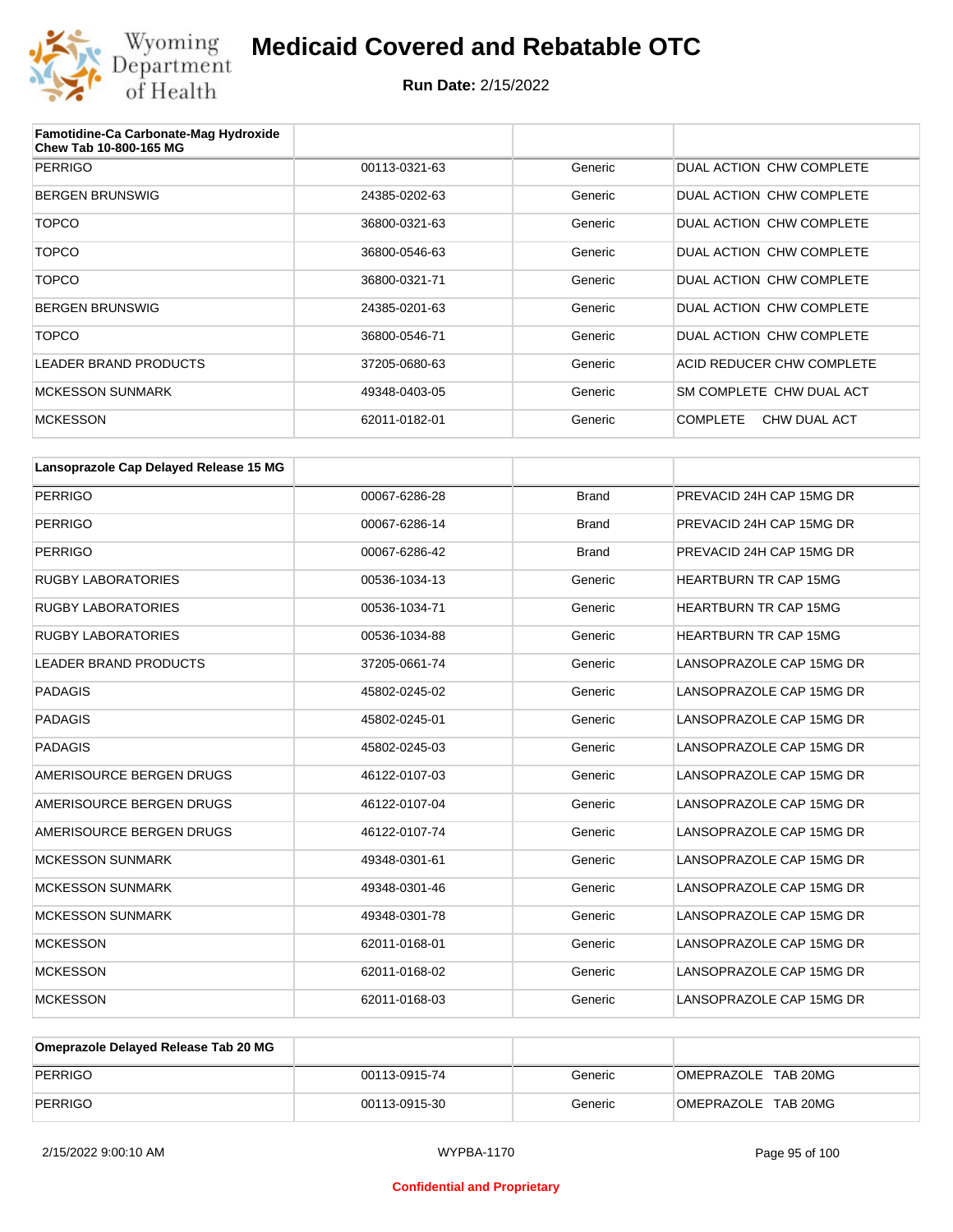| Famotidine-Ca Carbonate-Mag Hydroxide Chew Tab 10-800-165 MG | | | |
|---|---|---|---|
| PERRIGO | 00113-0321-63 | Generic | DUAL ACTION CHW COMPLETE |
| BERGEN BRUNSWIG | 24385-0202-63 | Generic | DUAL ACTION CHW COMPLETE |
| TOPCO | 36800-0321-63 | Generic | DUAL ACTION CHW COMPLETE |
| TOPCO | 36800-0546-63 | Generic | DUAL ACTION CHW COMPLETE |
| TOPCO | 36800-0321-71 | Generic | DUAL ACTION CHW COMPLETE |
| BERGEN BRUNSWIG | 24385-0201-63 | Generic | DUAL ACTION CHW COMPLETE |
| TOPCO | 36800-0546-71 | Generic | DUAL ACTION CHW COMPLETE |
| LEADER BRAND PRODUCTS | 37205-0680-63 | Generic | ACID REDUCER CHW COMPLETE |
| MCKESSON SUNMARK | 49348-0403-05 | Generic | SM COMPLETE CHW DUAL ACT |
| MCKESSON | 62011-0182-01 | Generic | COMPLETE CHW DUAL ACT |

| Lansoprazole Cap Delayed Release 15 MG | | | |
|---|---|---|---|
| PERRIGO | 00067-6286-28 | Brand | PREVACID 24H CAP 15MG DR |
| PERRIGO | 00067-6286-14 | Brand | PREVACID 24H CAP 15MG DR |
| PERRIGO | 00067-6286-42 | Brand | PREVACID 24H CAP 15MG DR |
| RUGBY LABORATORIES | 00536-1034-13 | Generic | HEARTBURN TR CAP 15MG |
| RUGBY LABORATORIES | 00536-1034-71 | Generic | HEARTBURN TR CAP 15MG |
| RUGBY LABORATORIES | 00536-1034-88 | Generic | HEARTBURN TR CAP 15MG |
| LEADER BRAND PRODUCTS | 37205-0661-74 | Generic | LANSOPRAZOLE CAP 15MG DR |
| PADAGIS | 45802-0245-02 | Generic | LANSOPRAZOLE CAP 15MG DR |
| PADAGIS | 45802-0245-01 | Generic | LANSOPRAZOLE CAP 15MG DR |
| PADAGIS | 45802-0245-03 | Generic | LANSOPRAZOLE CAP 15MG DR |
| AMERISOURCE BERGEN DRUGS | 46122-0107-03 | Generic | LANSOPRAZOLE CAP 15MG DR |
| AMERISOURCE BERGEN DRUGS | 46122-0107-04 | Generic | LANSOPRAZOLE CAP 15MG DR |
| AMERISOURCE BERGEN DRUGS | 46122-0107-74 | Generic | LANSOPRAZOLE CAP 15MG DR |
| MCKESSON SUNMARK | 49348-0301-61 | Generic | LANSOPRAZOLE CAP 15MG DR |
| MCKESSON SUNMARK | 49348-0301-46 | Generic | LANSOPRAZOLE CAP 15MG DR |
| MCKESSON SUNMARK | 49348-0301-78 | Generic | LANSOPRAZOLE CAP 15MG DR |
| MCKESSON | 62011-0168-01 | Generic | LANSOPRAZOLE CAP 15MG DR |
| MCKESSON | 62011-0168-02 | Generic | LANSOPRAZOLE CAP 15MG DR |
| MCKESSON | 62011-0168-03 | Generic | LANSOPRAZOLE CAP 15MG DR |

| Omeprazole Delayed Release Tab 20 MG | | | |
|---|---|---|---|
| PERRIGO | 00113-0915-74 | Generic | OMEPRAZOLE TAB 20MG |
| PERRIGO | 00113-0915-30 | Generic | OMEPRAZOLE TAB 20MG |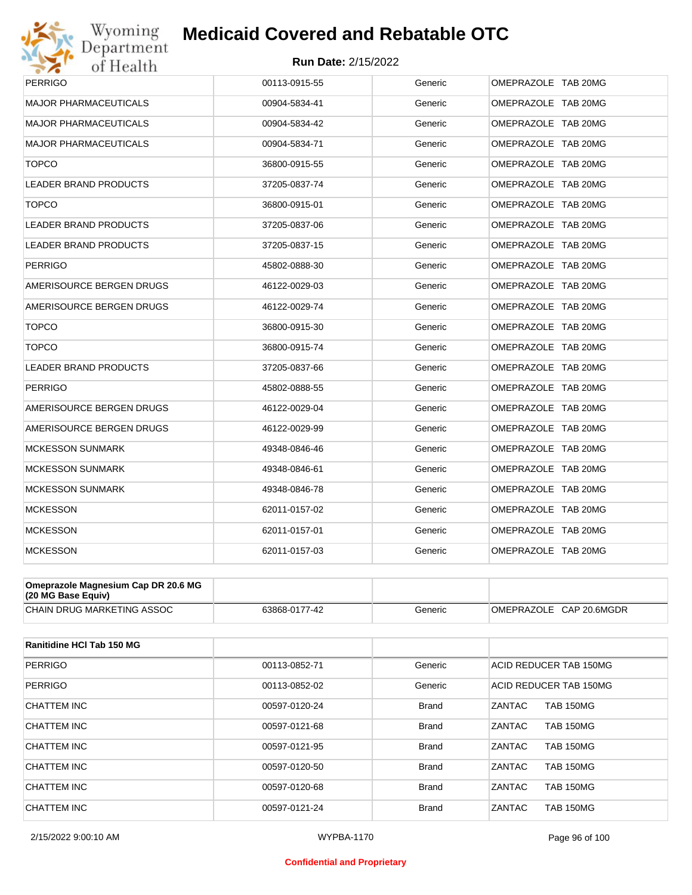| | | | |
|---|---|---|---|
| PERRIGO | 00113-0915-55 | Generic | OMEPRAZOLE TAB 20MG |
| MAJOR PHARMACEUTICALS | 00904-5834-41 | Generic | OMEPRAZOLE TAB 20MG |
| MAJOR PHARMACEUTICALS | 00904-5834-42 | Generic | OMEPRAZOLE TAB 20MG |
| MAJOR PHARMACEUTICALS | 00904-5834-71 | Generic | OMEPRAZOLE TAB 20MG |
| TOPCO | 36800-0915-55 | Generic | OMEPRAZOLE TAB 20MG |
| LEADER BRAND PRODUCTS | 37205-0837-74 | Generic | OMEPRAZOLE TAB 20MG |
| TOPCO | 36800-0915-01 | Generic | OMEPRAZOLE TAB 20MG |
| LEADER BRAND PRODUCTS | 37205-0837-06 | Generic | OMEPRAZOLE TAB 20MG |
| LEADER BRAND PRODUCTS | 37205-0837-15 | Generic | OMEPRAZOLE TAB 20MG |
| PERRIGO | 45802-0888-30 | Generic | OMEPRAZOLE TAB 20MG |
| AMERISOURCE BERGEN DRUGS | 46122-0029-03 | Generic | OMEPRAZOLE TAB 20MG |
| AMERISOURCE BERGEN DRUGS | 46122-0029-74 | Generic | OMEPRAZOLE TAB 20MG |
| TOPCO | 36800-0915-30 | Generic | OMEPRAZOLE TAB 20MG |
| TOPCO | 36800-0915-74 | Generic | OMEPRAZOLE TAB 20MG |
| LEADER BRAND PRODUCTS | 37205-0837-66 | Generic | OMEPRAZOLE TAB 20MG |
| PERRIGO | 45802-0888-55 | Generic | OMEPRAZOLE TAB 20MG |
| AMERISOURCE BERGEN DRUGS | 46122-0029-04 | Generic | OMEPRAZOLE TAB 20MG |
| AMERISOURCE BERGEN DRUGS | 46122-0029-99 | Generic | OMEPRAZOLE TAB 20MG |
| MCKESSON SUNMARK | 49348-0846-46 | Generic | OMEPRAZOLE TAB 20MG |
| MCKESSON SUNMARK | 49348-0846-61 | Generic | OMEPRAZOLE TAB 20MG |
| MCKESSON SUNMARK | 49348-0846-78 | Generic | OMEPRAZOLE TAB 20MG |
| MCKESSON | 62011-0157-02 | Generic | OMEPRAZOLE TAB 20MG |
| MCKESSON | 62011-0157-01 | Generic | OMEPRAZOLE TAB 20MG |
| MCKESSON | 62011-0157-03 | Generic | OMEPRAZOLE TAB 20MG |

| **Omeprazole Magnesium Cap DR 20.6 MG (20 MG Base Equiv)** | | | |
|---|---|---|---|
| CHAIN DRUG MARKETING ASSOC | 63868-0177-42 | Generic | OMEPRAZOLE CAP 20.6MGDR |

| **Ranitidine HCl Tab 150 MG** | | | |
|---|---|---|---|
| PERRIGO | 00113-0852-71 | Generic | ACID REDUCER TAB 150MG |
| PERRIGO | 00113-0852-02 | Generic | ACID REDUCER TAB 150MG |
| CHATTEM INC | 00597-0120-24 | Brand | ZANTAC TAB 150MG |
| CHATTEM INC | 00597-0121-68 | Brand | ZANTAC TAB 150MG |
| CHATTEM INC | 00597-0121-95 | Brand | ZANTAC TAB 150MG |
| CHATTEM INC | 00597-0120-50 | Brand | ZANTAC TAB 150MG |
| CHATTEM INC | 00597-0120-68 | Brand | ZANTAC TAB 150MG |
| CHATTEM INC | 00597-0121-24 | Brand | ZANTAC TAB 150MG |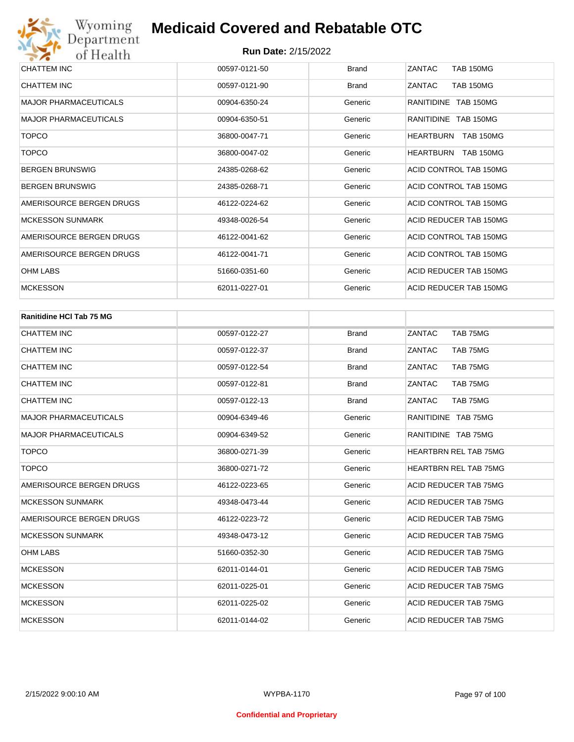| CHATTEM INC | 00597-0121-50 | Brand | ZANTAC TAB 150MG |
|---|---|---|---|
| CHATTEM INC | 00597-0121-90 | Brand | ZANTAC TAB 150MG |
| MAJOR PHARMACEUTICALS | 00904-6350-24 | Generic | RANITIDINE TAB 150MG |
| MAJOR PHARMACEUTICALS | 00904-6350-51 | Generic | RANITIDINE TAB 150MG |
| TOPCO | 36800-0047-71 | Generic | HEARTBURN TAB 150MG |
| TOPCO | 36800-0047-02 | Generic | HEARTBURN TAB 150MG |
| BERGEN BRUNSWIG | 24385-0268-62 | Generic | ACID CONTROL TAB 150MG |
| BERGEN BRUNSWIG | 24385-0268-71 | Generic | ACID CONTROL TAB 150MG |
| AMERISOURCE BERGEN DRUGS | 46122-0224-62 | Generic | ACID CONTROL TAB 150MG |
| MCKESSON SUNMARK | 49348-0026-54 | Generic | ACID REDUCER TAB 150MG |
| AMERISOURCE BERGEN DRUGS | 46122-0041-62 | Generic | ACID CONTROL TAB 150MG |
| AMERISOURCE BERGEN DRUGS | 46122-0041-71 | Generic | ACID CONTROL TAB 150MG |
| OHM LABS | 51660-0351-60 | Generic | ACID REDUCER TAB 150MG |
| MCKESSON | 62011-0227-01 | Generic | ACID REDUCER TAB 150MG |

| **Ranitidine HCl Tab 75 MG** | | | |
|---|---|---|---|
| CHATTEM INC | 00597-0122-27 | Brand | ZANTAC TAB 75MG |
| CHATTEM INC | 00597-0122-37 | Brand | ZANTAC TAB 75MG |
| CHATTEM INC | 00597-0122-54 | Brand | ZANTAC TAB 75MG |
| CHATTEM INC | 00597-0122-81 | Brand | ZANTAC TAB 75MG |
| CHATTEM INC | 00597-0122-13 | Brand | ZANTAC TAB 75MG |
| MAJOR PHARMACEUTICALS | 00904-6349-46 | Generic | RANITIDINE TAB 75MG |
| MAJOR PHARMACEUTICALS | 00904-6349-52 | Generic | RANITIDINE TAB 75MG |
| TOPCO | 36800-0271-39 | Generic | HEARTBRN REL TAB 75MG |
| TOPCO | 36800-0271-72 | Generic | HEARTBRN REL TAB 75MG |
| AMERISOURCE BERGEN DRUGS | 46122-0223-65 | Generic | ACID REDUCER TAB 75MG |
| MCKESSON SUNMARK | 49348-0473-44 | Generic | ACID REDUCER TAB 75MG |
| AMERISOURCE BERGEN DRUGS | 46122-0223-72 | Generic | ACID REDUCER TAB 75MG |
| MCKESSON SUNMARK | 49348-0473-12 | Generic | ACID REDUCER TAB 75MG |
| OHM LABS | 51660-0352-30 | Generic | ACID REDUCER TAB 75MG |
| MCKESSON | 62011-0144-01 | Generic | ACID REDUCER TAB 75MG |
| MCKESSON | 62011-0225-01 | Generic | ACID REDUCER TAB 75MG |
| MCKESSON | 62011-0225-02 | Generic | ACID REDUCER TAB 75MG |
| MCKESSON | 62011-0144-02 | Generic | ACID REDUCER TAB 75MG |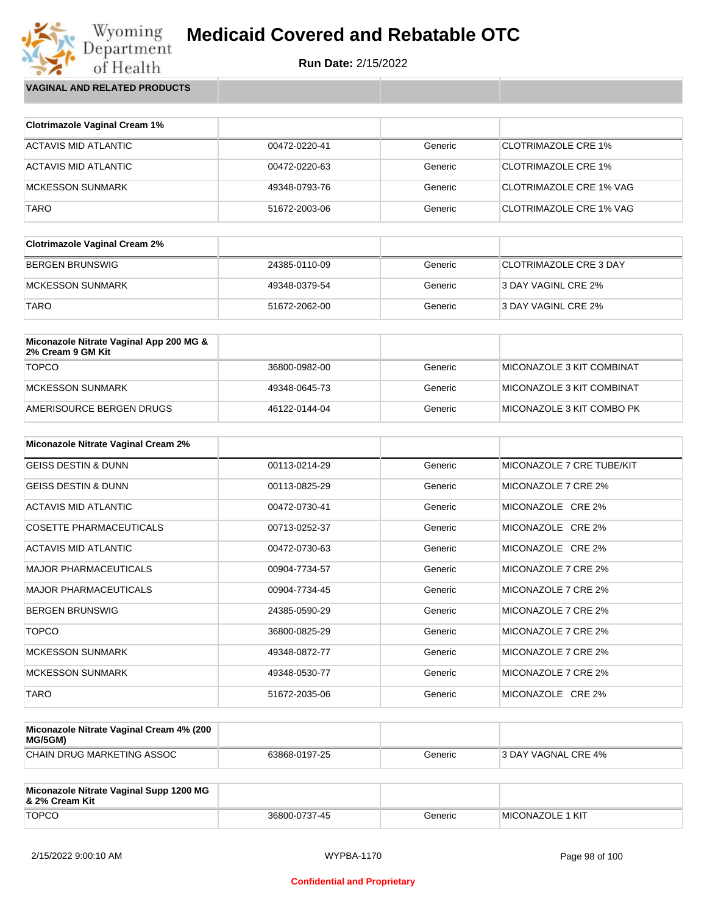# Medicaid Covered and Rebatable OTC

**Run Date:** 2/15/2022

## VAGINAL AND RELATED PRODUCTS

| Clotrimazole Vaginal Cream 1% | | | |
|---|---|---|---|
| ACTAVIS MID ATLANTIC | 00472-0220-41 | Generic | CLOTRIMAZOLE CRE 1% |
| ACTAVIS MID ATLANTIC | 00472-0220-63 | Generic | CLOTRIMAZOLE CRE 1% |
| MCKESSON SUNMARK | 49348-0793-76 | Generic | CLOTRIMAZOLE CRE 1% VAG |
| TARO | 51672-2003-06 | Generic | CLOTRIMAZOLE CRE 1% VAG |

| Clotrimazole Vaginal Cream 2% | | | |
|---|---|---|---|
| BERGEN BRUNSWIG | 24385-0110-09 | Generic | CLOTRIMAZOLE CRE 3 DAY |
| MCKESSON SUNMARK | 49348-0379-54 | Generic | 3 DAY VAGINL CRE 2% |
| TARO | 51672-2062-00 | Generic | 3 DAY VAGINL CRE 2% |

| Miconazole Nitrate Vaginal App 200 MG & 2% Cream 9 GM Kit | | | |
|---|---|---|---|
| TOPCO | 36800-0982-00 | Generic | MICONAZOLE 3 KIT COMBINAT |
| MCKESSON SUNMARK | 49348-0645-73 | Generic | MICONAZOLE 3 KIT COMBINAT |
| AMERISOURCE BERGEN DRUGS | 46122-0144-04 | Generic | MICONAZOLE 3 KIT COMBO PK |

| Miconazole Nitrate Vaginal Cream 2% | | | |
|---|---|---|---|
| GEISS DESTIN & DUNN | 00113-0214-29 | Generic | MICONAZOLE 7 CRE TUBE/KIT |
| GEISS DESTIN & DUNN | 00113-0825-29 | Generic | MICONAZOLE 7 CRE 2% |
| ACTAVIS MID ATLANTIC | 00472-0730-41 | Generic | MICONAZOLE CRE 2% |
| COSETTE PHARMACEUTICALS | 00713-0252-37 | Generic | MICONAZOLE CRE 2% |
| ACTAVIS MID ATLANTIC | 00472-0730-63 | Generic | MICONAZOLE CRE 2% |
| MAJOR PHARMACEUTICALS | 00904-7734-57 | Generic | MICONAZOLE 7 CRE 2% |
| MAJOR PHARMACEUTICALS | 00904-7734-45 | Generic | MICONAZOLE 7 CRE 2% |
| BERGEN BRUNSWIG | 24385-0590-29 | Generic | MICONAZOLE 7 CRE 2% |
| TOPCO | 36800-0825-29 | Generic | MICONAZOLE 7 CRE 2% |
| MCKESSON SUNMARK | 49348-0872-77 | Generic | MICONAZOLE 7 CRE 2% |
| MCKESSON SUNMARK | 49348-0530-77 | Generic | MICONAZOLE 7 CRE 2% |
| TARO | 51672-2035-06 | Generic | MICONAZOLE CRE 2% |

| Miconazole Nitrate Vaginal Cream 4% (200 MG/5GM) | | | |
|---|---|---|---|
| CHAIN DRUG MARKETING ASSOC | 63868-0197-25 | Generic | 3 DAY VAGNAL CRE 4% |

| Miconazole Nitrate Vaginal Supp 1200 MG & 2% Cream Kit | | | |
|---|---|---|---|
| TOPCO | 36800-0737-45 | Generic | MICONAZOLE 1 KIT |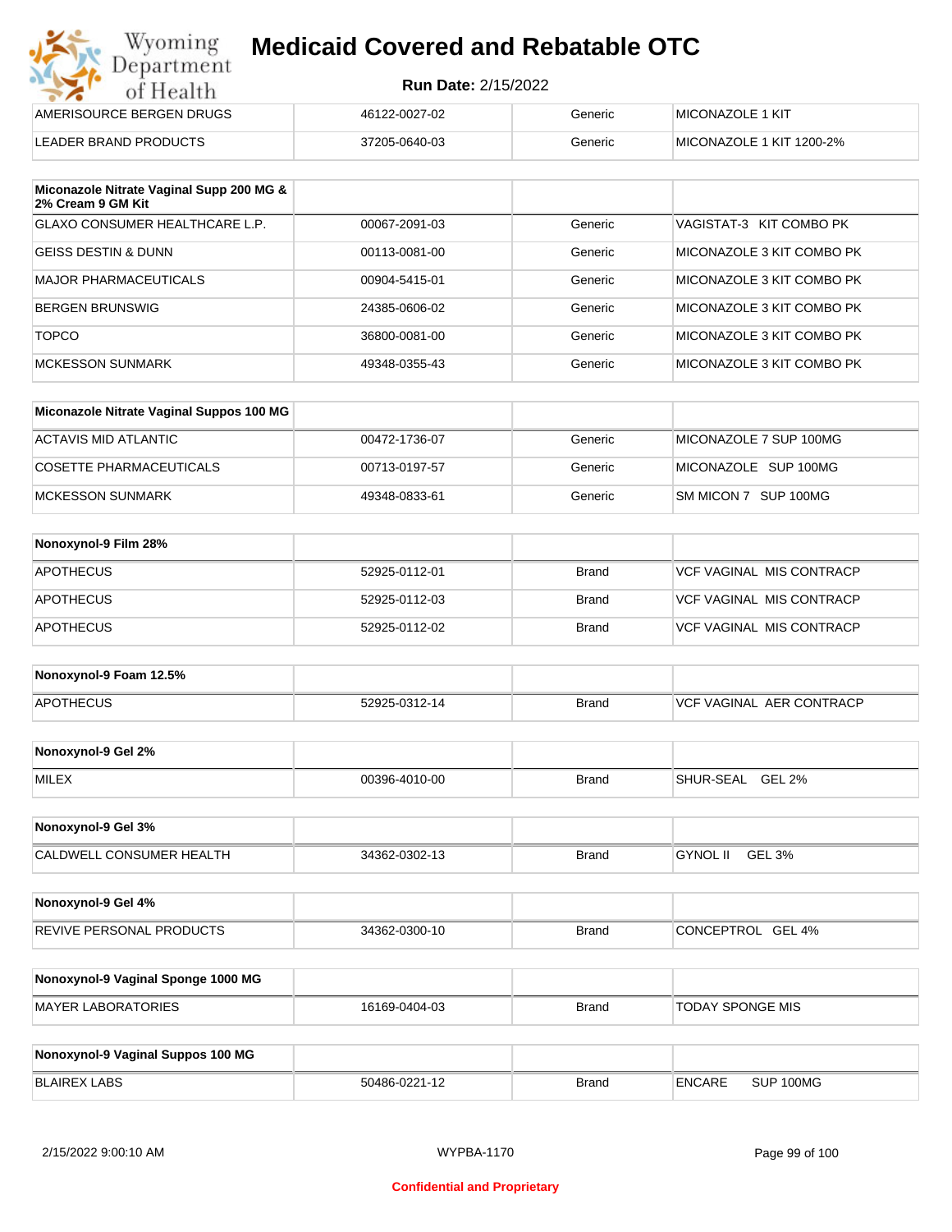| AMERISOURCE BERGEN DRUGS | 46122-0027-02 | Generic | MICONAZOLE 1 KIT |
|---|---|---|---|
| LEADER BRAND PRODUCTS | 37205-0640-03 | Generic | MICONAZOLE 1 KIT 1200-2% |

| Miconazole Nitrate Vaginal Supp 200 MG & 2% Cream 9 GM Kit | | | |
|---|---|---|---|
| GLAXO CONSUMER HEALTHCARE L.P. | 00067-2091-03 | Generic | VAGISTAT-3 KIT COMBO PK |
| GEISS DESTIN & DUNN | 00113-0081-00 | Generic | MICONAZOLE 3 KIT COMBO PK |
| MAJOR PHARMACEUTICALS | 00904-5415-01 | Generic | MICONAZOLE 3 KIT COMBO PK |
| BERGEN BRUNSWIG | 24385-0606-02 | Generic | MICONAZOLE 3 KIT COMBO PK |
| TOPCO | 36800-0081-00 | Generic | MICONAZOLE 3 KIT COMBO PK |
| MCKESSON SUNMARK | 49348-0355-43 | Generic | MICONAZOLE 3 KIT COMBO PK |

| Miconazole Nitrate Vaginal Suppos 100 MG | | | |
|---|---|---|---|
| ACTAVIS MID ATLANTIC | 00472-1736-07 | Generic | MICONAZOLE 7 SUP 100MG |
| COSETTE PHARMACEUTICALS | 00713-0197-57 | Generic | MICONAZOLE SUP 100MG |
| MCKESSON SUNMARK | 49348-0833-61 | Generic | SM MICON 7 SUP 100MG |

| Nonoxynol-9 Film 28% | | | |
|---|---|---|---|
| APOTHECUS | 52925-0112-01 | Brand | VCF VAGINAL MIS CONTRACP |
| APOTHECUS | 52925-0112-03 | Brand | VCF VAGINAL MIS CONTRACP |
| APOTHECUS | 52925-0112-02 | Brand | VCF VAGINAL MIS CONTRACP |

| Nonoxynol-9 Foam 12.5% | | | |
|---|---|---|---|
| APOTHECUS | 52925-0312-14 | Brand | VCF VAGINAL AER CONTRACP |

| Nonoxynol-9 Gel 2% | | | |
|---|---|---|---|
| MILEX | 00396-4010-00 | Brand | SHUR-SEAL GEL 2% |

| Nonoxynol-9 Gel 3% | | | |
|---|---|---|---|
| CALDWELL CONSUMER HEALTH | 34362-0302-13 | Brand | GYNOL II GEL 3% |

| Nonoxynol-9 Gel 4% | | | |
|---|---|---|---|
| REVIVE PERSONAL PRODUCTS | 34362-0300-10 | Brand | CONCEPTROL GEL 4% |

| Nonoxynol-9 Vaginal Sponge 1000 MG | | | |
|---|---|---|---|
| MAYER LABORATORIES | 16169-0404-03 | Brand | TODAY SPONGE MIS |

| Nonoxynol-9 Vaginal Suppos 100 MG | | | |
|---|---|---|---|
| BLAIREX LABS | 50486-0221-12 | Brand | ENCARE SUP 100MG |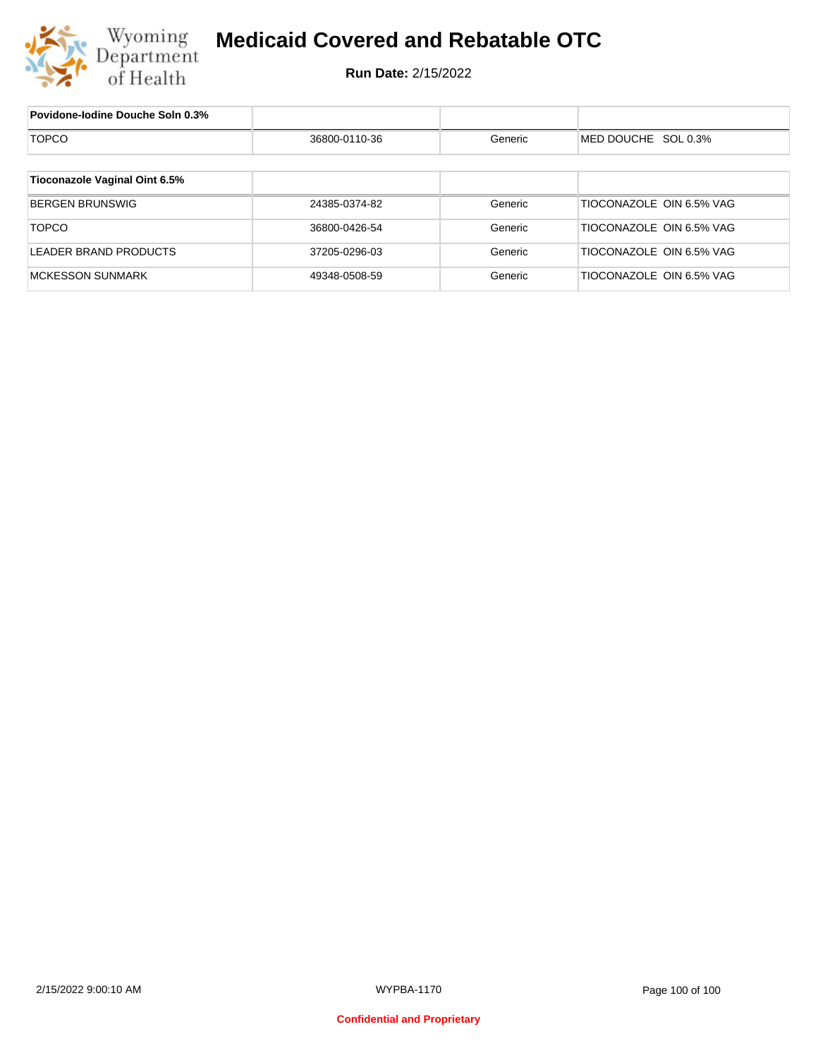| Povidone-Iodine Douche Soln 0.3% | | | |
| --- | --- | --- | --- |
| TOPCO | 36800-0110-36 | Generic | MED DOUCHE SOL 0.3% |

| Tioconazole Vaginal Oint 6.5% | | | |
| --- | --- | --- | --- |
| BERGEN BRUNSWIG | 24385-0374-82 | Generic | TIOCONAZOLE OIN 6.5% VAG |
| TOPCO | 36800-0426-54 | Generic | TIOCONAZOLE OIN 6.5% VAG |
| LEADER BRAND PRODUCTS | 37205-0296-03 | Generic | TIOCONAZOLE OIN 6.5% VAG |
| MCKESSON SUNMARK | 49348-0508-59 | Generic | TIOCONAZOLE OIN 6.5% VAG |